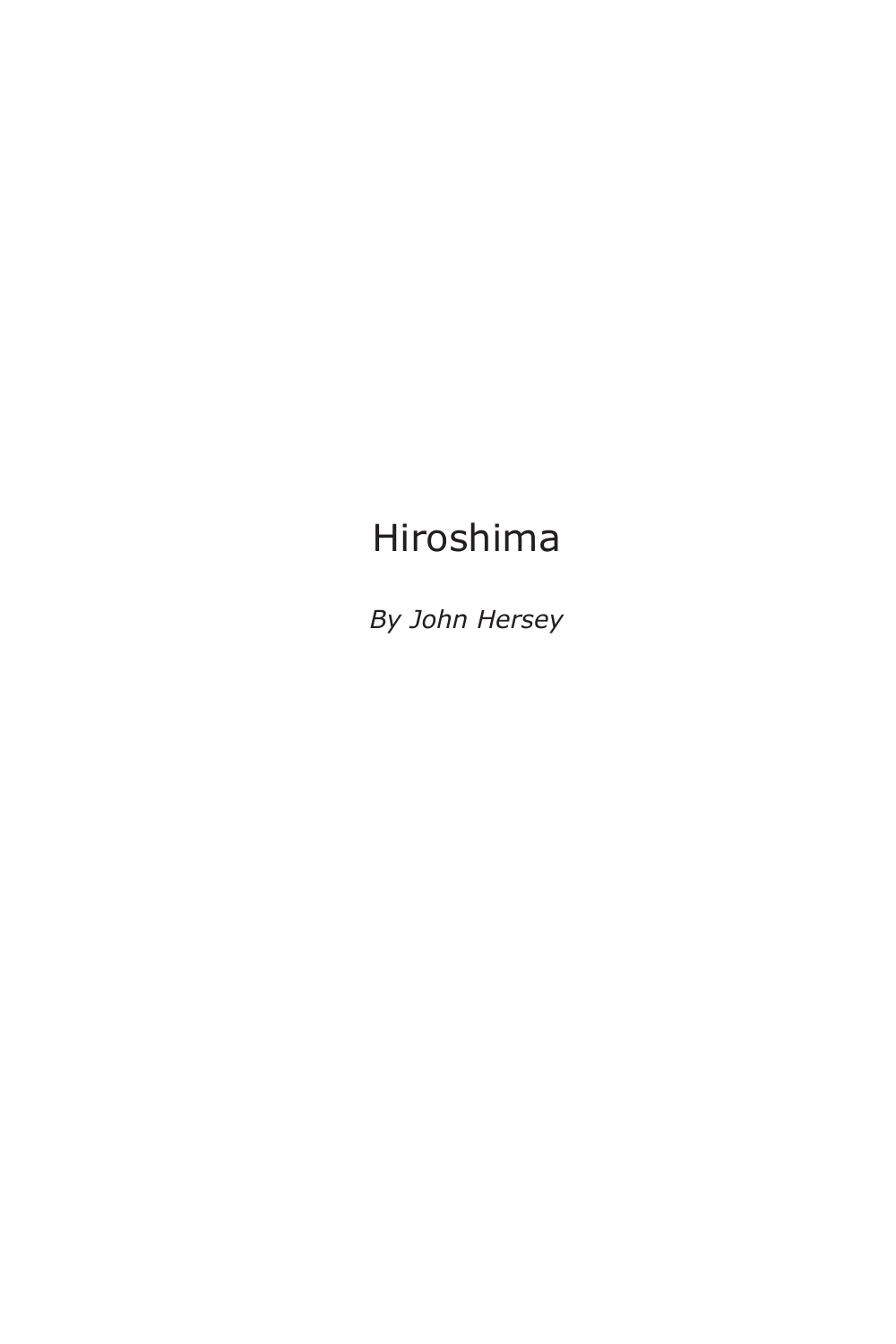# Hiroshima

*By John Hersey*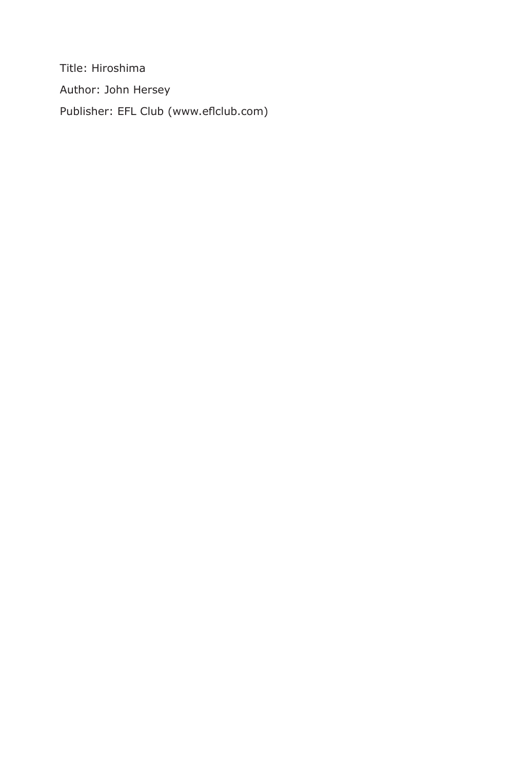Title: Hiroshima

Author: John Hersey

Publisher: EFL Club (www.eflclub.com)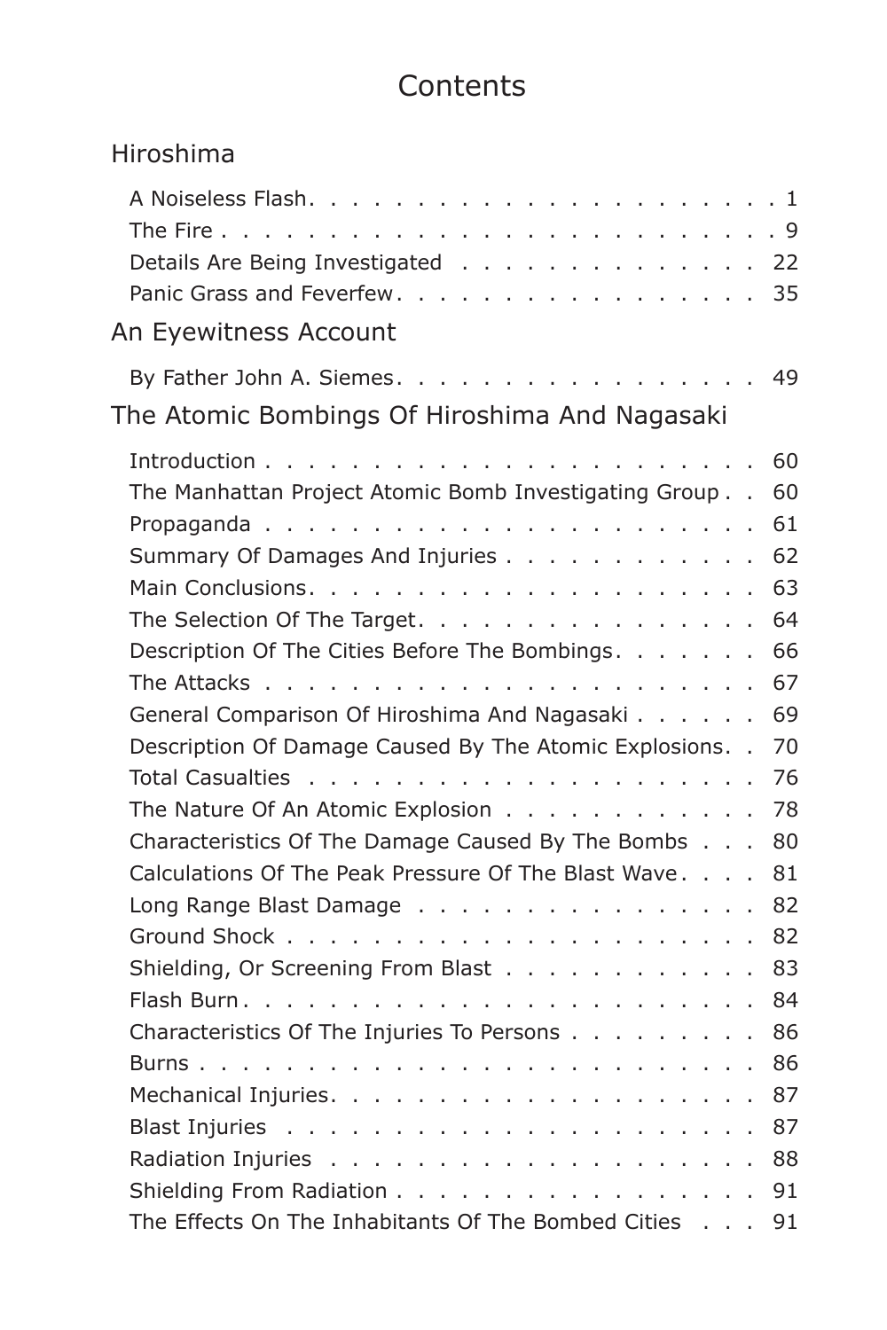# Contents

## Hiroshima

A Noiseless Flash . . . . . . . . . . . . . . . . . . . . . . . 1
The Fire . . . . . . . . . . . . . . . . . . . . . . . . . . 9
Details Are Being Investigated . . . . . . . . . . . . . . 22
Panic Grass and Feverfew . . . . . . . . . . . . . . . . . 35

## An Eyewitness Account

By Father John A. Siemes . . . . . . . . . . . . . . . . . 49

## The Atomic Bombings Of Hiroshima And Nagasaki

Introduction . . . . . . . . . . . . . . . . . . . . . . 60
The Manhattan Project Atomic Bomb Investigating Group . . 60
Propaganda . . . . . . . . . . . . . . . . . . . . . . . 61
Summary Of Damages And Injuries . . . . . . . . . . . . 62
Main Conclusions . . . . . . . . . . . . . . . . . . . . 63
The Selection Of The Target . . . . . . . . . . . . . . . 64
Description Of The Cities Before The Bombings . . . . . . 66
The Attacks . . . . . . . . . . . . . . . . . . . . . . . 67
General Comparison Of Hiroshima And Nagasaki . . . . . . 69
Description Of Damage Caused By The Atomic Explosions . . 70
Total Casualties . . . . . . . . . . . . . . . . . . . . 76
The Nature Of An Atomic Explosion . . . . . . . . . . . . 78
Characteristics Of The Damage Caused By The Bombs . . . 80
Calculations Of The Peak Pressure Of The Blast Wave . . . . 81
Long Range Blast Damage . . . . . . . . . . . . . . . . 82
Ground Shock . . . . . . . . . . . . . . . . . . . . . . 82
Shielding, Or Screening From Blast . . . . . . . . . . . 83
Flash Burn . . . . . . . . . . . . . . . . . . . . . . . 84
Characteristics Of The Injuries To Persons . . . . . . . . 86
Burns . . . . . . . . . . . . . . . . . . . . . . . . . 86
Mechanical Injuries . . . . . . . . . . . . . . . . . . . 87
Blast Injuries . . . . . . . . . . . . . . . . . . . . . 87
Radiation Injuries . . . . . . . . . . . . . . . . . . . 88
Shielding From Radiation . . . . . . . . . . . . . . . . 91
The Effects On The Inhabitants Of The Bombed Cities . . . 91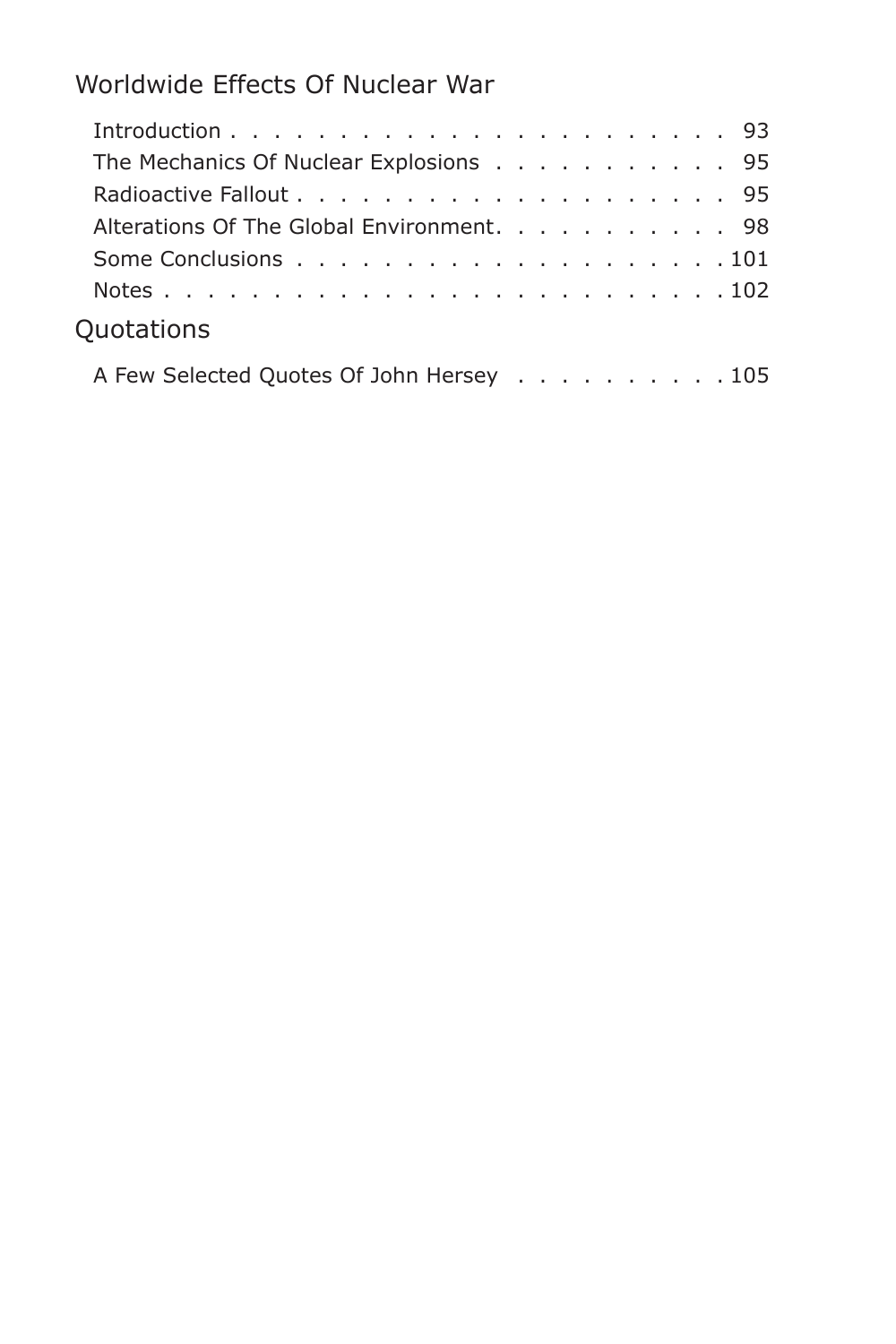## Worldwide Effects Of Nuclear War

- Introduction . . . . . . . . . . . . . . . . . . . . . . . 93
- The Mechanics Of Nuclear Explosions . . . . . . . . . . . 95
- Radioactive Fallout . . . . . . . . . . . . . . . . . . . . 95
- Alterations Of The Global Environment. . . . . . . . . . . 98
- Some Conclusions . . . . . . . . . . . . . . . . . . . 101
- Notes . . . . . . . . . . . . . . . . . . . . . . . . . 102

## Quotations

- A Few Selected Quotes Of John Hersey . . . . . . . . . . 105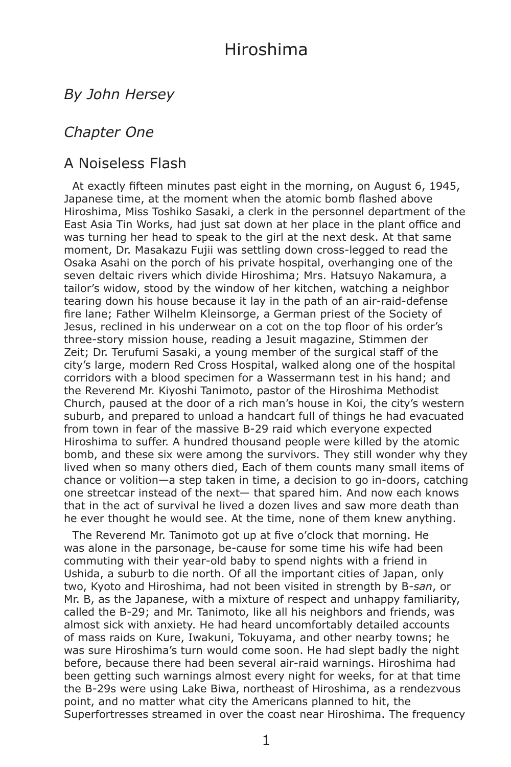# Hiroshima

## *By John Hersey*

## *Chapter One*

## A Noiseless Flash

At exactly fifteen minutes past eight in the morning, on August 6, 1945, Japanese time, at the moment when the atomic bomb flashed above Hiroshima, Miss Toshiko Sasaki, a clerk in the personnel department of the East Asia Tin Works, had just sat down at her place in the plant office and was turning her head to speak to the girl at the next desk. At that same moment, Dr. Masakazu Fujii was settling down cross-legged to read the Osaka Asahi on the porch of his private hospital, overhanging one of the seven deltaic rivers which divide Hiroshima; Mrs. Hatsuyo Nakamura, a tailor's widow, stood by the window of her kitchen, watching a neighbor tearing down his house because it lay in the path of an air-raid-defense fire lane; Father Wilhelm Kleinsorge, a German priest of the Society of Jesus, reclined in his underwear on a cot on the top floor of his order's three-story mission house, reading a Jesuit magazine, Stimmen der Zeit; Dr. Terufumi Sasaki, a young member of the surgical staff of the city's large, modern Red Cross Hospital, walked along one of the hospital corridors with a blood specimen for a Wassermann test in his hand; and the Reverend Mr. Kiyoshi Tanimoto, pastor of the Hiroshima Methodist Church, paused at the door of a rich man's house in Koi, the city's western suburb, and prepared to unload a handcart full of things he had evacuated from town in fear of the massive B-29 raid which everyone expected Hiroshima to suffer. A hundred thousand people were killed by the atomic bomb, and these six were among the survivors. They still wonder why they lived when so many others died, Each of them counts many small items of chance or volition—a step taken in time, a decision to go in-doors, catching one streetcar instead of the next— that spared him. And now each knows that in the act of survival he lived a dozen lives and saw more death than he ever thought he would see. At the time, none of them knew anything.

The Reverend Mr. Tanimoto got up at five o'clock that morning. He was alone in the parsonage, be-cause for some time his wife had been commuting with their year-old baby to spend nights with a friend in Ushida, a suburb to die north. Of all the important cities of Japan, only two, Kyoto and Hiroshima, had not been visited in strength by B-*san*, or Mr. B, as the Japanese, with a mixture of respect and unhappy familiarity, called the B-29; and Mr. Tanimoto, like all his neighbors and friends, was almost sick with anxiety. He had heard uncomfortably detailed accounts of mass raids on Kure, Iwakuni, Tokuyama, and other nearby towns; he was sure Hiroshima's turn would come soon. He had slept badly the night before, because there had been several air-raid warnings. Hiroshima had been getting such warnings almost every night for weeks, for at that time the B-29s were using Lake Biwa, northeast of Hiroshima, as a rendezvous point, and no matter what city the Americans planned to hit, the Superfortresses streamed in over the coast near Hiroshima. The frequency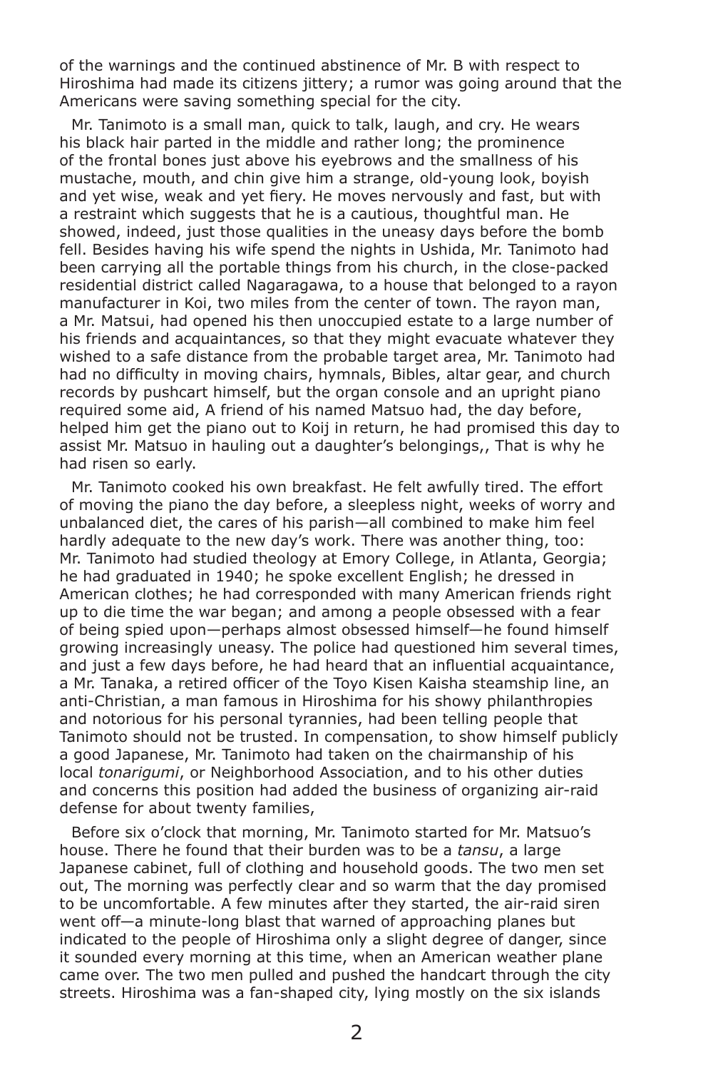of the warnings and the continued abstinence of Mr. B with respect to Hiroshima had made its citizens jittery; a rumor was going around that the Americans were saving something special for the city.

Mr. Tanimoto is a small man, quick to talk, laugh, and cry. He wears his black hair parted in the middle and rather long; the prominence of the frontal bones just above his eyebrows and the smallness of his mustache, mouth, and chin give him a strange, old-young look, boyish and yet wise, weak and yet fiery. He moves nervously and fast, but with a restraint which suggests that he is a cautious, thoughtful man. He showed, indeed, just those qualities in the uneasy days before the bomb fell. Besides having his wife spend the nights in Ushida, Mr. Tanimoto had been carrying all the portable things from his church, in the close-packed residential district called Nagaragawa, to a house that belonged to a rayon manufacturer in Koi, two miles from the center of town. The rayon man, a Mr. Matsui, had opened his then unoccupied estate to a large number of his friends and acquaintances, so that they might evacuate whatever they wished to a safe distance from the probable target area, Mr. Tanimoto had had no difficulty in moving chairs, hymnals, Bibles, altar gear, and church records by pushcart himself, but the organ console and an upright piano required some aid, A friend of his named Matsuo had, the day before, helped him get the piano out to Koij in return, he had promised this day to assist Mr. Matsuo in hauling out a daughter's belongings,, That is why he had risen so early.

Mr. Tanimoto cooked his own breakfast. He felt awfully tired. The effort of moving the piano the day before, a sleepless night, weeks of worry and unbalanced diet, the cares of his parish—all combined to make him feel hardly adequate to the new day's work. There was another thing, too: Mr. Tanimoto had studied theology at Emory College, in Atlanta, Georgia; he had graduated in 1940; he spoke excellent English; he dressed in American clothes; he had corresponded with many American friends right up to die time the war began; and among a people obsessed with a fear of being spied upon—perhaps almost obsessed himself—he found himself growing increasingly uneasy. The police had questioned him several times, and just a few days before, he had heard that an influential acquaintance, a Mr. Tanaka, a retired officer of the Toyo Kisen Kaisha steamship line, an anti-Christian, a man famous in Hiroshima for his showy philanthropies and notorious for his personal tyrannies, had been telling people that Tanimoto should not be trusted. In compensation, to show himself publicly a good Japanese, Mr. Tanimoto had taken on the chairmanship of his local *tonarigumi*, or Neighborhood Association, and to his other duties and concerns this position had added the business of organizing air-raid defense for about twenty families,

Before six o'clock that morning, Mr. Tanimoto started for Mr. Matsuo's house. There he found that their burden was to be a *tansu*, a large Japanese cabinet, full of clothing and household goods. The two men set out, The morning was perfectly clear and so warm that the day promised to be uncomfortable. A few minutes after they started, the air-raid siren went off—a minute-long blast that warned of approaching planes but indicated to the people of Hiroshima only a slight degree of danger, since it sounded every morning at this time, when an American weather plane came over. The two men pulled and pushed the handcart through the city streets. Hiroshima was a fan-shaped city, lying mostly on the six islands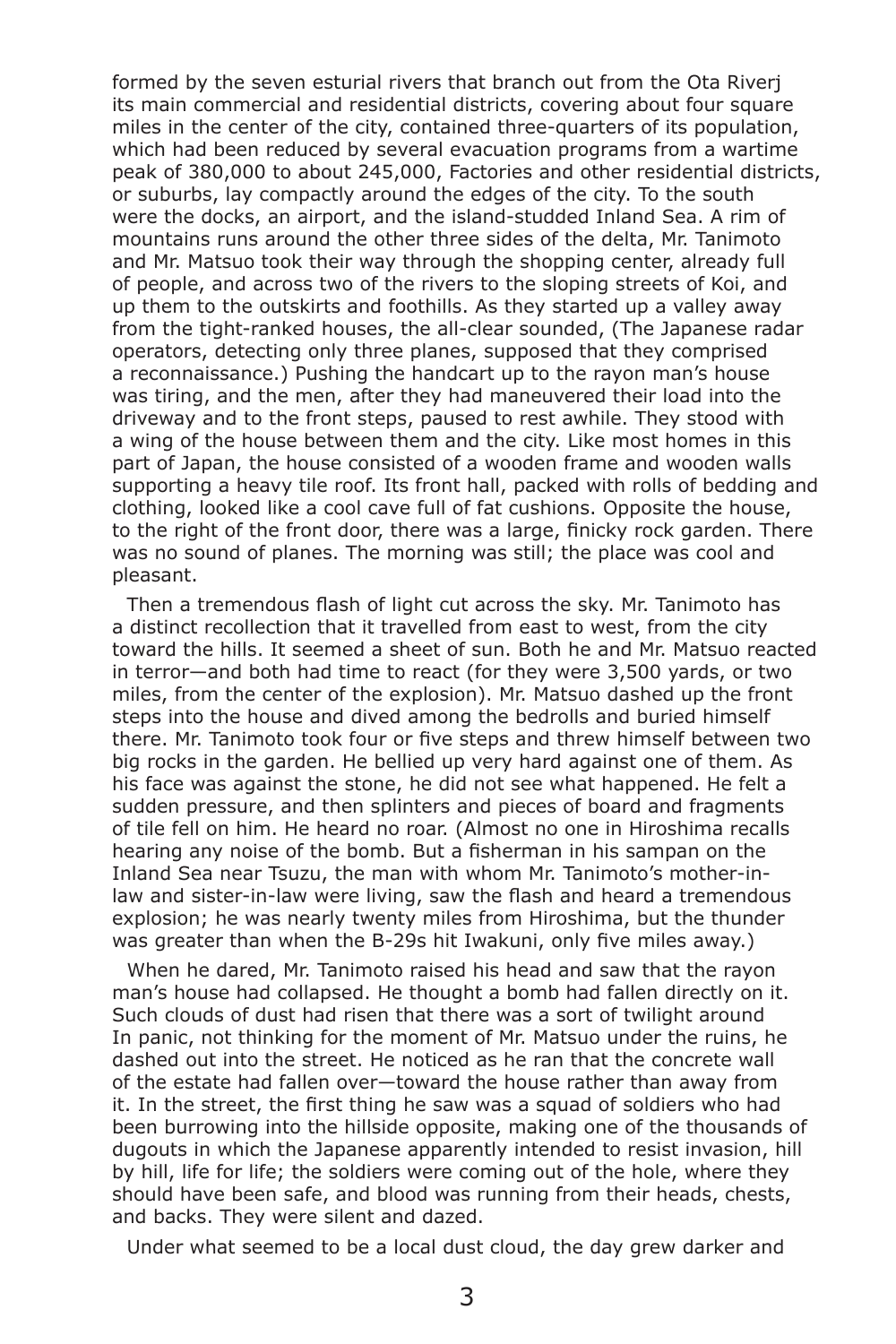formed by the seven esturial rivers that branch out from the Ota Riverj its main commercial and residential districts, covering about four square miles in the center of the city, contained three-quarters of its population, which had been reduced by several evacuation programs from a wartime peak of 380,000 to about 245,000, Factories and other residential districts, or suburbs, lay compactly around the edges of the city. To the south were the docks, an airport, and the island-studded Inland Sea. A rim of mountains runs around the other three sides of the delta, Mr. Tanimoto and Mr. Matsuo took their way through the shopping center, already full of people, and across two of the rivers to the sloping streets of Koi, and up them to the outskirts and foothills. As they started up a valley away from the tight-ranked houses, the all-clear sounded, (The Japanese radar operators, detecting only three planes, supposed that they comprised a reconnaissance.) Pushing the handcart up to the rayon man's house was tiring, and the men, after they had maneuvered their load into the driveway and to the front steps, paused to rest awhile. They stood with a wing of the house between them and the city. Like most homes in this part of Japan, the house consisted of a wooden frame and wooden walls supporting a heavy tile roof. Its front hall, packed with rolls of bedding and clothing, looked like a cool cave full of fat cushions. Opposite the house, to the right of the front door, there was a large, finicky rock garden. There was no sound of planes. The morning was still; the place was cool and pleasant.

Then a tremendous flash of light cut across the sky. Mr. Tanimoto has a distinct recollection that it travelled from east to west, from the city toward the hills. It seemed a sheet of sun. Both he and Mr. Matsuo reacted in terror—and both had time to react (for they were 3,500 yards, or two miles, from the center of the explosion). Mr. Matsuo dashed up the front steps into the house and dived among the bedrolls and buried himself there. Mr. Tanimoto took four or five steps and threw himself between two big rocks in the garden. He bellied up very hard against one of them. As his face was against the stone, he did not see what happened. He felt a sudden pressure, and then splinters and pieces of board and fragments of tile fell on him. He heard no roar. (Almost no one in Hiroshima recalls hearing any noise of the bomb. But a fisherman in his sampan on the Inland Sea near Tsuzu, the man with whom Mr. Tanimoto's mother-in-law and sister-in-law were living, saw the flash and heard a tremendous explosion; he was nearly twenty miles from Hiroshima, but the thunder was greater than when the B-29s hit Iwakuni, only five miles away.)

When he dared, Mr. Tanimoto raised his head and saw that the rayon man's house had collapsed. He thought a bomb had fallen directly on it. Such clouds of dust had risen that there was a sort of twilight around In panic, not thinking for the moment of Mr. Matsuo under the ruins, he dashed out into the street. He noticed as he ran that the concrete wall of the estate had fallen over—toward the house rather than away from it. In the street, the first thing he saw was a squad of soldiers who had been burrowing into the hillside opposite, making one of the thousands of dugouts in which the Japanese apparently intended to resist invasion, hill by hill, life for life; the soldiers were coming out of the hole, where they should have been safe, and blood was running from their heads, chests, and backs. They were silent and dazed.

Under what seemed to be a local dust cloud, the day grew darker and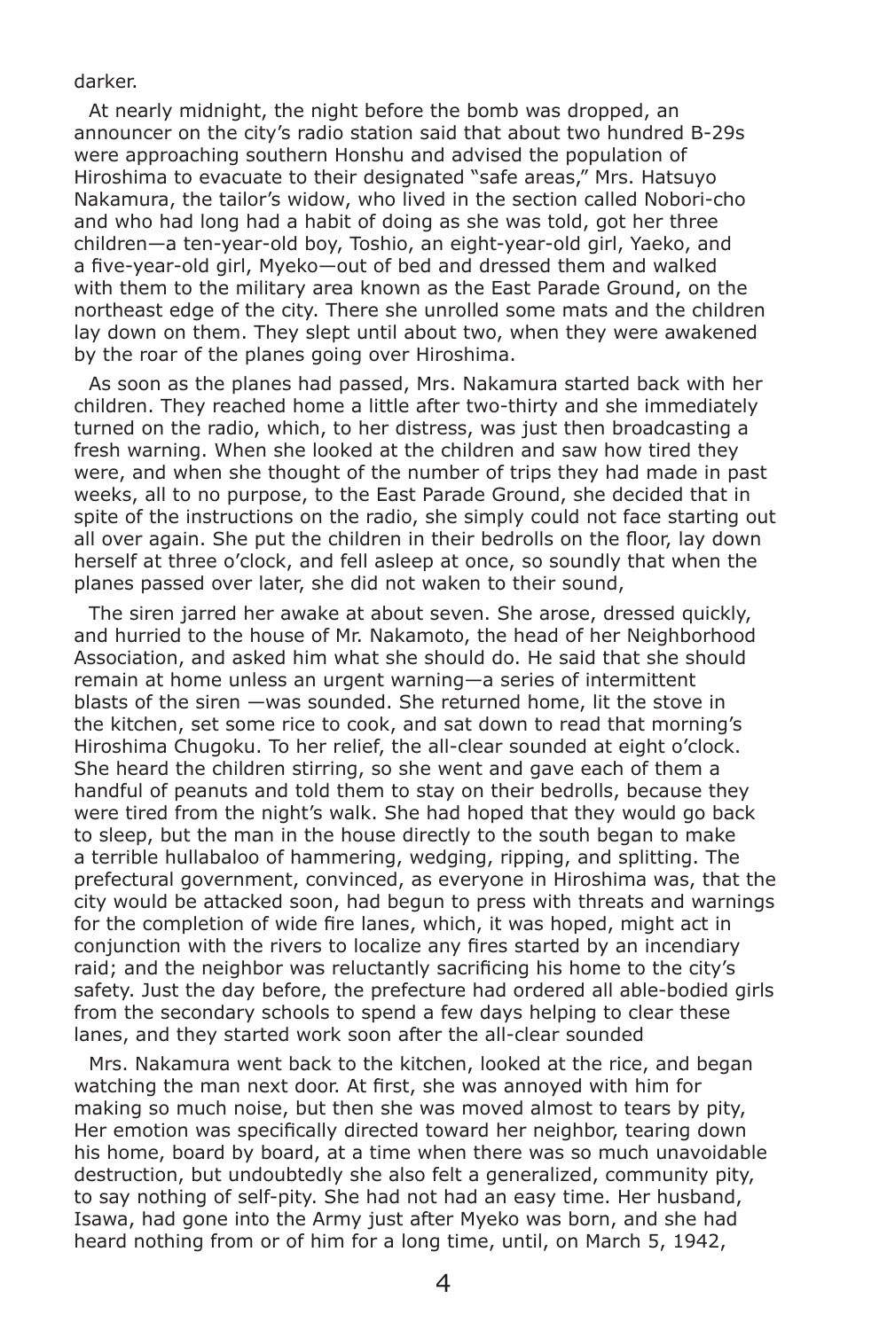darker.

At nearly midnight, the night before the bomb was dropped, an announcer on the city's radio station said that about two hundred B-29s were approaching southern Honshu and advised the population of Hiroshima to evacuate to their designated "safe areas," Mrs. Hatsuyo Nakamura, the tailor's widow, who lived in the section called Nobori-cho and who had long had a habit of doing as she was told, got her three children—a ten-year-old boy, Toshio, an eight-year-old girl, Yaeko, and a five-year-old girl, Myeko—out of bed and dressed them and walked with them to the military area known as the East Parade Ground, on the northeast edge of the city. There she unrolled some mats and the children lay down on them. They slept until about two, when they were awakened by the roar of the planes going over Hiroshima.

As soon as the planes had passed, Mrs. Nakamura started back with her children. They reached home a little after two-thirty and she immediately turned on the radio, which, to her distress, was just then broadcasting a fresh warning. When she looked at the children and saw how tired they were, and when she thought of the number of trips they had made in past weeks, all to no purpose, to the East Parade Ground, she decided that in spite of the instructions on the radio, she simply could not face starting out all over again. She put the children in their bedrolls on the floor, lay down herself at three o'clock, and fell asleep at once, so soundly that when the planes passed over later, she did not waken to their sound,

The siren jarred her awake at about seven. She arose, dressed quickly, and hurried to the house of Mr. Nakamoto, the head of her Neighborhood Association, and asked him what she should do. He said that she should remain at home unless an urgent warning—a series of intermittent blasts of the siren —was sounded. She returned home, lit the stove in the kitchen, set some rice to cook, and sat down to read that morning's Hiroshima Chugoku. To her relief, the all-clear sounded at eight o'clock. She heard the children stirring, so she went and gave each of them a handful of peanuts and told them to stay on their bedrolls, because they were tired from the night's walk. She had hoped that they would go back to sleep, but the man in the house directly to the south began to make a terrible hullabaloo of hammering, wedging, ripping, and splitting. The prefectural government, convinced, as everyone in Hiroshima was, that the city would be attacked soon, had begun to press with threats and warnings for the completion of wide fire lanes, which, it was hoped, might act in conjunction with the rivers to localize any fires started by an incendiary raid; and the neighbor was reluctantly sacrificing his home to the city's safety. Just the day before, the prefecture had ordered all able-bodied girls from the secondary schools to spend a few days helping to clear these lanes, and they started work soon after the all-clear sounded

Mrs. Nakamura went back to the kitchen, looked at the rice, and began watching the man next door. At first, she was annoyed with him for making so much noise, but then she was moved almost to tears by pity, Her emotion was specifically directed toward her neighbor, tearing down his home, board by board, at a time when there was so much unavoidable destruction, but undoubtedly she also felt a generalized, community pity, to say nothing of self-pity. She had not had an easy time. Her husband, Isawa, had gone into the Army just after Myeko was born, and she had heard nothing from or of him for a long time, until, on March 5, 1942,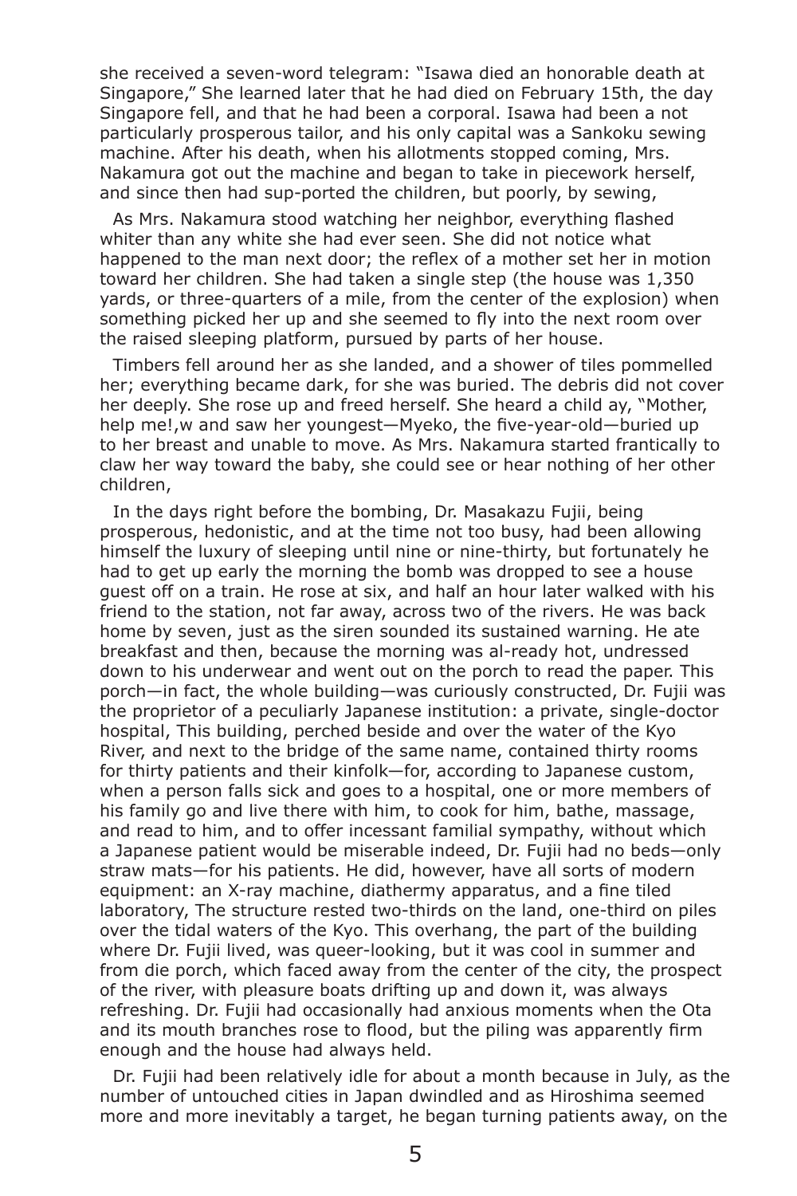she received a seven-word telegram: "Isawa died an honorable death at Singapore," She learned later that he had died on February 15th, the day Singapore fell, and that he had been a corporal. Isawa had been a not particularly prosperous tailor, and his only capital was a Sankoku sewing machine. After his death, when his allotments stopped coming, Mrs. Nakamura got out the machine and began to take in piecework herself, and since then had sup-ported the children, but poorly, by sewing,

As Mrs. Nakamura stood watching her neighbor, everything flashed whiter than any white she had ever seen. She did not notice what happened to the man next door; the reflex of a mother set her in motion toward her children. She had taken a single step (the house was 1,350 yards, or three-quarters of a mile, from the center of the explosion) when something picked her up and she seemed to fly into the next room over the raised sleeping platform, pursued by parts of her house.

Timbers fell around her as she landed, and a shower of tiles pommelled her; everything became dark, for she was buried. The debris did not cover her deeply. She rose up and freed herself. She heard a child ay, "Mother, help me!,w and saw her youngest—Myeko, the five-year-old—buried up to her breast and unable to move. As Mrs. Nakamura started frantically to claw her way toward the baby, she could see or hear nothing of her other children,

In the days right before the bombing, Dr. Masakazu Fujii, being prosperous, hedonistic, and at the time not too busy, had been allowing himself the luxury of sleeping until nine or nine-thirty, but fortunately he had to get up early the morning the bomb was dropped to see a house guest off on a train. He rose at six, and half an hour later walked with his friend to the station, not far away, across two of the rivers. He was back home by seven, just as the siren sounded its sustained warning. He ate breakfast and then, because the morning was al-ready hot, undressed down to his underwear and went out on the porch to read the paper. This porch—in fact, the whole building—was curiously constructed, Dr. Fujii was the proprietor of a peculiarly Japanese institution: a private, single-doctor hospital, This building, perched beside and over the water of the Kyo River, and next to the bridge of the same name, contained thirty rooms for thirty patients and their kinfolk—for, according to Japanese custom, when a person falls sick and goes to a hospital, one or more members of his family go and live there with him, to cook for him, bathe, massage, and read to him, and to offer incessant familial sympathy, without which a Japanese patient would be miserable indeed, Dr. Fujii had no beds—only straw mats—for his patients. He did, however, have all sorts of modern equipment: an X-ray machine, diathermy apparatus, and a fine tiled laboratory, The structure rested two-thirds on the land, one-third on piles over the tidal waters of the Kyo. This overhang, the part of the building where Dr. Fujii lived, was queer-looking, but it was cool in summer and from die porch, which faced away from the center of the city, the prospect of the river, with pleasure boats drifting up and down it, was always refreshing. Dr. Fujii had occasionally had anxious moments when the Ota and its mouth branches rose to flood, but the piling was apparently firm enough and the house had always held.

Dr. Fujii had been relatively idle for about a month because in July, as the number of untouched cities in Japan dwindled and as Hiroshima seemed more and more inevitably a target, he began turning patients away, on the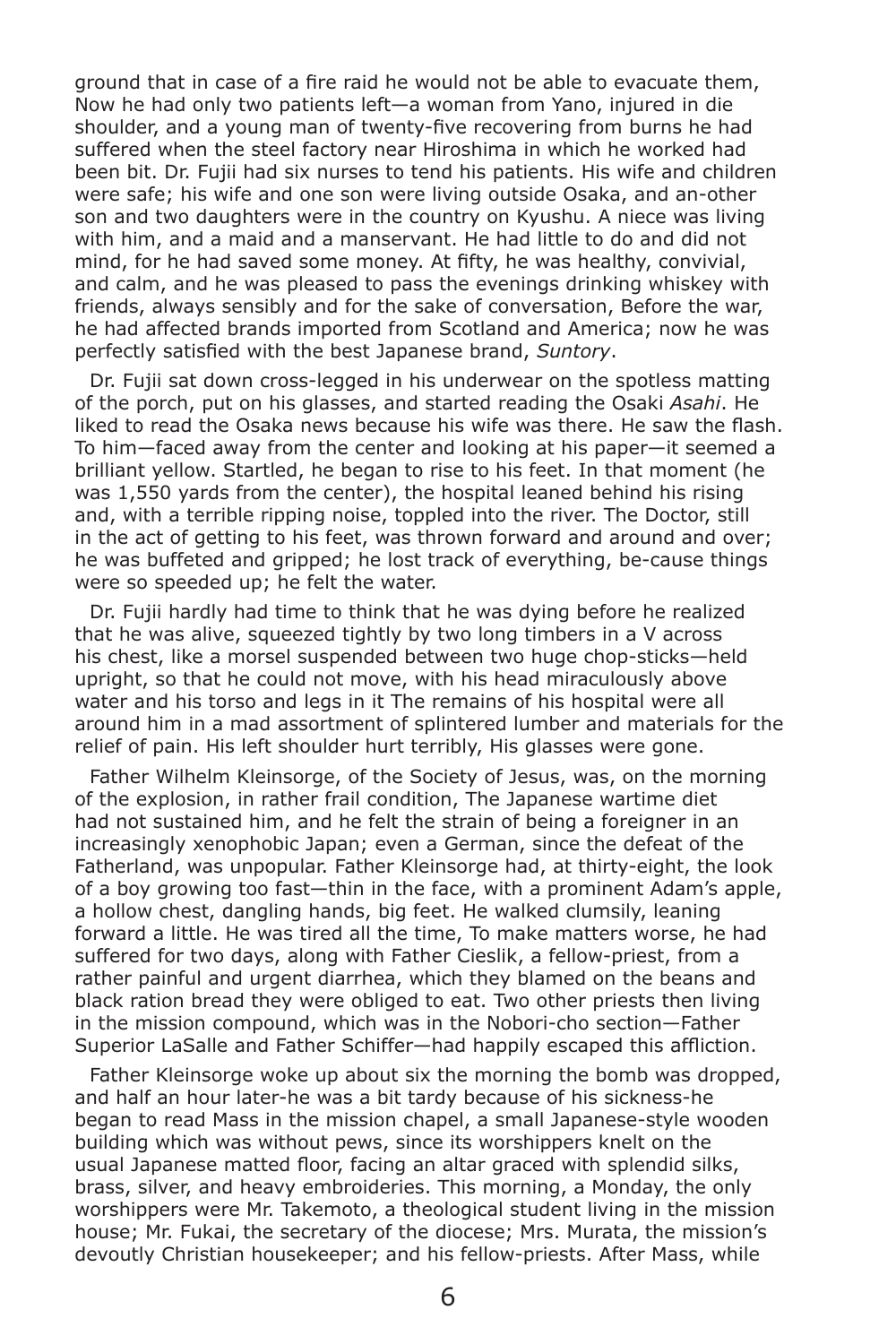ground that in case of a fire raid he would not be able to evacuate them, Now he had only two patients left—a woman from Yano, injured in die shoulder, and a young man of twenty-five recovering from burns he had suffered when the steel factory near Hiroshima in which he worked had been bit. Dr. Fujii had six nurses to tend his patients. His wife and children were safe; his wife and one son were living outside Osaka, and an-other son and two daughters were in the country on Kyushu. A niece was living with him, and a maid and a manservant. He had little to do and did not mind, for he had saved some money. At fifty, he was healthy, convivial, and calm, and he was pleased to pass the evenings drinking whiskey with friends, always sensibly and for the sake of conversation, Before the war, he had affected brands imported from Scotland and America; now he was perfectly satisfied with the best Japanese brand, *Suntory*.

Dr. Fujii sat down cross-legged in his underwear on the spotless matting of the porch, put on his glasses, and started reading the Osaki *Asahi*. He liked to read the Osaka news because his wife was there. He saw the flash. To him—faced away from the center and looking at his paper—it seemed a brilliant yellow. Startled, he began to rise to his feet. In that moment (he was 1,550 yards from the center), the hospital leaned behind his rising and, with a terrible ripping noise, toppled into the river. The Doctor, still in the act of getting to his feet, was thrown forward and around and over; he was buffeted and gripped; he lost track of everything, be-cause things were so speeded up; he felt the water.

Dr. Fujii hardly had time to think that he was dying before he realized that he was alive, squeezed tightly by two long timbers in a V across his chest, like a morsel suspended between two huge chop-sticks—held upright, so that he could not move, with his head miraculously above water and his torso and legs in it The remains of his hospital were all around him in a mad assortment of splintered lumber and materials for the relief of pain. His left shoulder hurt terribly, His glasses were gone.

Father Wilhelm Kleinsorge, of the Society of Jesus, was, on the morning of the explosion, in rather frail condition, The Japanese wartime diet had not sustained him, and he felt the strain of being a foreigner in an increasingly xenophobic Japan; even a German, since the defeat of the Fatherland, was unpopular. Father Kleinsorge had, at thirty-eight, the look of a boy growing too fast—thin in the face, with a prominent Adam's apple, a hollow chest, dangling hands, big feet. He walked clumsily, leaning forward a little. He was tired all the time, To make matters worse, he had suffered for two days, along with Father Cieslik, a fellow-priest, from a rather painful and urgent diarrhea, which they blamed on the beans and black ration bread they were obliged to eat. Two other priests then living in the mission compound, which was in the Nobori-cho section—Father Superior LaSalle and Father Schiffer—had happily escaped this affliction.

Father Kleinsorge woke up about six the morning the bomb was dropped, and half an hour later-he was a bit tardy because of his sickness-he began to read Mass in the mission chapel, a small Japanese-style wooden building which was without pews, since its worshippers knelt on the usual Japanese matted floor, facing an altar graced with splendid silks, brass, silver, and heavy embroideries. This morning, a Monday, the only worshippers were Mr. Takemoto, a theological student living in the mission house; Mr. Fukai, the secretary of the diocese; Mrs. Murata, the mission's devoutly Christian housekeeper; and his fellow-priests. After Mass, while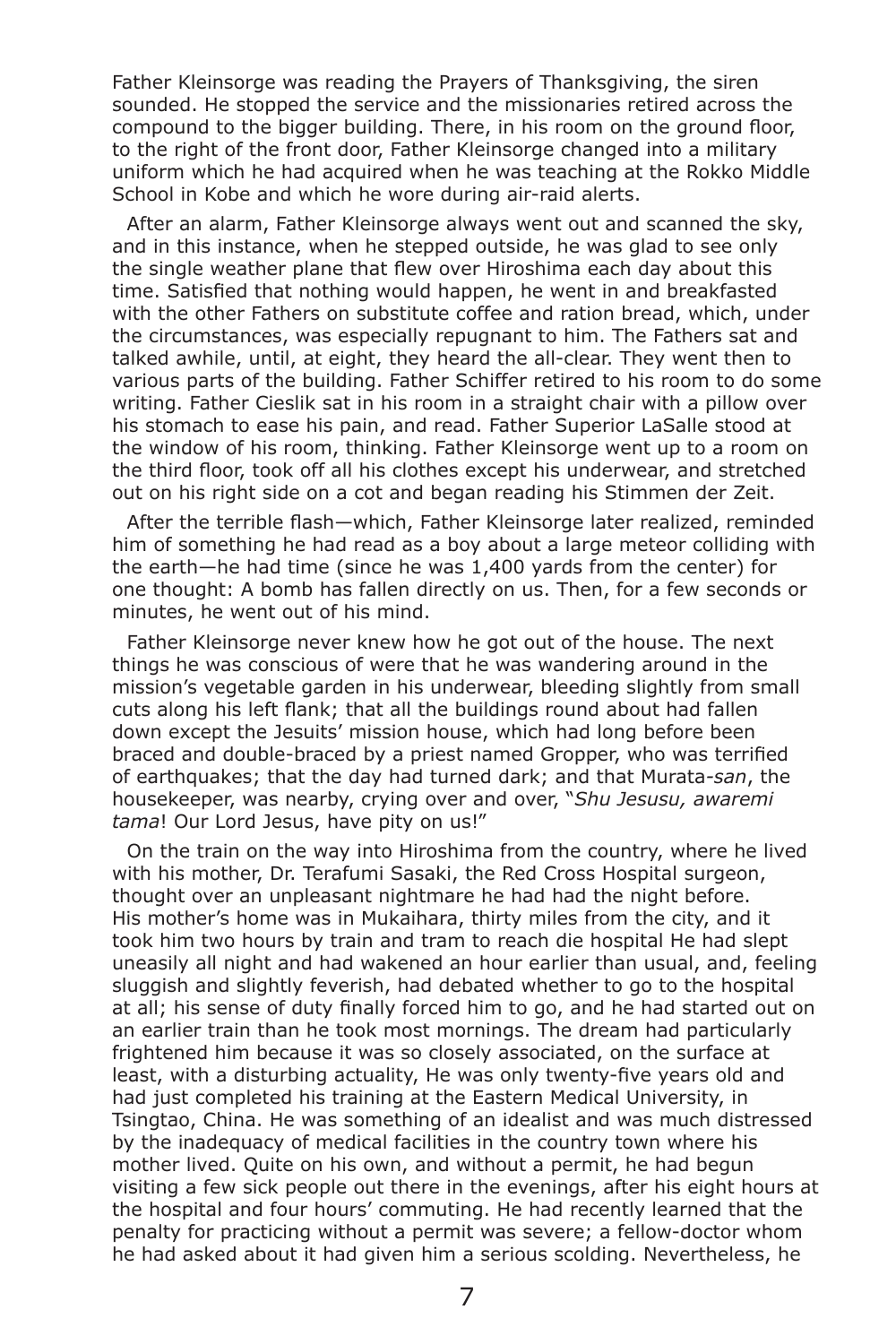Father Kleinsorge was reading the Prayers of Thanksgiving, the siren sounded. He stopped the service and the missionaries retired across the compound to the bigger building. There, in his room on the ground floor, to the right of the front door, Father Kleinsorge changed into a military uniform which he had acquired when he was teaching at the Rokko Middle School in Kobe and which he wore during air-raid alerts.

After an alarm, Father Kleinsorge always went out and scanned the sky, and in this instance, when he stepped outside, he was glad to see only the single weather plane that flew over Hiroshima each day about this time. Satisfied that nothing would happen, he went in and breakfasted with the other Fathers on substitute coffee and ration bread, which, under the circumstances, was especially repugnant to him. The Fathers sat and talked awhile, until, at eight, they heard the all-clear. They went then to various parts of the building. Father Schiffer retired to his room to do some writing. Father Cieslik sat in his room in a straight chair with a pillow over his stomach to ease his pain, and read. Father Superior LaSalle stood at the window of his room, thinking. Father Kleinsorge went up to a room on the third floor, took off all his clothes except his underwear, and stretched out on his right side on a cot and began reading his Stimmen der Zeit.

After the terrible flash—which, Father Kleinsorge later realized, reminded him of something he had read as a boy about a large meteor colliding with the earth—he had time (since he was 1,400 yards from the center) for one thought: A bomb has fallen directly on us. Then, for a few seconds or minutes, he went out of his mind.

Father Kleinsorge never knew how he got out of the house. The next things he was conscious of were that he was wandering around in the mission's vegetable garden in his underwear, bleeding slightly from small cuts along his left flank; that all the buildings round about had fallen down except the Jesuits' mission house, which had long before been braced and double-braced by a priest named Gropper, who was terrified of earthquakes; that the day had turned dark; and that Murata-*san*, the housekeeper, was nearby, crying over and over, "*Shu Jesusu, awaremi tama*! Our Lord Jesus, have pity on us!"

On the train on the way into Hiroshima from the country, where he lived with his mother, Dr. Terafumi Sasaki, the Red Cross Hospital surgeon, thought over an unpleasant nightmare he had had the night before. His mother's home was in Mukaihara, thirty miles from the city, and it took him two hours by train and tram to reach die hospital He had slept uneasily all night and had wakened an hour earlier than usual, and, feeling sluggish and slightly feverish, had debated whether to go to the hospital at all; his sense of duty finally forced him to go, and he had started out on an earlier train than he took most mornings. The dream had particularly frightened him because it was so closely associated, on the surface at least, with a disturbing actuality, He was only twenty-five years old and had just completed his training at the Eastern Medical University, in Tsingtao, China. He was something of an idealist and was much distressed by the inadequacy of medical facilities in the country town where his mother lived. Quite on his own, and without a permit, he had begun visiting a few sick people out there in the evenings, after his eight hours at the hospital and four hours' commuting. He had recently learned that the penalty for practicing without a permit was severe; a fellow-doctor whom he had asked about it had given him a serious scolding. Nevertheless, he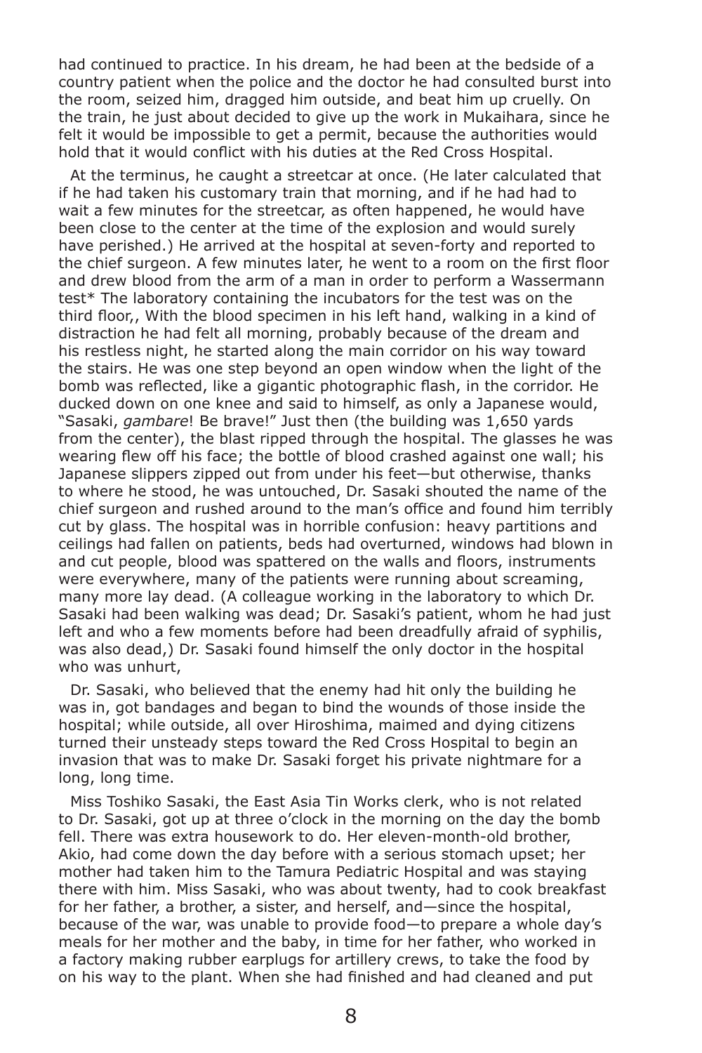had continued to practice. In his dream, he had been at the bedside of a country patient when the police and the doctor he had consulted burst into the room, seized him, dragged him outside, and beat him up cruelly. On the train, he just about decided to give up the work in Mukaihara, since he felt it would be impossible to get a permit, because the authorities would hold that it would conflict with his duties at the Red Cross Hospital.

At the terminus, he caught a streetcar at once. (He later calculated that if he had taken his customary train that morning, and if he had had to wait a few minutes for the streetcar, as often happened, he would have been close to the center at the time of the explosion and would surely have perished.) He arrived at the hospital at seven-forty and reported to the chief surgeon. A few minutes later, he went to a room on the first floor and drew blood from the arm of a man in order to perform a Wassermann test* The laboratory containing the incubators for the test was on the third floor,, With the blood specimen in his left hand, walking in a kind of distraction he had felt all morning, probably because of the dream and his restless night, he started along the main corridor on his way toward the stairs. He was one step beyond an open window when the light of the bomb was reflected, like a gigantic photographic flash, in the corridor. He ducked down on one knee and said to himself, as only a Japanese would, "Sasaki, *gambare*! Be brave!" Just then (the building was 1,650 yards from the center), the blast ripped through the hospital. The glasses he was wearing flew off his face; the bottle of blood crashed against one wall; his Japanese slippers zipped out from under his feet—but otherwise, thanks to where he stood, he was untouched, Dr. Sasaki shouted the name of the chief surgeon and rushed around to the man's office and found him terribly cut by glass. The hospital was in horrible confusion: heavy partitions and ceilings had fallen on patients, beds had overturned, windows had blown in and cut people, blood was spattered on the walls and floors, instruments were everywhere, many of the patients were running about screaming, many more lay dead. (A colleague working in the laboratory to which Dr. Sasaki had been walking was dead; Dr. Sasaki's patient, whom he had just left and who a few moments before had been dreadfully afraid of syphilis, was also dead,) Dr. Sasaki found himself the only doctor in the hospital who was unhurt,

Dr. Sasaki, who believed that the enemy had hit only the building he was in, got bandages and began to bind the wounds of those inside the hospital; while outside, all over Hiroshima, maimed and dying citizens turned their unsteady steps toward the Red Cross Hospital to begin an invasion that was to make Dr. Sasaki forget his private nightmare for a long, long time.

Miss Toshiko Sasaki, the East Asia Tin Works clerk, who is not related to Dr. Sasaki, got up at three o'clock in the morning on the day the bomb fell. There was extra housework to do. Her eleven-month-old brother, Akio, had come down the day before with a serious stomach upset; her mother had taken him to the Tamura Pediatric Hospital and was staying there with him. Miss Sasaki, who was about twenty, had to cook breakfast for her father, a brother, a sister, and herself, and—since the hospital, because of the war, was unable to provide food—to prepare a whole day's meals for her mother and the baby, in time for her father, who worked in a factory making rubber earplugs for artillery crews, to take the food by on his way to the plant. When she had finished and had cleaned and put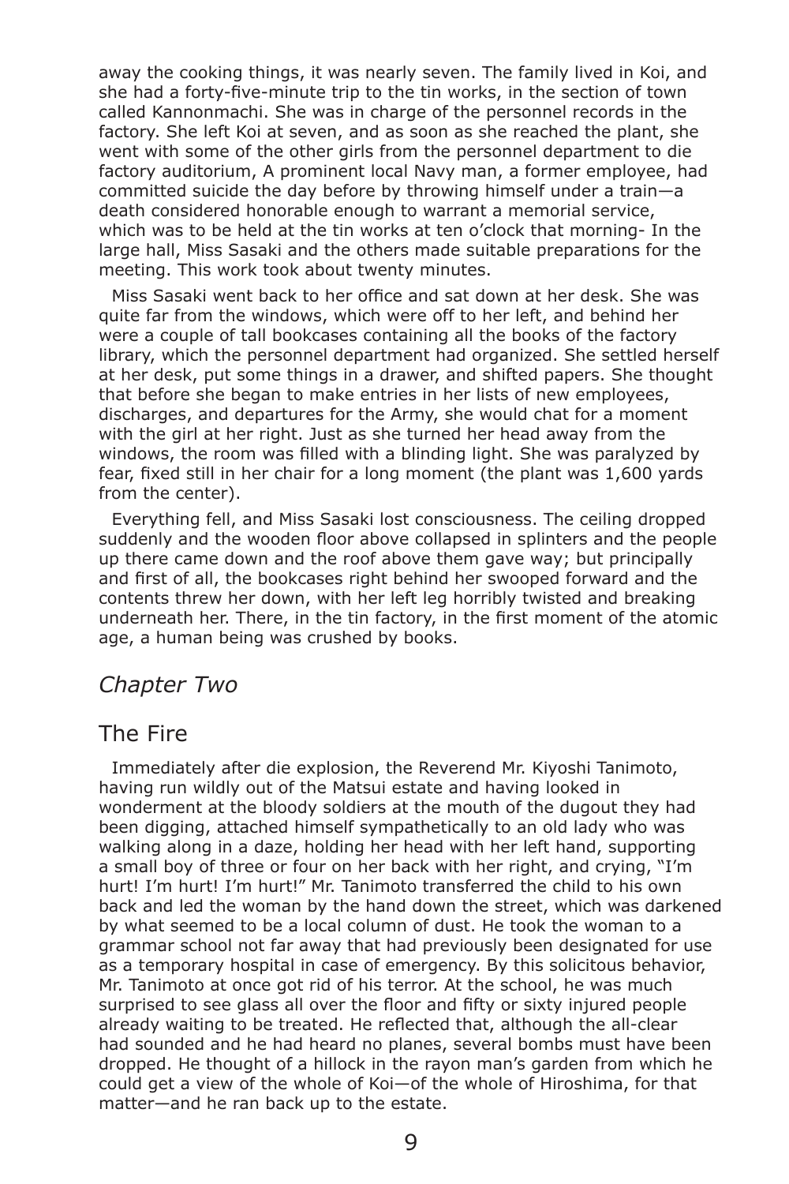away the cooking things, it was nearly seven. The family lived in Koi, and she had a forty-five-minute trip to the tin works, in the section of town called Kannonmachi. She was in charge of the personnel records in the factory. She left Koi at seven, and as soon as she reached the plant, she went with some of the other girls from the personnel department to die factory auditorium, A prominent local Navy man, a former employee, had committed suicide the day before by throwing himself under a train—a death considered honorable enough to warrant a memorial service, which was to be held at the tin works at ten o'clock that morning- In the large hall, Miss Sasaki and the others made suitable preparations for the meeting. This work took about twenty minutes.

Miss Sasaki went back to her office and sat down at her desk. She was quite far from the windows, which were off to her left, and behind her were a couple of tall bookcases containing all the books of the factory library, which the personnel department had organized. She settled herself at her desk, put some things in a drawer, and shifted papers. She thought that before she began to make entries in her lists of new employees, discharges, and departures for the Army, she would chat for a moment with the girl at her right. Just as she turned her head away from the windows, the room was filled with a blinding light. She was paralyzed by fear, fixed still in her chair for a long moment (the plant was 1,600 yards from the center).

Everything fell, and Miss Sasaki lost consciousness. The ceiling dropped suddenly and the wooden floor above collapsed in splinters and the people up there came down and the roof above them gave way; but principally and first of all, the bookcases right behind her swooped forward and the contents threw her down, with her left leg horribly twisted and breaking underneath her. There, in the tin factory, in the first moment of the atomic age, a human being was crushed by books.

## *Chapter Two*

## The Fire

Immediately after die explosion, the Reverend Mr. Kiyoshi Tanimoto, having run wildly out of the Matsui estate and having looked in wonderment at the bloody soldiers at the mouth of the dugout they had been digging, attached himself sympathetically to an old lady who was walking along in a daze, holding her head with her left hand, supporting a small boy of three or four on her back with her right, and crying, "I'm hurt! I'm hurt! I'm hurt!" Mr. Tanimoto transferred the child to his own back and led the woman by the hand down the street, which was darkened by what seemed to be a local column of dust. He took the woman to a grammar school not far away that had previously been designated for use as a temporary hospital in case of emergency. By this solicitous behavior, Mr. Tanimoto at once got rid of his terror. At the school, he was much surprised to see glass all over the floor and fifty or sixty injured people already waiting to be treated. He reflected that, although the all-clear had sounded and he had heard no planes, several bombs must have been dropped. He thought of a hillock in the rayon man's garden from which he could get a view of the whole of Koi—of the whole of Hiroshima, for that matter—and he ran back up to the estate.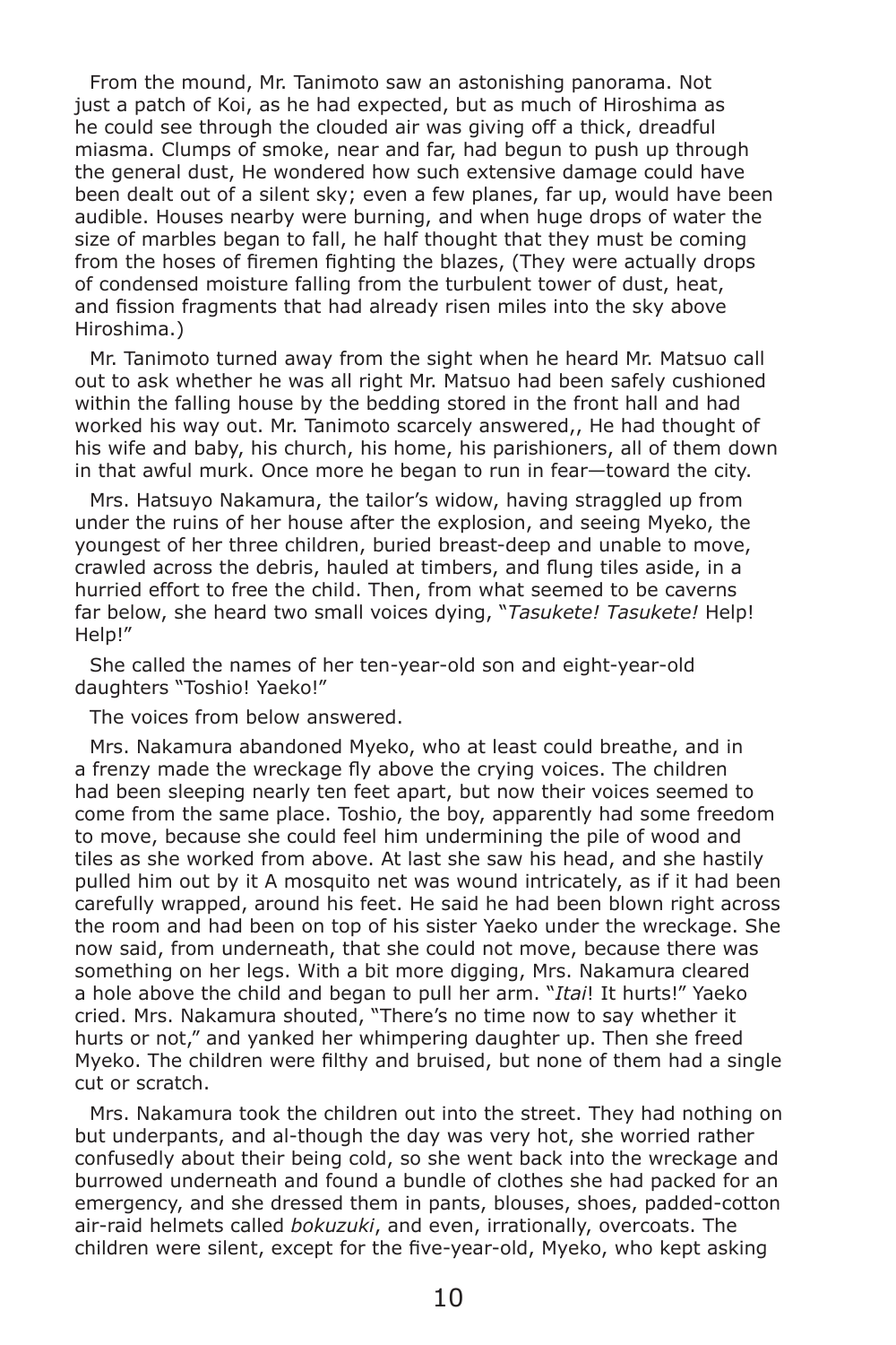From the mound, Mr. Tanimoto saw an astonishing panorama. Not just a patch of Koi, as he had expected, but as much of Hiroshima as he could see through the clouded air was giving off a thick, dreadful miasma. Clumps of smoke, near and far, had begun to push up through the general dust, He wondered how such extensive damage could have been dealt out of a silent sky; even a few planes, far up, would have been audible. Houses nearby were burning, and when huge drops of water the size of marbles began to fall, he half thought that they must be coming from the hoses of firemen fighting the blazes, (They were actually drops of condensed moisture falling from the turbulent tower of dust, heat, and fission fragments that had already risen miles into the sky above Hiroshima.)

Mr. Tanimoto turned away from the sight when he heard Mr. Matsuo call out to ask whether he was all right Mr. Matsuo had been safely cushioned within the falling house by the bedding stored in the front hall and had worked his way out. Mr. Tanimoto scarcely answered,, He had thought of his wife and baby, his church, his home, his parishioners, all of them down in that awful murk. Once more he began to run in fear—toward the city.

Mrs. Hatsuyo Nakamura, the tailor's widow, having straggled up from under the ruins of her house after the explosion, and seeing Myeko, the youngest of her three children, buried breast-deep and unable to move, crawled across the debris, hauled at timbers, and flung tiles aside, in a hurried effort to free the child. Then, from what seemed to be caverns far below, she heard two small voices dying, "*Tasukete! Tasukete!* Help! Help!"

She called the names of her ten-year-old son and eight-year-old daughters "Toshio! Yaeko!"

The voices from below answered.

Mrs. Nakamura abandoned Myeko, who at least could breathe, and in a frenzy made the wreckage fly above the crying voices. The children had been sleeping nearly ten feet apart, but now their voices seemed to come from the same place. Toshio, the boy, apparently had some freedom to move, because she could feel him undermining the pile of wood and tiles as she worked from above. At last she saw his head, and she hastily pulled him out by it A mosquito net was wound intricately, as if it had been carefully wrapped, around his feet. He said he had been blown right across the room and had been on top of his sister Yaeko under the wreckage. She now said, from underneath, that she could not move, because there was something on her legs. With a bit more digging, Mrs. Nakamura cleared a hole above the child and began to pull her arm. "*Itai*! It hurts!" Yaeko cried. Mrs. Nakamura shouted, "There's no time now to say whether it hurts or not," and yanked her whimpering daughter up. Then she freed Myeko. The children were filthy and bruised, but none of them had a single cut or scratch.

Mrs. Nakamura took the children out into the street. They had nothing on but underpants, and al-though the day was very hot, she worried rather confusedly about their being cold, so she went back into the wreckage and burrowed underneath and found a bundle of clothes she had packed for an emergency, and she dressed them in pants, blouses, shoes, padded-cotton air-raid helmets called *bokuzuki*, and even, irrationally, overcoats. The children were silent, except for the five-year-old, Myeko, who kept asking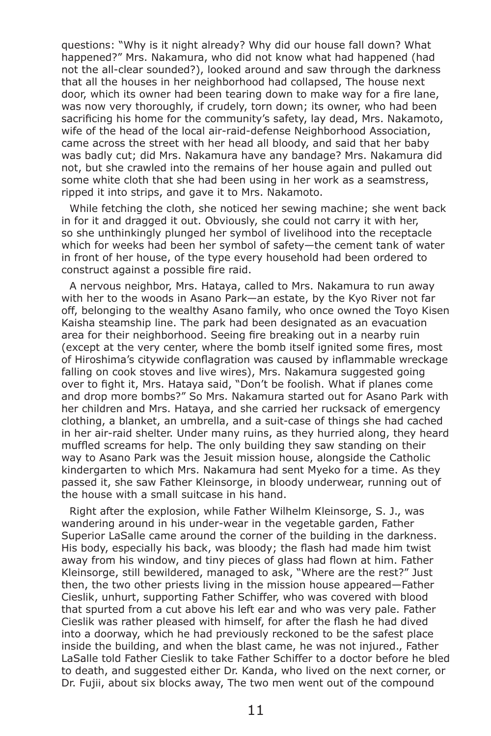questions: "Why is it night already? Why did our house fall down? What happened?" Mrs. Nakamura, who did not know what had happened (had not the all-clear sounded?), looked around and saw through the darkness that all the houses in her neighborhood had collapsed, The house next door, which its owner had been tearing down to make way for a fire lane, was now very thoroughly, if crudely, torn down; its owner, who had been sacrificing his home for the community's safety, lay dead, Mrs. Nakamoto, wife of the head of the local air-raid-defense Neighborhood Association, came across the street with her head all bloody, and said that her baby was badly cut; did Mrs. Nakamura have any bandage? Mrs. Nakamura did not, but she crawled into the remains of her house again and pulled out some white cloth that she had been using in her work as a seamstress, ripped it into strips, and gave it to Mrs. Nakamoto.

While fetching the cloth, she noticed her sewing machine; she went back in for it and dragged it out. Obviously, she could not carry it with her, so she unthinkingly plunged her symbol of livelihood into the receptacle which for weeks had been her symbol of safety—the cement tank of water in front of her house, of the type every household had been ordered to construct against a possible fire raid.

A nervous neighbor, Mrs. Hataya, called to Mrs. Nakamura to run away with her to the woods in Asano Park—an estate, by the Kyo River not far off, belonging to the wealthy Asano family, who once owned the Toyo Kisen Kaisha steamship line. The park had been designated as an evacuation area for their neighborhood. Seeing fire breaking out in a nearby ruin (except at the very center, where the bomb itself ignited some fires, most of Hiroshima's citywide conflagration was caused by inflammable wreckage falling on cook stoves and live wires), Mrs. Nakamura suggested going over to fight it, Mrs. Hataya said, "Don't be foolish. What if planes come and drop more bombs?" So Mrs. Nakamura started out for Asano Park with her children and Mrs. Hataya, and she carried her rucksack of emergency clothing, a blanket, an umbrella, and a suit-case of things she had cached in her air-raid shelter. Under many ruins, as they hurried along, they heard muffled screams for help. The only building they saw standing on their way to Asano Park was the Jesuit mission house, alongside the Catholic kindergarten to which Mrs. Nakamura had sent Myeko for a time. As they passed it, she saw Father Kleinsorge, in bloody underwear, running out of the house with a small suitcase in his hand.

Right after the explosion, while Father Wilhelm Kleinsorge, S. J., was wandering around in his under-wear in the vegetable garden, Father Superior LaSalle came around the corner of the building in the darkness. His body, especially his back, was bloody; the flash had made him twist away from his window, and tiny pieces of glass had flown at him. Father Kleinsorge, still bewildered, managed to ask, "Where are the rest?" Just then, the two other priests living in the mission house appeared—Father Cieslik, unhurt, supporting Father Schiffer, who was covered with blood that spurted from a cut above his left ear and who was very pale. Father Cieslik was rather pleased with himself, for after the flash he had dived into a doorway, which he had previously reckoned to be the safest place inside the building, and when the blast came, he was not injured., Father LaSalle told Father Cieslik to take Father Schiffer to a doctor before he bled to death, and suggested either Dr. Kanda, who lived on the next corner, or Dr. Fujii, about six blocks away, The two men went out of the compound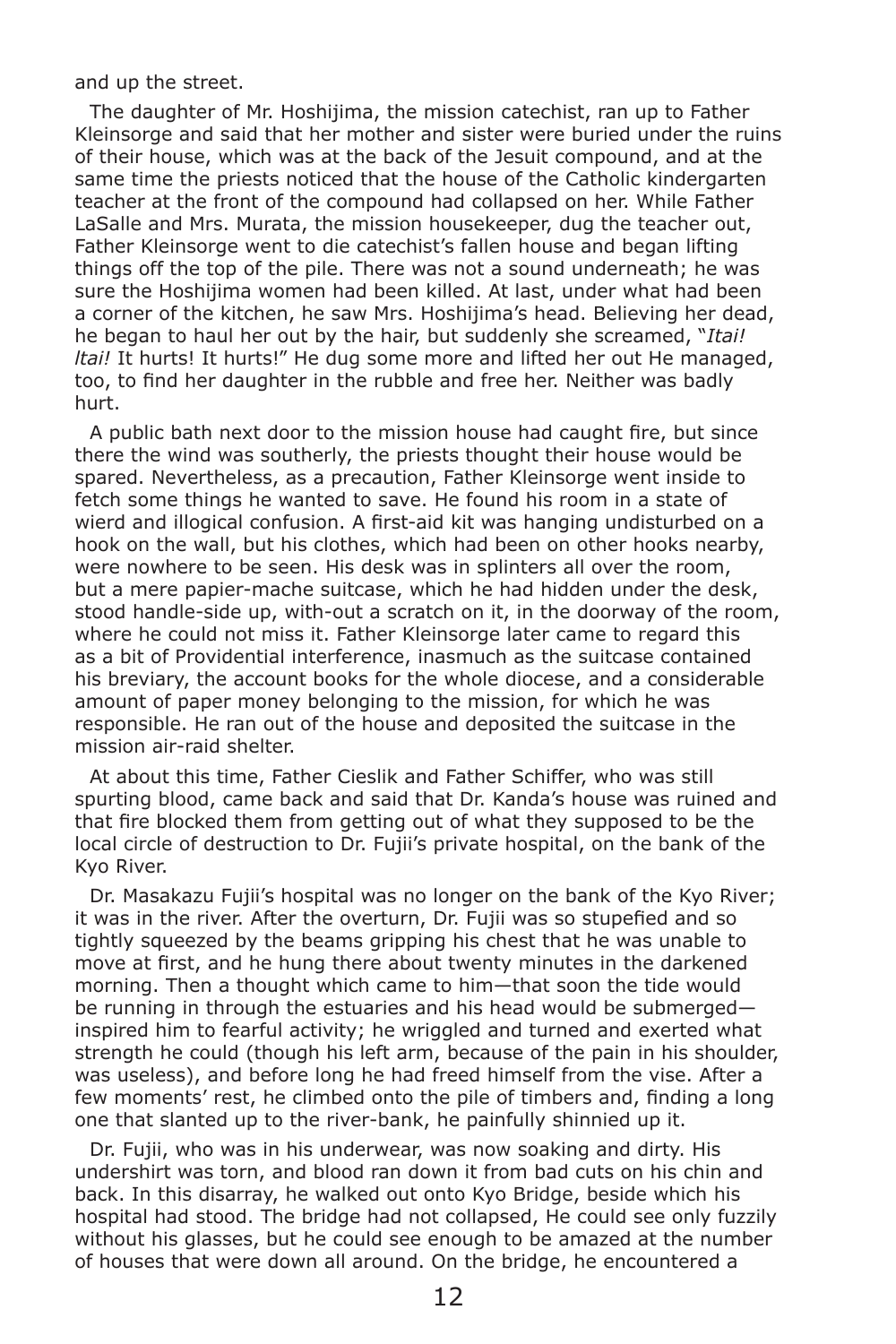and up the street.

The daughter of Mr. Hoshijima, the mission catechist, ran up to Father Kleinsorge and said that her mother and sister were buried under the ruins of their house, which was at the back of the Jesuit compound, and at the same time the priests noticed that the house of the Catholic kindergarten teacher at the front of the compound had collapsed on her. While Father LaSalle and Mrs. Murata, the mission housekeeper, dug the teacher out, Father Kleinsorge went to die catechist's fallen house and began lifting things off the top of the pile. There was not a sound underneath; he was sure the Hoshijima women had been killed. At last, under what had been a corner of the kitchen, he saw Mrs. Hoshijima's head. Believing her dead, he began to haul her out by the hair, but suddenly she screamed, "*Itai! ltai!* It hurts! It hurts!" He dug some more and lifted her out He managed, too, to find her daughter in the rubble and free her. Neither was badly hurt.

A public bath next door to the mission house had caught fire, but since there the wind was southerly, the priests thought their house would be spared. Nevertheless, as a precaution, Father Kleinsorge went inside to fetch some things he wanted to save. He found his room in a state of wierd and illogical confusion. A first-aid kit was hanging undisturbed on a hook on the wall, but his clothes, which had been on other hooks nearby, were nowhere to be seen. His desk was in splinters all over the room, but a mere papier-mache suitcase, which he had hidden under the desk, stood handle-side up, with-out a scratch on it, in the doorway of the room, where he could not miss it. Father Kleinsorge later came to regard this as a bit of Providential interference, inasmuch as the suitcase contained his breviary, the account books for the whole diocese, and a considerable amount of paper money belonging to the mission, for which he was responsible. He ran out of the house and deposited the suitcase in the mission air-raid shelter.

At about this time, Father Cieslik and Father Schiffer, who was still spurting blood, came back and said that Dr. Kanda's house was ruined and that fire blocked them from getting out of what they supposed to be the local circle of destruction to Dr. Fujii's private hospital, on the bank of the Kyo River.

Dr. Masakazu Fujii's hospital was no longer on the bank of the Kyo River; it was in the river. After the overturn, Dr. Fujii was so stupefied and so tightly squeezed by the beams gripping his chest that he was unable to move at first, and he hung there about twenty minutes in the darkened morning. Then a thought which came to him—that soon the tide would be running in through the estuaries and his head would be submerged—inspired him to fearful activity; he wriggled and turned and exerted what strength he could (though his left arm, because of the pain in his shoulder, was useless), and before long he had freed himself from the vise. After a few moments' rest, he climbed onto the pile of timbers and, finding a long one that slanted up to the river-bank, he painfully shinnied up it.

Dr. Fujii, who was in his underwear, was now soaking and dirty. His undershirt was torn, and blood ran down it from bad cuts on his chin and back. In this disarray, he walked out onto Kyo Bridge, beside which his hospital had stood. The bridge had not collapsed, He could see only fuzzily without his glasses, but he could see enough to be amazed at the number of houses that were down all around. On the bridge, he encountered a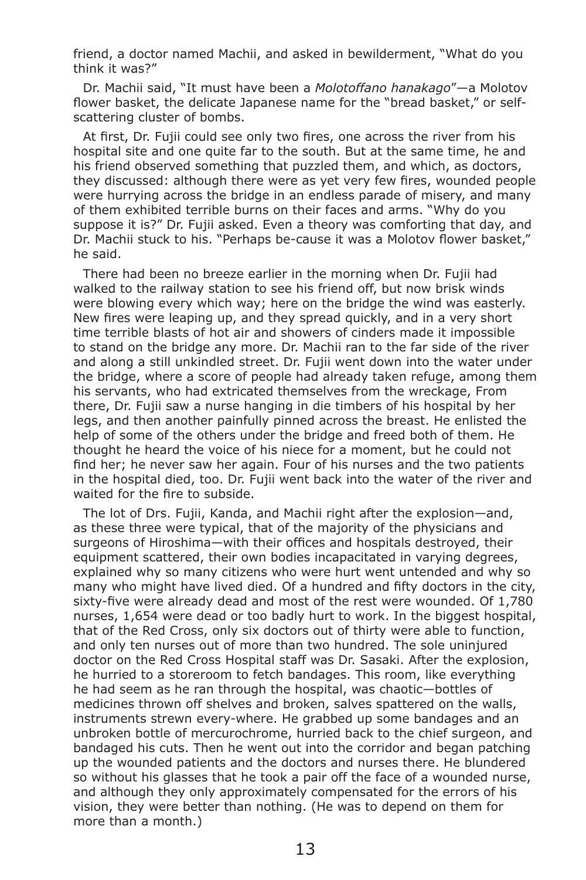friend, a doctor named Machii, and asked in bewilderment, "What do you think it was?"

Dr. Machii said, "It must have been a *Molotoffano hanakago*"—a Molotov flower basket, the delicate Japanese name for the "bread basket," or self-scattering cluster of bombs.

At first, Dr. Fujii could see only two fires, one across the river from his hospital site and one quite far to the south. But at the same time, he and his friend observed something that puzzled them, and which, as doctors, they discussed: although there were as yet very few fires, wounded people were hurrying across the bridge in an endless parade of misery, and many of them exhibited terrible burns on their faces and arms. "Why do you suppose it is?" Dr. Fujii asked. Even a theory was comforting that day, and Dr. Machii stuck to his. "Perhaps be-cause it was a Molotov flower basket," he said.

There had been no breeze earlier in the morning when Dr. Fujii had walked to the railway station to see his friend off, but now brisk winds were blowing every which way; here on the bridge the wind was easterly. New fires were leaping up, and they spread quickly, and in a very short time terrible blasts of hot air and showers of cinders made it impossible to stand on the bridge any more. Dr. Machii ran to the far side of the river and along a still unkindled street. Dr. Fujii went down into the water under the bridge, where a score of people had already taken refuge, among them his servants, who had extricated themselves from the wreckage, From there, Dr. Fujii saw a nurse hanging in die timbers of his hospital by her legs, and then another painfully pinned across the breast. He enlisted the help of some of the others under the bridge and freed both of them. He thought he heard the voice of his niece for a moment, but he could not find her; he never saw her again. Four of his nurses and the two patients in the hospital died, too. Dr. Fujii went back into the water of the river and waited for the fire to subside.

The lot of Drs. Fujii, Kanda, and Machii right after the explosion—and, as these three were typical, that of the majority of the physicians and surgeons of Hiroshima—with their offices and hospitals destroyed, their equipment scattered, their own bodies incapacitated in varying degrees, explained why so many citizens who were hurt went untended and why so many who might have lived died. Of a hundred and fifty doctors in the city, sixty-five were already dead and most of the rest were wounded. Of 1,780 nurses, 1,654 were dead or too badly hurt to work. In the biggest hospital, that of the Red Cross, only six doctors out of thirty were able to function, and only ten nurses out of more than two hundred. The sole uninjured doctor on the Red Cross Hospital staff was Dr. Sasaki. After the explosion, he hurried to a storeroom to fetch bandages. This room, like everything he had seem as he ran through the hospital, was chaotic—bottles of medicines thrown off shelves and broken, salves spattered on the walls, instruments strewn every-where. He grabbed up some bandages and an unbroken bottle of mercurochrome, hurried back to the chief surgeon, and bandaged his cuts. Then he went out into the corridor and began patching up the wounded patients and the doctors and nurses there. He blundered so without his glasses that he took a pair off the face of a wounded nurse, and although they only approximately compensated for the errors of his vision, they were better than nothing. (He was to depend on them for more than a month.)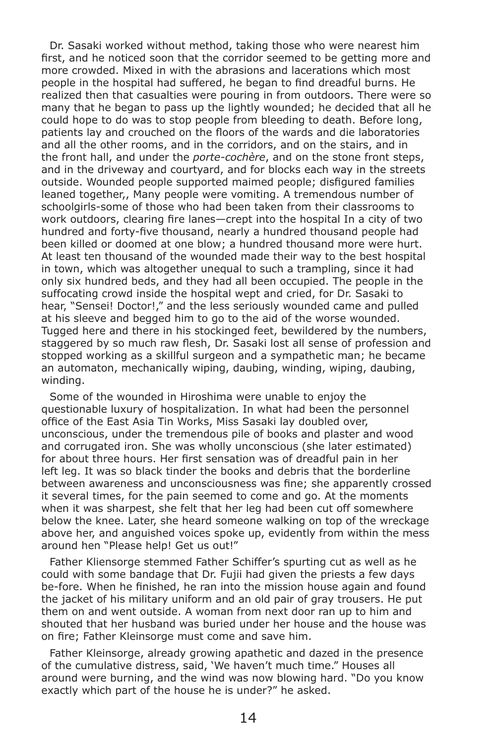Dr. Sasaki worked without method, taking those who were nearest him first, and he noticed soon that the corridor seemed to be getting more and more crowded. Mixed in with the abrasions and lacerations which most people in the hospital had suffered, he began to find dreadful burns. He realized then that casualties were pouring in from outdoors. There were so many that he began to pass up the lightly wounded; he decided that all he could hope to do was to stop people from bleeding to death. Before long, patients lay and crouched on the floors of the wards and die laboratories and all the other rooms, and in the corridors, and on the stairs, and in the front hall, and under the *porte-cochère*, and on the stone front steps, and in the driveway and courtyard, and for blocks each way in the streets outside. Wounded people supported maimed people; disfigured families leaned together,, Many people were vomiting. A tremendous number of schoolgirls-some of those who had been taken from their classrooms to work outdoors, clearing fire lanes—crept into the hospital In a city of two hundred and forty-five thousand, nearly a hundred thousand people had been killed or doomed at one blow; a hundred thousand more were hurt. At least ten thousand of the wounded made their way to the best hospital in town, which was altogether unequal to such a trampling, since it had only six hundred beds, and they had all been occupied. The people in the suffocating crowd inside the hospital wept and cried, for Dr. Sasaki to hear, "Sensei! Doctor!," and the less seriously wounded came and pulled at his sleeve and begged him to go to the aid of the worse wounded. Tugged here and there in his stockinged feet, bewildered by the numbers, staggered by so much raw flesh, Dr. Sasaki lost all sense of profession and stopped working as a skillful surgeon and a sympathetic man; he became an automaton, mechanically wiping, daubing, winding, wiping, daubing, winding.

Some of the wounded in Hiroshima were unable to enjoy the questionable luxury of hospitalization. In what had been the personnel office of the East Asia Tin Works, Miss Sasaki lay doubled over, unconscious, under the tremendous pile of books and plaster and wood and corrugated iron. She was wholly unconscious (she later estimated) for about three hours. Her first sensation was of dreadful pain in her left leg. It was so black tinder the books and debris that the borderline between awareness and unconsciousness was fine; she apparently crossed it several times, for the pain seemed to come and go. At the moments when it was sharpest, she felt that her leg had been cut off somewhere below the knee. Later, she heard someone walking on top of the wreckage above her, and anguished voices spoke up, evidently from within the mess around hen "Please help! Get us out!"

Father Kliensorge stemmed Father Schiffer's spurting cut as well as he could with some bandage that Dr. Fujii had given the priests a few days be-fore. When he finished, he ran into the mission house again and found the jacket of his military uniform and an old pair of gray trousers. He put them on and went outside. A woman from next door ran up to him and shouted that her husband was buried under her house and the house was on fire; Father Kleinsorge must come and save him.

Father Kleinsorge, already growing apathetic and dazed in the presence of the cumulative distress, said, 'We haven't much time." Houses all around were burning, and the wind was now blowing hard. "Do you know exactly which part of the house he is under?" he asked.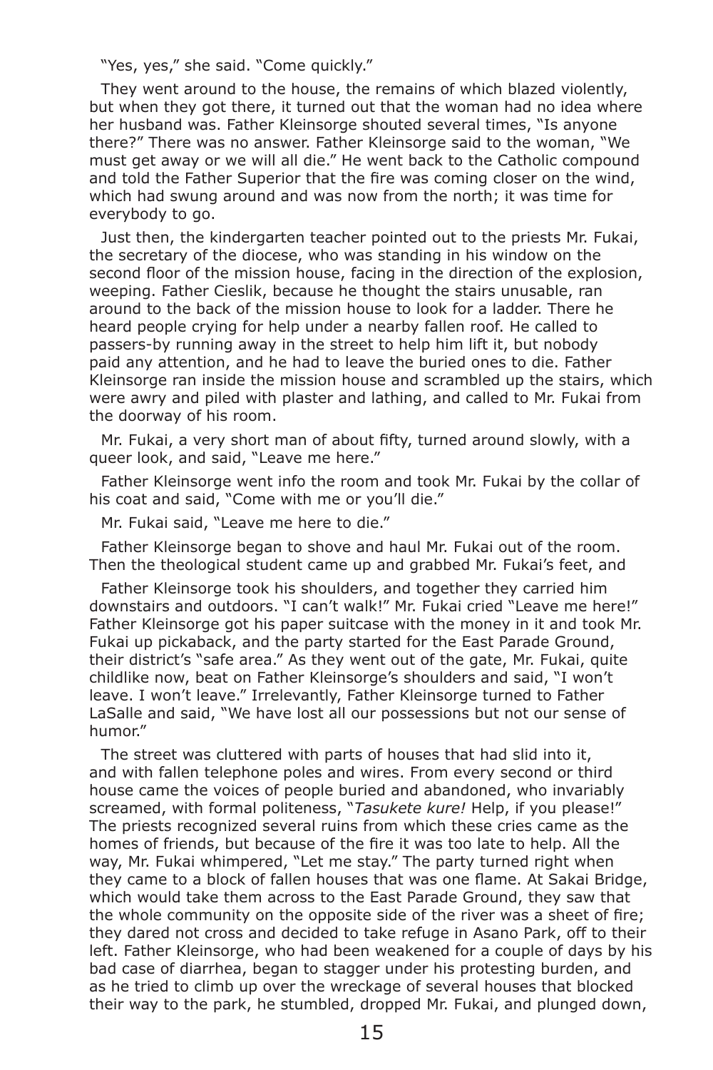"Yes, yes," she said. "Come quickly."

They went around to the house, the remains of which blazed violently, but when they got there, it turned out that the woman had no idea where her husband was. Father Kleinsorge shouted several times, "Is anyone there?" There was no answer. Father Kleinsorge said to the woman, "We must get away or we will all die." He went back to the Catholic compound and told the Father Superior that the fire was coming closer on the wind, which had swung around and was now from the north; it was time for everybody to go.

Just then, the kindergarten teacher pointed out to the priests Mr. Fukai, the secretary of the diocese, who was standing in his window on the second floor of the mission house, facing in the direction of the explosion, weeping. Father Cieslik, because he thought the stairs unusable, ran around to the back of the mission house to look for a ladder. There he heard people crying for help under a nearby fallen roof. He called to passers-by running away in the street to help him lift it, but nobody paid any attention, and he had to leave the buried ones to die. Father Kleinsorge ran inside the mission house and scrambled up the stairs, which were awry and piled with plaster and lathing, and called to Mr. Fukai from the doorway of his room.

Mr. Fukai, a very short man of about fifty, turned around slowly, with a queer look, and said, "Leave me here."

Father Kleinsorge went info the room and took Mr. Fukai by the collar of his coat and said, "Come with me or you'll die."

Mr. Fukai said, "Leave me here to die."

Father Kleinsorge began to shove and haul Mr. Fukai out of the room. Then the theological student came up and grabbed Mr. Fukai's feet, and

Father Kleinsorge took his shoulders, and together they carried him downstairs and outdoors. "I can't walk!" Mr. Fukai cried "Leave me here!" Father Kleinsorge got his paper suitcase with the money in it and took Mr. Fukai up pickaback, and the party started for the East Parade Ground, their district's "safe area." As they went out of the gate, Mr. Fukai, quite childlike now, beat on Father Kleinsorge's shoulders and said, "I won't leave. I won't leave." Irrelevantly, Father Kleinsorge turned to Father LaSalle and said, "We have lost all our possessions but not our sense of humor."

The street was cluttered with parts of houses that had slid into it, and with fallen telephone poles and wires. From every second or third house came the voices of people buried and abandoned, who invariably screamed, with formal politeness, "*Tasukete kure!* Help, if you please!" The priests recognized several ruins from which these cries came as the homes of friends, but because of the fire it was too late to help. All the way, Mr. Fukai whimpered, "Let me stay." The party turned right when they came to a block of fallen houses that was one flame. At Sakai Bridge, which would take them across to the East Parade Ground, they saw that the whole community on the opposite side of the river was a sheet of fire; they dared not cross and decided to take refuge in Asano Park, off to their left. Father Kleinsorge, who had been weakened for a couple of days by his bad case of diarrhea, began to stagger under his protesting burden, and as he tried to climb up over the wreckage of several houses that blocked their way to the park, he stumbled, dropped Mr. Fukai, and plunged down,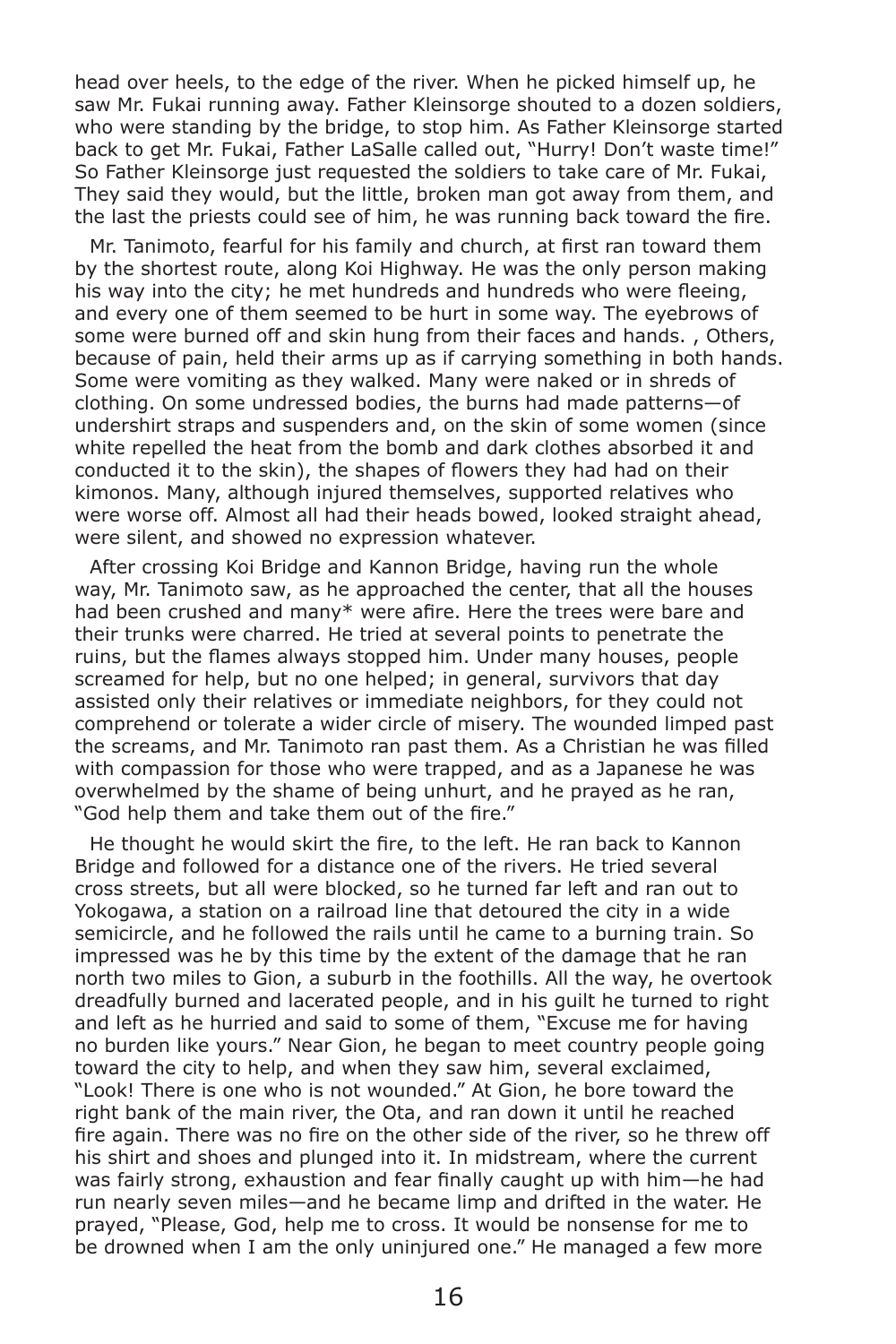head over heels, to the edge of the river. When he picked himself up, he saw Mr. Fukai running away. Father Kleinsorge shouted to a dozen soldiers, who were standing by the bridge, to stop him. As Father Kleinsorge started back to get Mr. Fukai, Father LaSalle called out, "Hurry! Don't waste time!" So Father Kleinsorge just requested the soldiers to take care of Mr. Fukai, They said they would, but the little, broken man got away from them, and the last the priests could see of him, he was running back toward the fire.

Mr. Tanimoto, fearful for his family and church, at first ran toward them by the shortest route, along Koi Highway. He was the only person making his way into the city; he met hundreds and hundreds who were fleeing, and every one of them seemed to be hurt in some way. The eyebrows of some were burned off and skin hung from their faces and hands. , Others, because of pain, held their arms up as if carrying something in both hands. Some were vomiting as they walked. Many were naked or in shreds of clothing. On some undressed bodies, the burns had made patterns—of undershirt straps and suspenders and, on the skin of some women (since white repelled the heat from the bomb and dark clothes absorbed it and conducted it to the skin), the shapes of flowers they had had on their kimonos. Many, although injured themselves, supported relatives who were worse off. Almost all had their heads bowed, looked straight ahead, were silent, and showed no expression whatever.

After crossing Koi Bridge and Kannon Bridge, having run the whole way, Mr. Tanimoto saw, as he approached the center, that all the houses had been crushed and many* were afire. Here the trees were bare and their trunks were charred. He tried at several points to penetrate the ruins, but the flames always stopped him. Under many houses, people screamed for help, but no one helped; in general, survivors that day assisted only their relatives or immediate neighbors, for they could not comprehend or tolerate a wider circle of misery. The wounded limped past the screams, and Mr. Tanimoto ran past them. As a Christian he was filled with compassion for those who were trapped, and as a Japanese he was overwhelmed by the shame of being unhurt, and he prayed as he ran, "God help them and take them out of the fire."

He thought he would skirt the fire, to the left. He ran back to Kannon Bridge and followed for a distance one of the rivers. He tried several cross streets, but all were blocked, so he turned far left and ran out to Yokogawa, a station on a railroad line that detoured the city in a wide semicircle, and he followed the rails until he came to a burning train. So impressed was he by this time by the extent of the damage that he ran north two miles to Gion, a suburb in the foothills. All the way, he overtook dreadfully burned and lacerated people, and in his guilt he turned to right and left as he hurried and said to some of them, "Excuse me for having no burden like yours." Near Gion, he began to meet country people going toward the city to help, and when they saw him, several exclaimed, "Look! There is one who is not wounded." At Gion, he bore toward the right bank of the main river, the Ota, and ran down it until he reached fire again. There was no fire on the other side of the river, so he threw off his shirt and shoes and plunged into it. In midstream, where the current was fairly strong, exhaustion and fear finally caught up with him—he had run nearly seven miles—and he became limp and drifted in the water. He prayed, "Please, God, help me to cross. It would be nonsense for me to be drowned when I am the only uninjured one." He managed a few more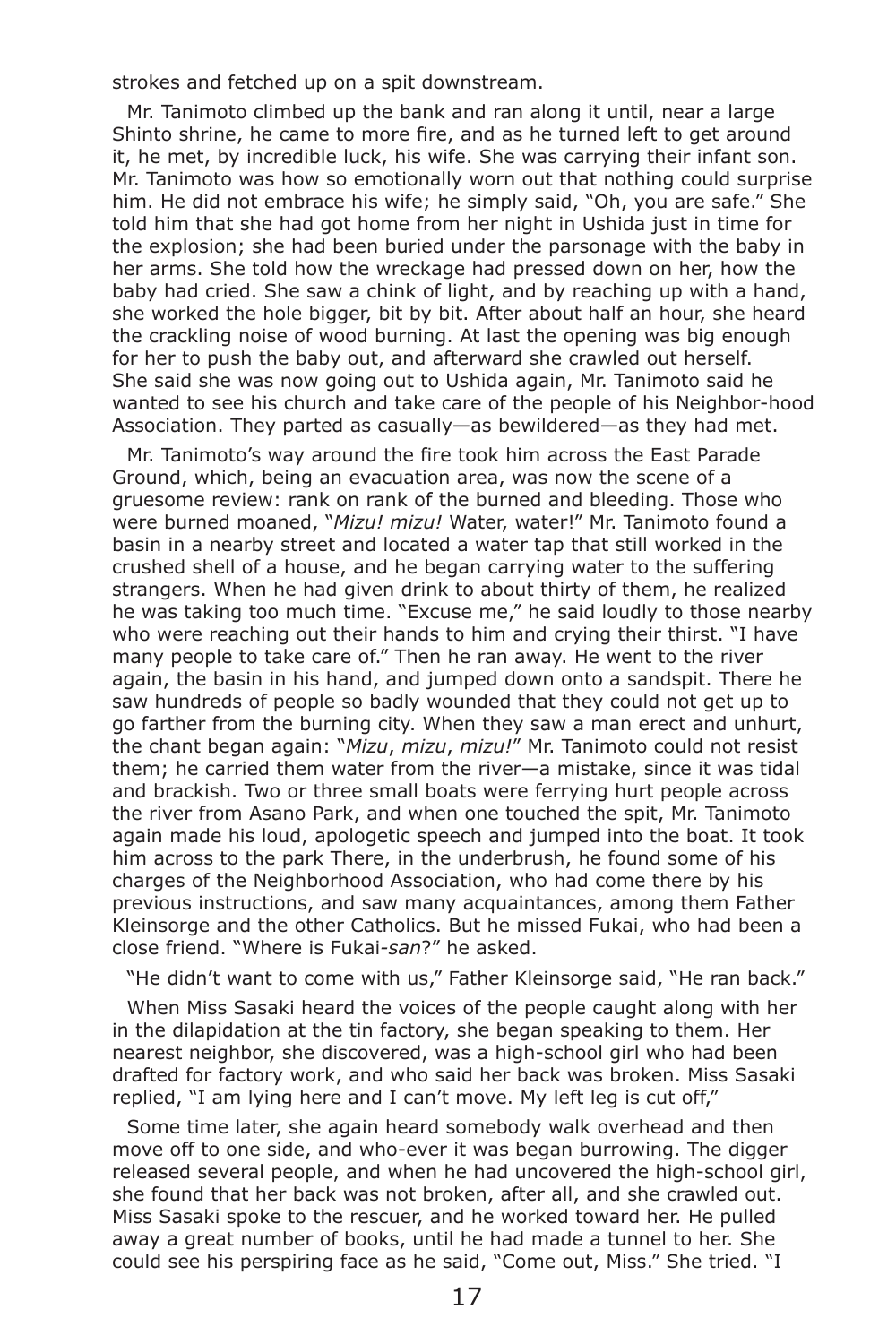strokes and fetched up on a spit downstream.

Mr. Tanimoto climbed up the bank and ran along it until, near a large Shinto shrine, he came to more fire, and as he turned left to get around it, he met, by incredible luck, his wife. She was carrying their infant son. Mr. Tanimoto was how so emotionally worn out that nothing could surprise him. He did not embrace his wife; he simply said, "Oh, you are safe." She told him that she had got home from her night in Ushida just in time for the explosion; she had been buried under the parsonage with the baby in her arms. She told how the wreckage had pressed down on her, how the baby had cried. She saw a chink of light, and by reaching up with a hand, she worked the hole bigger, bit by bit. After about half an hour, she heard the crackling noise of wood burning. At last the opening was big enough for her to push the baby out, and afterward she crawled out herself. She said she was now going out to Ushida again, Mr. Tanimoto said he wanted to see his church and take care of the people of his Neighbor-hood Association. They parted as casually—as bewildered—as they had met.

Mr. Tanimoto's way around the fire took him across the East Parade Ground, which, being an evacuation area, was now the scene of a gruesome review: rank on rank of the burned and bleeding. Those who were burned moaned, "*Mizu! mizu!* Water, water!" Mr. Tanimoto found a basin in a nearby street and located a water tap that still worked in the crushed shell of a house, and he began carrying water to the suffering strangers. When he had given drink to about thirty of them, he realized he was taking too much time. "Excuse me," he said loudly to those nearby who were reaching out their hands to him and crying their thirst. "I have many people to take care of." Then he ran away. He went to the river again, the basin in his hand, and jumped down onto a sandspit. There he saw hundreds of people so badly wounded that they could not get up to go farther from the burning city. When they saw a man erect and unhurt, the chant began again: "*Mizu*, *mizu*, *mizu!*" Mr. Tanimoto could not resist them; he carried them water from the river—a mistake, since it was tidal and brackish. Two or three small boats were ferrying hurt people across the river from Asano Park, and when one touched the spit, Mr. Tanimoto again made his loud, apologetic speech and jumped into the boat. It took him across to the park There, in the underbrush, he found some of his charges of the Neighborhood Association, who had come there by his previous instructions, and saw many acquaintances, among them Father Kleinsorge and the other Catholics. But he missed Fukai, who had been a close friend. "Where is Fukai-*san*?" he asked.

"He didn't want to come with us," Father Kleinsorge said, "He ran back."

When Miss Sasaki heard the voices of the people caught along with her in the dilapidation at the tin factory, she began speaking to them. Her nearest neighbor, she discovered, was a high-school girl who had been drafted for factory work, and who said her back was broken. Miss Sasaki replied, "I am lying here and I can't move. My left leg is cut off,"

Some time later, she again heard somebody walk overhead and then move off to one side, and who-ever it was began burrowing. The digger released several people, and when he had uncovered the high-school girl, she found that her back was not broken, after all, and she crawled out. Miss Sasaki spoke to the rescuer, and he worked toward her. He pulled away a great number of books, until he had made a tunnel to her. She could see his perspiring face as he said, "Come out, Miss." She tried. "I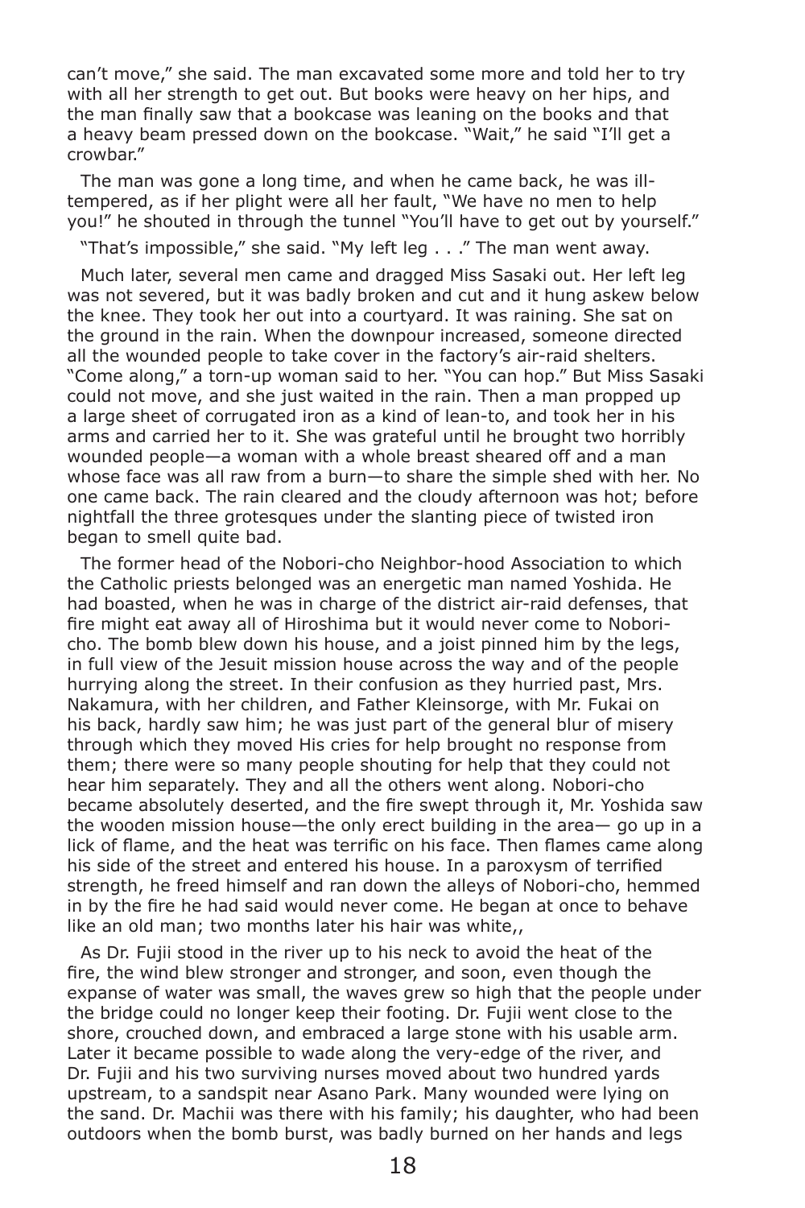can't move," she said. The man excavated some more and told her to try with all her strength to get out. But books were heavy on her hips, and the man finally saw that a bookcase was leaning on the books and that a heavy beam pressed down on the bookcase. "Wait," he said "I'll get a crowbar."

The man was gone a long time, and when he came back, he was ill-tempered, as if her plight were all her fault, "We have no men to help you!" he shouted in through the tunnel "You'll have to get out by yourself."

"That's impossible," she said. "My left leg . . ." The man went away.

Much later, several men came and dragged Miss Sasaki out. Her left leg was not severed, but it was badly broken and cut and it hung askew below the knee. They took her out into a courtyard. It was raining. She sat on the ground in the rain. When the downpour increased, someone directed all the wounded people to take cover in the factory's air-raid shelters. "Come along," a torn-up woman said to her. "You can hop." But Miss Sasaki could not move, and she just waited in the rain. Then a man propped up a large sheet of corrugated iron as a kind of lean-to, and took her in his arms and carried her to it. She was grateful until he brought two horribly wounded people—a woman with a whole breast sheared off and a man whose face was all raw from a burn—to share the simple shed with her. No one came back. The rain cleared and the cloudy afternoon was hot; before nightfall the three grotesques under the slanting piece of twisted iron began to smell quite bad.

The former head of the Nobori-cho Neighbor-hood Association to which the Catholic priests belonged was an energetic man named Yoshida. He had boasted, when he was in charge of the district air-raid defenses, that fire might eat away all of Hiroshima but it would never come to Nobori-cho. The bomb blew down his house, and a joist pinned him by the legs, in full view of the Jesuit mission house across the way and of the people hurrying along the street. In their confusion as they hurried past, Mrs. Nakamura, with her children, and Father Kleinsorge, with Mr. Fukai on his back, hardly saw him; he was just part of the general blur of misery through which they moved His cries for help brought no response from them; there were so many people shouting for help that they could not hear him separately. They and all the others went along. Nobori-cho became absolutely deserted, and the fire swept through it, Mr. Yoshida saw the wooden mission house—the only erect building in the area— go up in a lick of flame, and the heat was terrific on his face. Then flames came along his side of the street and entered his house. In a paroxysm of terrified strength, he freed himself and ran down the alleys of Nobori-cho, hemmed in by the fire he had said would never come. He began at once to behave like an old man; two months later his hair was white,,

As Dr. Fujii stood in the river up to his neck to avoid the heat of the fire, the wind blew stronger and stronger, and soon, even though the expanse of water was small, the waves grew so high that the people under the bridge could no longer keep their footing. Dr. Fujii went close to the shore, crouched down, and embraced a large stone with his usable arm. Later it became possible to wade along the very-edge of the river, and Dr. Fujii and his two surviving nurses moved about two hundred yards upstream, to a sandspit near Asano Park. Many wounded were lying on the sand. Dr. Machii was there with his family; his daughter, who had been outdoors when the bomb burst, was badly burned on her hands and legs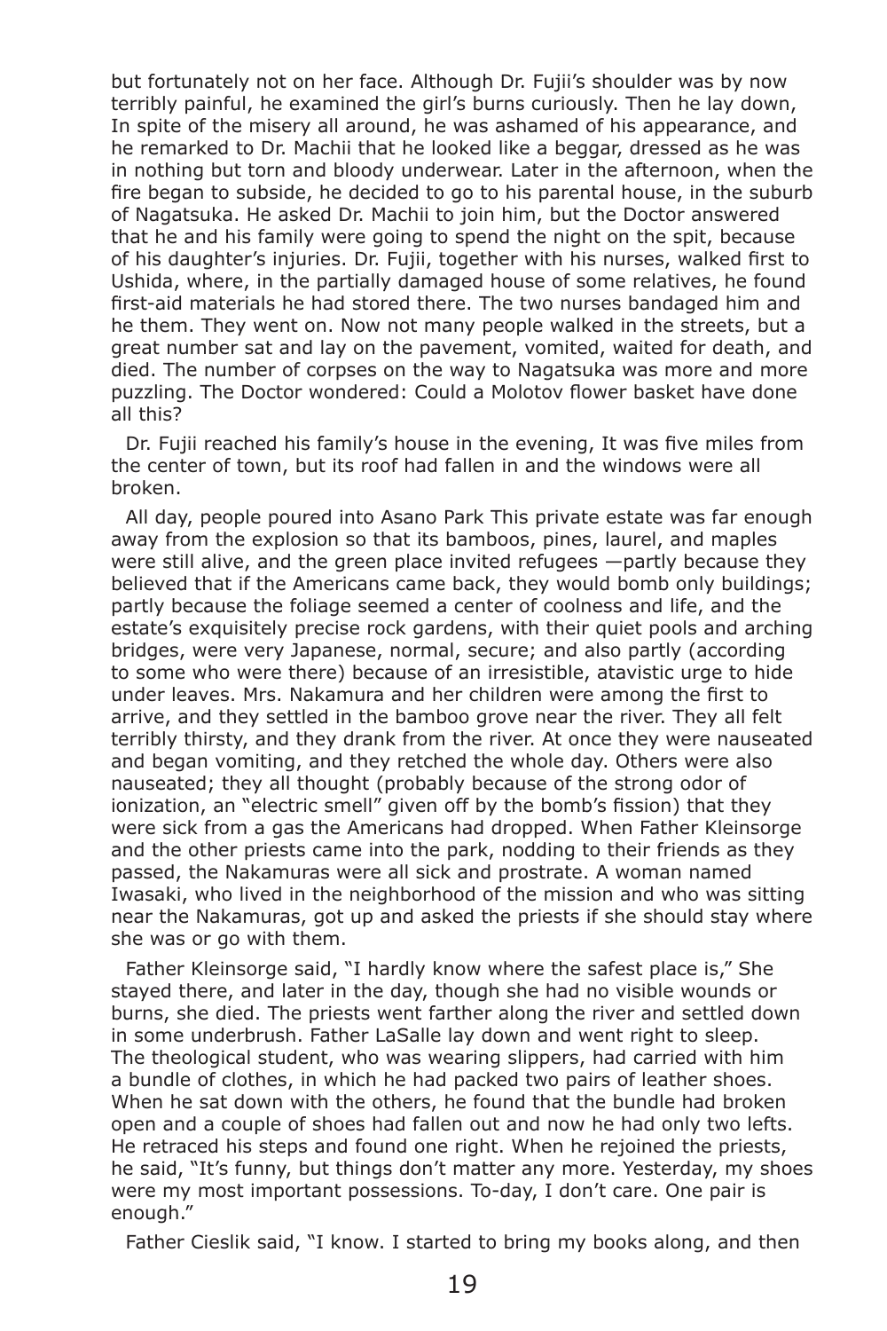but fortunately not on her face. Although Dr. Fujii's shoulder was by now terribly painful, he examined the girl's burns curiously. Then he lay down, In spite of the misery all around, he was ashamed of his appearance, and he remarked to Dr. Machii that he looked like a beggar, dressed as he was in nothing but torn and bloody underwear. Later in the afternoon, when the fire began to subside, he decided to go to his parental house, in the suburb of Nagatsuka. He asked Dr. Machii to join him, but the Doctor answered that he and his family were going to spend the night on the spit, because of his daughter's injuries. Dr. Fujii, together with his nurses, walked first to Ushida, where, in the partially damaged house of some relatives, he found first-aid materials he had stored there. The two nurses bandaged him and he them. They went on. Now not many people walked in the streets, but a great number sat and lay on the pavement, vomited, waited for death, and died. The number of corpses on the way to Nagatsuka was more and more puzzling. The Doctor wondered: Could a Molotov flower basket have done all this?

Dr. Fujii reached his family's house in the evening, It was five miles from the center of town, but its roof had fallen in and the windows were all broken.

All day, people poured into Asano Park This private estate was far enough away from the explosion so that its bamboos, pines, laurel, and maples were still alive, and the green place invited refugees —partly because they believed that if the Americans came back, they would bomb only buildings; partly because the foliage seemed a center of coolness and life, and the estate's exquisitely precise rock gardens, with their quiet pools and arching bridges, were very Japanese, normal, secure; and also partly (according to some who were there) because of an irresistible, atavistic urge to hide under leaves. Mrs. Nakamura and her children were among the first to arrive, and they settled in the bamboo grove near the river. They all felt terribly thirsty, and they drank from the river. At once they were nauseated and began vomiting, and they retched the whole day. Others were also nauseated; they all thought (probably because of the strong odor of ionization, an "electric smell" given off by the bomb's fission) that they were sick from a gas the Americans had dropped. When Father Kleinsorge and the other priests came into the park, nodding to their friends as they passed, the Nakamuras were all sick and prostrate. A woman named Iwasaki, who lived in the neighborhood of the mission and who was sitting near the Nakamuras, got up and asked the priests if she should stay where she was or go with them.

Father Kleinsorge said, "I hardly know where the safest place is," She stayed there, and later in the day, though she had no visible wounds or burns, she died. The priests went farther along the river and settled down in some underbrush. Father LaSalle lay down and went right to sleep. The theological student, who was wearing slippers, had carried with him a bundle of clothes, in which he had packed two pairs of leather shoes. When he sat down with the others, he found that the bundle had broken open and a couple of shoes had fallen out and now he had only two lefts. He retraced his steps and found one right. When he rejoined the priests, he said, "It's funny, but things don't matter any more. Yesterday, my shoes were my most important possessions. To-day, I don't care. One pair is enough."

Father Cieslik said, "I know. I started to bring my books along, and then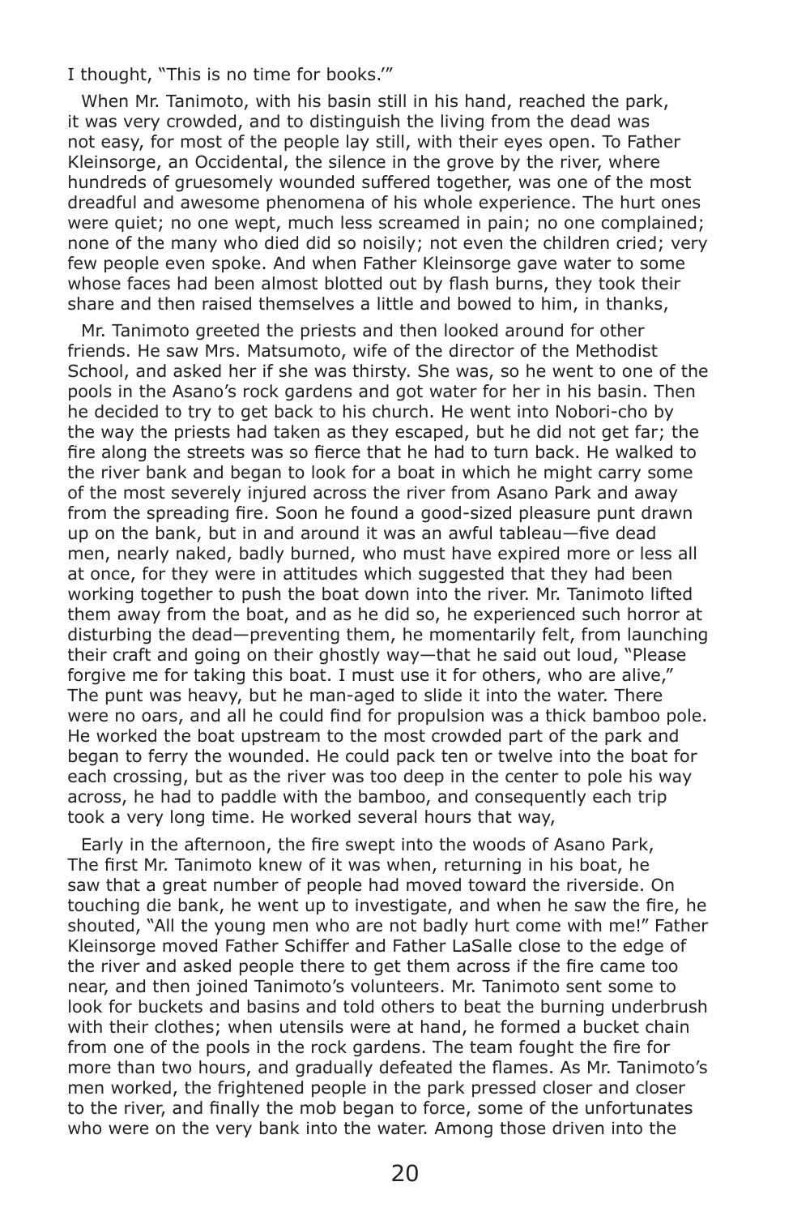I thought, "This is no time for books.'"

When Mr. Tanimoto, with his basin still in his hand, reached the park, it was very crowded, and to distinguish the living from the dead was not easy, for most of the people lay still, with their eyes open. To Father Kleinsorge, an Occidental, the silence in the grove by the river, where hundreds of gruesomely wounded suffered together, was one of the most dreadful and awesome phenomena of his whole experience. The hurt ones were quiet; no one wept, much less screamed in pain; no one complained; none of the many who died did so noisily; not even the children cried; very few people even spoke. And when Father Kleinsorge gave water to some whose faces had been almost blotted out by flash burns, they took their share and then raised themselves a little and bowed to him, in thanks,

Mr. Tanimoto greeted the priests and then looked around for other friends. He saw Mrs. Matsumoto, wife of the director of the Methodist School, and asked her if she was thirsty. She was, so he went to one of the pools in the Asano's rock gardens and got water for her in his basin. Then he decided to try to get back to his church. He went into Nobori-cho by the way the priests had taken as they escaped, but he did not get far; the fire along the streets was so fierce that he had to turn back. He walked to the river bank and began to look for a boat in which he might carry some of the most severely injured across the river from Asano Park and away from the spreading fire. Soon he found a good-sized pleasure punt drawn up on the bank, but in and around it was an awful tableau—five dead men, nearly naked, badly burned, who must have expired more or less all at once, for they were in attitudes which suggested that they had been working together to push the boat down into the river. Mr. Tanimoto lifted them away from the boat, and as he did so, he experienced such horror at disturbing the dead—preventing them, he momentarily felt, from launching their craft and going on their ghostly way—that he said out loud, "Please forgive me for taking this boat. I must use it for others, who are alive," The punt was heavy, but he man-aged to slide it into the water. There were no oars, and all he could find for propulsion was a thick bamboo pole. He worked the boat upstream to the most crowded part of the park and began to ferry the wounded. He could pack ten or twelve into the boat for each crossing, but as the river was too deep in the center to pole his way across, he had to paddle with the bamboo, and consequently each trip took a very long time. He worked several hours that way,

Early in the afternoon, the fire swept into the woods of Asano Park, The first Mr. Tanimoto knew of it was when, returning in his boat, he saw that a great number of people had moved toward the riverside. On touching die bank, he went up to investigate, and when he saw the fire, he shouted, "All the young men who are not badly hurt come with me!" Father Kleinsorge moved Father Schiffer and Father LaSalle close to the edge of the river and asked people there to get them across if the fire came too near, and then joined Tanimoto's volunteers. Mr. Tanimoto sent some to look for buckets and basins and told others to beat the burning underbrush with their clothes; when utensils were at hand, he formed a bucket chain from one of the pools in the rock gardens. The team fought the fire for more than two hours, and gradually defeated the flames. As Mr. Tanimoto's men worked, the frightened people in the park pressed closer and closer to the river, and finally the mob began to force, some of the unfortunates who were on the very bank into the water. Among those driven into the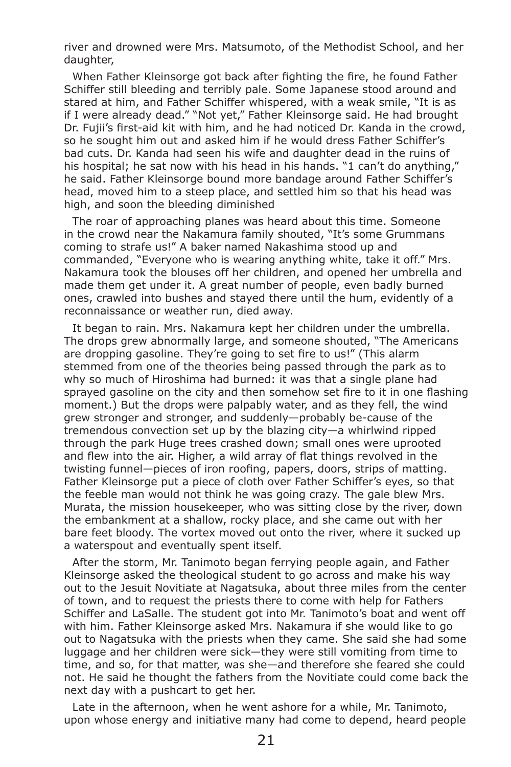river and drowned were Mrs. Matsumoto, of the Methodist School, and her daughter,

When Father Kleinsorge got back after fighting the fire, he found Father Schiffer still bleeding and terribly pale. Some Japanese stood around and stared at him, and Father Schiffer whispered, with a weak smile, "It is as if I were already dead." "Not yet," Father Kleinsorge said. He had brought Dr. Fujii's first-aid kit with him, and he had noticed Dr. Kanda in the crowd, so he sought him out and asked him if he would dress Father Schiffer's bad cuts. Dr. Kanda had seen his wife and daughter dead in the ruins of his hospital; he sat now with his head in his hands. "1 can't do anything," he said. Father Kleinsorge bound more bandage around Father Schiffer's head, moved him to a steep place, and settled him so that his head was high, and soon the bleeding diminished

The roar of approaching planes was heard about this time. Someone in the crowd near the Nakamura family shouted, "It's some Grummans coming to strafe us!" A baker named Nakashima stood up and commanded, "Everyone who is wearing anything white, take it off." Mrs. Nakamura took the blouses off her children, and opened her umbrella and made them get under it. A great number of people, even badly burned ones, crawled into bushes and stayed there until the hum, evidently of a reconnaissance or weather run, died away.

It began to rain. Mrs. Nakamura kept her children under the umbrella. The drops grew abnormally large, and someone shouted, "The Americans are dropping gasoline. They're going to set fire to us!" (This alarm stemmed from one of the theories being passed through the park as to why so much of Hiroshima had burned: it was that a single plane had sprayed gasoline on the city and then somehow set fire to it in one flashing moment.) But the drops were palpably water, and as they fell, the wind grew stronger and stronger, and suddenly—probably be-cause of the tremendous convection set up by the blazing city—a whirlwind ripped through the park Huge trees crashed down; small ones were uprooted and flew into the air. Higher, a wild array of flat things revolved in the twisting funnel—pieces of iron roofing, papers, doors, strips of matting. Father Kleinsorge put a piece of cloth over Father Schiffer's eyes, so that the feeble man would not think he was going crazy. The gale blew Mrs. Murata, the mission housekeeper, who was sitting close by the river, down the embankment at a shallow, rocky place, and she came out with her bare feet bloody. The vortex moved out onto the river, where it sucked up a waterspout and eventually spent itself.

After the storm, Mr. Tanimoto began ferrying people again, and Father Kleinsorge asked the theological student to go across and make his way out to the Jesuit Novitiate at Nagatsuka, about three miles from the center of town, and to request the priests there to come with help for Fathers Schiffer and LaSalle. The student got into Mr. Tanimoto's boat and went off with him. Father Kleinsorge asked Mrs. Nakamura if she would like to go out to Nagatsuka with the priests when they came. She said she had some luggage and her children were sick—they were still vomiting from time to time, and so, for that matter, was she—and therefore she feared she could not. He said he thought the fathers from the Novitiate could come back the next day with a pushcart to get her.

Late in the afternoon, when he went ashore for a while, Mr. Tanimoto, upon whose energy and initiative many had come to depend, heard people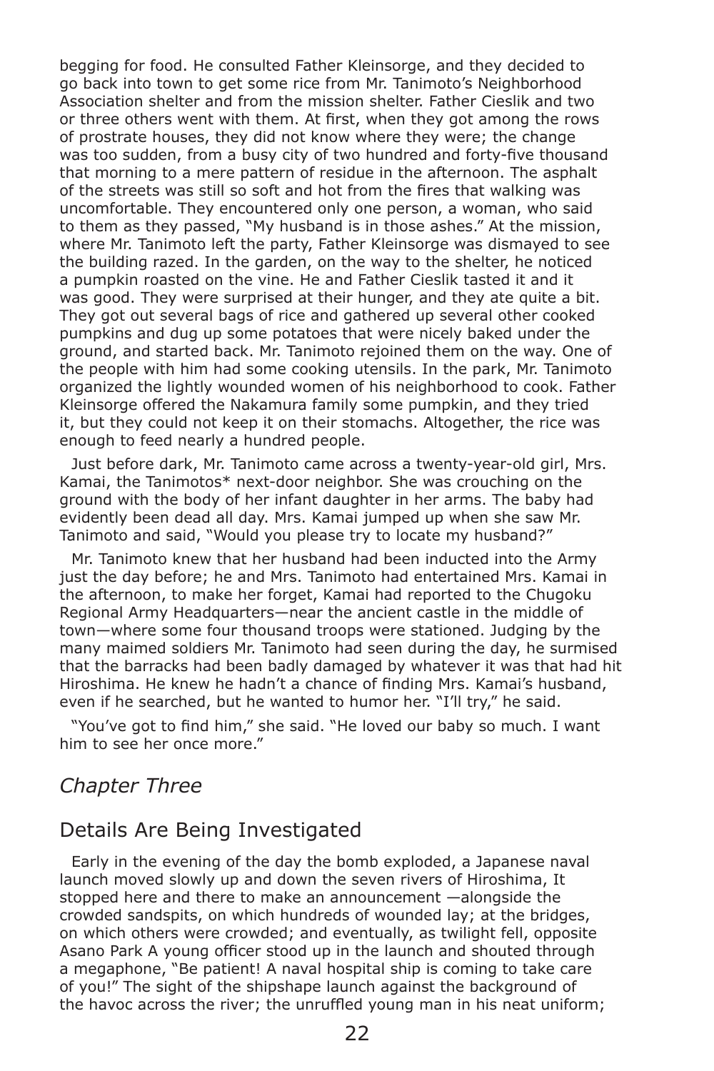begging for food. He consulted Father Kleinsorge, and they decided to go back into town to get some rice from Mr. Tanimoto's Neighborhood Association shelter and from the mission shelter. Father Cieslik and two or three others went with them. At first, when they got among the rows of prostrate houses, they did not know where they were; the change was too sudden, from a busy city of two hundred and forty-five thousand that morning to a mere pattern of residue in the afternoon. The asphalt of the streets was still so soft and hot from the fires that walking was uncomfortable. They encountered only one person, a woman, who said to them as they passed, "My husband is in those ashes." At the mission, where Mr. Tanimoto left the party, Father Kleinsorge was dismayed to see the building razed. In the garden, on the way to the shelter, he noticed a pumpkin roasted on the vine. He and Father Cieslik tasted it and it was good. They were surprised at their hunger, and they ate quite a bit. They got out several bags of rice and gathered up several other cooked pumpkins and dug up some potatoes that were nicely baked under the ground, and started back. Mr. Tanimoto rejoined them on the way. One of the people with him had some cooking utensils. In the park, Mr. Tanimoto organized the lightly wounded women of his neighborhood to cook. Father Kleinsorge offered the Nakamura family some pumpkin, and they tried it, but they could not keep it on their stomachs. Altogether, the rice was enough to feed nearly a hundred people.

Just before dark, Mr. Tanimoto came across a twenty-year-old girl, Mrs. Kamai, the Tanimotos* next-door neighbor. She was crouching on the ground with the body of her infant daughter in her arms. The baby had evidently been dead all day. Mrs. Kamai jumped up when she saw Mr. Tanimoto and said, "Would you please try to locate my husband?"

Mr. Tanimoto knew that her husband had been inducted into the Army just the day before; he and Mrs. Tanimoto had entertained Mrs. Kamai in the afternoon, to make her forget, Kamai had reported to the Chugoku Regional Army Headquarters—near the ancient castle in the middle of town—where some four thousand troops were stationed. Judging by the many maimed soldiers Mr. Tanimoto had seen during the day, he surmised that the barracks had been badly damaged by whatever it was that had hit Hiroshima. He knew he hadn't a chance of finding Mrs. Kamai's husband, even if he searched, but he wanted to humor her. "I'll try," he said.

"You've got to find him," she said. "He loved our baby so much. I want him to see her once more."

## *Chapter Three*

## Details Are Being Investigated

Early in the evening of the day the bomb exploded, a Japanese naval launch moved slowly up and down the seven rivers of Hiroshima, It stopped here and there to make an announcement —alongside the crowded sandspits, on which hundreds of wounded lay; at the bridges, on which others were crowded; and eventually, as twilight fell, opposite Asano Park A young officer stood up in the launch and shouted through a megaphone, "Be patient! A naval hospital ship is coming to take care of you!" The sight of the shipshape launch against the background of the havoc across the river; the unruffled young man in his neat uniform;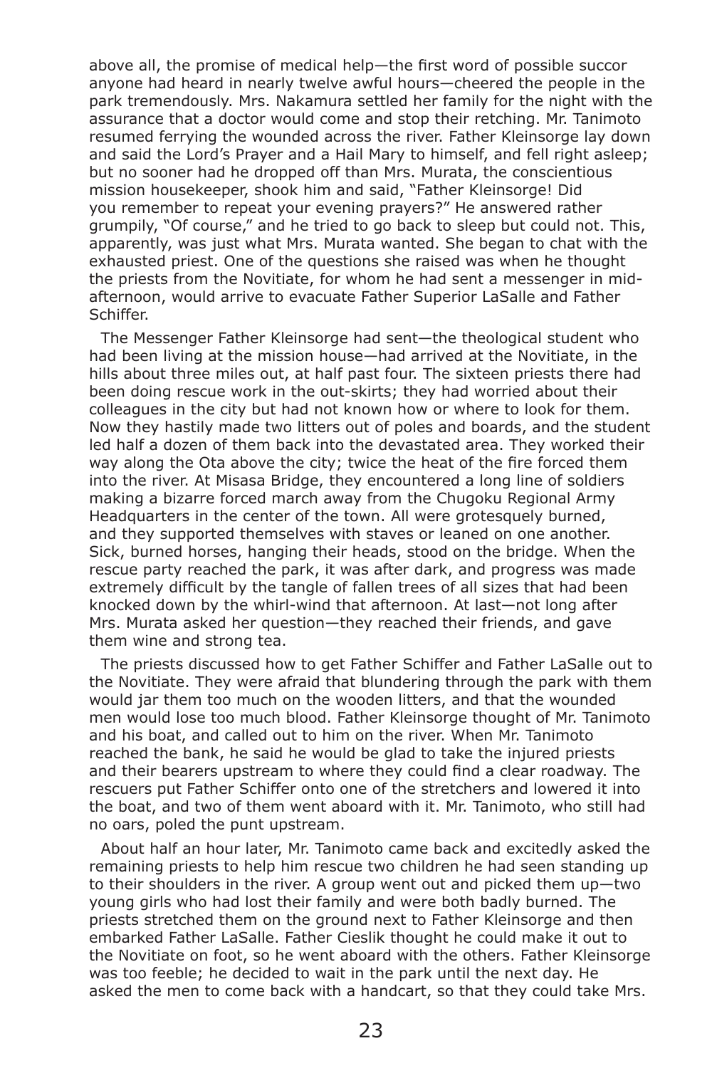above all, the promise of medical help—the first word of possible succor anyone had heard in nearly twelve awful hours—cheered the people in the park tremendously. Mrs. Nakamura settled her family for the night with the assurance that a doctor would come and stop their retching. Mr. Tanimoto resumed ferrying the wounded across the river. Father Kleinsorge lay down and said the Lord's Prayer and a Hail Mary to himself, and fell right asleep; but no sooner had he dropped off than Mrs. Murata, the conscientious mission housekeeper, shook him and said, "Father Kleinsorge! Did you remember to repeat your evening prayers?" He answered rather grumpily, "Of course," and he tried to go back to sleep but could not. This, apparently, was just what Mrs. Murata wanted. She began to chat with the exhausted priest. One of the questions she raised was when he thought the priests from the Novitiate, for whom he had sent a messenger in mid-afternoon, would arrive to evacuate Father Superior LaSalle and Father Schiffer.

The Messenger Father Kleinsorge had sent—the theological student who had been living at the mission house—had arrived at the Novitiate, in the hills about three miles out, at half past four. The sixteen priests there had been doing rescue work in the out-skirts; they had worried about their colleagues in the city but had not known how or where to look for them. Now they hastily made two litters out of poles and boards, and the student led half a dozen of them back into the devastated area. They worked their way along the Ota above the city; twice the heat of the fire forced them into the river. At Misasa Bridge, they encountered a long line of soldiers making a bizarre forced march away from the Chugoku Regional Army Headquarters in the center of the town. All were grotesquely burned, and they supported themselves with staves or leaned on one another. Sick, burned horses, hanging their heads, stood on the bridge. When the rescue party reached the park, it was after dark, and progress was made extremely difficult by the tangle of fallen trees of all sizes that had been knocked down by the whirl-wind that afternoon. At last—not long after Mrs. Murata asked her question—they reached their friends, and gave them wine and strong tea.

The priests discussed how to get Father Schiffer and Father LaSalle out to the Novitiate. They were afraid that blundering through the park with them would jar them too much on the wooden litters, and that the wounded men would lose too much blood. Father Kleinsorge thought of Mr. Tanimoto and his boat, and called out to him on the river. When Mr. Tanimoto reached the bank, he said he would be glad to take the injured priests and their bearers upstream to where they could find a clear roadway. The rescuers put Father Schiffer onto one of the stretchers and lowered it into the boat, and two of them went aboard with it. Mr. Tanimoto, who still had no oars, poled the punt upstream.

About half an hour later, Mr. Tanimoto came back and excitedly asked the remaining priests to help him rescue two children he had seen standing up to their shoulders in the river. A group went out and picked them up—two young girls who had lost their family and were both badly burned. The priests stretched them on the ground next to Father Kleinsorge and then embarked Father LaSalle. Father Cieslik thought he could make it out to the Novitiate on foot, so he went aboard with the others. Father Kleinsorge was too feeble; he decided to wait in the park until the next day. He asked the men to come back with a handcart, so that they could take Mrs.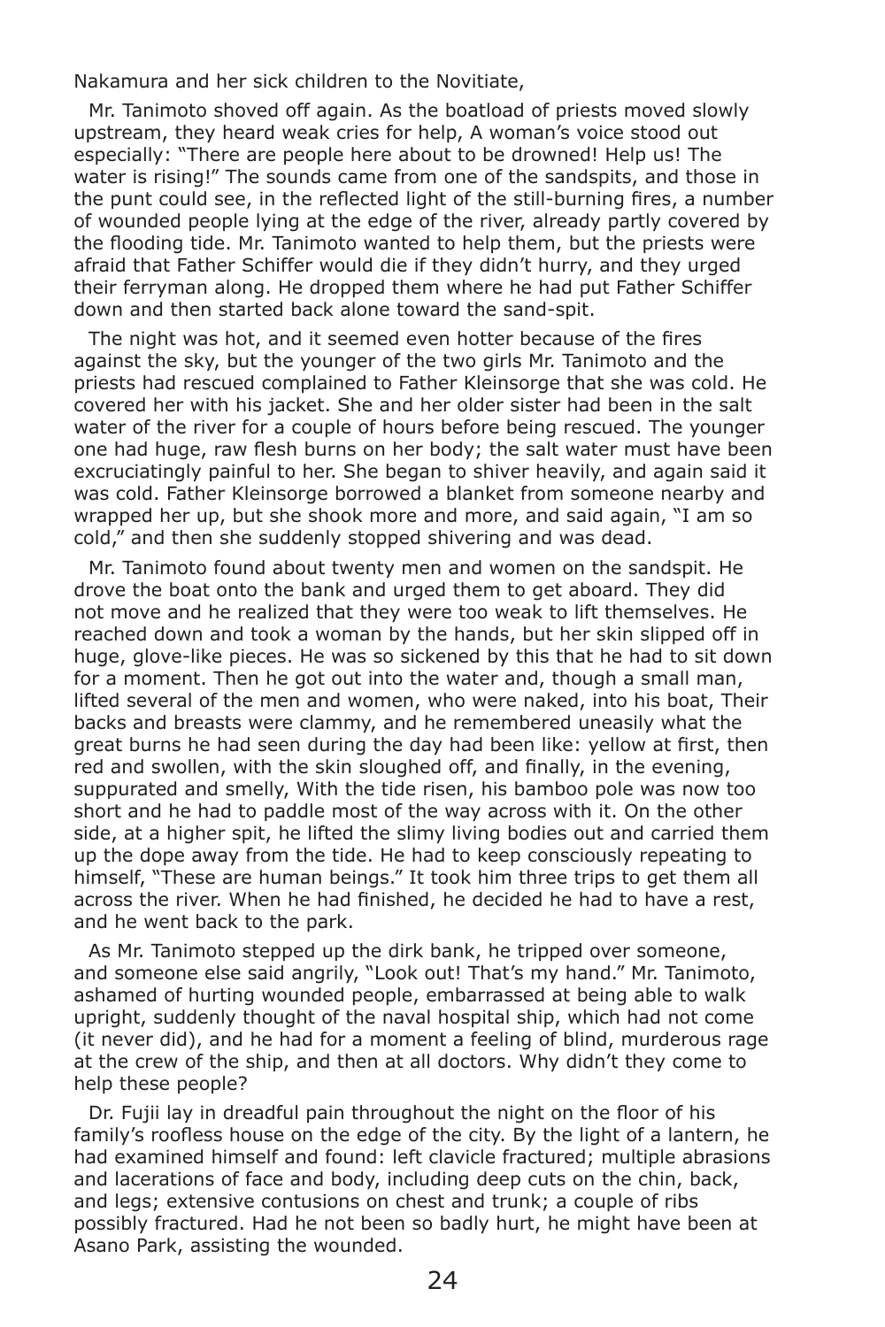Nakamura and her sick children to the Novitiate,

Mr. Tanimoto shoved off again. As the boatload of priests moved slowly upstream, they heard weak cries for help, A woman's voice stood out especially: "There are people here about to be drowned! Help us! The water is rising!" The sounds came from one of the sandspits, and those in the punt could see, in the reflected light of the still-burning fires, a number of wounded people lying at the edge of the river, already partly covered by the flooding tide. Mr. Tanimoto wanted to help them, but the priests were afraid that Father Schiffer would die if they didn't hurry, and they urged their ferryman along. He dropped them where he had put Father Schiffer down and then started back alone toward the sand-spit.

The night was hot, and it seemed even hotter because of the fires against the sky, but the younger of the two girls Mr. Tanimoto and the priests had rescued complained to Father Kleinsorge that she was cold. He covered her with his jacket. She and her older sister had been in the salt water of the river for a couple of hours before being rescued. The younger one had huge, raw flesh burns on her body; the salt water must have been excruciatingly painful to her. She began to shiver heavily, and again said it was cold. Father Kleinsorge borrowed a blanket from someone nearby and wrapped her up, but she shook more and more, and said again, "I am so cold," and then she suddenly stopped shivering and was dead.

Mr. Tanimoto found about twenty men and women on the sandspit. He drove the boat onto the bank and urged them to get aboard. They did not move and he realized that they were too weak to lift themselves. He reached down and took a woman by the hands, but her skin slipped off in huge, glove-like pieces. He was so sickened by this that he had to sit down for a moment. Then he got out into the water and, though a small man, lifted several of the men and women, who were naked, into his boat, Their backs and breasts were clammy, and he remembered uneasily what the great burns he had seen during the day had been like: yellow at first, then red and swollen, with the skin sloughed off, and finally, in the evening, suppurated and smelly, With the tide risen, his bamboo pole was now too short and he had to paddle most of the way across with it. On the other side, at a higher spit, he lifted the slimy living bodies out and carried them up the dope away from the tide. He had to keep consciously repeating to himself, "These are human beings." It took him three trips to get them all across the river. When he had finished, he decided he had to have a rest, and he went back to the park.

As Mr. Tanimoto stepped up the dirk bank, he tripped over someone, and someone else said angrily, "Look out! That's my hand." Mr. Tanimoto, ashamed of hurting wounded people, embarrassed at being able to walk upright, suddenly thought of the naval hospital ship, which had not come (it never did), and he had for a moment a feeling of blind, murderous rage at the crew of the ship, and then at all doctors. Why didn't they come to help these people?

Dr. Fujii lay in dreadful pain throughout the night on the floor of his family's roofless house on the edge of the city. By the light of a lantern, he had examined himself and found: left clavicle fractured; multiple abrasions and lacerations of face and body, including deep cuts on the chin, back, and legs; extensive contusions on chest and trunk; a couple of ribs possibly fractured. Had he not been so badly hurt, he might have been at Asano Park, assisting the wounded.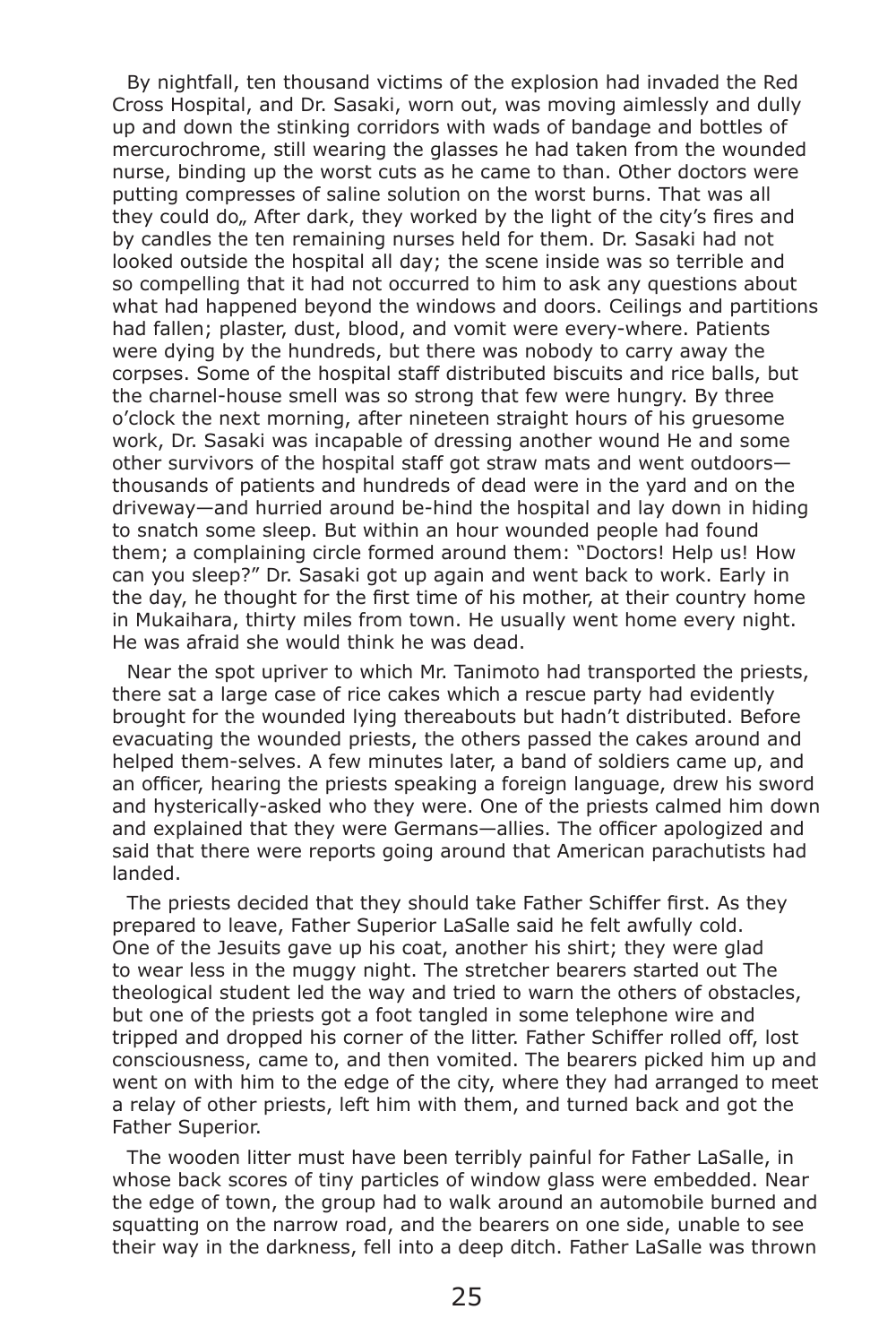By nightfall, ten thousand victims of the explosion had invaded the Red Cross Hospital, and Dr. Sasaki, worn out, was moving aimlessly and dully up and down the stinking corridors with wads of bandage and bottles of mercurochrome, still wearing the glasses he had taken from the wounded nurse, binding up the worst cuts as he came to than. Other doctors were putting compresses of saline solution on the worst burns. That was all they could do„ After dark, they worked by the light of the city's fires and by candles the ten remaining nurses held for them. Dr. Sasaki had not looked outside the hospital all day; the scene inside was so terrible and so compelling that it had not occurred to him to ask any questions about what had happened beyond the windows and doors. Ceilings and partitions had fallen; plaster, dust, blood, and vomit were every-where. Patients were dying by the hundreds, but there was nobody to carry away the corpses. Some of the hospital staff distributed biscuits and rice balls, but the charnel-house smell was so strong that few were hungry. By three o'clock the next morning, after nineteen straight hours of his gruesome work, Dr. Sasaki was incapable of dressing another wound He and some other survivors of the hospital staff got straw mats and went outdoors—thousands of patients and hundreds of dead were in the yard and on the driveway—and hurried around be-hind the hospital and lay down in hiding to snatch some sleep. But within an hour wounded people had found them; a complaining circle formed around them: "Doctors! Help us! How can you sleep?" Dr. Sasaki got up again and went back to work. Early in the day, he thought for the first time of his mother, at their country home in Mukaihara, thirty miles from town. He usually went home every night. He was afraid she would think he was dead.

Near the spot upriver to which Mr. Tanimoto had transported the priests, there sat a large case of rice cakes which a rescue party had evidently brought for the wounded lying thereabouts but hadn't distributed. Before evacuating the wounded priests, the others passed the cakes around and helped them-selves. A few minutes later, a band of soldiers came up, and an officer, hearing the priests speaking a foreign language, drew his sword and hysterically-asked who they were. One of the priests calmed him down and explained that they were Germans—allies. The officer apologized and said that there were reports going around that American parachutists had landed.

The priests decided that they should take Father Schiffer first. As they prepared to leave, Father Superior LaSalle said he felt awfully cold. One of the Jesuits gave up his coat, another his shirt; they were glad to wear less in the muggy night. The stretcher bearers started out The theological student led the way and tried to warn the others of obstacles, but one of the priests got a foot tangled in some telephone wire and tripped and dropped his corner of the litter. Father Schiffer rolled off, lost consciousness, came to, and then vomited. The bearers picked him up and went on with him to the edge of the city, where they had arranged to meet a relay of other priests, left him with them, and turned back and got the Father Superior.

The wooden litter must have been terribly painful for Father LaSalle, in whose back scores of tiny particles of window glass were embedded. Near the edge of town, the group had to walk around an automobile burned and squatting on the narrow road, and the bearers on one side, unable to see their way in the darkness, fell into a deep ditch. Father LaSalle was thrown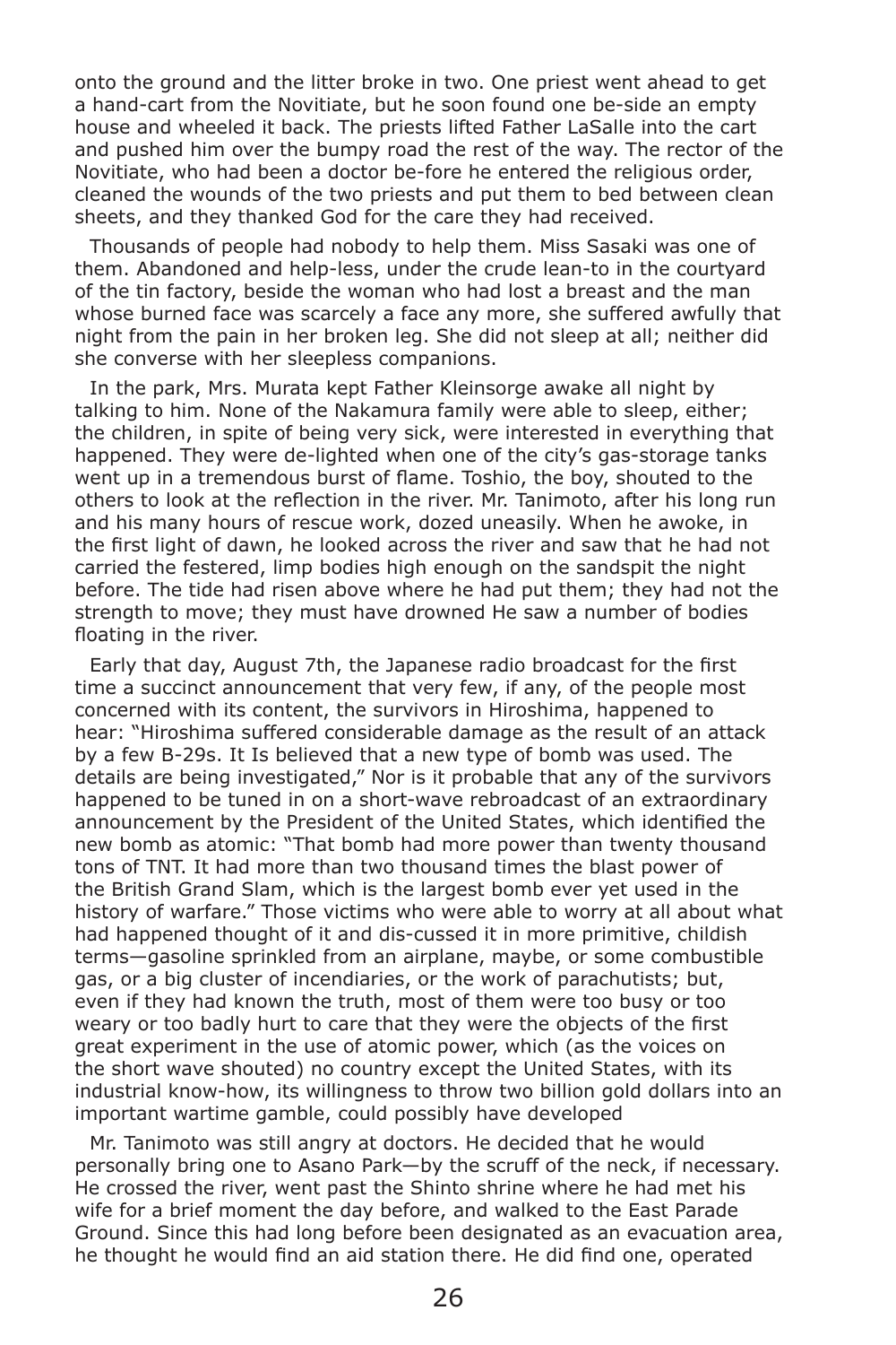onto the ground and the litter broke in two. One priest went ahead to get a hand-cart from the Novitiate, but he soon found one be-side an empty house and wheeled it back. The priests lifted Father LaSalle into the cart and pushed him over the bumpy road the rest of the way. The rector of the Novitiate, who had been a doctor be-fore he entered the religious order, cleaned the wounds of the two priests and put them to bed between clean sheets, and they thanked God for the care they had received.

Thousands of people had nobody to help them. Miss Sasaki was one of them. Abandoned and help-less, under the crude lean-to in the courtyard of the tin factory, beside the woman who had lost a breast and the man whose burned face was scarcely a face any more, she suffered awfully that night from the pain in her broken leg. She did not sleep at all; neither did she converse with her sleepless companions.

In the park, Mrs. Murata kept Father Kleinsorge awake all night by talking to him. None of the Nakamura family were able to sleep, either; the children, in spite of being very sick, were interested in everything that happened. They were de-lighted when one of the city's gas-storage tanks went up in a tremendous burst of flame. Toshio, the boy, shouted to the others to look at the reflection in the river. Mr. Tanimoto, after his long run and his many hours of rescue work, dozed uneasily. When he awoke, in the first light of dawn, he looked across the river and saw that he had not carried the festered, limp bodies high enough on the sandspit the night before. The tide had risen above where he had put them; they had not the strength to move; they must have drowned He saw a number of bodies floating in the river.

Early that day, August 7th, the Japanese radio broadcast for the first time a succinct announcement that very few, if any, of the people most concerned with its content, the survivors in Hiroshima, happened to hear: "Hiroshima suffered considerable damage as the result of an attack by a few B-29s. It Is believed that a new type of bomb was used. The details are being investigated," Nor is it probable that any of the survivors happened to be tuned in on a short-wave rebroadcast of an extraordinary announcement by the President of the United States, which identified the new bomb as atomic: "That bomb had more power than twenty thousand tons of TNT. It had more than two thousand times the blast power of the British Grand Slam, which is the largest bomb ever yet used in the history of warfare." Those victims who were able to worry at all about what had happened thought of it and dis-cussed it in more primitive, childish terms—gasoline sprinkled from an airplane, maybe, or some combustible gas, or a big cluster of incendiaries, or the work of parachutists; but, even if they had known the truth, most of them were too busy or too weary or too badly hurt to care that they were the objects of the first great experiment in the use of atomic power, which (as the voices on the short wave shouted) no country except the United States, with its industrial know-how, its willingness to throw two billion gold dollars into an important wartime gamble, could possibly have developed

Mr. Tanimoto was still angry at doctors. He decided that he would personally bring one to Asano Park—by the scruff of the neck, if necessary. He crossed the river, went past the Shinto shrine where he had met his wife for a brief moment the day before, and walked to the East Parade Ground. Since this had long before been designated as an evacuation area, he thought he would find an aid station there. He did find one, operated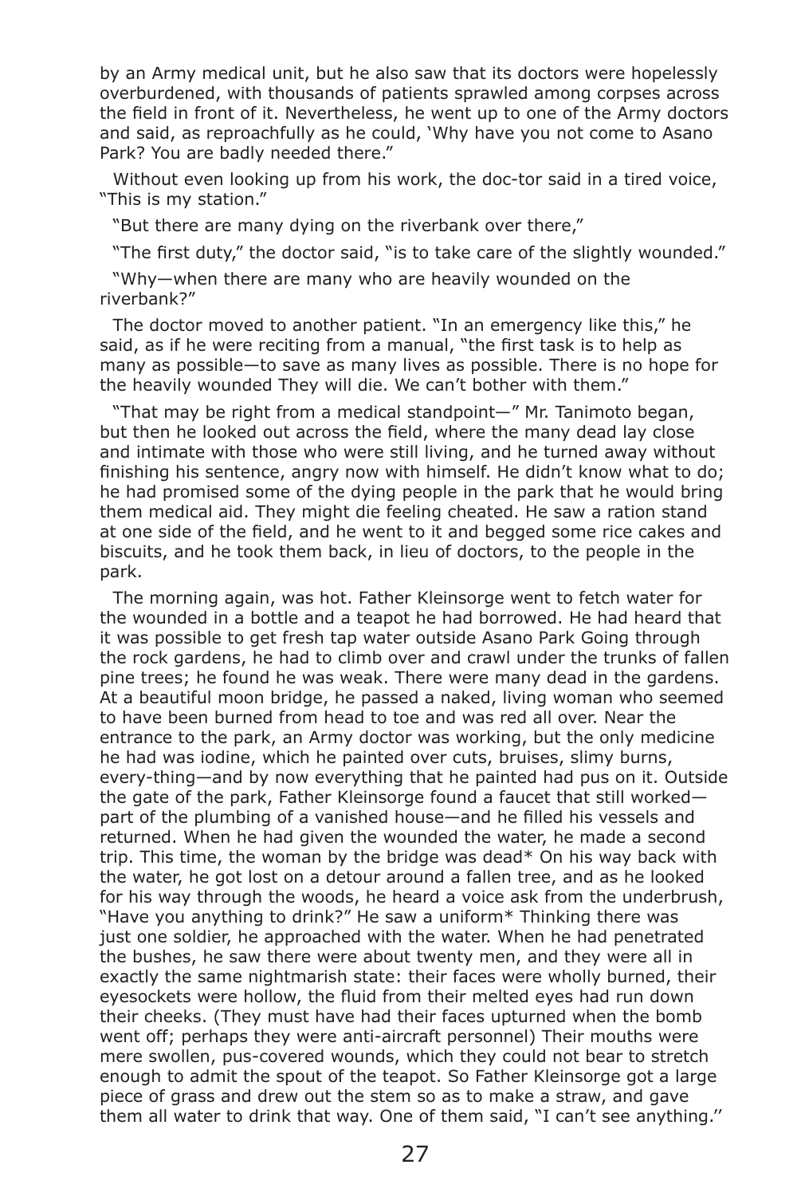by an Army medical unit, but he also saw that its doctors were hopelessly overburdened, with thousands of patients sprawled among corpses across the field in front of it. Nevertheless, he went up to one of the Army doctors and said, as reproachfully as he could, 'Why have you not come to Asano Park? You are badly needed there."

Without even looking up from his work, the doc-tor said in a tired voice, "This is my station."

"But there are many dying on the riverbank over there,"

"The first duty," the doctor said, "is to take care of the slightly wounded."

"Why—when there are many who are heavily wounded on the riverbank?"

The doctor moved to another patient. "In an emergency like this," he said, as if he were reciting from a manual, "the first task is to help as many as possible—to save as many lives as possible. There is no hope for the heavily wounded They will die. We can't bother with them."

"That may be right from a medical standpoint—" Mr. Tanimoto began, but then he looked out across the field, where the many dead lay close and intimate with those who were still living, and he turned away without finishing his sentence, angry now with himself. He didn't know what to do; he had promised some of the dying people in the park that he would bring them medical aid. They might die feeling cheated. He saw a ration stand at one side of the field, and he went to it and begged some rice cakes and biscuits, and he took them back, in lieu of doctors, to the people in the park.

The morning again, was hot. Father Kleinsorge went to fetch water for the wounded in a bottle and a teapot he had borrowed. He had heard that it was possible to get fresh tap water outside Asano Park Going through the rock gardens, he had to climb over and crawl under the trunks of fallen pine trees; he found he was weak. There were many dead in the gardens. At a beautiful moon bridge, he passed a naked, living woman who seemed to have been burned from head to toe and was red all over. Near the entrance to the park, an Army doctor was working, but the only medicine he had was iodine, which he painted over cuts, bruises, slimy burns, every-thing—and by now everything that he painted had pus on it. Outside the gate of the park, Father Kleinsorge found a faucet that still worked—part of the plumbing of a vanished house—and he filled his vessels and returned. When he had given the wounded the water, he made a second trip. This time, the woman by the bridge was dead* On his way back with the water, he got lost on a detour around a fallen tree, and as he looked for his way through the woods, he heard a voice ask from the underbrush, "Have you anything to drink?" He saw a uniform* Thinking there was just one soldier, he approached with the water. When he had penetrated the bushes, he saw there were about twenty men, and they were all in exactly the same nightmarish state: their faces were wholly burned, their eyesockets were hollow, the fluid from their melted eyes had run down their cheeks. (They must have had their faces upturned when the bomb went off; perhaps they were anti-aircraft personnel) Their mouths were mere swollen, pus-covered wounds, which they could not bear to stretch enough to admit the spout of the teapot. So Father Kleinsorge got a large piece of grass and drew out the stem so as to make a straw, and gave them all water to drink that way. One of them said, "I can't see anything.''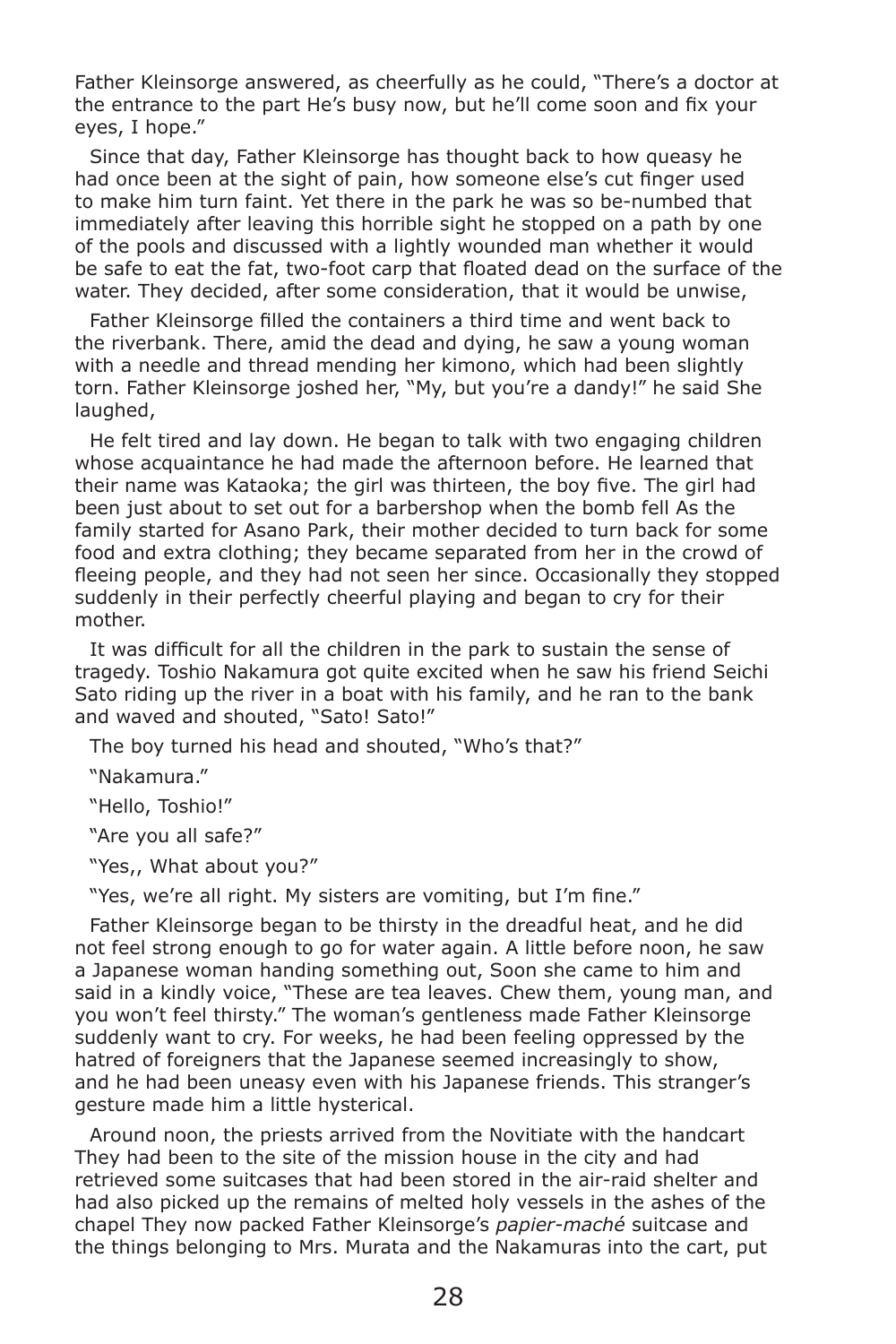Father Kleinsorge answered, as cheerfully as he could, "There's a doctor at the entrance to the part He's busy now, but he'll come soon and fix your eyes, I hope."

Since that day, Father Kleinsorge has thought back to how queasy he had once been at the sight of pain, how someone else's cut finger used to make him turn faint. Yet there in the park he was so be-numbed that immediately after leaving this horrible sight he stopped on a path by one of the pools and discussed with a lightly wounded man whether it would be safe to eat the fat, two-foot carp that floated dead on the surface of the water. They decided, after some consideration, that it would be unwise,

Father Kleinsorge filled the containers a third time and went back to the riverbank. There, amid the dead and dying, he saw a young woman with a needle and thread mending her kimono, which had been slightly torn. Father Kleinsorge joshed her, "My, but you're a dandy!" he said She laughed,

He felt tired and lay down. He began to talk with two engaging children whose acquaintance he had made the afternoon before. He learned that their name was Kataoka; the girl was thirteen, the boy five. The girl had been just about to set out for a barbershop when the bomb fell As the family started for Asano Park, their mother decided to turn back for some food and extra clothing; they became separated from her in the crowd of fleeing people, and they had not seen her since. Occasionally they stopped suddenly in their perfectly cheerful playing and began to cry for their mother.

It was difficult for all the children in the park to sustain the sense of tragedy. Toshio Nakamura got quite excited when he saw his friend Seichi Sato riding up the river in a boat with his family, and he ran to the bank and waved and shouted, "Sato! Sato!"

The boy turned his head and shouted, "Who's that?"

"Nakamura."

"Hello, Toshio!"

"Are you all safe?"

"Yes,, What about you?"

"Yes, we're all right. My sisters are vomiting, but I'm fine."

Father Kleinsorge began to be thirsty in the dreadful heat, and he did not feel strong enough to go for water again. A little before noon, he saw a Japanese woman handing something out, Soon she came to him and said in a kindly voice, "These are tea leaves. Chew them, young man, and you won't feel thirsty." The woman's gentleness made Father Kleinsorge suddenly want to cry. For weeks, he had been feeling oppressed by the hatred of foreigners that the Japanese seemed increasingly to show, and he had been uneasy even with his Japanese friends. This stranger's gesture made him a little hysterical.

Around noon, the priests arrived from the Novitiate with the handcart They had been to the site of the mission house in the city and had retrieved some suitcases that had been stored in the air-raid shelter and had also picked up the remains of melted holy vessels in the ashes of the chapel They now packed Father Kleinsorge's *papier-maché* suitcase and the things belonging to Mrs. Murata and the Nakamuras into the cart, put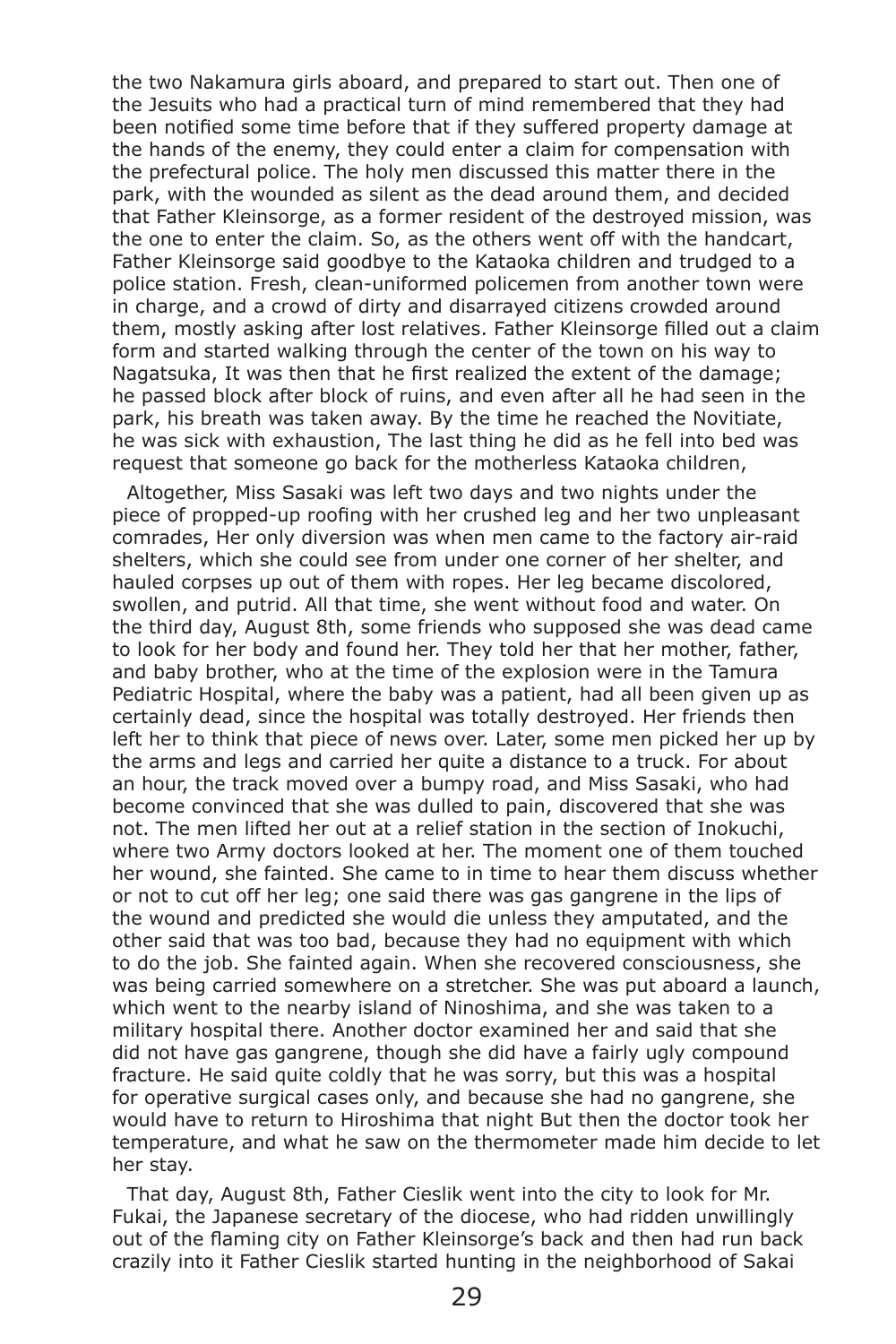the two Nakamura girls aboard, and prepared to start out. Then one of the Jesuits who had a practical turn of mind remembered that they had been notified some time before that if they suffered property damage at the hands of the enemy, they could enter a claim for compensation with the prefectural police. The holy men discussed this matter there in the park, with the wounded as silent as the dead around them, and decided that Father Kleinsorge, as a former resident of the destroyed mission, was the one to enter the claim. So, as the others went off with the handcart, Father Kleinsorge said goodbye to the Kataoka children and trudged to a police station. Fresh, clean-uniformed policemen from another town were in charge, and a crowd of dirty and disarrayed citizens crowded around them, mostly asking after lost relatives. Father Kleinsorge filled out a claim form and started walking through the center of the town on his way to Nagatsuka, It was then that he first realized the extent of the damage; he passed block after block of ruins, and even after all he had seen in the park, his breath was taken away. By the time he reached the Novitiate, he was sick with exhaustion, The last thing he did as he fell into bed was request that someone go back for the motherless Kataoka children,

Altogether, Miss Sasaki was left two days and two nights under the piece of propped-up roofing with her crushed leg and her two unpleasant comrades, Her only diversion was when men came to the factory air-raid shelters, which she could see from under one corner of her shelter, and hauled corpses up out of them with ropes. Her leg became discolored, swollen, and putrid. All that time, she went without food and water. On the third day, August 8th, some friends who supposed she was dead came to look for her body and found her. They told her that her mother, father, and baby brother, who at the time of the explosion were in the Tamura Pediatric Hospital, where the baby was a patient, had all been given up as certainly dead, since the hospital was totally destroyed. Her friends then left her to think that piece of news over. Later, some men picked her up by the arms and legs and carried her quite a distance to a truck. For about an hour, the track moved over a bumpy road, and Miss Sasaki, who had become convinced that she was dulled to pain, discovered that she was not. The men lifted her out at a relief station in the section of Inokuchi, where two Army doctors looked at her. The moment one of them touched her wound, she fainted. She came to in time to hear them discuss whether or not to cut off her leg; one said there was gas gangrene in the lips of the wound and predicted she would die unless they amputated, and the other said that was too bad, because they had no equipment with which to do the job. She fainted again. When she recovered consciousness, she was being carried somewhere on a stretcher. She was put aboard a launch, which went to the nearby island of Ninoshima, and she was taken to a military hospital there. Another doctor examined her and said that she did not have gas gangrene, though she did have a fairly ugly compound fracture. He said quite coldly that he was sorry, but this was a hospital for operative surgical cases only, and because she had no gangrene, she would have to return to Hiroshima that night But then the doctor took her temperature, and what he saw on the thermometer made him decide to let her stay.

That day, August 8th, Father Cieslik went into the city to look for Mr. Fukai, the Japanese secretary of the diocese, who had ridden unwillingly out of the flaming city on Father Kleinsorge's back and then had run back crazily into it Father Cieslik started hunting in the neighborhood of Sakai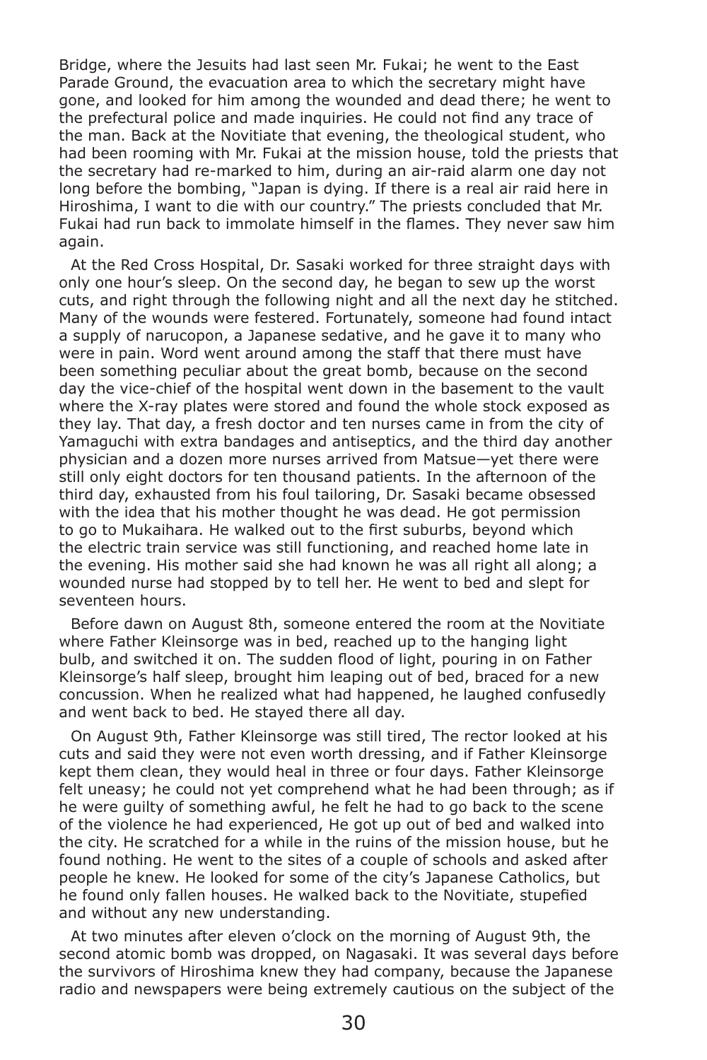Bridge, where the Jesuits had last seen Mr. Fukai; he went to the East Parade Ground, the evacuation area to which the secretary might have gone, and looked for him among the wounded and dead there; he went to the prefectural police and made inquiries. He could not find any trace of the man. Back at the Novitiate that evening, the theological student, who had been rooming with Mr. Fukai at the mission house, told the priests that the secretary had re-marked to him, during an air-raid alarm one day not long before the bombing, "Japan is dying. If there is a real air raid here in Hiroshima, I want to die with our country." The priests concluded that Mr. Fukai had run back to immolate himself in the flames. They never saw him again.

At the Red Cross Hospital, Dr. Sasaki worked for three straight days with only one hour's sleep. On the second day, he began to sew up the worst cuts, and right through the following night and all the next day he stitched. Many of the wounds were festered. Fortunately, someone had found intact a supply of narucopon, a Japanese sedative, and he gave it to many who were in pain. Word went around among the staff that there must have been something peculiar about the great bomb, because on the second day the vice-chief of the hospital went down in the basement to the vault where the X-ray plates were stored and found the whole stock exposed as they lay. That day, a fresh doctor and ten nurses came in from the city of Yamaguchi with extra bandages and antiseptics, and the third day another physician and a dozen more nurses arrived from Matsue—yet there were still only eight doctors for ten thousand patients. In the afternoon of the third day, exhausted from his foul tailoring, Dr. Sasaki became obsessed with the idea that his mother thought he was dead. He got permission to go to Mukaihara. He walked out to the first suburbs, beyond which the electric train service was still functioning, and reached home late in the evening. His mother said she had known he was all right all along; a wounded nurse had stopped by to tell her. He went to bed and slept for seventeen hours.

Before dawn on August 8th, someone entered the room at the Novitiate where Father Kleinsorge was in bed, reached up to the hanging light bulb, and switched it on. The sudden flood of light, pouring in on Father Kleinsorge's half sleep, brought him leaping out of bed, braced for a new concussion. When he realized what had happened, he laughed confusedly and went back to bed. He stayed there all day.

On August 9th, Father Kleinsorge was still tired, The rector looked at his cuts and said they were not even worth dressing, and if Father Kleinsorge kept them clean, they would heal in three or four days. Father Kleinsorge felt uneasy; he could not yet comprehend what he had been through; as if he were guilty of something awful, he felt he had to go back to the scene of the violence he had experienced, He got up out of bed and walked into the city. He scratched for a while in the ruins of the mission house, but he found nothing. He went to the sites of a couple of schools and asked after people he knew. He looked for some of the city's Japanese Catholics, but he found only fallen houses. He walked back to the Novitiate, stupefied and without any new understanding.

At two minutes after eleven o'clock on the morning of August 9th, the second atomic bomb was dropped, on Nagasaki. It was several days before the survivors of Hiroshima knew they had company, because the Japanese radio and newspapers were being extremely cautious on the subject of the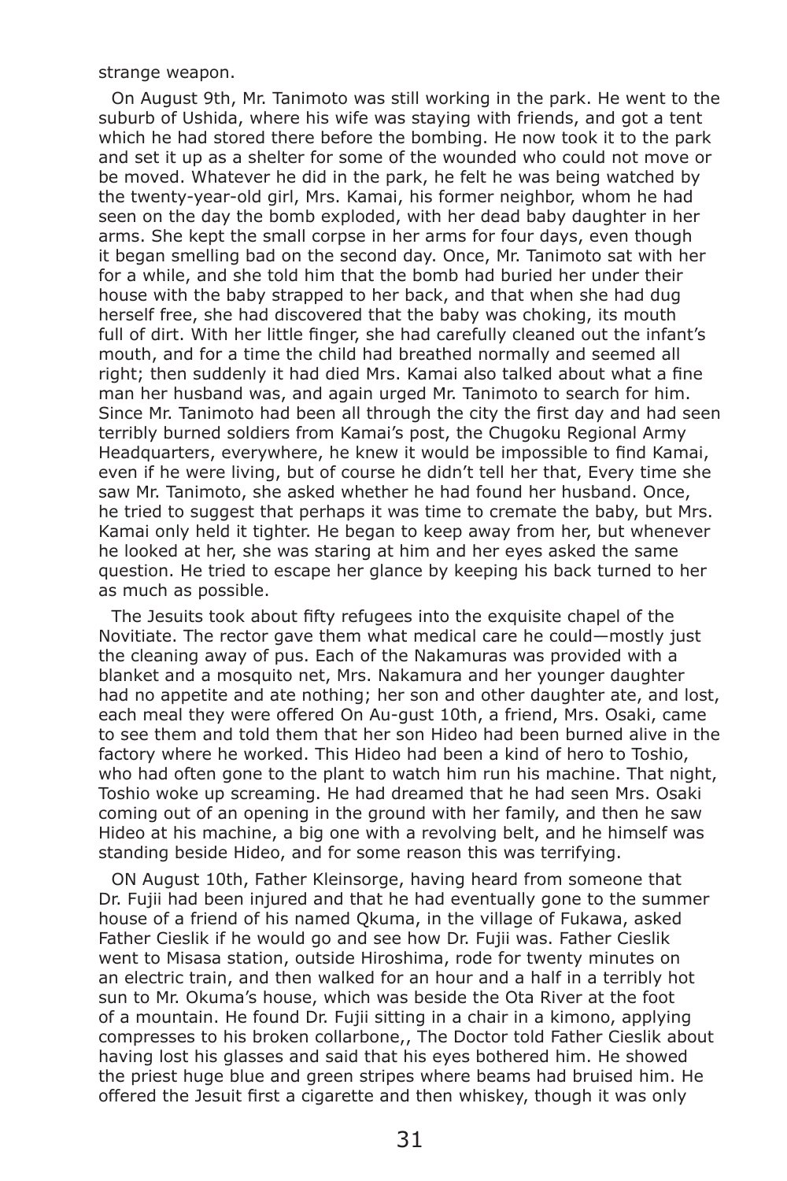strange weapon.

On August 9th, Mr. Tanimoto was still working in the park. He went to the suburb of Ushida, where his wife was staying with friends, and got a tent which he had stored there before the bombing. He now took it to the park and set it up as a shelter for some of the wounded who could not move or be moved. Whatever he did in the park, he felt he was being watched by the twenty-year-old girl, Mrs. Kamai, his former neighbor, whom he had seen on the day the bomb exploded, with her dead baby daughter in her arms. She kept the small corpse in her arms for four days, even though it began smelling bad on the second day. Once, Mr. Tanimoto sat with her for a while, and she told him that the bomb had buried her under their house with the baby strapped to her back, and that when she had dug herself free, she had discovered that the baby was choking, its mouth full of dirt. With her little finger, she had carefully cleaned out the infant's mouth, and for a time the child had breathed normally and seemed all right; then suddenly it had died Mrs. Kamai also talked about what a fine man her husband was, and again urged Mr. Tanimoto to search for him. Since Mr. Tanimoto had been all through the city the first day and had seen terribly burned soldiers from Kamai's post, the Chugoku Regional Army Headquarters, everywhere, he knew it would be impossible to find Kamai, even if he were living, but of course he didn't tell her that, Every time she saw Mr. Tanimoto, she asked whether he had found her husband. Once, he tried to suggest that perhaps it was time to cremate the baby, but Mrs. Kamai only held it tighter. He began to keep away from her, but whenever he looked at her, she was staring at him and her eyes asked the same question. He tried to escape her glance by keeping his back turned to her as much as possible.

The Jesuits took about fifty refugees into the exquisite chapel of the Novitiate. The rector gave them what medical care he could—mostly just the cleaning away of pus. Each of the Nakamuras was provided with a blanket and a mosquito net, Mrs. Nakamura and her younger daughter had no appetite and ate nothing; her son and other daughter ate, and lost, each meal they were offered On Au-gust 10th, a friend, Mrs. Osaki, came to see them and told them that her son Hideo had been burned alive in the factory where he worked. This Hideo had been a kind of hero to Toshio, who had often gone to the plant to watch him run his machine. That night, Toshio woke up screaming. He had dreamed that he had seen Mrs. Osaki coming out of an opening in the ground with her family, and then he saw Hideo at his machine, a big one with a revolving belt, and he himself was standing beside Hideo, and for some reason this was terrifying.

ON August 10th, Father Kleinsorge, having heard from someone that Dr. Fujii had been injured and that he had eventually gone to the summer house of a friend of his named Qkuma, in the village of Fukawa, asked Father Cieslik if he would go and see how Dr. Fujii was. Father Cieslik went to Misasa station, outside Hiroshima, rode for twenty minutes on an electric train, and then walked for an hour and a half in a terribly hot sun to Mr. Okuma's house, which was beside the Ota River at the foot of a mountain. He found Dr. Fujii sitting in a chair in a kimono, applying compresses to his broken collarbone,, The Doctor told Father Cieslik about having lost his glasses and said that his eyes bothered him. He showed the priest huge blue and green stripes where beams had bruised him. He offered the Jesuit first a cigarette and then whiskey, though it was only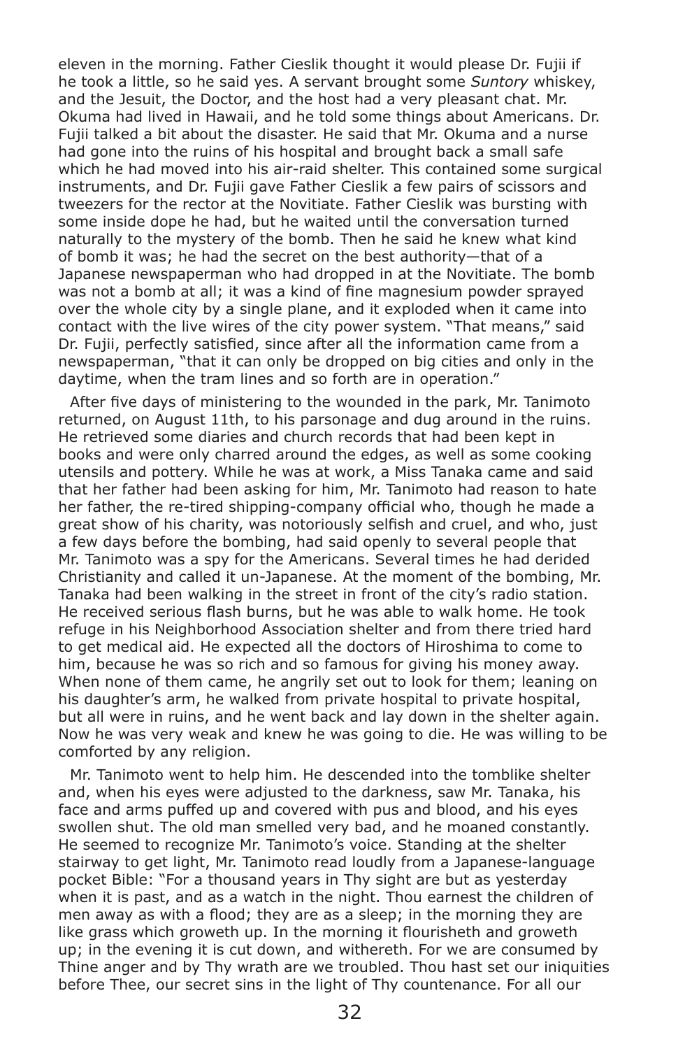eleven in the morning. Father Cieslik thought it would please Dr. Fujii if he took a little, so he said yes. A servant brought some *Suntory* whiskey, and the Jesuit, the Doctor, and the host had a very pleasant chat. Mr. Okuma had lived in Hawaii, and he told some things about Americans. Dr. Fujii talked a bit about the disaster. He said that Mr. Okuma and a nurse had gone into the ruins of his hospital and brought back a small safe which he had moved into his air-raid shelter. This contained some surgical instruments, and Dr. Fujii gave Father Cieslik a few pairs of scissors and tweezers for the rector at the Novitiate. Father Cieslik was bursting with some inside dope he had, but he waited until the conversation turned naturally to the mystery of the bomb. Then he said he knew what kind of bomb it was; he had the secret on the best authority—that of a Japanese newspaperman who had dropped in at the Novitiate. The bomb was not a bomb at all; it was a kind of fine magnesium powder sprayed over the whole city by a single plane, and it exploded when it came into contact with the live wires of the city power system. "That means," said Dr. Fujii, perfectly satisfied, since after all the information came from a newspaperman, "that it can only be dropped on big cities and only in the daytime, when the tram lines and so forth are in operation."

After five days of ministering to the wounded in the park, Mr. Tanimoto returned, on August 11th, to his parsonage and dug around in the ruins. He retrieved some diaries and church records that had been kept in books and were only charred around the edges, as well as some cooking utensils and pottery. While he was at work, a Miss Tanaka came and said that her father had been asking for him, Mr. Tanimoto had reason to hate her father, the re-tired shipping-company official who, though he made a great show of his charity, was notoriously selfish and cruel, and who, just a few days before the bombing, had said openly to several people that Mr. Tanimoto was a spy for the Americans. Several times he had derided Christianity and called it un-Japanese. At the moment of the bombing, Mr. Tanaka had been walking in the street in front of the city's radio station. He received serious flash burns, but he was able to walk home. He took refuge in his Neighborhood Association shelter and from there tried hard to get medical aid. He expected all the doctors of Hiroshima to come to him, because he was so rich and so famous for giving his money away. When none of them came, he angrily set out to look for them; leaning on his daughter's arm, he walked from private hospital to private hospital, but all were in ruins, and he went back and lay down in the shelter again. Now he was very weak and knew he was going to die. He was willing to be comforted by any religion.

Mr. Tanimoto went to help him. He descended into the tomblike shelter and, when his eyes were adjusted to the darkness, saw Mr. Tanaka, his face and arms puffed up and covered with pus and blood, and his eyes swollen shut. The old man smelled very bad, and he moaned constantly. He seemed to recognize Mr. Tanimoto's voice. Standing at the shelter stairway to get light, Mr. Tanimoto read loudly from a Japanese-language pocket Bible: "For a thousand years in Thy sight are but as yesterday when it is past, and as a watch in the night. Thou earnest the children of men away as with a flood; they are as a sleep; in the morning they are like grass which groweth up. In the morning it flourisheth and groweth up; in the evening it is cut down, and withereth. For we are consumed by Thine anger and by Thy wrath are we troubled. Thou hast set our iniquities before Thee, our secret sins in the light of Thy countenance. For all our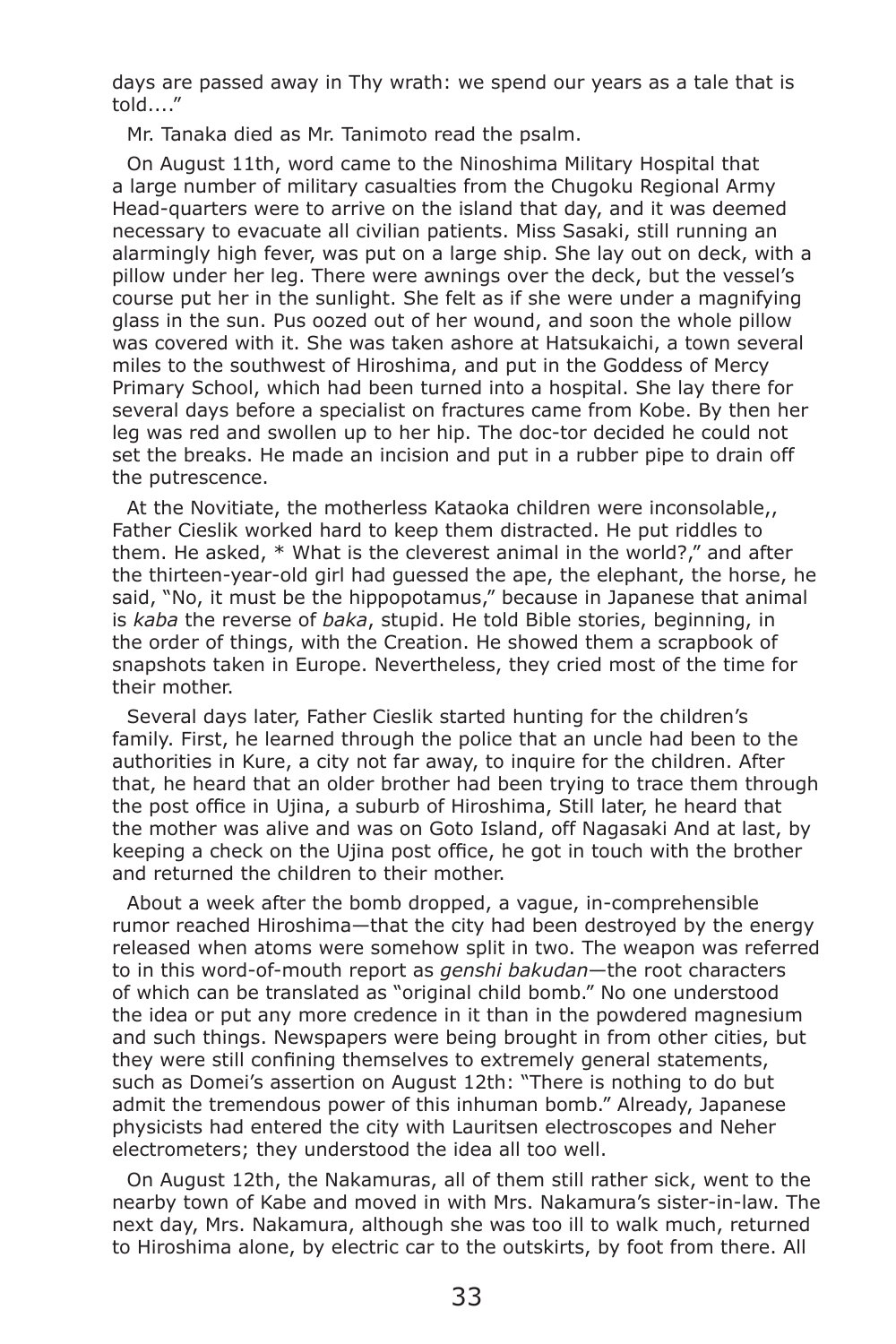days are passed away in Thy wrath: we spend our years as a tale that is told...."

Mr. Tanaka died as Mr. Tanimoto read the psalm.

On August 11th, word came to the Ninoshima Military Hospital that a large number of military casualties from the Chugoku Regional Army Head-quarters were to arrive on the island that day, and it was deemed necessary to evacuate all civilian patients. Miss Sasaki, still running an alarmingly high fever, was put on a large ship. She lay out on deck, with a pillow under her leg. There were awnings over the deck, but the vessel's course put her in the sunlight. She felt as if she were under a magnifying glass in the sun. Pus oozed out of her wound, and soon the whole pillow was covered with it. She was taken ashore at Hatsukaichi, a town several miles to the southwest of Hiroshima, and put in the Goddess of Mercy Primary School, which had been turned into a hospital. She lay there for several days before a specialist on fractures came from Kobe. By then her leg was red and swollen up to her hip. The doc-tor decided he could not set the breaks. He made an incision and put in a rubber pipe to drain off the putrescence.

At the Novitiate, the motherless Kataoka children were inconsolable,, Father Cieslik worked hard to keep them distracted. He put riddles to them. He asked, * What is the cleverest animal in the world?," and after the thirteen-year-old girl had guessed the ape, the elephant, the horse, he said, "No, it must be the hippopotamus," because in Japanese that animal is *kaba* the reverse of *baka*, stupid. He told Bible stories, beginning, in the order of things, with the Creation. He showed them a scrapbook of snapshots taken in Europe. Nevertheless, they cried most of the time for their mother.

Several days later, Father Cieslik started hunting for the children's family. First, he learned through the police that an uncle had been to the authorities in Kure, a city not far away, to inquire for the children. After that, he heard that an older brother had been trying to trace them through the post office in Ujina, a suburb of Hiroshima, Still later, he heard that the mother was alive and was on Goto Island, off Nagasaki And at last, by keeping a check on the Ujina post office, he got in touch with the brother and returned the children to their mother.

About a week after the bomb dropped, a vague, in-comprehensible rumor reached Hiroshima—that the city had been destroyed by the energy released when atoms were somehow split in two. The weapon was referred to in this word-of-mouth report as *genshi bakudan*—the root characters of which can be translated as "original child bomb." No one understood the idea or put any more credence in it than in the powdered magnesium and such things. Newspapers were being brought in from other cities, but they were still confining themselves to extremely general statements, such as Domei's assertion on August 12th: "There is nothing to do but admit the tremendous power of this inhuman bomb." Already, Japanese physicists had entered the city with Lauritsen electroscopes and Neher electrometers; they understood the idea all too well.

On August 12th, the Nakamuras, all of them still rather sick, went to the nearby town of Kabe and moved in with Mrs. Nakamura's sister-in-law. The next day, Mrs. Nakamura, although she was too ill to walk much, returned to Hiroshima alone, by electric car to the outskirts, by foot from there. All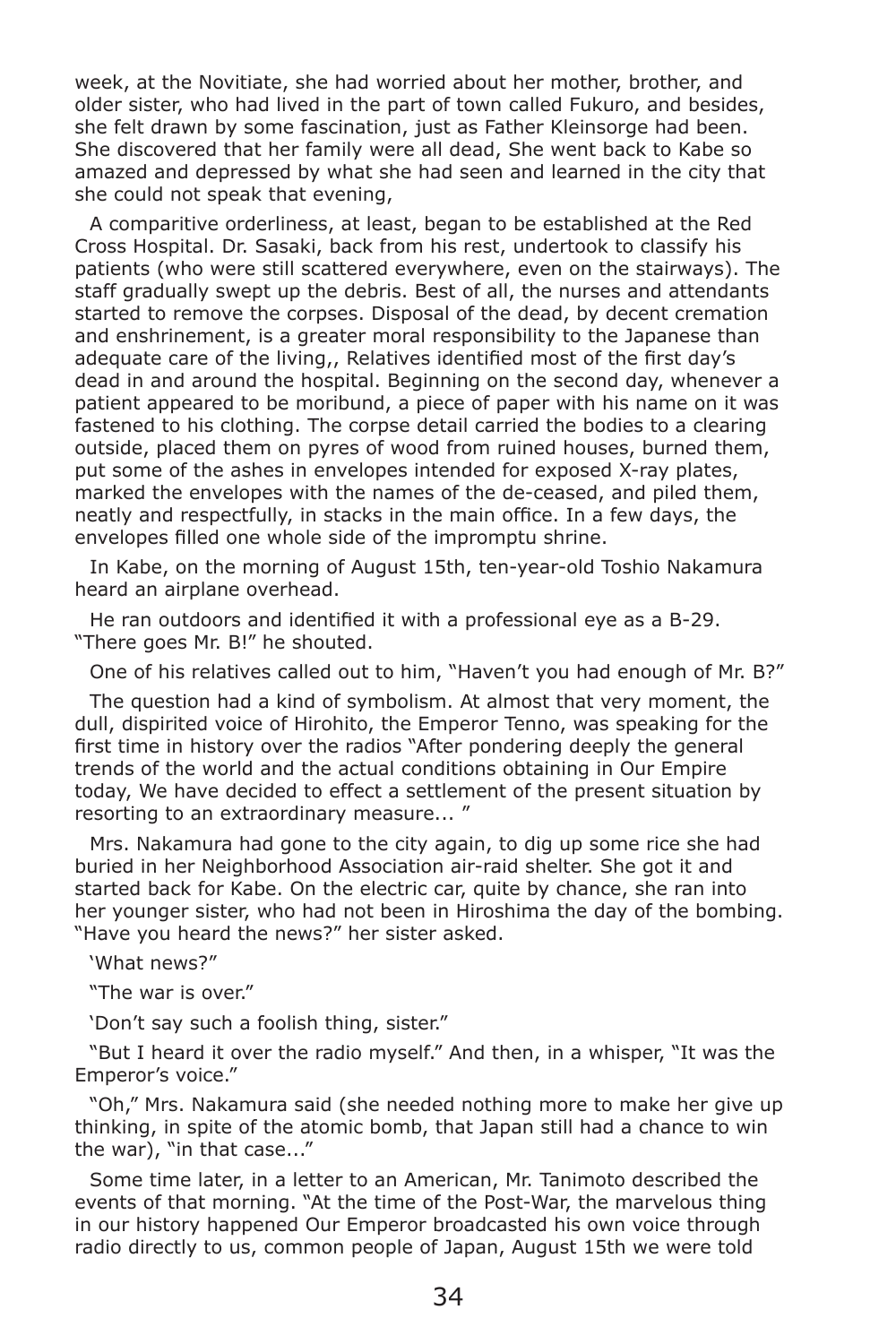week, at the Novitiate, she had worried about her mother, brother, and older sister, who had lived in the part of town called Fukuro, and besides, she felt drawn by some fascination, just as Father Kleinsorge had been. She discovered that her family were all dead, She went back to Kabe so amazed and depressed by what she had seen and learned in the city that she could not speak that evening,

A comparitive orderliness, at least, began to be established at the Red Cross Hospital. Dr. Sasaki, back from his rest, undertook to classify his patients (who were still scattered everywhere, even on the stairways). The staff gradually swept up the debris. Best of all, the nurses and attendants started to remove the corpses. Disposal of the dead, by decent cremation and enshrinement, is a greater moral responsibility to the Japanese than adequate care of the living,, Relatives identified most of the first day's dead in and around the hospital. Beginning on the second day, whenever a patient appeared to be moribund, a piece of paper with his name on it was fastened to his clothing. The corpse detail carried the bodies to a clearing outside, placed them on pyres of wood from ruined houses, burned them, put some of the ashes in envelopes intended for exposed X-ray plates, marked the envelopes with the names of the de-ceased, and piled them, neatly and respectfully, in stacks in the main office. In a few days, the envelopes filled one whole side of the impromptu shrine.

In Kabe, on the morning of August 15th, ten-year-old Toshio Nakamura heard an airplane overhead.

He ran outdoors and identified it with a professional eye as a B-29. "There goes Mr. B!" he shouted.

One of his relatives called out to him, "Haven't you had enough of Mr. B?"

The question had a kind of symbolism. At almost that very moment, the dull, dispirited voice of Hirohito, the Emperor Tenno, was speaking for the first time in history over the radios "After pondering deeply the general trends of the world and the actual conditions obtaining in Our Empire today, We have decided to effect a settlement of the present situation by resorting to an extraordinary measure... "

Mrs. Nakamura had gone to the city again, to dig up some rice she had buried in her Neighborhood Association air-raid shelter. She got it and started back for Kabe. On the electric car, quite by chance, she ran into her younger sister, who had not been in Hiroshima the day of the bombing. "Have you heard the news?" her sister asked.

'What news?"

"The war is over."

'Don't say such a foolish thing, sister."

"But I heard it over the radio myself." And then, in a whisper, "It was the Emperor's voice."

"Oh," Mrs. Nakamura said (she needed nothing more to make her give up thinking, in spite of the atomic bomb, that Japan still had a chance to win the war), "in that case..."

Some time later, in a letter to an American, Mr. Tanimoto described the events of that morning. "At the time of the Post-War, the marvelous thing in our history happened Our Emperor broadcasted his own voice through radio directly to us, common people of Japan, August 15th we were told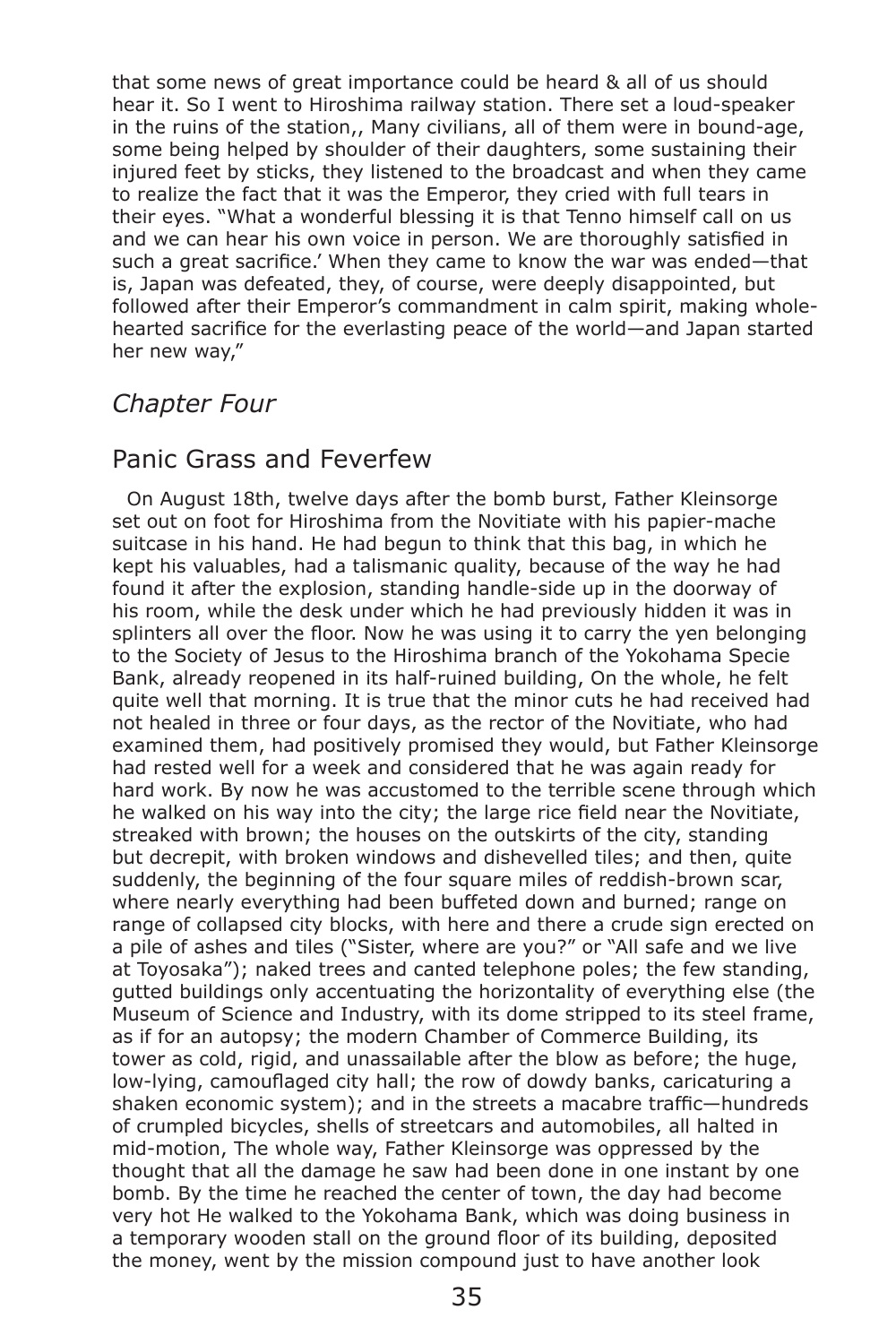that some news of great importance could be heard & all of us should hear it. So I went to Hiroshima railway station. There set a loud-speaker in the ruins of the station,, Many civilians, all of them were in bound-age, some being helped by shoulder of their daughters, some sustaining their injured feet by sticks, they listened to the broadcast and when they came to realize the fact that it was the Emperor, they cried with full tears in their eyes. "What a wonderful blessing it is that Tenno himself call on us and we can hear his own voice in person. We are thoroughly satisfied in such a great sacrifice.' When they came to know the war was ended—that is, Japan was defeated, they, of course, were deeply disappointed, but followed after their Emperor's commandment in calm spirit, making whole-hearted sacrifice for the everlasting peace of the world—and Japan started her new way,"

## *Chapter Four*

## Panic Grass and Feverfew

On August 18th, twelve days after the bomb burst, Father Kleinsorge set out on foot for Hiroshima from the Novitiate with his papier-mache suitcase in his hand. He had begun to think that this bag, in which he kept his valuables, had a talismanic quality, because of the way he had found it after the explosion, standing handle-side up in the doorway of his room, while the desk under which he had previously hidden it was in splinters all over the floor. Now he was using it to carry the yen belonging to the Society of Jesus to the Hiroshima branch of the Yokohama Specie Bank, already reopened in its half-ruined building, On the whole, he felt quite well that morning. It is true that the minor cuts he had received had not healed in three or four days, as the rector of the Novitiate, who had examined them, had positively promised they would, but Father Kleinsorge had rested well for a week and considered that he was again ready for hard work. By now he was accustomed to the terrible scene through which he walked on his way into the city; the large rice field near the Novitiate, streaked with brown; the houses on the outskirts of the city, standing but decrepit, with broken windows and dishevelled tiles; and then, quite suddenly, the beginning of the four square miles of reddish-brown scar, where nearly everything had been buffeted down and burned; range on range of collapsed city blocks, with here and there a crude sign erected on a pile of ashes and tiles ("Sister, where are you?" or "All safe and we live at Toyosaka"); naked trees and canted telephone poles; the few standing, gutted buildings only accentuating the horizontality of everything else (the Museum of Science and Industry, with its dome stripped to its steel frame, as if for an autopsy; the modern Chamber of Commerce Building, its tower as cold, rigid, and unassailable after the blow as before; the huge, low-lying, camouflaged city hall; the row of dowdy banks, caricaturing a shaken economic system); and in the streets a macabre traffic—hundreds of crumpled bicycles, shells of streetcars and automobiles, all halted in mid-motion, The whole way, Father Kleinsorge was oppressed by the thought that all the damage he saw had been done in one instant by one bomb. By the time he reached the center of town, the day had become very hot He walked to the Yokohama Bank, which was doing business in a temporary wooden stall on the ground floor of its building, deposited the money, went by the mission compound just to have another look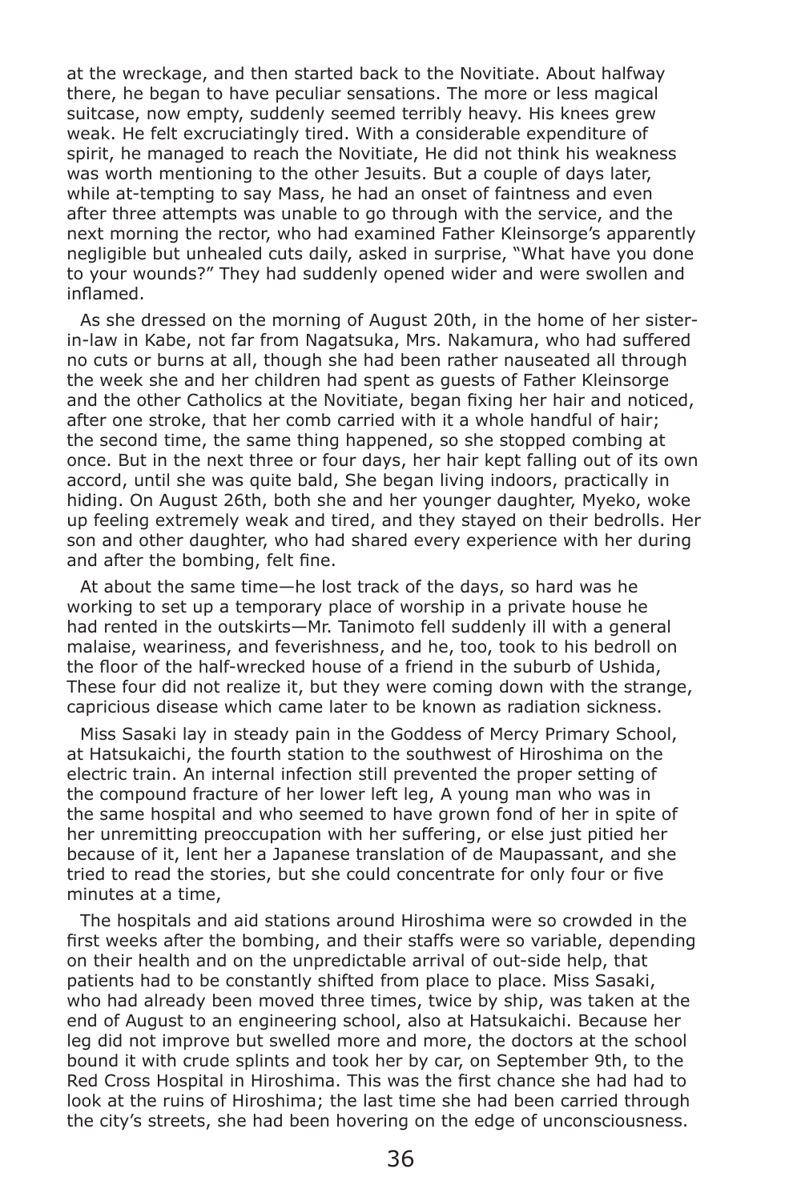at the wreckage, and then started back to the Novitiate. About halfway there, he began to have peculiar sensations. The more or less magical suitcase, now empty, suddenly seemed terribly heavy. His knees grew weak. He felt excruciatingly tired. With a considerable expenditure of spirit, he managed to reach the Novitiate, He did not think his weakness was worth mentioning to the other Jesuits. But a couple of days later, while at-tempting to say Mass, he had an onset of faintness and even after three attempts was unable to go through with the service, and the next morning the rector, who had examined Father Kleinsorge's apparently negligible but unhealed cuts daily, asked in surprise, "What have you done to your wounds?" They had suddenly opened wider and were swollen and inflamed.

As she dressed on the morning of August 20th, in the home of her sister-in-law in Kabe, not far from Nagatsuka, Mrs. Nakamura, who had suffered no cuts or burns at all, though she had been rather nauseated all through the week she and her children had spent as guests of Father Kleinsorge and the other Catholics at the Novitiate, began fixing her hair and noticed, after one stroke, that her comb carried with it a whole handful of hair; the second time, the same thing happened, so she stopped combing at once. But in the next three or four days, her hair kept falling out of its own accord, until she was quite bald, She began living indoors, practically in hiding. On August 26th, both she and her younger daughter, Myeko, woke up feeling extremely weak and tired, and they stayed on their bedrolls. Her son and other daughter, who had shared every experience with her during and after the bombing, felt fine.

At about the same time—he lost track of the days, so hard was he working to set up a temporary place of worship in a private house he had rented in the outskirts—Mr. Tanimoto fell suddenly ill with a general malaise, weariness, and feverishness, and he, too, took to his bedroll on the floor of the half-wrecked house of a friend in the suburb of Ushida, These four did not realize it, but they were coming down with the strange, capricious disease which came later to be known as radiation sickness.

Miss Sasaki lay in steady pain in the Goddess of Mercy Primary School, at Hatsukaichi, the fourth station to the southwest of Hiroshima on the electric train. An internal infection still prevented the proper setting of the compound fracture of her lower left leg, A young man who was in the same hospital and who seemed to have grown fond of her in spite of her unremitting preoccupation with her suffering, or else just pitied her because of it, lent her a Japanese translation of de Maupassant, and she tried to read the stories, but she could concentrate for only four or five minutes at a time,

The hospitals and aid stations around Hiroshima were so crowded in the first weeks after the bombing, and their staffs were so variable, depending on their health and on the unpredictable arrival of out-side help, that patients had to be constantly shifted from place to place. Miss Sasaki, who had already been moved three times, twice by ship, was taken at the end of August to an engineering school, also at Hatsukaichi. Because her leg did not improve but swelled more and more, the doctors at the school bound it with crude splints and took her by car, on September 9th, to the Red Cross Hospital in Hiroshima. This was the first chance she had had to look at the ruins of Hiroshima; the last time she had been carried through the city's streets, she had been hovering on the edge of unconsciousness.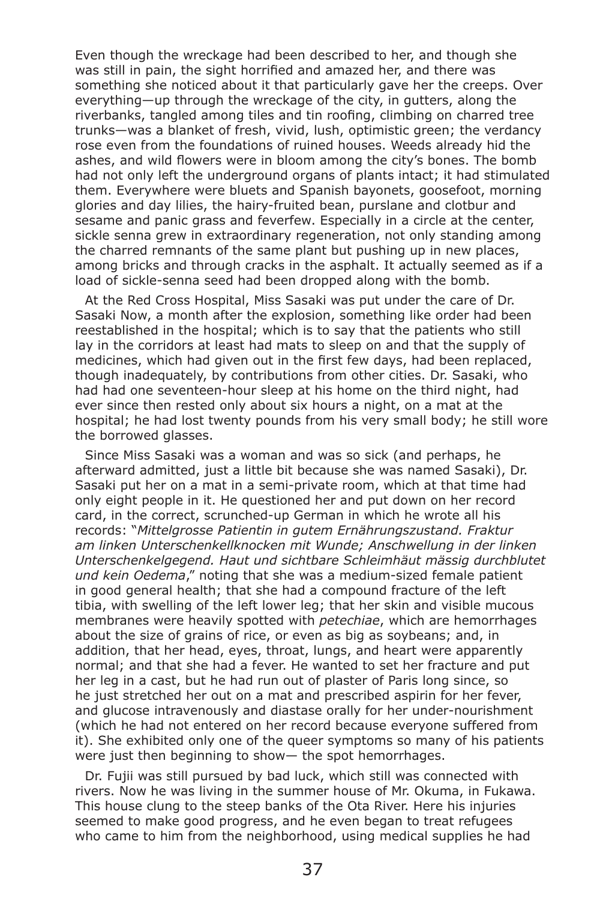Even though the wreckage had been described to her, and though she was still in pain, the sight horrified and amazed her, and there was something she noticed about it that particularly gave her the creeps. Over everything—up through the wreckage of the city, in gutters, along the riverbanks, tangled among tiles and tin roofing, climbing on charred tree trunks—was a blanket of fresh, vivid, lush, optimistic green; the verdancy rose even from the foundations of ruined houses. Weeds already hid the ashes, and wild flowers were in bloom among the city's bones. The bomb had not only left the underground organs of plants intact; it had stimulated them. Everywhere were bluets and Spanish bayonets, goosefoot, morning glories and day lilies, the hairy-fruited bean, purslane and clotbur and sesame and panic grass and feverfew. Especially in a circle at the center, sickle senna grew in extraordinary regeneration, not only standing among the charred remnants of the same plant but pushing up in new places, among bricks and through cracks in the asphalt. It actually seemed as if a load of sickle-senna seed had been dropped along with the bomb.

At the Red Cross Hospital, Miss Sasaki was put under the care of Dr. Sasaki Now, a month after the explosion, something like order had been reestablished in the hospital; which is to say that the patients who still lay in the corridors at least had mats to sleep on and that the supply of medicines, which had given out in the first few days, had been replaced, though inadequately, by contributions from other cities. Dr. Sasaki, who had had one seventeen-hour sleep at his home on the third night, had ever since then rested only about six hours a night, on a mat at the hospital; he had lost twenty pounds from his very small body; he still wore the borrowed glasses.

Since Miss Sasaki was a woman and was so sick (and perhaps, he afterward admitted, just a little bit because she was named Sasaki), Dr. Sasaki put her on a mat in a semi-private room, which at that time had only eight people in it. He questioned her and put down on her record card, in the correct, scrunched-up German in which he wrote all his records: "*Mittelgrosse Patientin in gutem Ernährungszustand. Fraktur am linken Unterschenkellknocken mit Wunde; Anschwellung in der linken Unterschenkelgegend. Haut und sichtbare Schleimhäut mässig durchblutet und kein Oedema*," noting that she was a medium-sized female patient in good general health; that she had a compound fracture of the left tibia, with swelling of the left lower leg; that her skin and visible mucous membranes were heavily spotted with *petechiae*, which are hemorrhages about the size of grains of rice, or even as big as soybeans; and, in addition, that her head, eyes, throat, lungs, and heart were apparently normal; and that she had a fever. He wanted to set her fracture and put her leg in a cast, but he had run out of plaster of Paris long since, so he just stretched her out on a mat and prescribed aspirin for her fever, and glucose intravenously and diastase orally for her under-nourishment (which he had not entered on her record because everyone suffered from it). She exhibited only one of the queer symptoms so many of his patients were just then beginning to show— the spot hemorrhages.

Dr. Fujii was still pursued by bad luck, which still was connected with rivers. Now he was living in the summer house of Mr. Okuma, in Fukawa. This house clung to the steep banks of the Ota River. Here his injuries seemed to make good progress, and he even began to treat refugees who came to him from the neighborhood, using medical supplies he had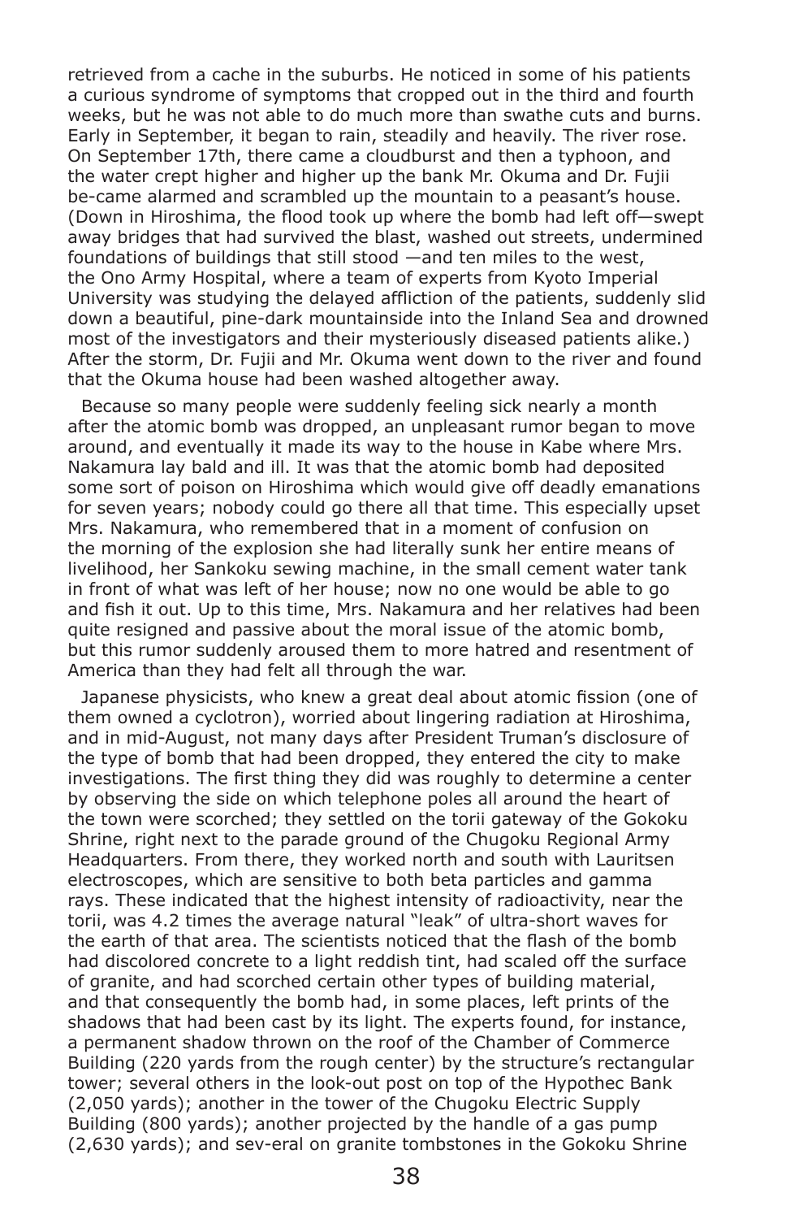retrieved from a cache in the suburbs. He noticed in some of his patients a curious syndrome of symptoms that cropped out in the third and fourth weeks, but he was not able to do much more than swathe cuts and burns. Early in September, it began to rain, steadily and heavily. The river rose. On September 17th, there came a cloudburst and then a typhoon, and the water crept higher and higher up the bank Mr. Okuma and Dr. Fujii be-came alarmed and scrambled up the mountain to a peasant's house. (Down in Hiroshima, the flood took up where the bomb had left off—swept away bridges that had survived the blast, washed out streets, undermined foundations of buildings that still stood —and ten miles to the west, the Ono Army Hospital, where a team of experts from Kyoto Imperial University was studying the delayed affliction of the patients, suddenly slid down a beautiful, pine-dark mountainside into the Inland Sea and drowned most of the investigators and their mysteriously diseased patients alike.) After the storm, Dr. Fujii and Mr. Okuma went down to the river and found that the Okuma house had been washed altogether away.

Because so many people were suddenly feeling sick nearly a month after the atomic bomb was dropped, an unpleasant rumor began to move around, and eventually it made its way to the house in Kabe where Mrs. Nakamura lay bald and ill. It was that the atomic bomb had deposited some sort of poison on Hiroshima which would give off deadly emanations for seven years; nobody could go there all that time. This especially upset Mrs. Nakamura, who remembered that in a moment of confusion on the morning of the explosion she had literally sunk her entire means of livelihood, her Sankoku sewing machine, in the small cement water tank in front of what was left of her house; now no one would be able to go and fish it out. Up to this time, Mrs. Nakamura and her relatives had been quite resigned and passive about the moral issue of the atomic bomb, but this rumor suddenly aroused them to more hatred and resentment of America than they had felt all through the war.

Japanese physicists, who knew a great deal about atomic fission (one of them owned a cyclotron), worried about lingering radiation at Hiroshima, and in mid-August, not many days after President Truman's disclosure of the type of bomb that had been dropped, they entered the city to make investigations. The first thing they did was roughly to determine a center by observing the side on which telephone poles all around the heart of the town were scorched; they settled on the torii gateway of the Gokoku Shrine, right next to the parade ground of the Chugoku Regional Army Headquarters. From there, they worked north and south with Lauritsen electroscopes, which are sensitive to both beta particles and gamma rays. These indicated that the highest intensity of radioactivity, near the torii, was 4.2 times the average natural "leak" of ultra-short waves for the earth of that area. The scientists noticed that the flash of the bomb had discolored concrete to a light reddish tint, had scaled off the surface of granite, and had scorched certain other types of building material, and that consequently the bomb had, in some places, left prints of the shadows that had been cast by its light. The experts found, for instance, a permanent shadow thrown on the roof of the Chamber of Commerce Building (220 yards from the rough center) by the structure's rectangular tower; several others in the look-out post on top of the Hypothec Bank (2,050 yards); another in the tower of the Chugoku Electric Supply Building (800 yards); another projected by the handle of a gas pump (2,630 yards); and sev-eral on granite tombstones in the Gokoku Shrine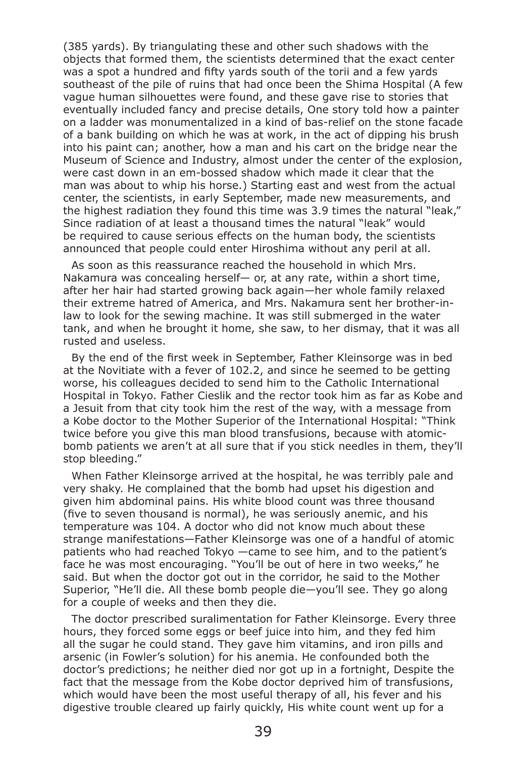(385 yards). By triangulating these and other such shadows with the objects that formed them, the scientists determined that the exact center was a spot a hundred and fifty yards south of the torii and a few yards southeast of the pile of ruins that had once been the Shima Hospital (A few vague human silhouettes were found, and these gave rise to stories that eventually included fancy and precise details, One story told how a painter on a ladder was monumentalized in a kind of bas-relief on the stone facade of a bank building on which he was at work, in the act of dipping his brush into his paint can; another, how a man and his cart on the bridge near the Museum of Science and Industry, almost under the center of the explosion, were cast down in an em-bossed shadow which made it clear that the man was about to whip his horse.) Starting east and west from the actual center, the scientists, in early September, made new measurements, and the highest radiation they found this time was 3.9 times the natural "leak," Since radiation of at least a thousand times the natural "leak" would be required to cause serious effects on the human body, the scientists announced that people could enter Hiroshima without any peril at all.

As soon as this reassurance reached the household in which Mrs. Nakamura was concealing herself— or, at any rate, within a short time, after her hair had started growing back again—her whole family relaxed their extreme hatred of America, and Mrs. Nakamura sent her brother-in-law to look for the sewing machine. It was still submerged in the water tank, and when he brought it home, she saw, to her dismay, that it was all rusted and useless.

By the end of the first week in September, Father Kleinsorge was in bed at the Novitiate with a fever of 102.2, and since he seemed to be getting worse, his colleagues decided to send him to the Catholic International Hospital in Tokyo. Father Cieslik and the rector took him as far as Kobe and a Jesuit from that city took him the rest of the way, with a message from a Kobe doctor to the Mother Superior of the International Hospital: "Think twice before you give this man blood transfusions, because with atomic-bomb patients we aren't at all sure that if you stick needles in them, they'll stop bleeding."

When Father Kleinsorge arrived at the hospital, he was terribly pale and very shaky. He complained that the bomb had upset his digestion and given him abdominal pains. His white blood count was three thousand (five to seven thousand is normal), he was seriously anemic, and his temperature was 104. A doctor who did not know much about these strange manifestations—Father Kleinsorge was one of a handful of atomic patients who had reached Tokyo —came to see him, and to the patient's face he was most encouraging. "You'll be out of here in two weeks," he said. But when the doctor got out in the corridor, he said to the Mother Superior, "He'll die. All these bomb people die—you'll see. They go along for a couple of weeks and then they die.

The doctor prescribed suralimentation for Father Kleinsorge. Every three hours, they forced some eggs or beef juice into him, and they fed him all the sugar he could stand. They gave him vitamins, and iron pills and arsenic (in Fowler's solution) for his anemia. He confounded both the doctor's predictions; he neither died nor got up in a fortnight, Despite the fact that the message from the Kobe doctor deprived him of transfusions, which would have been the most useful therapy of all, his fever and his digestive trouble cleared up fairly quickly, His white count went up for a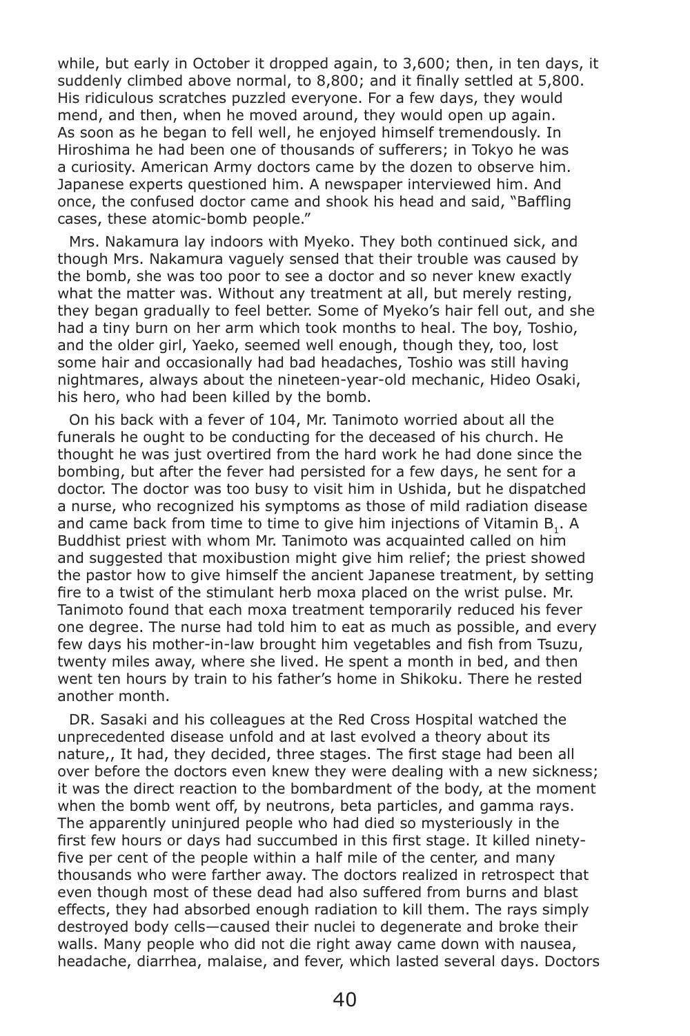while, but early in October it dropped again, to 3,600; then, in ten days, it suddenly climbed above normal, to 8,800; and it finally settled at 5,800. His ridiculous scratches puzzled everyone. For a few days, they would mend, and then, when he moved around, they would open up again. As soon as he began to fell well, he enjoyed himself tremendously. In Hiroshima he had been one of thousands of sufferers; in Tokyo he was a curiosity. American Army doctors came by the dozen to observe him. Japanese experts questioned him. A newspaper interviewed him. And once, the confused doctor came and shook his head and said, "Baffling cases, these atomic-bomb people."

Mrs. Nakamura lay indoors with Myeko. They both continued sick, and though Mrs. Nakamura vaguely sensed that their trouble was caused by the bomb, she was too poor to see a doctor and so never knew exactly what the matter was. Without any treatment at all, but merely resting, they began gradually to feel better. Some of Myeko's hair fell out, and she had a tiny burn on her arm which took months to heal. The boy, Toshio, and the older girl, Yaeko, seemed well enough, though they, too, lost some hair and occasionally had bad headaches, Toshio was still having nightmares, always about the nineteen-year-old mechanic, Hideo Osaki, his hero, who had been killed by the bomb.

On his back with a fever of 104, Mr. Tanimoto worried about all the funerals he ought to be conducting for the deceased of his church. He thought he was just overtired from the hard work he had done since the bombing, but after the fever had persisted for a few days, he sent for a doctor. The doctor was too busy to visit him in Ushida, but he dispatched a nurse, who recognized his symptoms as those of mild radiation disease and came back from time to time to give him injections of Vitamin $B_1$. A Buddhist priest with whom Mr. Tanimoto was acquainted called on him and suggested that moxibustion might give him relief; the priest showed the pastor how to give himself the ancient Japanese treatment, by setting fire to a twist of the stimulant herb moxa placed on the wrist pulse. Mr. Tanimoto found that each moxa treatment temporarily reduced his fever one degree. The nurse had told him to eat as much as possible, and every few days his mother-in-law brought him vegetables and fish from Tsuzu, twenty miles away, where she lived. He spent a month in bed, and then went ten hours by train to his father's home in Shikoku. There he rested another month.

DR. Sasaki and his colleagues at the Red Cross Hospital watched the unprecedented disease unfold and at last evolved a theory about its nature,, It had, they decided, three stages. The first stage had been all over before the doctors even knew they were dealing with a new sickness; it was the direct reaction to the bombardment of the body, at the moment when the bomb went off, by neutrons, beta particles, and gamma rays. The apparently uninjured people who had died so mysteriously in the first few hours or days had succumbed in this first stage. It killed ninety-five per cent of the people within a half mile of the center, and many thousands who were farther away. The doctors realized in retrospect that even though most of these dead had also suffered from burns and blast effects, they had absorbed enough radiation to kill them. The rays simply destroyed body cells—caused their nuclei to degenerate and broke their walls. Many people who did not die right away came down with nausea, headache, diarrhea, malaise, and fever, which lasted several days. Doctors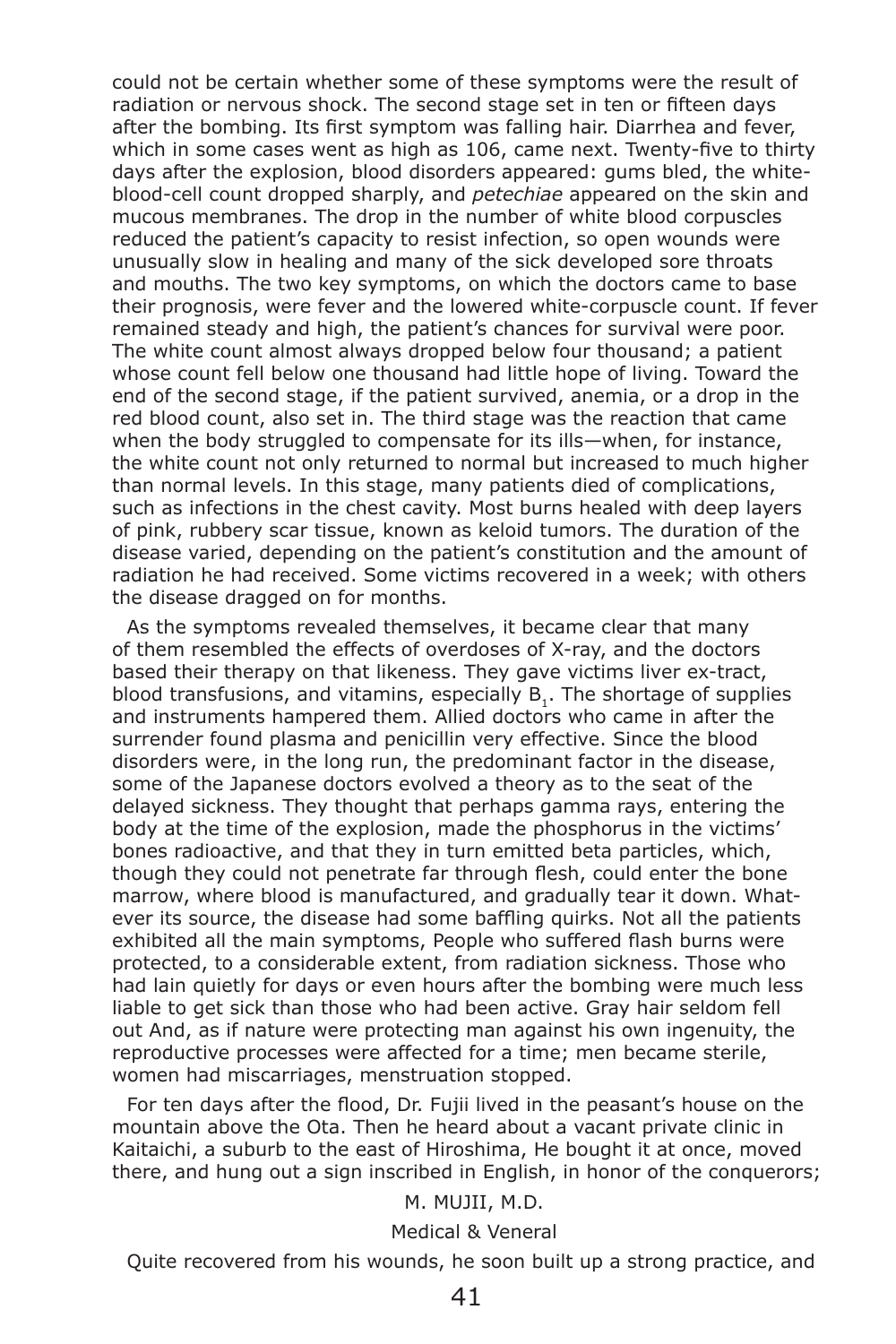could not be certain whether some of these symptoms were the result of radiation or nervous shock. The second stage set in ten or fifteen days after the bombing. Its first symptom was falling hair. Diarrhea and fever, which in some cases went as high as 106, came next. Twenty-five to thirty days after the explosion, blood disorders appeared: gums bled, the white-blood-cell count dropped sharply, and *petechiae* appeared on the skin and mucous membranes. The drop in the number of white blood corpuscles reduced the patient's capacity to resist infection, so open wounds were unusually slow in healing and many of the sick developed sore throats and mouths. The two key symptoms, on which the doctors came to base their prognosis, were fever and the lowered white-corpuscle count. If fever remained steady and high, the patient's chances for survival were poor. The white count almost always dropped below four thousand; a patient whose count fell below one thousand had little hope of living. Toward the end of the second stage, if the patient survived, anemia, or a drop in the red blood count, also set in. The third stage was the reaction that came when the body struggled to compensate for its ills—when, for instance, the white count not only returned to normal but increased to much higher than normal levels. In this stage, many patients died of complications, such as infections in the chest cavity. Most burns healed with deep layers of pink, rubbery scar tissue, known as keloid tumors. The duration of the disease varied, depending on the patient's constitution and the amount of radiation he had received. Some victims recovered in a week; with others the disease dragged on for months.

As the symptoms revealed themselves, it became clear that many of them resembled the effects of overdoses of X-ray, and the doctors based their therapy on that likeness. They gave victims liver ex-tract, blood transfusions, and vitamins, especially $B_1$. The shortage of supplies and instruments hampered them. Allied doctors who came in after the surrender found plasma and penicillin very effective. Since the blood disorders were, in the long run, the predominant factor in the disease, some of the Japanese doctors evolved a theory as to the seat of the delayed sickness. They thought that perhaps gamma rays, entering the body at the time of the explosion, made the phosphorus in the victims' bones radioactive, and that they in turn emitted beta particles, which, though they could not penetrate far through flesh, could enter the bone marrow, where blood is manufactured, and gradually tear it down. Whatever its source, the disease had some baffling quirks. Not all the patients exhibited all the main symptoms, People who suffered flash burns were protected, to a considerable extent, from radiation sickness. Those who had lain quietly for days or even hours after the bombing were much less liable to get sick than those who had been active. Gray hair seldom fell out And, as if nature were protecting man against his own ingenuity, the reproductive processes were affected for a time; men became sterile, women had miscarriages, menstruation stopped.

For ten days after the flood, Dr. Fujii lived in the peasant's house on the mountain above the Ota. Then he heard about a vacant private clinic in Kaitaichi, a suburb to the east of Hiroshima, He bought it at once, moved there, and hung out a sign inscribed in English, in honor of the conquerors;

M. MUJII, M.D.

Medical & Veneral

Quite recovered from his wounds, he soon built up a strong practice, and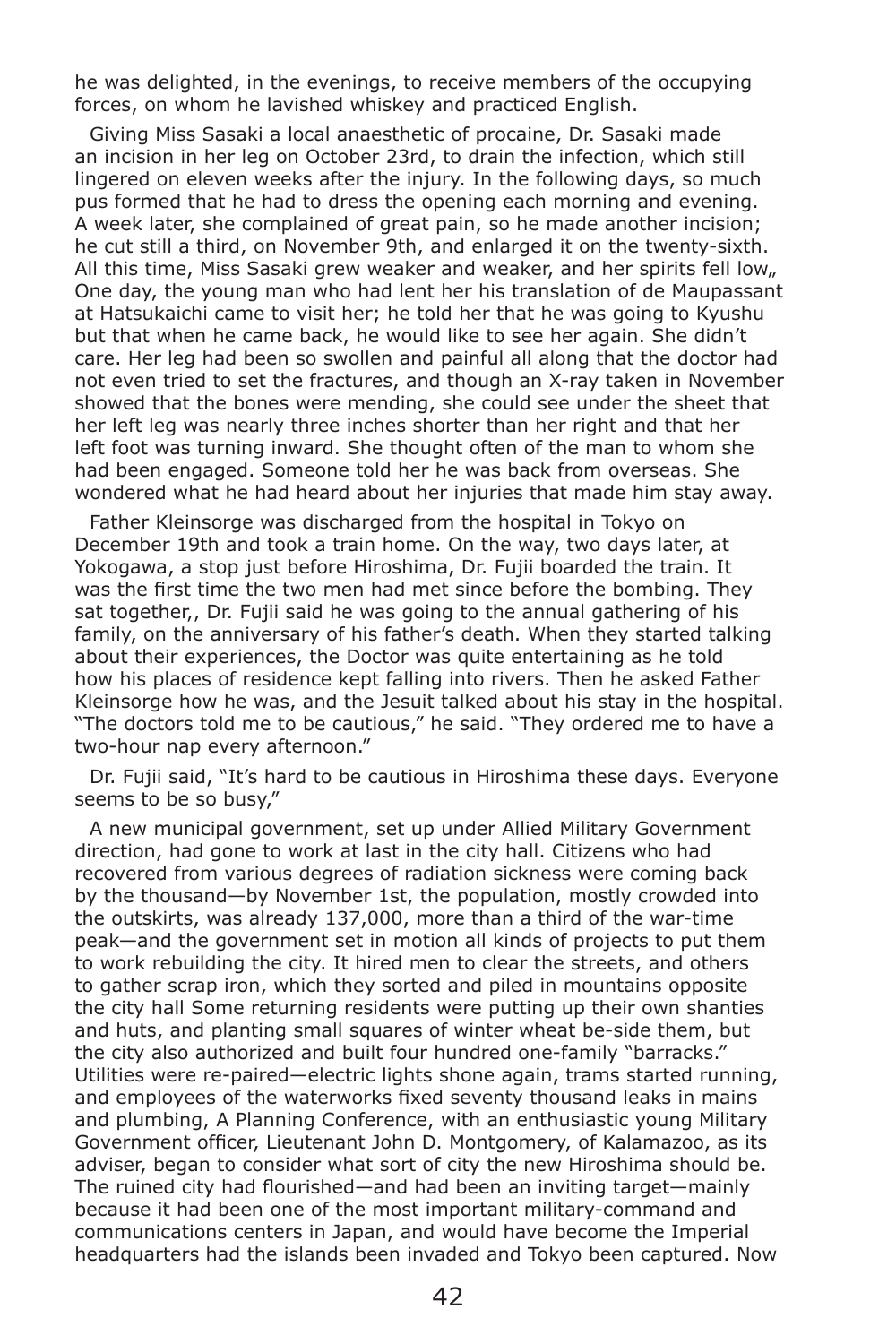he was delighted, in the evenings, to receive members of the occupying forces, on whom he lavished whiskey and practiced English.

Giving Miss Sasaki a local anaesthetic of procaine, Dr. Sasaki made an incision in her leg on October 23rd, to drain the infection, which still lingered on eleven weeks after the injury. In the following days, so much pus formed that he had to dress the opening each morning and evening. A week later, she complained of great pain, so he made another incision; he cut still a third, on November 9th, and enlarged it on the twenty-sixth. All this time, Miss Sasaki grew weaker and weaker, and her spirits fell low„ One day, the young man who had lent her his translation of de Maupassant at Hatsukaichi came to visit her; he told her that he was going to Kyushu but that when he came back, he would like to see her again. She didn't care. Her leg had been so swollen and painful all along that the doctor had not even tried to set the fractures, and though an X-ray taken in November showed that the bones were mending, she could see under the sheet that her left leg was nearly three inches shorter than her right and that her left foot was turning inward. She thought often of the man to whom she had been engaged. Someone told her he was back from overseas. She wondered what he had heard about her injuries that made him stay away.

Father Kleinsorge was discharged from the hospital in Tokyo on December 19th and took a train home. On the way, two days later, at Yokogawa, a stop just before Hiroshima, Dr. Fujii boarded the train. It was the first time the two men had met since before the bombing. They sat together,, Dr. Fujii said he was going to the annual gathering of his family, on the anniversary of his father's death. When they started talking about their experiences, the Doctor was quite entertaining as he told how his places of residence kept falling into rivers. Then he asked Father Kleinsorge how he was, and the Jesuit talked about his stay in the hospital. "The doctors told me to be cautious," he said. "They ordered me to have a two-hour nap every afternoon."

Dr. Fujii said, "It's hard to be cautious in Hiroshima these days. Everyone seems to be so busy,"

A new municipal government, set up under Allied Military Government direction, had gone to work at last in the city hall. Citizens who had recovered from various degrees of radiation sickness were coming back by the thousand—by November 1st, the population, mostly crowded into the outskirts, was already 137,000, more than a third of the war-time peak—and the government set in motion all kinds of projects to put them to work rebuilding the city. It hired men to clear the streets, and others to gather scrap iron, which they sorted and piled in mountains opposite the city hall Some returning residents were putting up their own shanties and huts, and planting small squares of winter wheat be-side them, but the city also authorized and built four hundred one-family "barracks." Utilities were re-paired—electric lights shone again, trams started running, and employees of the waterworks fixed seventy thousand leaks in mains and plumbing, A Planning Conference, with an enthusiastic young Military Government officer, Lieutenant John D. Montgomery, of Kalamazoo, as its adviser, began to consider what sort of city the new Hiroshima should be. The ruined city had flourished—and had been an inviting target—mainly because it had been one of the most important military-command and communications centers in Japan, and would have become the Imperial headquarters had the islands been invaded and Tokyo been captured. Now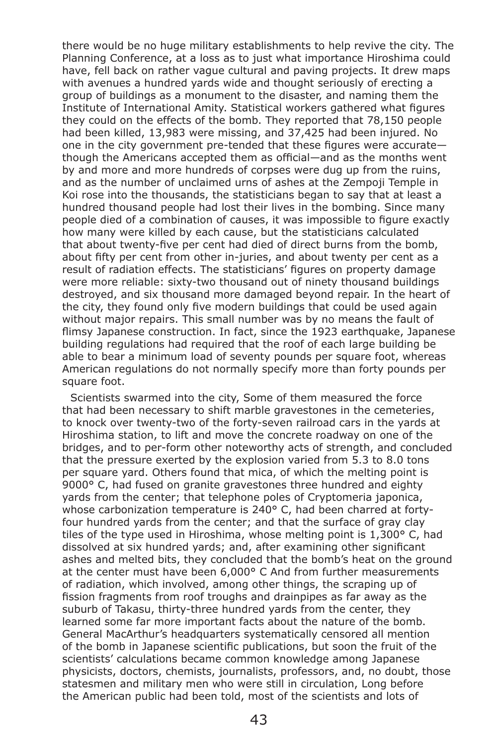there would be no huge military establishments to help revive the city. The Planning Conference, at a loss as to just what importance Hiroshima could have, fell back on rather vague cultural and paving projects. It drew maps with avenues a hundred yards wide and thought seriously of erecting a group of buildings as a monument to the disaster, and naming them the Institute of International Amity. Statistical workers gathered what figures they could on the effects of the bomb. They reported that 78,150 people had been killed, 13,983 were missing, and 37,425 had been injured. No one in the city government pre-tended that these figures were accurate—though the Americans accepted them as official—and as the months went by and more and more hundreds of corpses were dug up from the ruins, and as the number of unclaimed urns of ashes at the Zempoji Temple in Koi rose into the thousands, the statisticians began to say that at least a hundred thousand people had lost their lives in the bombing. Since many people died of a combination of causes, it was impossible to figure exactly how many were killed by each cause, but the statisticians calculated that about twenty-five per cent had died of direct burns from the bomb, about fifty per cent from other in-juries, and about twenty per cent as a result of radiation effects. The statisticians' figures on property damage were more reliable: sixty-two thousand out of ninety thousand buildings destroyed, and six thousand more damaged beyond repair. In the heart of the city, they found only five modern buildings that could be used again without major repairs. This small number was by no means the fault of flimsy Japanese construction. In fact, since the 1923 earthquake, Japanese building regulations had required that the roof of each large building be able to bear a minimum load of seventy pounds per square foot, whereas American regulations do not normally specify more than forty pounds per square foot.

Scientists swarmed into the city, Some of them measured the force that had been necessary to shift marble gravestones in the cemeteries, to knock over twenty-two of the forty-seven railroad cars in the yards at Hiroshima station, to lift and move the concrete roadway on one of the bridges, and to per-form other noteworthy acts of strength, and concluded that the pressure exerted by the explosion varied from 5.3 to 8.0 tons per square yard. Others found that mica, of which the melting point is 9000° C, had fused on granite gravestones three hundred and eighty yards from the center; that telephone poles of Cryptomeria japonica, whose carbonization temperature is 240° C, had been charred at forty-four hundred yards from the center; and that the surface of gray clay tiles of the type used in Hiroshima, whose melting point is 1,300° C, had dissolved at six hundred yards; and, after examining other significant ashes and melted bits, they concluded that the bomb's heat on the ground at the center must have been 6,000° C And from further measurements of radiation, which involved, among other things, the scraping up of fission fragments from roof troughs and drainpipes as far away as the suburb of Takasu, thirty-three hundred yards from the center, they learned some far more important facts about the nature of the bomb. General MacArthur's headquarters systematically censored all mention of the bomb in Japanese scientific publications, but soon the fruit of the scientists' calculations became common knowledge among Japanese physicists, doctors, chemists, journalists, professors, and, no doubt, those statesmen and military men who were still in circulation, Long before the American public had been told, most of the scientists and lots of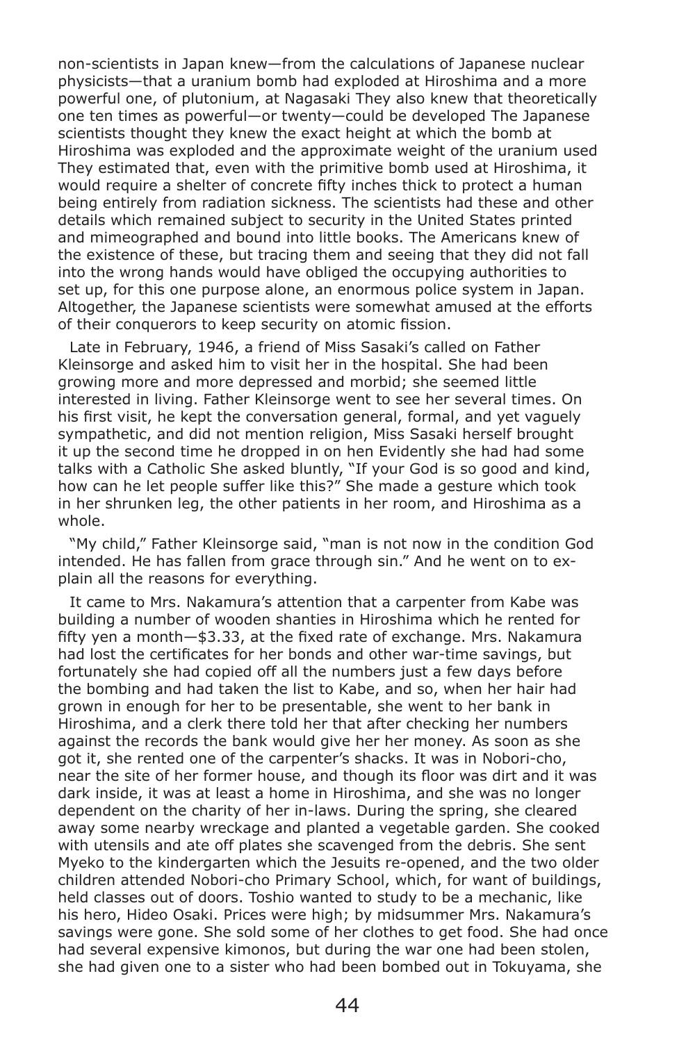non-scientists in Japan knew—from the calculations of Japanese nuclear physicists—that a uranium bomb had exploded at Hiroshima and a more powerful one, of plutonium, at Nagasaki They also knew that theoretically one ten times as powerful—or twenty—could be developed The Japanese scientists thought they knew the exact height at which the bomb at Hiroshima was exploded and the approximate weight of the uranium used They estimated that, even with the primitive bomb used at Hiroshima, it would require a shelter of concrete fifty inches thick to protect a human being entirely from radiation sickness. The scientists had these and other details which remained subject to security in the United States printed and mimeographed and bound into little books. The Americans knew of the existence of these, but tracing them and seeing that they did not fall into the wrong hands would have obliged the occupying authorities to set up, for this one purpose alone, an enormous police system in Japan. Altogether, the Japanese scientists were somewhat amused at the efforts of their conquerors to keep security on atomic fission.

Late in February, 1946, a friend of Miss Sasaki's called on Father Kleinsorge and asked him to visit her in the hospital. She had been growing more and more depressed and morbid; she seemed little interested in living. Father Kleinsorge went to see her several times. On his first visit, he kept the conversation general, formal, and yet vaguely sympathetic, and did not mention religion, Miss Sasaki herself brought it up the second time he dropped in on hen Evidently she had had some talks with a Catholic She asked bluntly, "If your God is so good and kind, how can he let people suffer like this?" She made a gesture which took in her shrunken leg, the other patients in her room, and Hiroshima as a whole.

"My child," Father Kleinsorge said, "man is not now in the condition God intended. He has fallen from grace through sin." And he went on to explain all the reasons for everything.

It came to Mrs. Nakamura's attention that a carpenter from Kabe was building a number of wooden shanties in Hiroshima which he rented for fifty yen a month—$3.33, at the fixed rate of exchange. Mrs. Nakamura had lost the certificates for her bonds and other war-time savings, but fortunately she had copied off all the numbers just a few days before the bombing and had taken the list to Kabe, and so, when her hair had grown in enough for her to be presentable, she went to her bank in Hiroshima, and a clerk there told her that after checking her numbers against the records the bank would give her her money. As soon as she got it, she rented one of the carpenter's shacks. It was in Nobori-cho, near the site of her former house, and though its floor was dirt and it was dark inside, it was at least a home in Hiroshima, and she was no longer dependent on the charity of her in-laws. During the spring, she cleared away some nearby wreckage and planted a vegetable garden. She cooked with utensils and ate off plates she scavenged from the debris. She sent Myeko to the kindergarten which the Jesuits re-opened, and the two older children attended Nobori-cho Primary School, which, for want of buildings, held classes out of doors. Toshio wanted to study to be a mechanic, like his hero, Hideo Osaki. Prices were high; by midsummer Mrs. Nakamura's savings were gone. She sold some of her clothes to get food. She had once had several expensive kimonos, but during the war one had been stolen, she had given one to a sister who had been bombed out in Tokuyama, she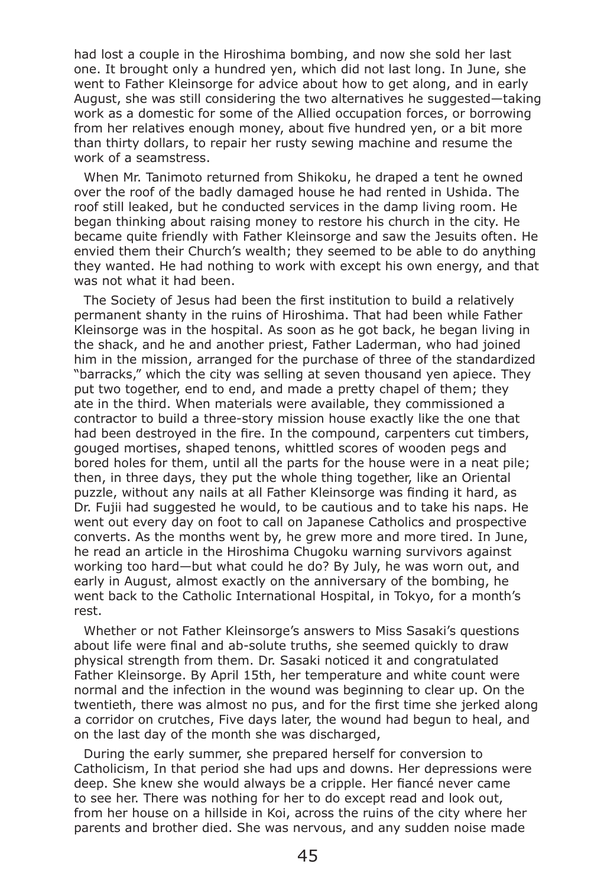had lost a couple in the Hiroshima bombing, and now she sold her last one. It brought only a hundred yen, which did not last long. In June, she went to Father Kleinsorge for advice about how to get along, and in early August, she was still considering the two alternatives he suggested—taking work as a domestic for some of the Allied occupation forces, or borrowing from her relatives enough money, about five hundred yen, or a bit more than thirty dollars, to repair her rusty sewing machine and resume the work of a seamstress.

When Mr. Tanimoto returned from Shikoku, he draped a tent he owned over the roof of the badly damaged house he had rented in Ushida. The roof still leaked, but he conducted services in the damp living room. He began thinking about raising money to restore his church in the city. He became quite friendly with Father Kleinsorge and saw the Jesuits often. He envied them their Church's wealth; they seemed to be able to do anything they wanted. He had nothing to work with except his own energy, and that was not what it had been.

The Society of Jesus had been the first institution to build a relatively permanent shanty in the ruins of Hiroshima. That had been while Father Kleinsorge was in the hospital. As soon as he got back, he began living in the shack, and he and another priest, Father Laderman, who had joined him in the mission, arranged for the purchase of three of the standardized "barracks," which the city was selling at seven thousand yen apiece. They put two together, end to end, and made a pretty chapel of them; they ate in the third. When materials were available, they commissioned a contractor to build a three-story mission house exactly like the one that had been destroyed in the fire. In the compound, carpenters cut timbers, gouged mortises, shaped tenons, whittled scores of wooden pegs and bored holes for them, until all the parts for the house were in a neat pile; then, in three days, they put the whole thing together, like an Oriental puzzle, without any nails at all Father Kleinsorge was finding it hard, as Dr. Fujii had suggested he would, to be cautious and to take his naps. He went out every day on foot to call on Japanese Catholics and prospective converts. As the months went by, he grew more and more tired. In June, he read an article in the Hiroshima Chugoku warning survivors against working too hard—but what could he do? By July, he was worn out, and early in August, almost exactly on the anniversary of the bombing, he went back to the Catholic International Hospital, in Tokyo, for a month's rest.

Whether or not Father Kleinsorge's answers to Miss Sasaki's questions about life were final and ab-solute truths, she seemed quickly to draw physical strength from them. Dr. Sasaki noticed it and congratulated Father Kleinsorge. By April 15th, her temperature and white count were normal and the infection in the wound was beginning to clear up. On the twentieth, there was almost no pus, and for the first time she jerked along a corridor on crutches, Five days later, the wound had begun to heal, and on the last day of the month she was discharged,

During the early summer, she prepared herself for conversion to Catholicism, In that period she had ups and downs. Her depressions were deep. She knew she would always be a cripple. Her fiancé never came to see her. There was nothing for her to do except read and look out, from her house on a hillside in Koi, across the ruins of the city where her parents and brother died. She was nervous, and any sudden noise made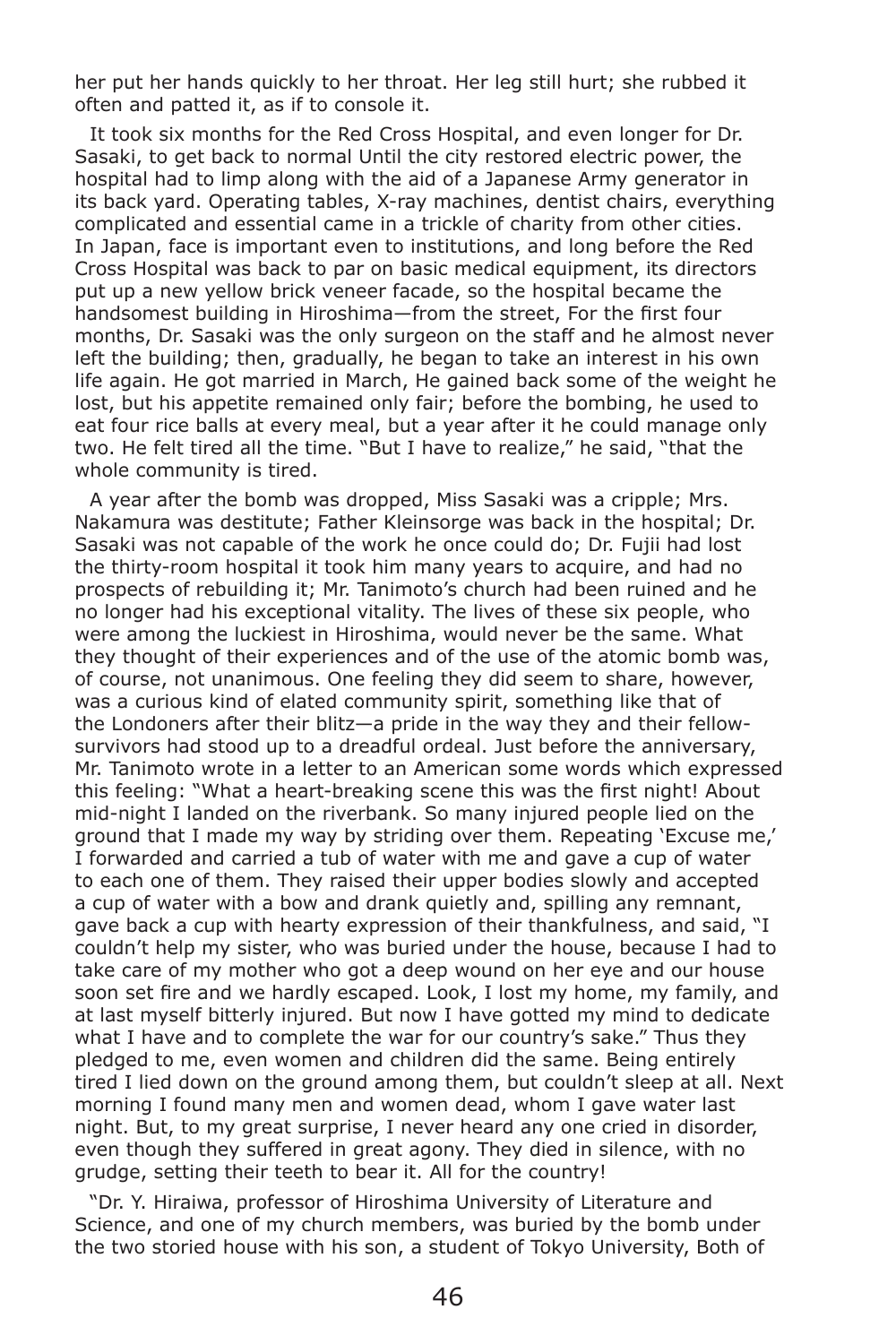her put her hands quickly to her throat. Her leg still hurt; she rubbed it often and patted it, as if to console it.

It took six months for the Red Cross Hospital, and even longer for Dr. Sasaki, to get back to normal Until the city restored electric power, the hospital had to limp along with the aid of a Japanese Army generator in its back yard. Operating tables, X-ray machines, dentist chairs, everything complicated and essential came in a trickle of charity from other cities. In Japan, face is important even to institutions, and long before the Red Cross Hospital was back to par on basic medical equipment, its directors put up a new yellow brick veneer facade, so the hospital became the handsomest building in Hiroshima—from the street, For the first four months, Dr. Sasaki was the only surgeon on the staff and he almost never left the building; then, gradually, he began to take an interest in his own life again. He got married in March, He gained back some of the weight he lost, but his appetite remained only fair; before the bombing, he used to eat four rice balls at every meal, but a year after it he could manage only two. He felt tired all the time. "But I have to realize," he said, "that the whole community is tired.

A year after the bomb was dropped, Miss Sasaki was a cripple; Mrs. Nakamura was destitute; Father Kleinsorge was back in the hospital; Dr. Sasaki was not capable of the work he once could do; Dr. Fujii had lost the thirty-room hospital it took him many years to acquire, and had no prospects of rebuilding it; Mr. Tanimoto's church had been ruined and he no longer had his exceptional vitality. The lives of these six people, who were among the luckiest in Hiroshima, would never be the same. What they thought of their experiences and of the use of the atomic bomb was, of course, not unanimous. One feeling they did seem to share, however, was a curious kind of elated community spirit, something like that of the Londoners after their blitz—a pride in the way they and their fellow-survivors had stood up to a dreadful ordeal. Just before the anniversary, Mr. Tanimoto wrote in a letter to an American some words which expressed this feeling: "What a heart-breaking scene this was the first night! About mid-night I landed on the riverbank. So many injured people lied on the ground that I made my way by striding over them. Repeating 'Excuse me,' I forwarded and carried a tub of water with me and gave a cup of water to each one of them. They raised their upper bodies slowly and accepted a cup of water with a bow and drank quietly and, spilling any remnant, gave back a cup with hearty expression of their thankfulness, and said, "I couldn't help my sister, who was buried under the house, because I had to take care of my mother who got a deep wound on her eye and our house soon set fire and we hardly escaped. Look, I lost my home, my family, and at last myself bitterly injured. But now I have gotted my mind to dedicate what I have and to complete the war for our country's sake." Thus they pledged to me, even women and children did the same. Being entirely tired I lied down on the ground among them, but couldn't sleep at all. Next morning I found many men and women dead, whom I gave water last night. But, to my great surprise, I never heard any one cried in disorder, even though they suffered in great agony. They died in silence, with no grudge, setting their teeth to bear it. All for the country!

"Dr. Y. Hiraiwa, professor of Hiroshima University of Literature and Science, and one of my church members, was buried by the bomb under the two storied house with his son, a student of Tokyo University, Both of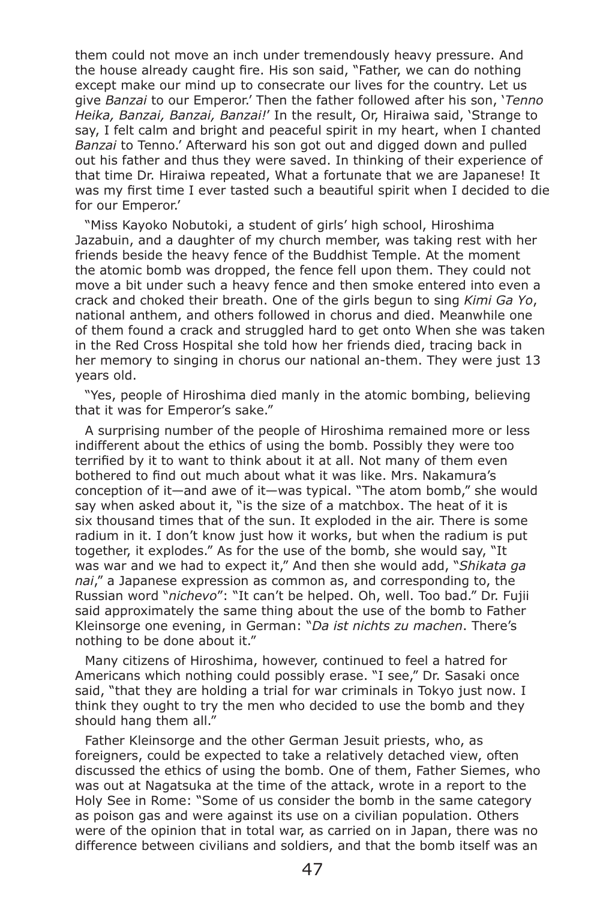them could not move an inch under tremendously heavy pressure. And the house already caught fire. His son said, "Father, we can do nothing except make our mind up to consecrate our lives for the country. Let us give *Banzai* to our Emperor.' Then the father followed after his son, '*Tenno Heika, Banzai, Banzai, Banzai!*' In the result, Or, Hiraiwa said, 'Strange to say, I felt calm and bright and peaceful spirit in my heart, when I chanted *Banzai* to Tenno.' Afterward his son got out and digged down and pulled out his father and thus they were saved. In thinking of their experience of that time Dr. Hiraiwa repeated, What a fortunate that we are Japanese! It was my first time I ever tasted such a beautiful spirit when I decided to die for our Emperor.'

"Miss Kayoko Nobutoki, a student of girls' high school, Hiroshima Jazabuin, and a daughter of my church member, was taking rest with her friends beside the heavy fence of the Buddhist Temple. At the moment the atomic bomb was dropped, the fence fell upon them. They could not move a bit under such a heavy fence and then smoke entered into even a crack and choked their breath. One of the girls begun to sing *Kimi Ga Yo*, national anthem, and others followed in chorus and died. Meanwhile one of them found a crack and struggled hard to get onto When she was taken in the Red Cross Hospital she told how her friends died, tracing back in her memory to singing in chorus our national an-them. They were just 13 years old.

"Yes, people of Hiroshima died manly in the atomic bombing, believing that it was for Emperor's sake."

A surprising number of the people of Hiroshima remained more or less indifferent about the ethics of using the bomb. Possibly they were too terrified by it to want to think about it at all. Not many of them even bothered to find out much about what it was like. Mrs. Nakamura's conception of it—and awe of it—was typical. "The atom bomb," she would say when asked about it, "is the size of a matchbox. The heat of it is six thousand times that of the sun. It exploded in the air. There is some radium in it. I don't know just how it works, but when the radium is put together, it explodes." As for the use of the bomb, she would say, "It was war and we had to expect it," And then she would add, "*Shikata ga nai*," a Japanese expression as common as, and corresponding to, the Russian word "*nichevo*": "It can't be helped. Oh, well. Too bad." Dr. Fujii said approximately the same thing about the use of the bomb to Father Kleinsorge one evening, in German: "*Da ist nichts zu machen*. There's nothing to be done about it."

Many citizens of Hiroshima, however, continued to feel a hatred for Americans which nothing could possibly erase. "I see," Dr. Sasaki once said, "that they are holding a trial for war criminals in Tokyo just now. I think they ought to try the men who decided to use the bomb and they should hang them all."

Father Kleinsorge and the other German Jesuit priests, who, as foreigners, could be expected to take a relatively detached view, often discussed the ethics of using the bomb. One of them, Father Siemes, who was out at Nagatsuka at the time of the attack, wrote in a report to the Holy See in Rome: "Some of us consider the bomb in the same category as poison gas and were against its use on a civilian population. Others were of the opinion that in total war, as carried on in Japan, there was no difference between civilians and soldiers, and that the bomb itself was an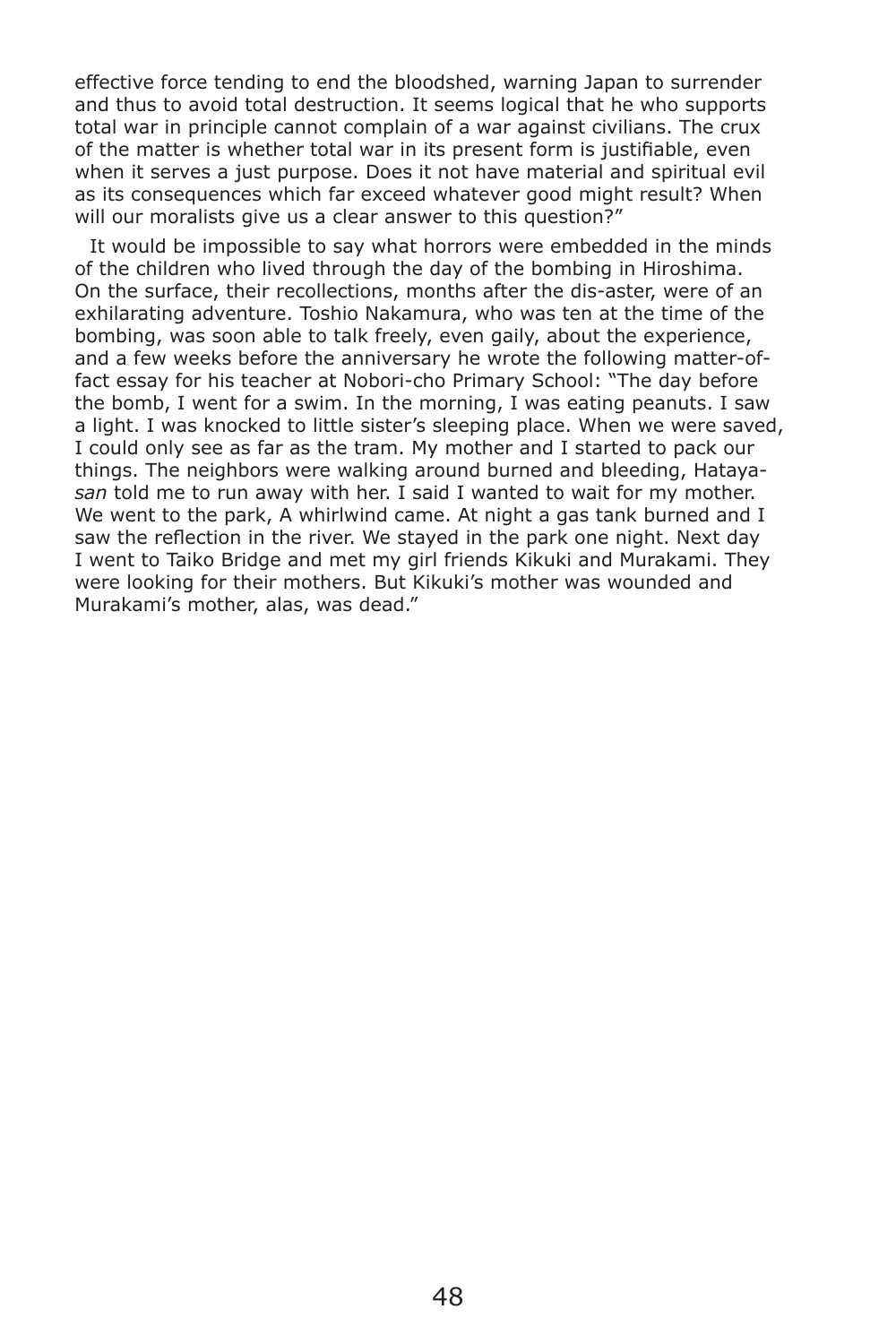effective force tending to end the bloodshed, warning Japan to surrender and thus to avoid total destruction. It seems logical that he who supports total war in principle cannot complain of a war against civilians. The crux of the matter is whether total war in its present form is justifiable, even when it serves a just purpose. Does it not have material and spiritual evil as its consequences which far exceed whatever good might result? When will our moralists give us a clear answer to this question?"

It would be impossible to say what horrors were embedded in the minds of the children who lived through the day of the bombing in Hiroshima. On the surface, their recollections, months after the dis-aster, were of an exhilarating adventure. Toshio Nakamura, who was ten at the time of the bombing, was soon able to talk freely, even gaily, about the experience, and a few weeks before the anniversary he wrote the following matter-of-fact essay for his teacher at Nobori-cho Primary School: "The day before the bomb, I went for a swim. In the morning, I was eating peanuts. I saw a light. I was knocked to little sister's sleeping place. When we were saved, I could only see as far as the tram. My mother and I started to pack our things. The neighbors were walking around burned and bleeding, Hataya-*san* told me to run away with her. I said I wanted to wait for my mother. We went to the park, A whirlwind came. At night a gas tank burned and I saw the reflection in the river. We stayed in the park one night. Next day I went to Taiko Bridge and met my girl friends Kikuki and Murakami. They were looking for their mothers. But Kikuki's mother was wounded and Murakami's mother, alas, was dead."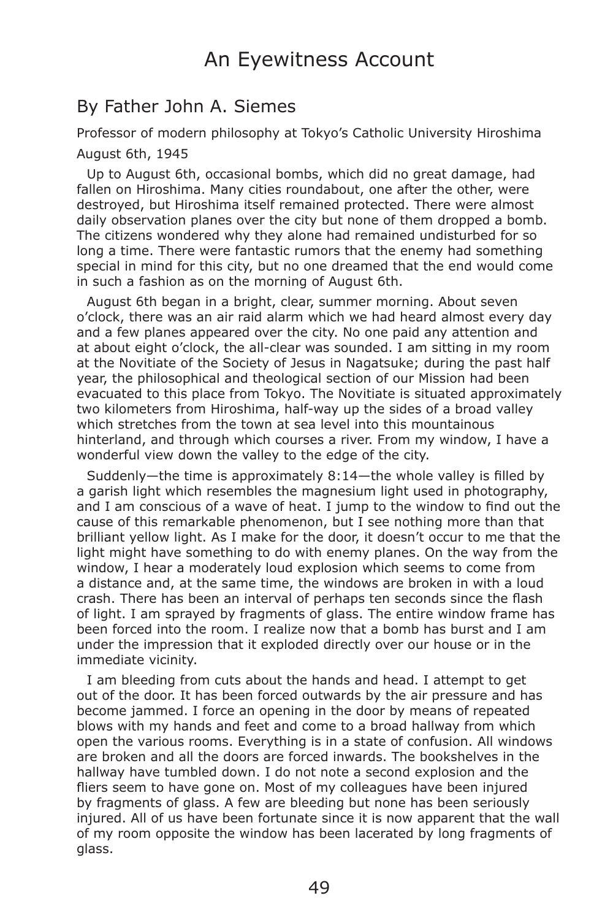# An Eyewitness Account

## By Father John A. Siemes

Professor of modern philosophy at Tokyo's Catholic University Hiroshima

August 6th, 1945

Up to August 6th, occasional bombs, which did no great damage, had fallen on Hiroshima. Many cities roundabout, one after the other, were destroyed, but Hiroshima itself remained protected. There were almost daily observation planes over the city but none of them dropped a bomb. The citizens wondered why they alone had remained undisturbed for so long a time. There were fantastic rumors that the enemy had something special in mind for this city, but no one dreamed that the end would come in such a fashion as on the morning of August 6th.

August 6th began in a bright, clear, summer morning. About seven o'clock, there was an air raid alarm which we had heard almost every day and a few planes appeared over the city. No one paid any attention and at about eight o'clock, the all-clear was sounded. I am sitting in my room at the Novitiate of the Society of Jesus in Nagatsuke; during the past half year, the philosophical and theological section of our Mission had been evacuated to this place from Tokyo. The Novitiate is situated approximately two kilometers from Hiroshima, half-way up the sides of a broad valley which stretches from the town at sea level into this mountainous hinterland, and through which courses a river. From my window, I have a wonderful view down the valley to the edge of the city.

Suddenly—the time is approximately 8:14—the whole valley is filled by a garish light which resembles the magnesium light used in photography, and I am conscious of a wave of heat. I jump to the window to find out the cause of this remarkable phenomenon, but I see nothing more than that brilliant yellow light. As I make for the door, it doesn't occur to me that the light might have something to do with enemy planes. On the way from the window, I hear a moderately loud explosion which seems to come from a distance and, at the same time, the windows are broken in with a loud crash. There has been an interval of perhaps ten seconds since the flash of light. I am sprayed by fragments of glass. The entire window frame has been forced into the room. I realize now that a bomb has burst and I am under the impression that it exploded directly over our house or in the immediate vicinity.

I am bleeding from cuts about the hands and head. I attempt to get out of the door. It has been forced outwards by the air pressure and has become jammed. I force an opening in the door by means of repeated blows with my hands and feet and come to a broad hallway from which open the various rooms. Everything is in a state of confusion. All windows are broken and all the doors are forced inwards. The bookshelves in the hallway have tumbled down. I do not note a second explosion and the fliers seem to have gone on. Most of my colleagues have been injured by fragments of glass. A few are bleeding but none has been seriously injured. All of us have been fortunate since it is now apparent that the wall of my room opposite the window has been lacerated by long fragments of glass.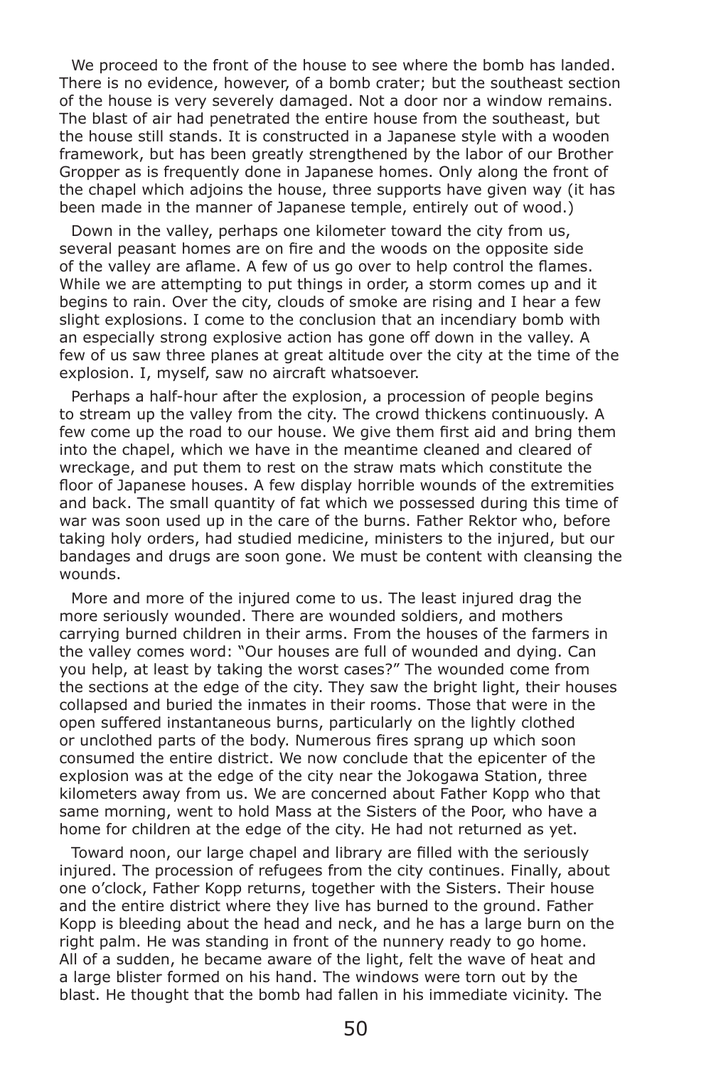We proceed to the front of the house to see where the bomb has landed. There is no evidence, however, of a bomb crater; but the southeast section of the house is very severely damaged. Not a door nor a window remains. The blast of air had penetrated the entire house from the southeast, but the house still stands. It is constructed in a Japanese style with a wooden framework, but has been greatly strengthened by the labor of our Brother Gropper as is frequently done in Japanese homes. Only along the front of the chapel which adjoins the house, three supports have given way (it has been made in the manner of Japanese temple, entirely out of wood.)

Down in the valley, perhaps one kilometer toward the city from us, several peasant homes are on fire and the woods on the opposite side of the valley are aflame. A few of us go over to help control the flames. While we are attempting to put things in order, a storm comes up and it begins to rain. Over the city, clouds of smoke are rising and I hear a few slight explosions. I come to the conclusion that an incendiary bomb with an especially strong explosive action has gone off down in the valley. A few of us saw three planes at great altitude over the city at the time of the explosion. I, myself, saw no aircraft whatsoever.

Perhaps a half-hour after the explosion, a procession of people begins to stream up the valley from the city. The crowd thickens continuously. A few come up the road to our house. We give them first aid and bring them into the chapel, which we have in the meantime cleaned and cleared of wreckage, and put them to rest on the straw mats which constitute the floor of Japanese houses. A few display horrible wounds of the extremities and back. The small quantity of fat which we possessed during this time of war was soon used up in the care of the burns. Father Rektor who, before taking holy orders, had studied medicine, ministers to the injured, but our bandages and drugs are soon gone. We must be content with cleansing the wounds.

More and more of the injured come to us. The least injured drag the more seriously wounded. There are wounded soldiers, and mothers carrying burned children in their arms. From the houses of the farmers in the valley comes word: "Our houses are full of wounded and dying. Can you help, at least by taking the worst cases?" The wounded come from the sections at the edge of the city. They saw the bright light, their houses collapsed and buried the inmates in their rooms. Those that were in the open suffered instantaneous burns, particularly on the lightly clothed or unclothed parts of the body. Numerous fires sprang up which soon consumed the entire district. We now conclude that the epicenter of the explosion was at the edge of the city near the Jokogawa Station, three kilometers away from us. We are concerned about Father Kopp who that same morning, went to hold Mass at the Sisters of the Poor, who have a home for children at the edge of the city. He had not returned as yet.

Toward noon, our large chapel and library are filled with the seriously injured. The procession of refugees from the city continues. Finally, about one o'clock, Father Kopp returns, together with the Sisters. Their house and the entire district where they live has burned to the ground. Father Kopp is bleeding about the head and neck, and he has a large burn on the right palm. He was standing in front of the nunnery ready to go home. All of a sudden, he became aware of the light, felt the wave of heat and a large blister formed on his hand. The windows were torn out by the blast. He thought that the bomb had fallen in his immediate vicinity. The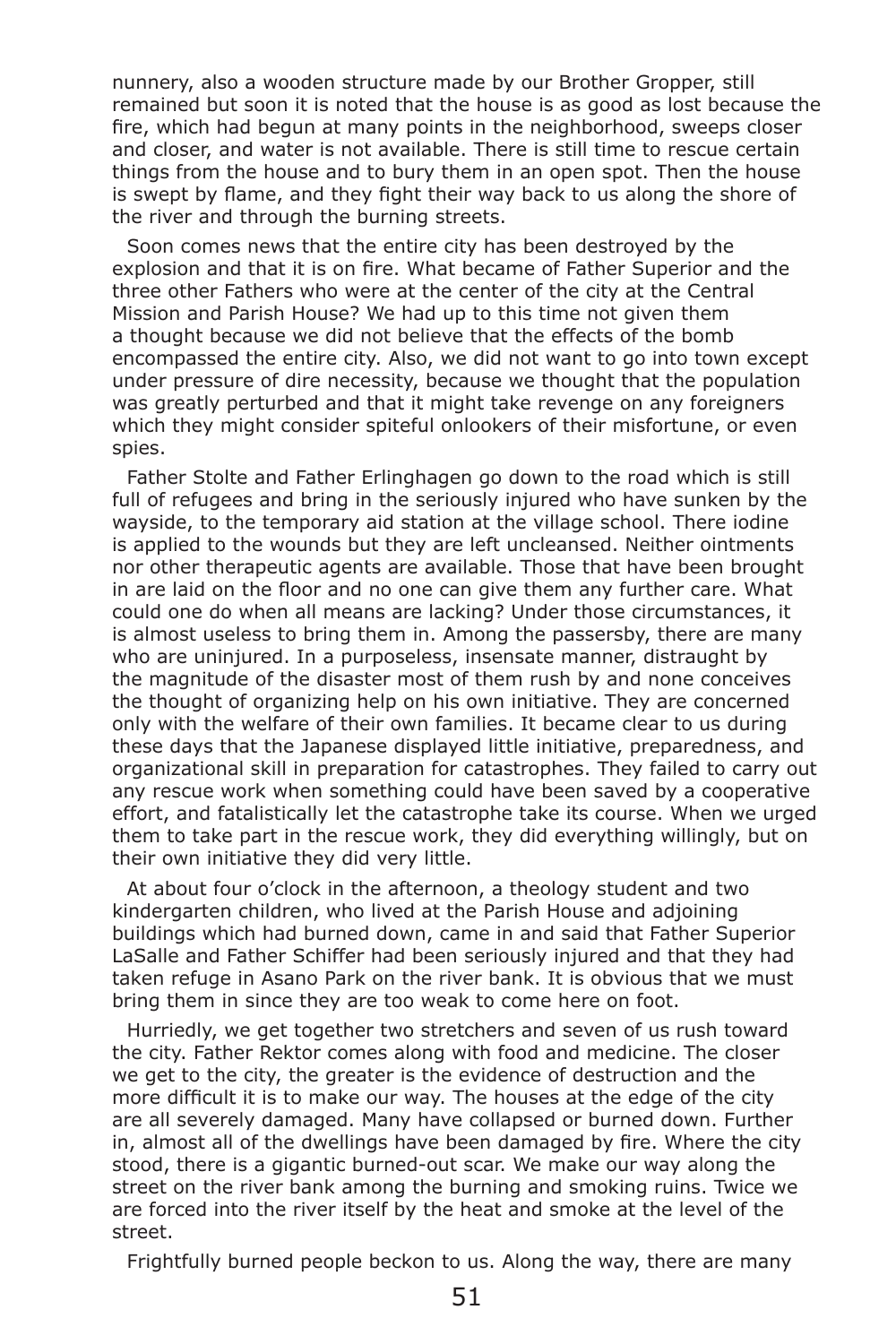nunnery, also a wooden structure made by our Brother Gropper, still remained but soon it is noted that the house is as good as lost because the fire, which had begun at many points in the neighborhood, sweeps closer and closer, and water is not available. There is still time to rescue certain things from the house and to bury them in an open spot. Then the house is swept by flame, and they fight their way back to us along the shore of the river and through the burning streets.

Soon comes news that the entire city has been destroyed by the explosion and that it is on fire. What became of Father Superior and the three other Fathers who were at the center of the city at the Central Mission and Parish House? We had up to this time not given them a thought because we did not believe that the effects of the bomb encompassed the entire city. Also, we did not want to go into town except under pressure of dire necessity, because we thought that the population was greatly perturbed and that it might take revenge on any foreigners which they might consider spiteful onlookers of their misfortune, or even spies.

Father Stolte and Father Erlinghagen go down to the road which is still full of refugees and bring in the seriously injured who have sunken by the wayside, to the temporary aid station at the village school. There iodine is applied to the wounds but they are left uncleansed. Neither ointments nor other therapeutic agents are available. Those that have been brought in are laid on the floor and no one can give them any further care. What could one do when all means are lacking? Under those circumstances, it is almost useless to bring them in. Among the passersby, there are many who are uninjured. In a purposeless, insensate manner, distraught by the magnitude of the disaster most of them rush by and none conceives the thought of organizing help on his own initiative. They are concerned only with the welfare of their own families. It became clear to us during these days that the Japanese displayed little initiative, preparedness, and organizational skill in preparation for catastrophes. They failed to carry out any rescue work when something could have been saved by a cooperative effort, and fatalistically let the catastrophe take its course. When we urged them to take part in the rescue work, they did everything willingly, but on their own initiative they did very little.

At about four o'clock in the afternoon, a theology student and two kindergarten children, who lived at the Parish House and adjoining buildings which had burned down, came in and said that Father Superior LaSalle and Father Schiffer had been seriously injured and that they had taken refuge in Asano Park on the river bank. It is obvious that we must bring them in since they are too weak to come here on foot.

Hurriedly, we get together two stretchers and seven of us rush toward the city. Father Rektor comes along with food and medicine. The closer we get to the city, the greater is the evidence of destruction and the more difficult it is to make our way. The houses at the edge of the city are all severely damaged. Many have collapsed or burned down. Further in, almost all of the dwellings have been damaged by fire. Where the city stood, there is a gigantic burned-out scar. We make our way along the street on the river bank among the burning and smoking ruins. Twice we are forced into the river itself by the heat and smoke at the level of the street.

Frightfully burned people beckon to us. Along the way, there are many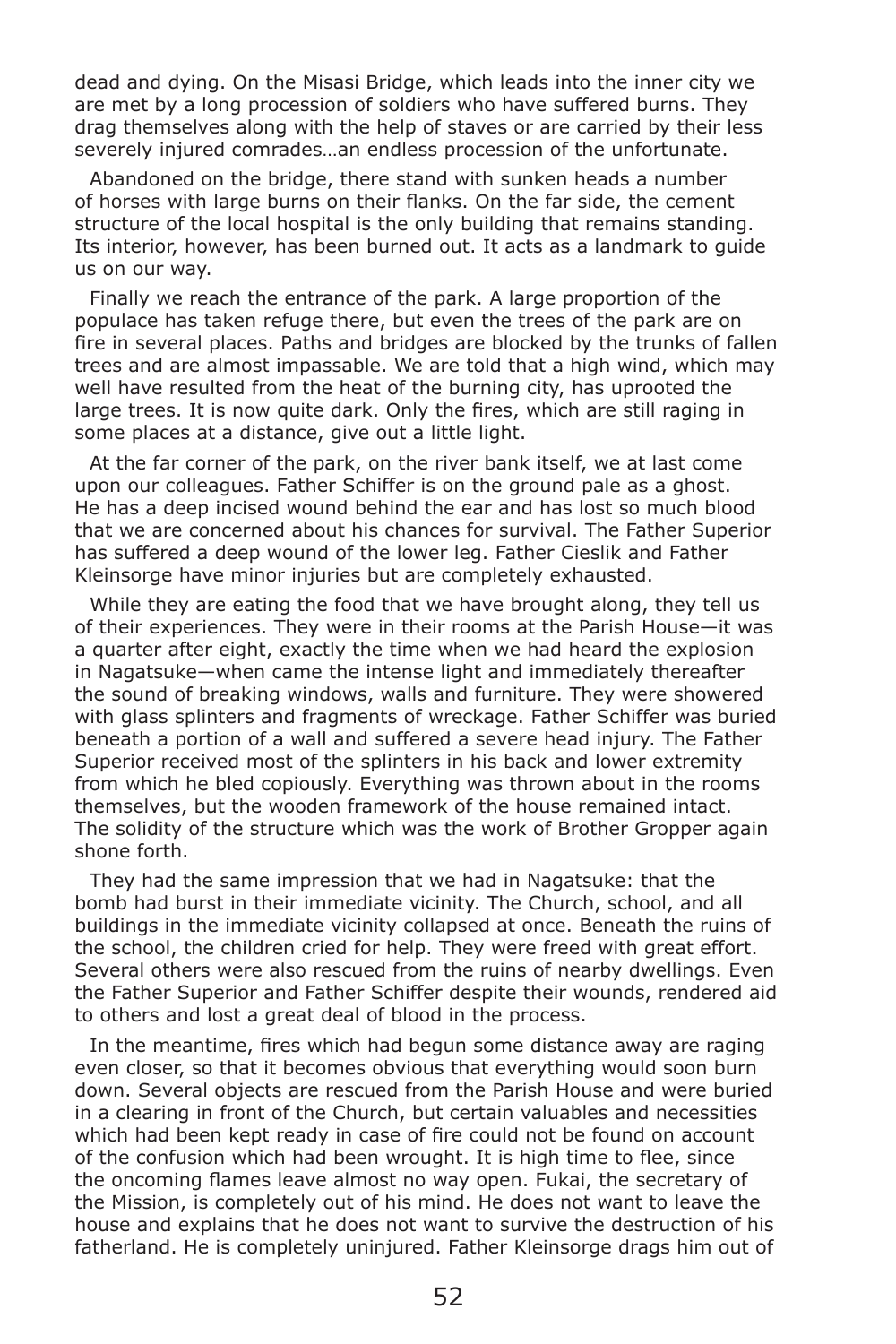dead and dying. On the Misasi Bridge, which leads into the inner city we are met by a long procession of soldiers who have suffered burns. They drag themselves along with the help of staves or are carried by their less severely injured comrades…an endless procession of the unfortunate.

Abandoned on the bridge, there stand with sunken heads a number of horses with large burns on their flanks. On the far side, the cement structure of the local hospital is the only building that remains standing. Its interior, however, has been burned out. It acts as a landmark to guide us on our way.

Finally we reach the entrance of the park. A large proportion of the populace has taken refuge there, but even the trees of the park are on fire in several places. Paths and bridges are blocked by the trunks of fallen trees and are almost impassable. We are told that a high wind, which may well have resulted from the heat of the burning city, has uprooted the large trees. It is now quite dark. Only the fires, which are still raging in some places at a distance, give out a little light.

At the far corner of the park, on the river bank itself, we at last come upon our colleagues. Father Schiffer is on the ground pale as a ghost. He has a deep incised wound behind the ear and has lost so much blood that we are concerned about his chances for survival. The Father Superior has suffered a deep wound of the lower leg. Father Cieslik and Father Kleinsorge have minor injuries but are completely exhausted.

While they are eating the food that we have brought along, they tell us of their experiences. They were in their rooms at the Parish House—it was a quarter after eight, exactly the time when we had heard the explosion in Nagatsuke—when came the intense light and immediately thereafter the sound of breaking windows, walls and furniture. They were showered with glass splinters and fragments of wreckage. Father Schiffer was buried beneath a portion of a wall and suffered a severe head injury. The Father Superior received most of the splinters in his back and lower extremity from which he bled copiously. Everything was thrown about in the rooms themselves, but the wooden framework of the house remained intact. The solidity of the structure which was the work of Brother Gropper again shone forth.

They had the same impression that we had in Nagatsuke: that the bomb had burst in their immediate vicinity. The Church, school, and all buildings in the immediate vicinity collapsed at once. Beneath the ruins of the school, the children cried for help. They were freed with great effort. Several others were also rescued from the ruins of nearby dwellings. Even the Father Superior and Father Schiffer despite their wounds, rendered aid to others and lost a great deal of blood in the process.

In the meantime, fires which had begun some distance away are raging even closer, so that it becomes obvious that everything would soon burn down. Several objects are rescued from the Parish House and were buried in a clearing in front of the Church, but certain valuables and necessities which had been kept ready in case of fire could not be found on account of the confusion which had been wrought. It is high time to flee, since the oncoming flames leave almost no way open. Fukai, the secretary of the Mission, is completely out of his mind. He does not want to leave the house and explains that he does not want to survive the destruction of his fatherland. He is completely uninjured. Father Kleinsorge drags him out of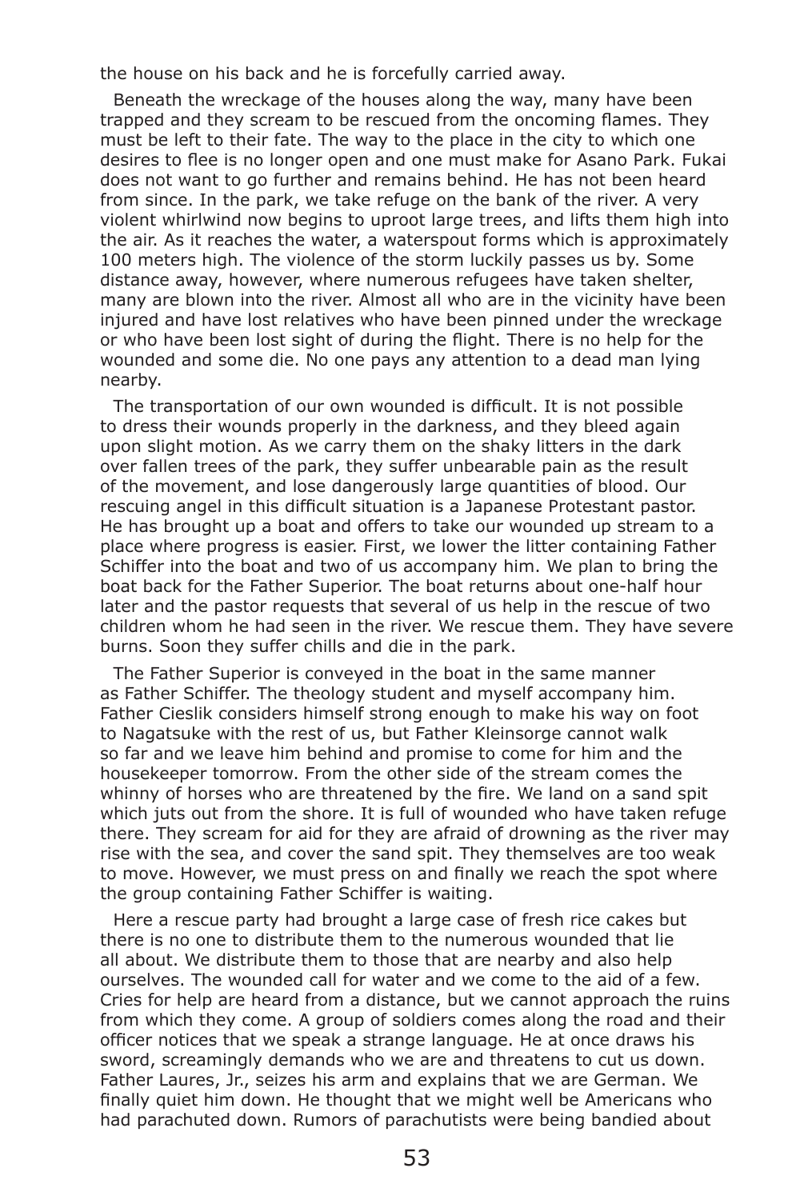the house on his back and he is forcefully carried away.

Beneath the wreckage of the houses along the way, many have been trapped and they scream to be rescued from the oncoming flames. They must be left to their fate. The way to the place in the city to which one desires to flee is no longer open and one must make for Asano Park. Fukai does not want to go further and remains behind. He has not been heard from since. In the park, we take refuge on the bank of the river. A very violent whirlwind now begins to uproot large trees, and lifts them high into the air. As it reaches the water, a waterspout forms which is approximately 100 meters high. The violence of the storm luckily passes us by. Some distance away, however, where numerous refugees have taken shelter, many are blown into the river. Almost all who are in the vicinity have been injured and have lost relatives who have been pinned under the wreckage or who have been lost sight of during the flight. There is no help for the wounded and some die. No one pays any attention to a dead man lying nearby.

The transportation of our own wounded is difficult. It is not possible to dress their wounds properly in the darkness, and they bleed again upon slight motion. As we carry them on the shaky litters in the dark over fallen trees of the park, they suffer unbearable pain as the result of the movement, and lose dangerously large quantities of blood. Our rescuing angel in this difficult situation is a Japanese Protestant pastor. He has brought up a boat and offers to take our wounded up stream to a place where progress is easier. First, we lower the litter containing Father Schiffer into the boat and two of us accompany him. We plan to bring the boat back for the Father Superior. The boat returns about one-half hour later and the pastor requests that several of us help in the rescue of two children whom he had seen in the river. We rescue them. They have severe burns. Soon they suffer chills and die in the park.

The Father Superior is conveyed in the boat in the same manner as Father Schiffer. The theology student and myself accompany him. Father Cieslik considers himself strong enough to make his way on foot to Nagatsuke with the rest of us, but Father Kleinsorge cannot walk so far and we leave him behind and promise to come for him and the housekeeper tomorrow. From the other side of the stream comes the whinny of horses who are threatened by the fire. We land on a sand spit which juts out from the shore. It is full of wounded who have taken refuge there. They scream for aid for they are afraid of drowning as the river may rise with the sea, and cover the sand spit. They themselves are too weak to move. However, we must press on and finally we reach the spot where the group containing Father Schiffer is waiting.

Here a rescue party had brought a large case of fresh rice cakes but there is no one to distribute them to the numerous wounded that lie all about. We distribute them to those that are nearby and also help ourselves. The wounded call for water and we come to the aid of a few. Cries for help are heard from a distance, but we cannot approach the ruins from which they come. A group of soldiers comes along the road and their officer notices that we speak a strange language. He at once draws his sword, screamingly demands who we are and threatens to cut us down. Father Laures, Jr., seizes his arm and explains that we are German. We finally quiet him down. He thought that we might well be Americans who had parachuted down. Rumors of parachutists were being bandied about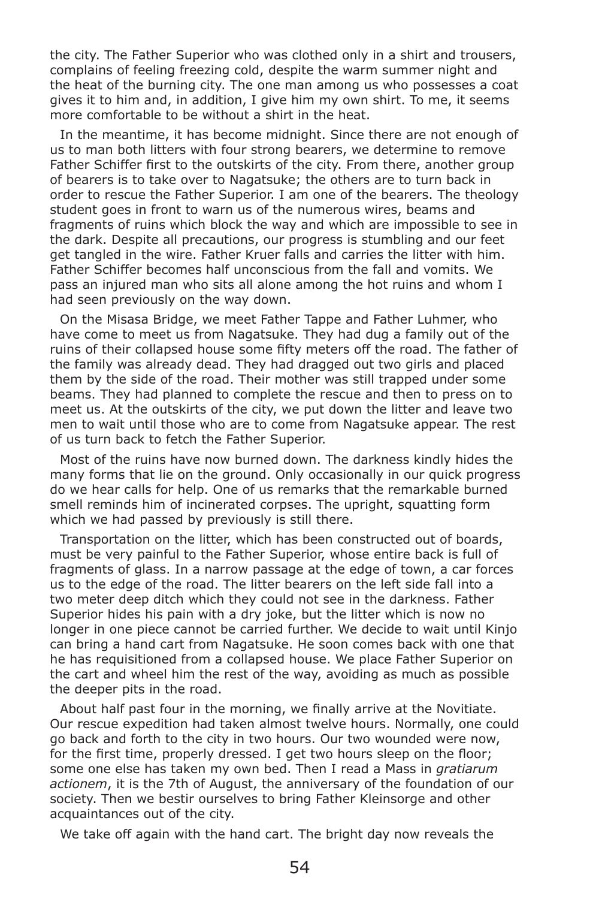the city. The Father Superior who was clothed only in a shirt and trousers, complains of feeling freezing cold, despite the warm summer night and the heat of the burning city. The one man among us who possesses a coat gives it to him and, in addition, I give him my own shirt. To me, it seems more comfortable to be without a shirt in the heat.

In the meantime, it has become midnight. Since there are not enough of us to man both litters with four strong bearers, we determine to remove Father Schiffer first to the outskirts of the city. From there, another group of bearers is to take over to Nagatsuke; the others are to turn back in order to rescue the Father Superior. I am one of the bearers. The theology student goes in front to warn us of the numerous wires, beams and fragments of ruins which block the way and which are impossible to see in the dark. Despite all precautions, our progress is stumbling and our feet get tangled in the wire. Father Kruer falls and carries the litter with him. Father Schiffer becomes half unconscious from the fall and vomits. We pass an injured man who sits all alone among the hot ruins and whom I had seen previously on the way down.

On the Misasa Bridge, we meet Father Tappe and Father Luhmer, who have come to meet us from Nagatsuke. They had dug a family out of the ruins of their collapsed house some fifty meters off the road. The father of the family was already dead. They had dragged out two girls and placed them by the side of the road. Their mother was still trapped under some beams. They had planned to complete the rescue and then to press on to meet us. At the outskirts of the city, we put down the litter and leave two men to wait until those who are to come from Nagatsuke appear. The rest of us turn back to fetch the Father Superior.

Most of the ruins have now burned down. The darkness kindly hides the many forms that lie on the ground. Only occasionally in our quick progress do we hear calls for help. One of us remarks that the remarkable burned smell reminds him of incinerated corpses. The upright, squatting form which we had passed by previously is still there.

Transportation on the litter, which has been constructed out of boards, must be very painful to the Father Superior, whose entire back is full of fragments of glass. In a narrow passage at the edge of town, a car forces us to the edge of the road. The litter bearers on the left side fall into a two meter deep ditch which they could not see in the darkness. Father Superior hides his pain with a dry joke, but the litter which is now no longer in one piece cannot be carried further. We decide to wait until Kinjo can bring a hand cart from Nagatsuke. He soon comes back with one that he has requisitioned from a collapsed house. We place Father Superior on the cart and wheel him the rest of the way, avoiding as much as possible the deeper pits in the road.

About half past four in the morning, we finally arrive at the Novitiate. Our rescue expedition had taken almost twelve hours. Normally, one could go back and forth to the city in two hours. Our two wounded were now, for the first time, properly dressed. I get two hours sleep on the floor; some one else has taken my own bed. Then I read a Mass in *gratiarum actionem*, it is the 7th of August, the anniversary of the foundation of our society. Then we bestir ourselves to bring Father Kleinsorge and other acquaintances out of the city.

We take off again with the hand cart. The bright day now reveals the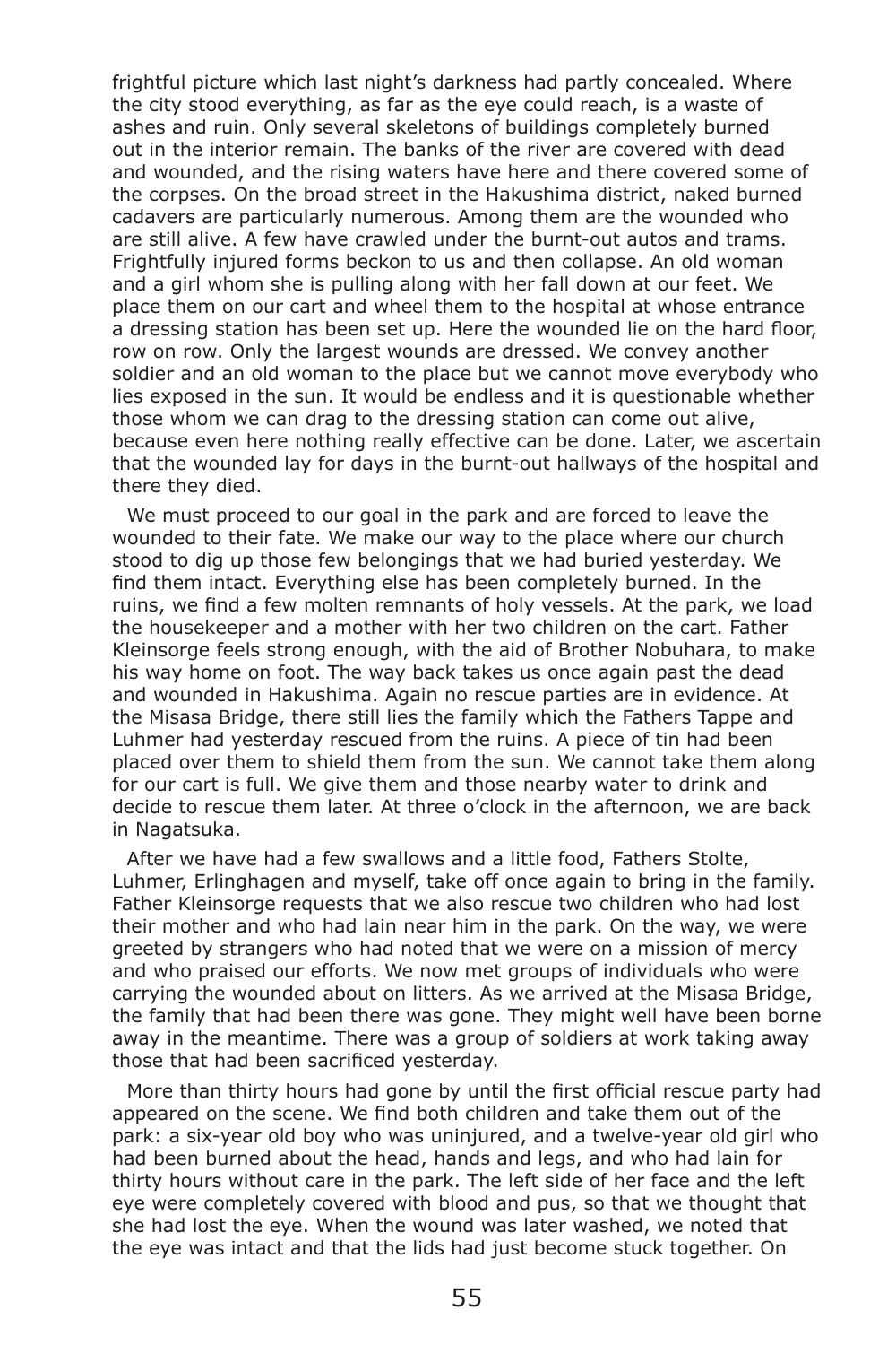frightful picture which last night's darkness had partly concealed. Where the city stood everything, as far as the eye could reach, is a waste of ashes and ruin. Only several skeletons of buildings completely burned out in the interior remain. The banks of the river are covered with dead and wounded, and the rising waters have here and there covered some of the corpses. On the broad street in the Hakushima district, naked burned cadavers are particularly numerous. Among them are the wounded who are still alive. A few have crawled under the burnt-out autos and trams. Frightfully injured forms beckon to us and then collapse. An old woman and a girl whom she is pulling along with her fall down at our feet. We place them on our cart and wheel them to the hospital at whose entrance a dressing station has been set up. Here the wounded lie on the hard floor, row on row. Only the largest wounds are dressed. We convey another soldier and an old woman to the place but we cannot move everybody who lies exposed in the sun. It would be endless and it is questionable whether those whom we can drag to the dressing station can come out alive, because even here nothing really effective can be done. Later, we ascertain that the wounded lay for days in the burnt-out hallways of the hospital and there they died.

We must proceed to our goal in the park and are forced to leave the wounded to their fate. We make our way to the place where our church stood to dig up those few belongings that we had buried yesterday. We find them intact. Everything else has been completely burned. In the ruins, we find a few molten remnants of holy vessels. At the park, we load the housekeeper and a mother with her two children on the cart. Father Kleinsorge feels strong enough, with the aid of Brother Nobuhara, to make his way home on foot. The way back takes us once again past the dead and wounded in Hakushima. Again no rescue parties are in evidence. At the Misasa Bridge, there still lies the family which the Fathers Tappe and Luhmer had yesterday rescued from the ruins. A piece of tin had been placed over them to shield them from the sun. We cannot take them along for our cart is full. We give them and those nearby water to drink and decide to rescue them later. At three o'clock in the afternoon, we are back in Nagatsuka.

After we have had a few swallows and a little food, Fathers Stolte, Luhmer, Erlinghagen and myself, take off once again to bring in the family. Father Kleinsorge requests that we also rescue two children who had lost their mother and who had lain near him in the park. On the way, we were greeted by strangers who had noted that we were on a mission of mercy and who praised our efforts. We now met groups of individuals who were carrying the wounded about on litters. As we arrived at the Misasa Bridge, the family that had been there was gone. They might well have been borne away in the meantime. There was a group of soldiers at work taking away those that had been sacrificed yesterday.

More than thirty hours had gone by until the first official rescue party had appeared on the scene. We find both children and take them out of the park: a six-year old boy who was uninjured, and a twelve-year old girl who had been burned about the head, hands and legs, and who had lain for thirty hours without care in the park. The left side of her face and the left eye were completely covered with blood and pus, so that we thought that she had lost the eye. When the wound was later washed, we noted that the eye was intact and that the lids had just become stuck together. On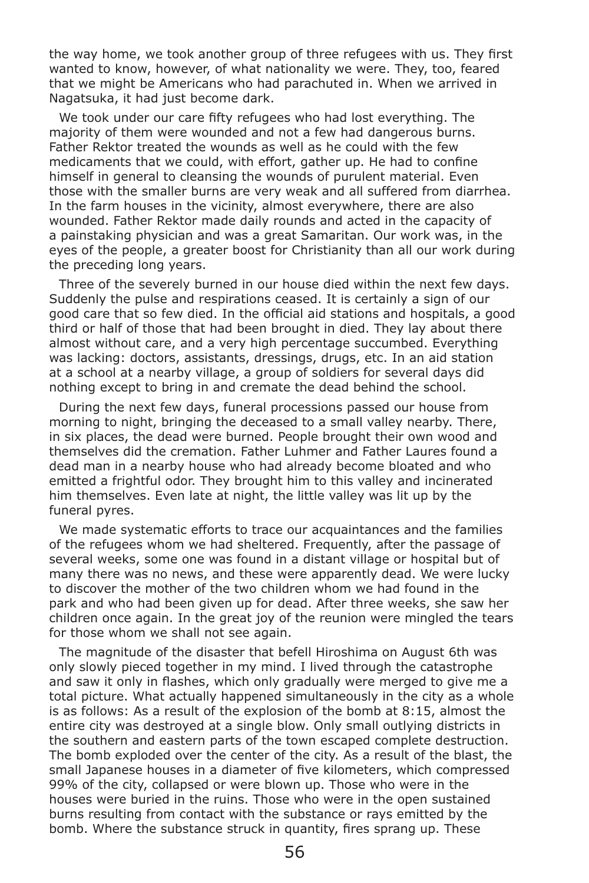the way home, we took another group of three refugees with us. They first wanted to know, however, of what nationality we were. They, too, feared that we might be Americans who had parachuted in. When we arrived in Nagatsuka, it had just become dark.

We took under our care fifty refugees who had lost everything. The majority of them were wounded and not a few had dangerous burns. Father Rektor treated the wounds as well as he could with the few medicaments that we could, with effort, gather up. He had to confine himself in general to cleansing the wounds of purulent material. Even those with the smaller burns are very weak and all suffered from diarrhea. In the farm houses in the vicinity, almost everywhere, there are also wounded. Father Rektor made daily rounds and acted in the capacity of a painstaking physician and was a great Samaritan. Our work was, in the eyes of the people, a greater boost for Christianity than all our work during the preceding long years.

Three of the severely burned in our house died within the next few days. Suddenly the pulse and respirations ceased. It is certainly a sign of our good care that so few died. In the official aid stations and hospitals, a good third or half of those that had been brought in died. They lay about there almost without care, and a very high percentage succumbed. Everything was lacking: doctors, assistants, dressings, drugs, etc. In an aid station at a school at a nearby village, a group of soldiers for several days did nothing except to bring in and cremate the dead behind the school.

During the next few days, funeral processions passed our house from morning to night, bringing the deceased to a small valley nearby. There, in six places, the dead were burned. People brought their own wood and themselves did the cremation. Father Luhmer and Father Laures found a dead man in a nearby house who had already become bloated and who emitted a frightful odor. They brought him to this valley and incinerated him themselves. Even late at night, the little valley was lit up by the funeral pyres.

We made systematic efforts to trace our acquaintances and the families of the refugees whom we had sheltered. Frequently, after the passage of several weeks, some one was found in a distant village or hospital but of many there was no news, and these were apparently dead. We were lucky to discover the mother of the two children whom we had found in the park and who had been given up for dead. After three weeks, she saw her children once again. In the great joy of the reunion were mingled the tears for those whom we shall not see again.

The magnitude of the disaster that befell Hiroshima on August 6th was only slowly pieced together in my mind. I lived through the catastrophe and saw it only in flashes, which only gradually were merged to give me a total picture. What actually happened simultaneously in the city as a whole is as follows: As a result of the explosion of the bomb at 8:15, almost the entire city was destroyed at a single blow. Only small outlying districts in the southern and eastern parts of the town escaped complete destruction. The bomb exploded over the center of the city. As a result of the blast, the small Japanese houses in a diameter of five kilometers, which compressed 99% of the city, collapsed or were blown up. Those who were in the houses were buried in the ruins. Those who were in the open sustained burns resulting from contact with the substance or rays emitted by the bomb. Where the substance struck in quantity, fires sprang up. These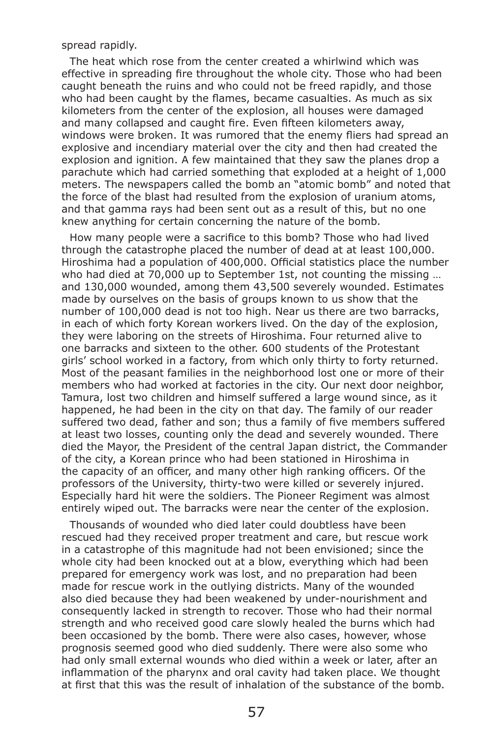spread rapidly.

The heat which rose from the center created a whirlwind which was effective in spreading fire throughout the whole city. Those who had been caught beneath the ruins and who could not be freed rapidly, and those who had been caught by the flames, became casualties. As much as six kilometers from the center of the explosion, all houses were damaged and many collapsed and caught fire. Even fifteen kilometers away, windows were broken. It was rumored that the enemy fliers had spread an explosive and incendiary material over the city and then had created the explosion and ignition. A few maintained that they saw the planes drop a parachute which had carried something that exploded at a height of 1,000 meters. The newspapers called the bomb an “atomic bomb” and noted that the force of the blast had resulted from the explosion of uranium atoms, and that gamma rays had been sent out as a result of this, but no one knew anything for certain concerning the nature of the bomb.

How many people were a sacrifice to this bomb? Those who had lived through the catastrophe placed the number of dead at at least 100,000. Hiroshima had a population of 400,000. Official statistics place the number who had died at 70,000 up to September 1st, not counting the missing … and 130,000 wounded, among them 43,500 severely wounded. Estimates made by ourselves on the basis of groups known to us show that the number of 100,000 dead is not too high. Near us there are two barracks, in each of which forty Korean workers lived. On the day of the explosion, they were laboring on the streets of Hiroshima. Four returned alive to one barracks and sixteen to the other. 600 students of the Protestant girls’ school worked in a factory, from which only thirty to forty returned. Most of the peasant families in the neighborhood lost one or more of their members who had worked at factories in the city. Our next door neighbor, Tamura, lost two children and himself suffered a large wound since, as it happened, he had been in the city on that day. The family of our reader suffered two dead, father and son; thus a family of five members suffered at least two losses, counting only the dead and severely wounded. There died the Mayor, the President of the central Japan district, the Commander of the city, a Korean prince who had been stationed in Hiroshima in the capacity of an officer, and many other high ranking officers. Of the professors of the University, thirty-two were killed or severely injured. Especially hard hit were the soldiers. The Pioneer Regiment was almost entirely wiped out. The barracks were near the center of the explosion.

Thousands of wounded who died later could doubtless have been rescued had they received proper treatment and care, but rescue work in a catastrophe of this magnitude had not been envisioned; since the whole city had been knocked out at a blow, everything which had been prepared for emergency work was lost, and no preparation had been made for rescue work in the outlying districts. Many of the wounded also died because they had been weakened by under-nourishment and consequently lacked in strength to recover. Those who had their normal strength and who received good care slowly healed the burns which had been occasioned by the bomb. There were also cases, however, whose prognosis seemed good who died suddenly. There were also some who had only small external wounds who died within a week or later, after an inflammation of the pharynx and oral cavity had taken place. We thought at first that this was the result of inhalation of the substance of the bomb.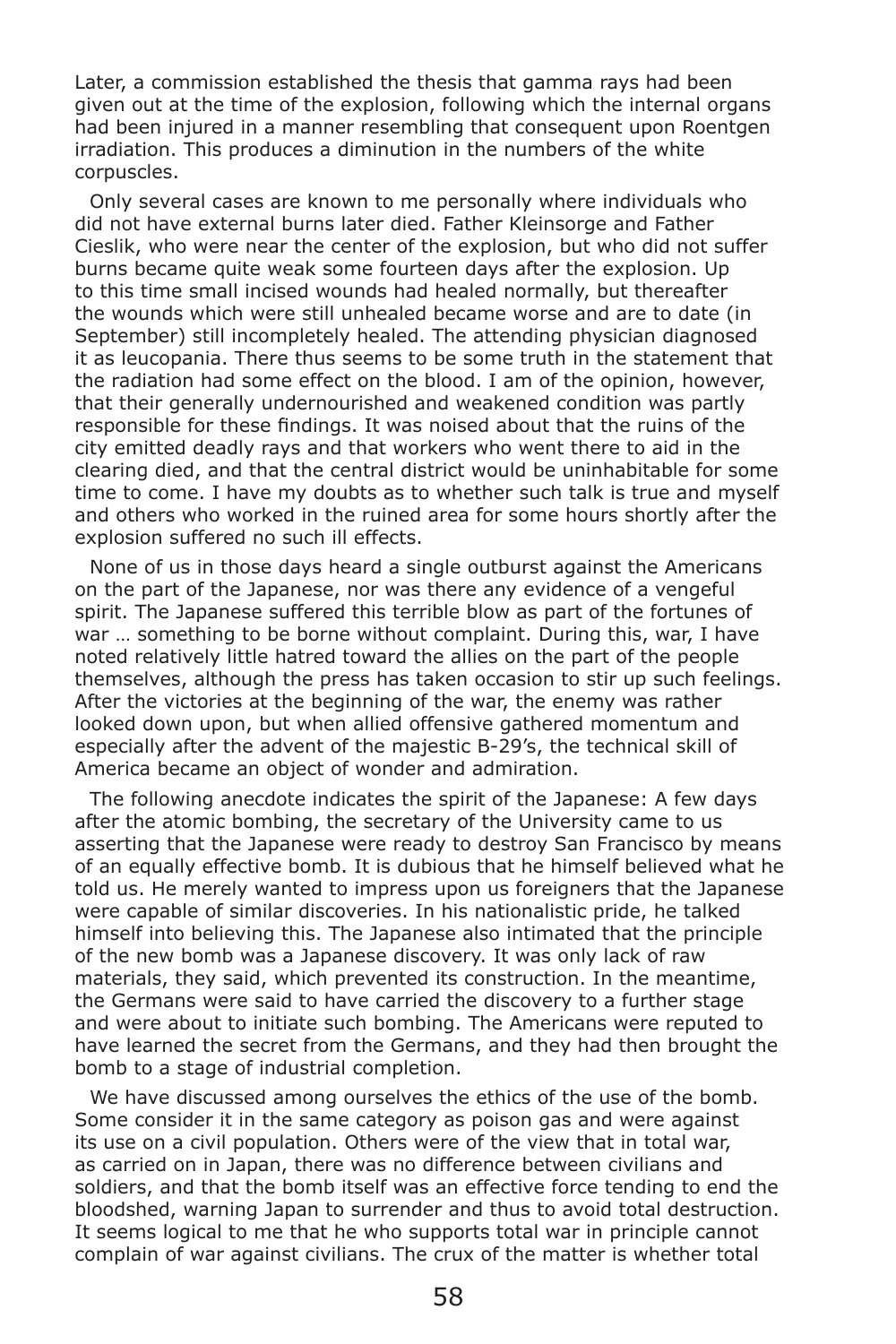Later, a commission established the thesis that gamma rays had been given out at the time of the explosion, following which the internal organs had been injured in a manner resembling that consequent upon Roentgen irradiation. This produces a diminution in the numbers of the white corpuscles.

Only several cases are known to me personally where individuals who did not have external burns later died. Father Kleinsorge and Father Cieslik, who were near the center of the explosion, but who did not suffer burns became quite weak some fourteen days after the explosion. Up to this time small incised wounds had healed normally, but thereafter the wounds which were still unhealed became worse and are to date (in September) still incompletely healed. The attending physician diagnosed it as leucopania. There thus seems to be some truth in the statement that the radiation had some effect on the blood. I am of the opinion, however, that their generally undernourished and weakened condition was partly responsible for these findings. It was noised about that the ruins of the city emitted deadly rays and that workers who went there to aid in the clearing died, and that the central district would be uninhabitable for some time to come. I have my doubts as to whether such talk is true and myself and others who worked in the ruined area for some hours shortly after the explosion suffered no such ill effects.

None of us in those days heard a single outburst against the Americans on the part of the Japanese, nor was there any evidence of a vengeful spirit. The Japanese suffered this terrible blow as part of the fortunes of war … something to be borne without complaint. During this, war, I have noted relatively little hatred toward the allies on the part of the people themselves, although the press has taken occasion to stir up such feelings. After the victories at the beginning of the war, the enemy was rather looked down upon, but when allied offensive gathered momentum and especially after the advent of the majestic B-29's, the technical skill of America became an object of wonder and admiration.

The following anecdote indicates the spirit of the Japanese: A few days after the atomic bombing, the secretary of the University came to us asserting that the Japanese were ready to destroy San Francisco by means of an equally effective bomb. It is dubious that he himself believed what he told us. He merely wanted to impress upon us foreigners that the Japanese were capable of similar discoveries. In his nationalistic pride, he talked himself into believing this. The Japanese also intimated that the principle of the new bomb was a Japanese discovery. It was only lack of raw materials, they said, which prevented its construction. In the meantime, the Germans were said to have carried the discovery to a further stage and were about to initiate such bombing. The Americans were reputed to have learned the secret from the Germans, and they had then brought the bomb to a stage of industrial completion.

We have discussed among ourselves the ethics of the use of the bomb. Some consider it in the same category as poison gas and were against its use on a civil population. Others were of the view that in total war, as carried on in Japan, there was no difference between civilians and soldiers, and that the bomb itself was an effective force tending to end the bloodshed, warning Japan to surrender and thus to avoid total destruction. It seems logical to me that he who supports total war in principle cannot complain of war against civilians. The crux of the matter is whether total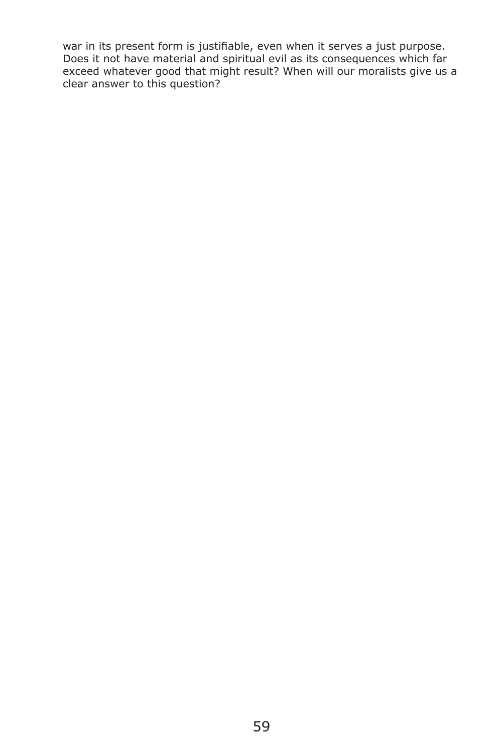war in its present form is justifiable, even when it serves a just purpose. Does it not have material and spiritual evil as its consequences which far exceed whatever good that might result? When will our moralists give us a clear answer to this question?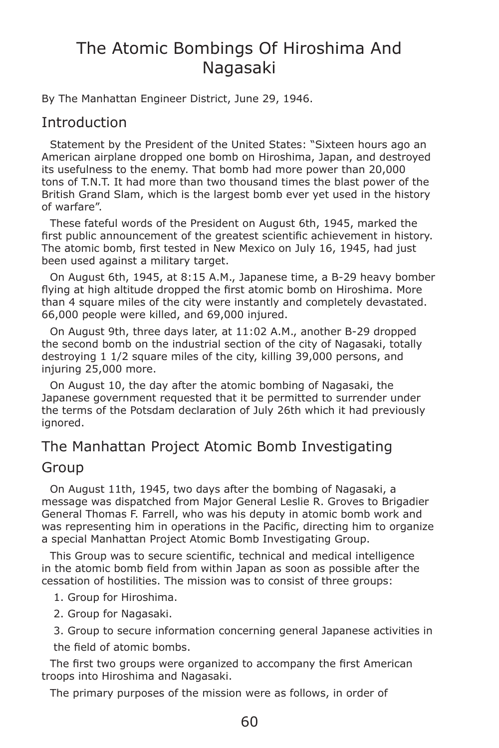# The Atomic Bombings Of Hiroshima And Nagasaki

By The Manhattan Engineer District, June 29, 1946.

## Introduction

Statement by the President of the United States: "Sixteen hours ago an American airplane dropped one bomb on Hiroshima, Japan, and destroyed its usefulness to the enemy. That bomb had more power than 20,000 tons of T.N.T. It had more than two thousand times the blast power of the British Grand Slam, which is the largest bomb ever yet used in the history of warfare".

These fateful words of the President on August 6th, 1945, marked the first public announcement of the greatest scientific achievement in history. The atomic bomb, first tested in New Mexico on July 16, 1945, had just been used against a military target.

On August 6th, 1945, at 8:15 A.M., Japanese time, a B-29 heavy bomber flying at high altitude dropped the first atomic bomb on Hiroshima. More than 4 square miles of the city were instantly and completely devastated. 66,000 people were killed, and 69,000 injured.

On August 9th, three days later, at 11:02 A.M., another B-29 dropped the second bomb on the industrial section of the city of Nagasaki, totally destroying 1 1/2 square miles of the city, killing 39,000 persons, and injuring 25,000 more.

On August 10, the day after the atomic bombing of Nagasaki, the Japanese government requested that it be permitted to surrender under the terms of the Potsdam declaration of July 26th which it had previously ignored.

## The Manhattan Project Atomic Bomb Investigating Group

On August 11th, 1945, two days after the bombing of Nagasaki, a message was dispatched from Major General Leslie R. Groves to Brigadier General Thomas F. Farrell, who was his deputy in atomic bomb work and was representing him in operations in the Pacific, directing him to organize a special Manhattan Project Atomic Bomb Investigating Group.

This Group was to secure scientific, technical and medical intelligence in the atomic bomb field from within Japan as soon as possible after the cessation of hostilities. The mission was to consist of three groups:

1. Group for Hiroshima.
2. Group for Nagasaki.
3. Group to secure information concerning general Japanese activities in the field of atomic bombs.

The first two groups were organized to accompany the first American troops into Hiroshima and Nagasaki.

The primary purposes of the mission were as follows, in order of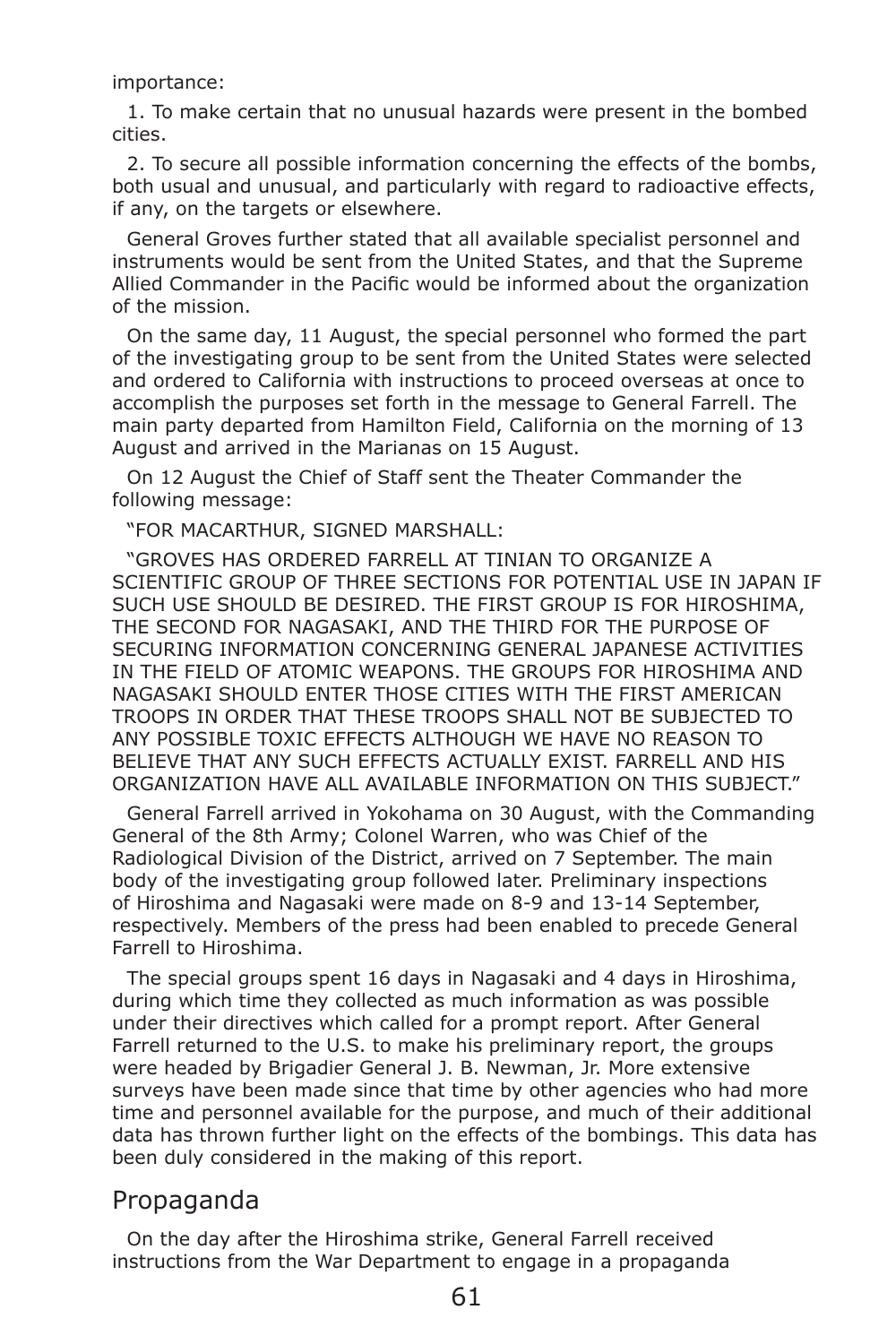importance:

1. To make certain that no unusual hazards were present in the bombed cities.

2. To secure all possible information concerning the effects of the bombs, both usual and unusual, and particularly with regard to radioactive effects, if any, on the targets or elsewhere.

General Groves further stated that all available specialist personnel and instruments would be sent from the United States, and that the Supreme Allied Commander in the Pacific would be informed about the organization of the mission.

On the same day, 11 August, the special personnel who formed the part of the investigating group to be sent from the United States were selected and ordered to California with instructions to proceed overseas at once to accomplish the purposes set forth in the message to General Farrell. The main party departed from Hamilton Field, California on the morning of 13 August and arrived in the Marianas on 15 August.

On 12 August the Chief of Staff sent the Theater Commander the following message:

"FOR MACARTHUR, SIGNED MARSHALL:

"GROVES HAS ORDERED FARRELL AT TINIAN TO ORGANIZE A SCIENTIFIC GROUP OF THREE SECTIONS FOR POTENTIAL USE IN JAPAN IF SUCH USE SHOULD BE DESIRED. THE FIRST GROUP IS FOR HIROSHIMA, THE SECOND FOR NAGASAKI, AND THE THIRD FOR THE PURPOSE OF SECURING INFORMATION CONCERNING GENERAL JAPANESE ACTIVITIES IN THE FIELD OF ATOMIC WEAPONS. THE GROUPS FOR HIROSHIMA AND NAGASAKI SHOULD ENTER THOSE CITIES WITH THE FIRST AMERICAN TROOPS IN ORDER THAT THESE TROOPS SHALL NOT BE SUBJECTED TO ANY POSSIBLE TOXIC EFFECTS ALTHOUGH WE HAVE NO REASON TO BELIEVE THAT ANY SUCH EFFECTS ACTUALLY EXIST. FARRELL AND HIS ORGANIZATION HAVE ALL AVAILABLE INFORMATION ON THIS SUBJECT."

General Farrell arrived in Yokohama on 30 August, with the Commanding General of the 8th Army; Colonel Warren, who was Chief of the Radiological Division of the District, arrived on 7 September. The main body of the investigating group followed later. Preliminary inspections of Hiroshima and Nagasaki were made on 8-9 and 13-14 September, respectively. Members of the press had been enabled to precede General Farrell to Hiroshima.

The special groups spent 16 days in Nagasaki and 4 days in Hiroshima, during which time they collected as much information as was possible under their directives which called for a prompt report. After General Farrell returned to the U.S. to make his preliminary report, the groups were headed by Brigadier General J. B. Newman, Jr. More extensive surveys have been made since that time by other agencies who had more time and personnel available for the purpose, and much of their additional data has thrown further light on the effects of the bombings. This data has been duly considered in the making of this report.

## Propaganda

On the day after the Hiroshima strike, General Farrell received instructions from the War Department to engage in a propaganda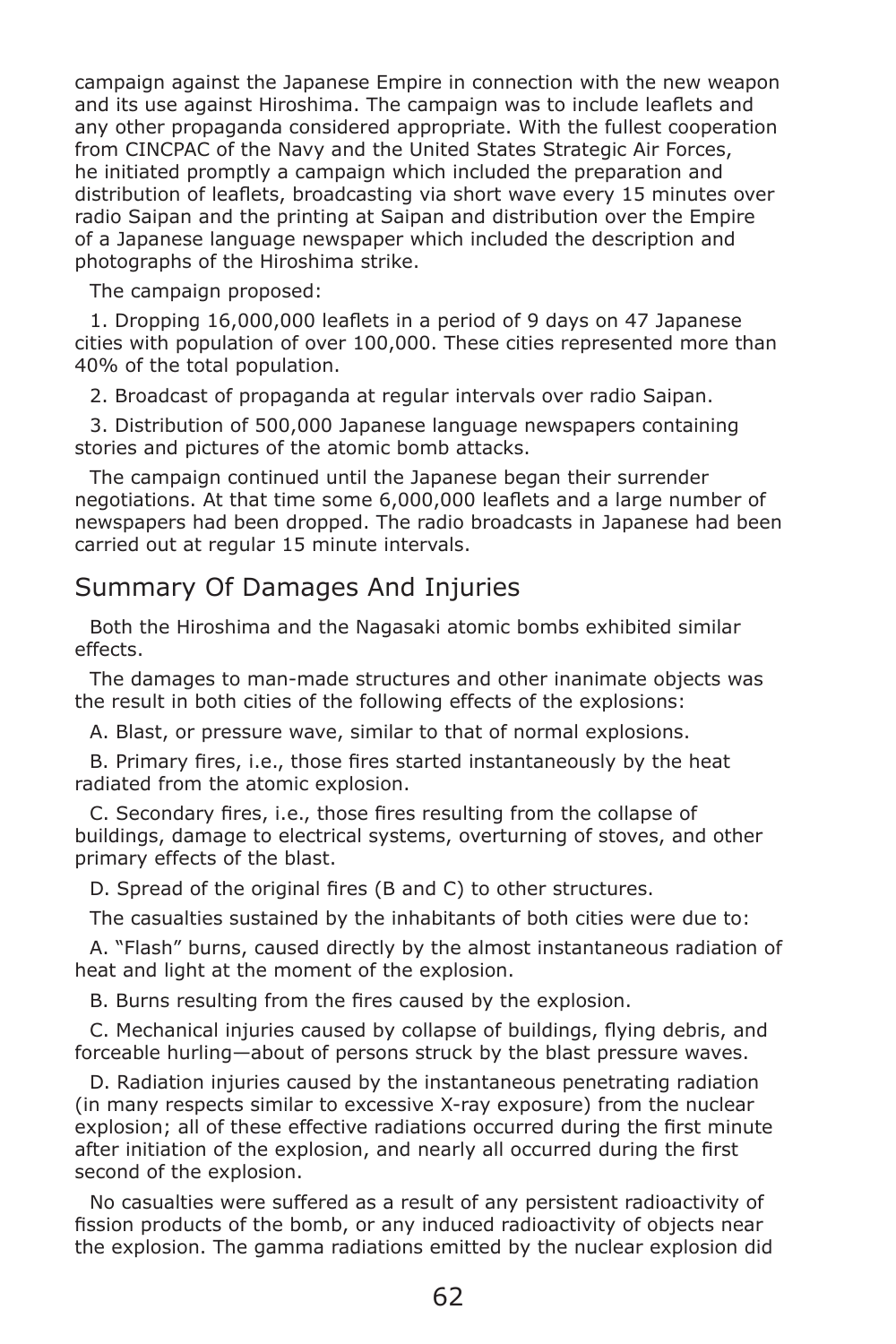campaign against the Japanese Empire in connection with the new weapon and its use against Hiroshima. The campaign was to include leaflets and any other propaganda considered appropriate. With the fullest cooperation from CINCPAC of the Navy and the United States Strategic Air Forces, he initiated promptly a campaign which included the preparation and distribution of leaflets, broadcasting via short wave every 15 minutes over radio Saipan and the printing at Saipan and distribution over the Empire of a Japanese language newspaper which included the description and photographs of the Hiroshima strike.

The campaign proposed:

1. Dropping 16,000,000 leaflets in a period of 9 days on 47 Japanese cities with population of over 100,000. These cities represented more than 40% of the total population.

2. Broadcast of propaganda at regular intervals over radio Saipan.

3. Distribution of 500,000 Japanese language newspapers containing stories and pictures of the atomic bomb attacks.

The campaign continued until the Japanese began their surrender negotiations. At that time some 6,000,000 leaflets and a large number of newspapers had been dropped. The radio broadcasts in Japanese had been carried out at regular 15 minute intervals.

## Summary Of Damages And Injuries

Both the Hiroshima and the Nagasaki atomic bombs exhibited similar effects.

The damages to man-made structures and other inanimate objects was the result in both cities of the following effects of the explosions:

A. Blast, or pressure wave, similar to that of normal explosions.

B. Primary fires, i.e., those fires started instantaneously by the heat radiated from the atomic explosion.

C. Secondary fires, i.e., those fires resulting from the collapse of buildings, damage to electrical systems, overturning of stoves, and other primary effects of the blast.

D. Spread of the original fires (B and C) to other structures.

The casualties sustained by the inhabitants of both cities were due to:

A. "Flash" burns, caused directly by the almost instantaneous radiation of heat and light at the moment of the explosion.

B. Burns resulting from the fires caused by the explosion.

C. Mechanical injuries caused by collapse of buildings, flying debris, and forceable hurling—about of persons struck by the blast pressure waves.

D. Radiation injuries caused by the instantaneous penetrating radiation (in many respects similar to excessive X-ray exposure) from the nuclear explosion; all of these effective radiations occurred during the first minute after initiation of the explosion, and nearly all occurred during the first second of the explosion.

No casualties were suffered as a result of any persistent radioactivity of fission products of the bomb, or any induced radioactivity of objects near the explosion. The gamma radiations emitted by the nuclear explosion did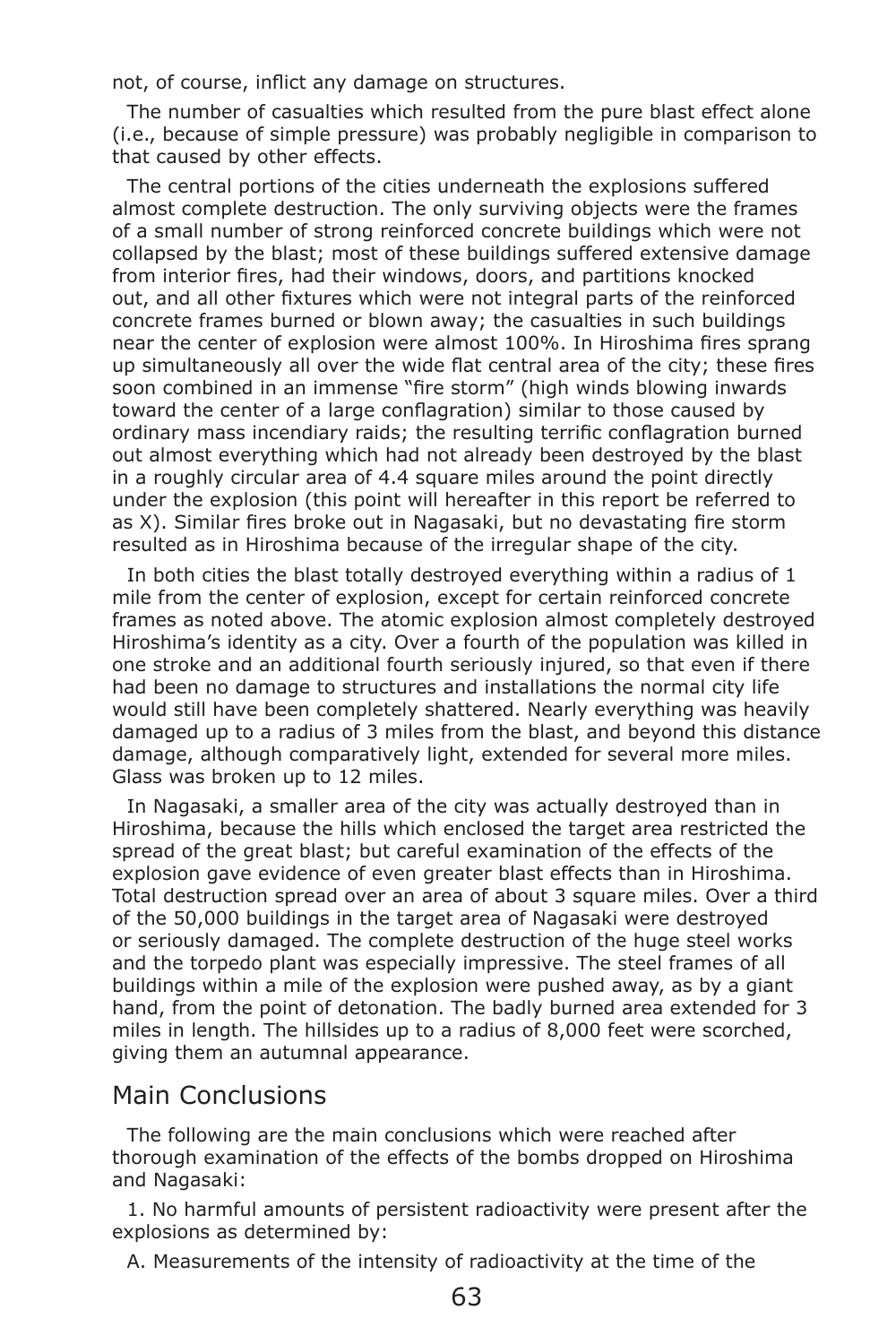not, of course, inflict any damage on structures.

The number of casualties which resulted from the pure blast effect alone (i.e., because of simple pressure) was probably negligible in comparison to that caused by other effects.

The central portions of the cities underneath the explosions suffered almost complete destruction. The only surviving objects were the frames of a small number of strong reinforced concrete buildings which were not collapsed by the blast; most of these buildings suffered extensive damage from interior fires, had their windows, doors, and partitions knocked out, and all other fixtures which were not integral parts of the reinforced concrete frames burned or blown away; the casualties in such buildings near the center of explosion were almost 100%. In Hiroshima fires sprang up simultaneously all over the wide flat central area of the city; these fires soon combined in an immense "fire storm" (high winds blowing inwards toward the center of a large conflagration) similar to those caused by ordinary mass incendiary raids; the resulting terrific conflagration burned out almost everything which had not already been destroyed by the blast in a roughly circular area of 4.4 square miles around the point directly under the explosion (this point will hereafter in this report be referred to as X). Similar fires broke out in Nagasaki, but no devastating fire storm resulted as in Hiroshima because of the irregular shape of the city.

In both cities the blast totally destroyed everything within a radius of 1 mile from the center of explosion, except for certain reinforced concrete frames as noted above. The atomic explosion almost completely destroyed Hiroshima's identity as a city. Over a fourth of the population was killed in one stroke and an additional fourth seriously injured, so that even if there had been no damage to structures and installations the normal city life would still have been completely shattered. Nearly everything was heavily damaged up to a radius of 3 miles from the blast, and beyond this distance damage, although comparatively light, extended for several more miles. Glass was broken up to 12 miles.

In Nagasaki, a smaller area of the city was actually destroyed than in Hiroshima, because the hills which enclosed the target area restricted the spread of the great blast; but careful examination of the effects of the explosion gave evidence of even greater blast effects than in Hiroshima. Total destruction spread over an area of about 3 square miles. Over a third of the 50,000 buildings in the target area of Nagasaki were destroyed or seriously damaged. The complete destruction of the huge steel works and the torpedo plant was especially impressive. The steel frames of all buildings within a mile of the explosion were pushed away, as by a giant hand, from the point of detonation. The badly burned area extended for 3 miles in length. The hillsides up to a radius of 8,000 feet were scorched, giving them an autumnal appearance.

## Main Conclusions

The following are the main conclusions which were reached after thorough examination of the effects of the bombs dropped on Hiroshima and Nagasaki:

1. No harmful amounts of persistent radioactivity were present after the explosions as determined by:

A. Measurements of the intensity of radioactivity at the time of the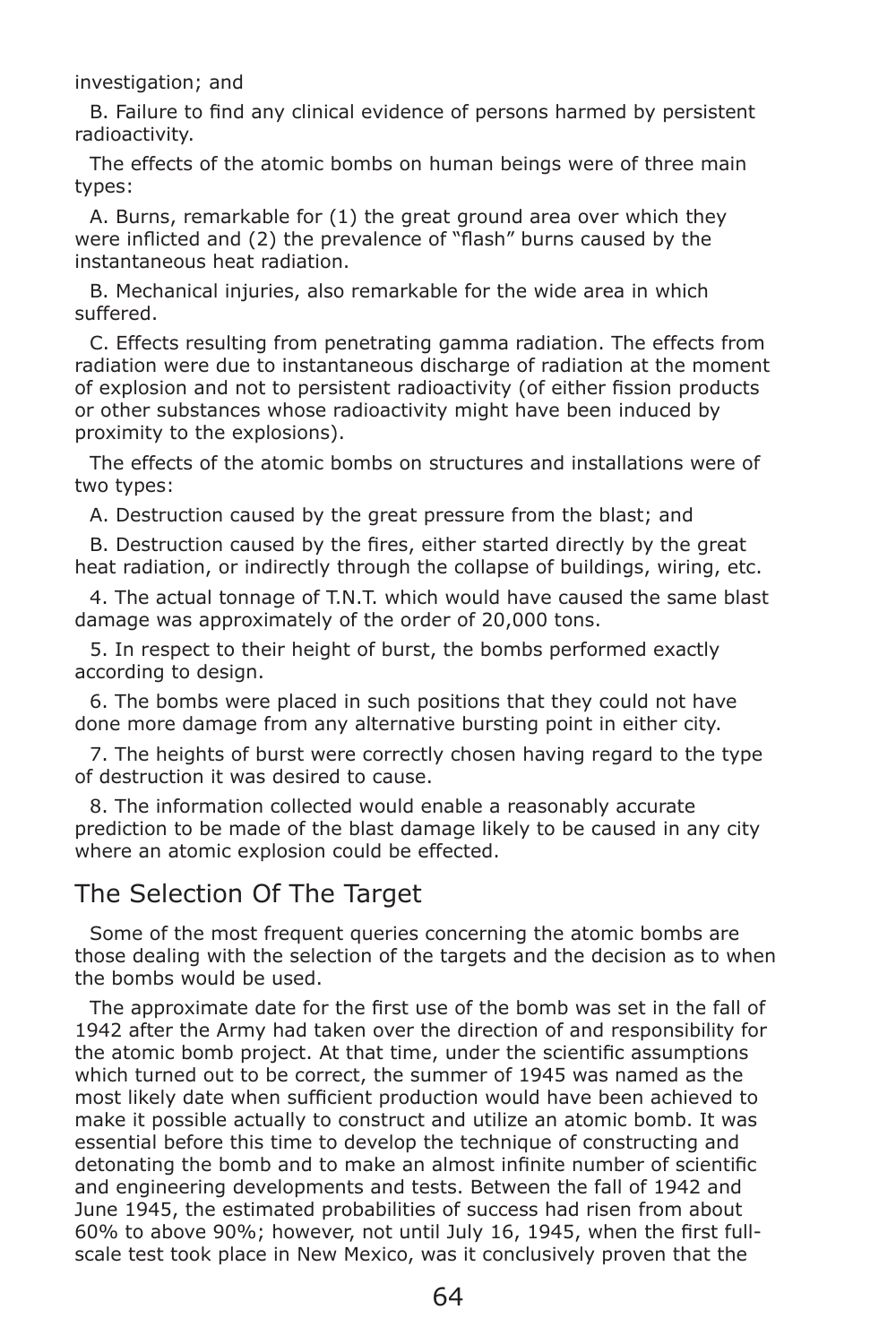investigation; and

B. Failure to find any clinical evidence of persons harmed by persistent radioactivity.

The effects of the atomic bombs on human beings were of three main types:

A. Burns, remarkable for (1) the great ground area over which they were inflicted and (2) the prevalence of "flash" burns caused by the instantaneous heat radiation.

B. Mechanical injuries, also remarkable for the wide area in which suffered.

C. Effects resulting from penetrating gamma radiation. The effects from radiation were due to instantaneous discharge of radiation at the moment of explosion and not to persistent radioactivity (of either fission products or other substances whose radioactivity might have been induced by proximity to the explosions).

The effects of the atomic bombs on structures and installations were of two types:

A. Destruction caused by the great pressure from the blast; and

B. Destruction caused by the fires, either started directly by the great heat radiation, or indirectly through the collapse of buildings, wiring, etc.

4. The actual tonnage of T.N.T. which would have caused the same blast damage was approximately of the order of 20,000 tons.

5. In respect to their height of burst, the bombs performed exactly according to design.

6. The bombs were placed in such positions that they could not have done more damage from any alternative bursting point in either city.

7. The heights of burst were correctly chosen having regard to the type of destruction it was desired to cause.

8. The information collected would enable a reasonably accurate prediction to be made of the blast damage likely to be caused in any city where an atomic explosion could be effected.

## The Selection Of The Target

Some of the most frequent queries concerning the atomic bombs are those dealing with the selection of the targets and the decision as to when the bombs would be used.

The approximate date for the first use of the bomb was set in the fall of 1942 after the Army had taken over the direction of and responsibility for the atomic bomb project. At that time, under the scientific assumptions which turned out to be correct, the summer of 1945 was named as the most likely date when sufficient production would have been achieved to make it possible actually to construct and utilize an atomic bomb. It was essential before this time to develop the technique of constructing and detonating the bomb and to make an almost infinite number of scientific and engineering developments and tests. Between the fall of 1942 and June 1945, the estimated probabilities of success had risen from about 60% to above 90%; however, not until July 16, 1945, when the first full-scale test took place in New Mexico, was it conclusively proven that the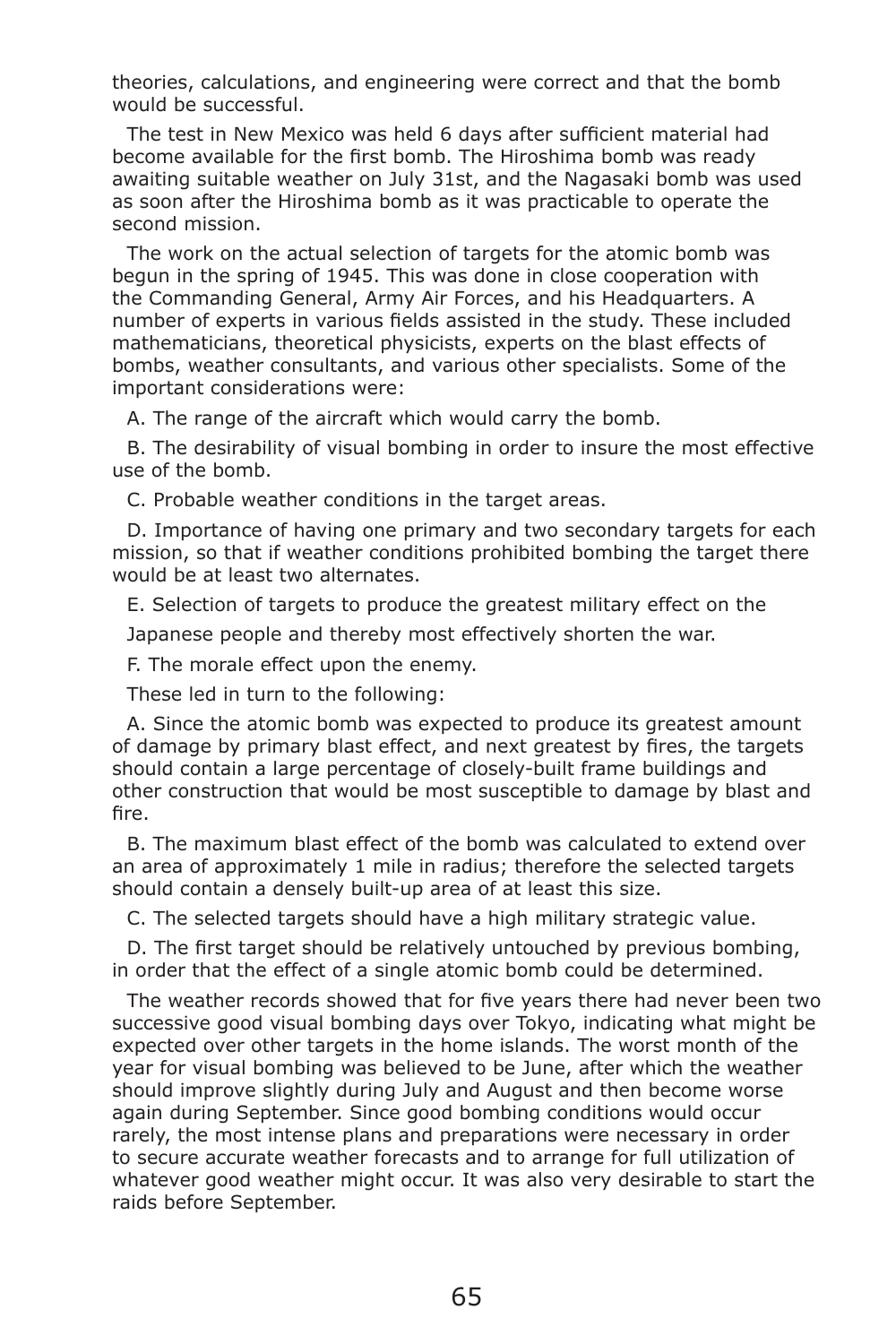theories, calculations, and engineering were correct and that the bomb would be successful.

The test in New Mexico was held 6 days after sufficient material had become available for the first bomb. The Hiroshima bomb was ready awaiting suitable weather on July 31st, and the Nagasaki bomb was used as soon after the Hiroshima bomb as it was practicable to operate the second mission.

The work on the actual selection of targets for the atomic bomb was begun in the spring of 1945. This was done in close cooperation with the Commanding General, Army Air Forces, and his Headquarters. A number of experts in various fields assisted in the study. These included mathematicians, theoretical physicists, experts on the blast effects of bombs, weather consultants, and various other specialists. Some of the important considerations were:

A. The range of the aircraft which would carry the bomb.

B. The desirability of visual bombing in order to insure the most effective use of the bomb.

C. Probable weather conditions in the target areas.

D. Importance of having one primary and two secondary targets for each mission, so that if weather conditions prohibited bombing the target there would be at least two alternates.

E. Selection of targets to produce the greatest military effect on the

Japanese people and thereby most effectively shorten the war.

F. The morale effect upon the enemy.

These led in turn to the following:

A. Since the atomic bomb was expected to produce its greatest amount of damage by primary blast effect, and next greatest by fires, the targets should contain a large percentage of closely-built frame buildings and other construction that would be most susceptible to damage by blast and fire.

B. The maximum blast effect of the bomb was calculated to extend over an area of approximately 1 mile in radius; therefore the selected targets should contain a densely built-up area of at least this size.

C. The selected targets should have a high military strategic value.

D. The first target should be relatively untouched by previous bombing, in order that the effect of a single atomic bomb could be determined.

The weather records showed that for five years there had never been two successive good visual bombing days over Tokyo, indicating what might be expected over other targets in the home islands. The worst month of the year for visual bombing was believed to be June, after which the weather should improve slightly during July and August and then become worse again during September. Since good bombing conditions would occur rarely, the most intense plans and preparations were necessary in order to secure accurate weather forecasts and to arrange for full utilization of whatever good weather might occur. It was also very desirable to start the raids before September.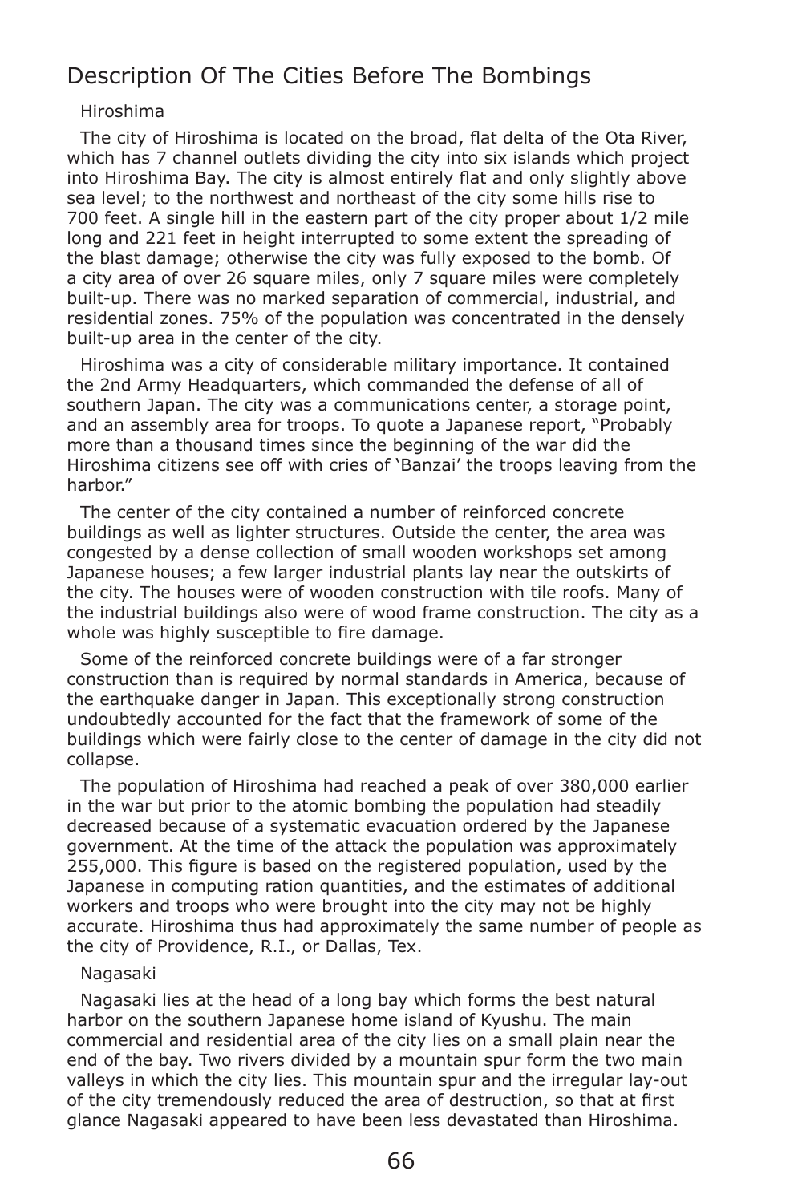## Description Of The Cities Before The Bombings

### Hiroshima

The city of Hiroshima is located on the broad, flat delta of the Ota River, which has 7 channel outlets dividing the city into six islands which project into Hiroshima Bay. The city is almost entirely flat and only slightly above sea level; to the northwest and northeast of the city some hills rise to 700 feet. A single hill in the eastern part of the city proper about 1/2 mile long and 221 feet in height interrupted to some extent the spreading of the blast damage; otherwise the city was fully exposed to the bomb. Of a city area of over 26 square miles, only 7 square miles were completely built-up. There was no marked separation of commercial, industrial, and residential zones. 75% of the population was concentrated in the densely built-up area in the center of the city.

Hiroshima was a city of considerable military importance. It contained the 2nd Army Headquarters, which commanded the defense of all of southern Japan. The city was a communications center, a storage point, and an assembly area for troops. To quote a Japanese report, "Probably more than a thousand times since the beginning of the war did the Hiroshima citizens see off with cries of 'Banzai' the troops leaving from the harbor."

The center of the city contained a number of reinforced concrete buildings as well as lighter structures. Outside the center, the area was congested by a dense collection of small wooden workshops set among Japanese houses; a few larger industrial plants lay near the outskirts of the city. The houses were of wooden construction with tile roofs. Many of the industrial buildings also were of wood frame construction. The city as a whole was highly susceptible to fire damage.

Some of the reinforced concrete buildings were of a far stronger construction than is required by normal standards in America, because of the earthquake danger in Japan. This exceptionally strong construction undoubtedly accounted for the fact that the framework of some of the buildings which were fairly close to the center of damage in the city did not collapse.

The population of Hiroshima had reached a peak of over 380,000 earlier in the war but prior to the atomic bombing the population had steadily decreased because of a systematic evacuation ordered by the Japanese government. At the time of the attack the population was approximately 255,000. This figure is based on the registered population, used by the Japanese in computing ration quantities, and the estimates of additional workers and troops who were brought into the city may not be highly accurate. Hiroshima thus had approximately the same number of people as the city of Providence, R.I., or Dallas, Tex.

### Nagasaki

Nagasaki lies at the head of a long bay which forms the best natural harbor on the southern Japanese home island of Kyushu. The main commercial and residential area of the city lies on a small plain near the end of the bay. Two rivers divided by a mountain spur form the two main valleys in which the city lies. This mountain spur and the irregular lay-out of the city tremendously reduced the area of destruction, so that at first glance Nagasaki appeared to have been less devastated than Hiroshima.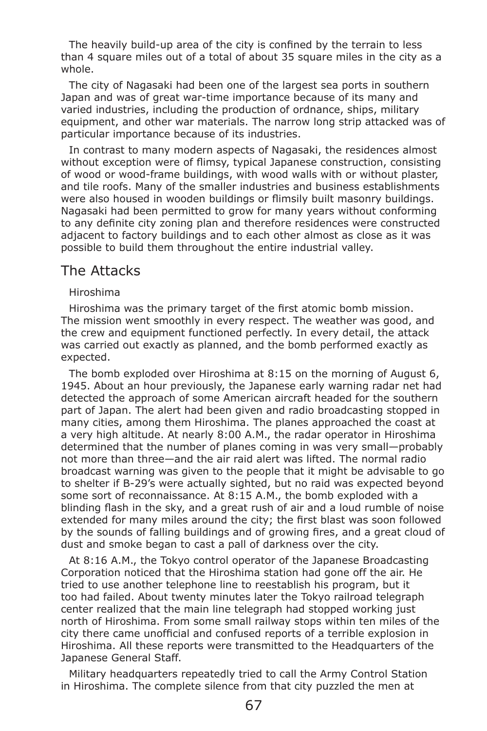The heavily build-up area of the city is confined by the terrain to less than 4 square miles out of a total of about 35 square miles in the city as a whole.

The city of Nagasaki had been one of the largest sea ports in southern Japan and was of great war-time importance because of its many and varied industries, including the production of ordnance, ships, military equipment, and other war materials. The narrow long strip attacked was of particular importance because of its industries.

In contrast to many modern aspects of Nagasaki, the residences almost without exception were of flimsy, typical Japanese construction, consisting of wood or wood-frame buildings, with wood walls with or without plaster, and tile roofs. Many of the smaller industries and business establishments were also housed in wooden buildings or flimsily built masonry buildings. Nagasaki had been permitted to grow for many years without conforming to any definite city zoning plan and therefore residences were constructed adjacent to factory buildings and to each other almost as close as it was possible to build them throughout the entire industrial valley.

## The Attacks

### Hiroshima

Hiroshima was the primary target of the first atomic bomb mission. The mission went smoothly in every respect. The weather was good, and the crew and equipment functioned perfectly. In every detail, the attack was carried out exactly as planned, and the bomb performed exactly as expected.

The bomb exploded over Hiroshima at 8:15 on the morning of August 6, 1945. About an hour previously, the Japanese early warning radar net had detected the approach of some American aircraft headed for the southern part of Japan. The alert had been given and radio broadcasting stopped in many cities, among them Hiroshima. The planes approached the coast at a very high altitude. At nearly 8:00 A.M., the radar operator in Hiroshima determined that the number of planes coming in was very small—probably not more than three—and the air raid alert was lifted. The normal radio broadcast warning was given to the people that it might be advisable to go to shelter if B-29's were actually sighted, but no raid was expected beyond some sort of reconnaissance. At 8:15 A.M., the bomb exploded with a blinding flash in the sky, and a great rush of air and a loud rumble of noise extended for many miles around the city; the first blast was soon followed by the sounds of falling buildings and of growing fires, and a great cloud of dust and smoke began to cast a pall of darkness over the city.

At 8:16 A.M., the Tokyo control operator of the Japanese Broadcasting Corporation noticed that the Hiroshima station had gone off the air. He tried to use another telephone line to reestablish his program, but it too had failed. About twenty minutes later the Tokyo railroad telegraph center realized that the main line telegraph had stopped working just north of Hiroshima. From some small railway stops within ten miles of the city there came unofficial and confused reports of a terrible explosion in Hiroshima. All these reports were transmitted to the Headquarters of the Japanese General Staff.

Military headquarters repeatedly tried to call the Army Control Station in Hiroshima. The complete silence from that city puzzled the men at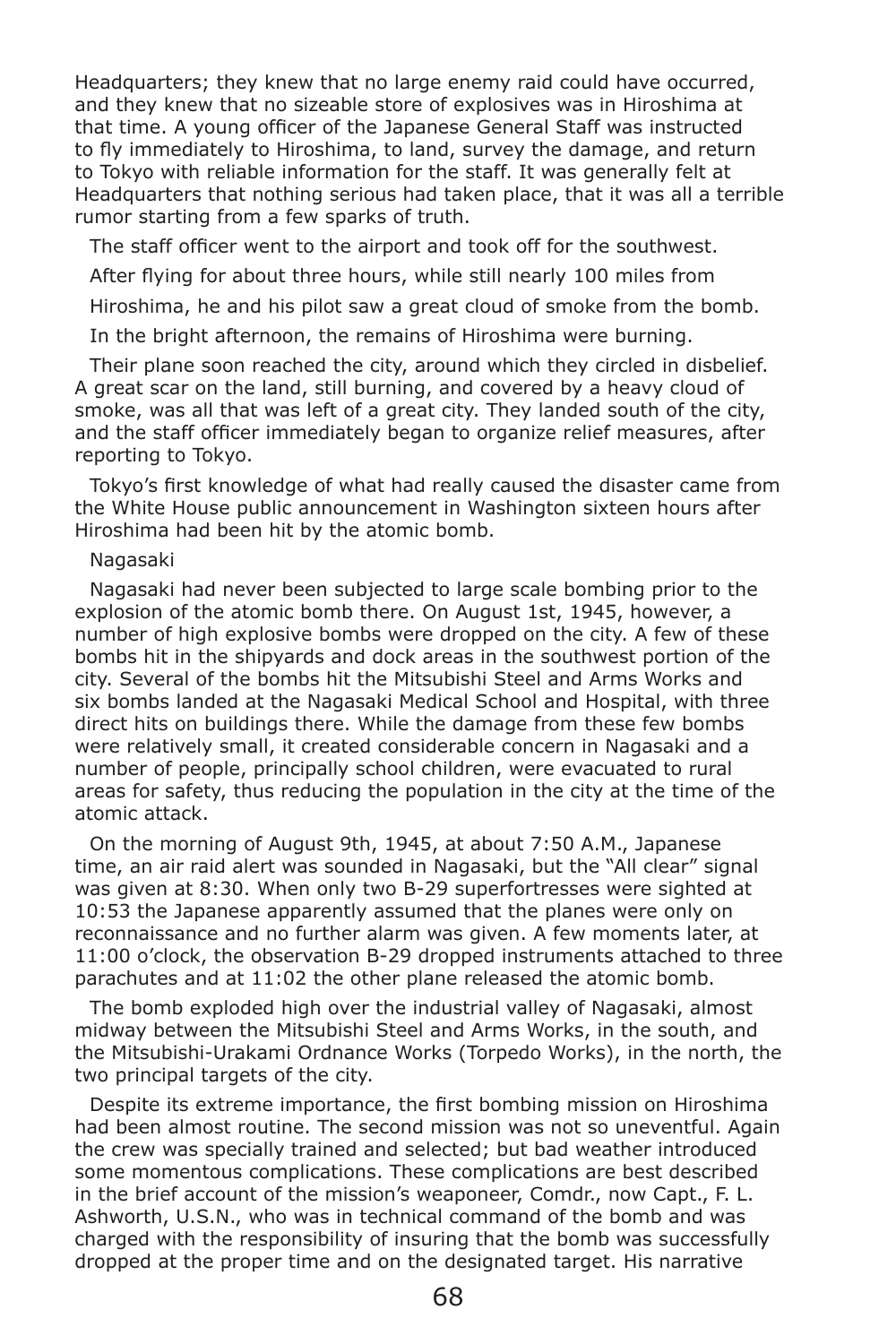Headquarters; they knew that no large enemy raid could have occurred, and they knew that no sizeable store of explosives was in Hiroshima at that time. A young officer of the Japanese General Staff was instructed to fly immediately to Hiroshima, to land, survey the damage, and return to Tokyo with reliable information for the staff. It was generally felt at Headquarters that nothing serious had taken place, that it was all a terrible rumor starting from a few sparks of truth.

The staff officer went to the airport and took off for the southwest.

After flying for about three hours, while still nearly 100 miles from

Hiroshima, he and his pilot saw a great cloud of smoke from the bomb.

In the bright afternoon, the remains of Hiroshima were burning.

Their plane soon reached the city, around which they circled in disbelief. A great scar on the land, still burning, and covered by a heavy cloud of smoke, was all that was left of a great city. They landed south of the city, and the staff officer immediately began to organize relief measures, after reporting to Tokyo.

Tokyo's first knowledge of what had really caused the disaster came from the White House public announcement in Washington sixteen hours after Hiroshima had been hit by the atomic bomb.

## Nagasaki

Nagasaki had never been subjected to large scale bombing prior to the explosion of the atomic bomb there. On August 1st, 1945, however, a number of high explosive bombs were dropped on the city. A few of these bombs hit in the shipyards and dock areas in the southwest portion of the city. Several of the bombs hit the Mitsubishi Steel and Arms Works and six bombs landed at the Nagasaki Medical School and Hospital, with three direct hits on buildings there. While the damage from these few bombs were relatively small, it created considerable concern in Nagasaki and a number of people, principally school children, were evacuated to rural areas for safety, thus reducing the population in the city at the time of the atomic attack.

On the morning of August 9th, 1945, at about 7:50 A.M., Japanese time, an air raid alert was sounded in Nagasaki, but the "All clear" signal was given at 8:30. When only two B-29 superfortresses were sighted at 10:53 the Japanese apparently assumed that the planes were only on reconnaissance and no further alarm was given. A few moments later, at 11:00 o'clock, the observation B-29 dropped instruments attached to three parachutes and at 11:02 the other plane released the atomic bomb.

The bomb exploded high over the industrial valley of Nagasaki, almost midway between the Mitsubishi Steel and Arms Works, in the south, and the Mitsubishi-Urakami Ordnance Works (Torpedo Works), in the north, the two principal targets of the city.

Despite its extreme importance, the first bombing mission on Hiroshima had been almost routine. The second mission was not so uneventful. Again the crew was specially trained and selected; but bad weather introduced some momentous complications. These complications are best described in the brief account of the mission's weaponeer, Comdr., now Capt., F. L. Ashworth, U.S.N., who was in technical command of the bomb and was charged with the responsibility of insuring that the bomb was successfully dropped at the proper time and on the designated target. His narrative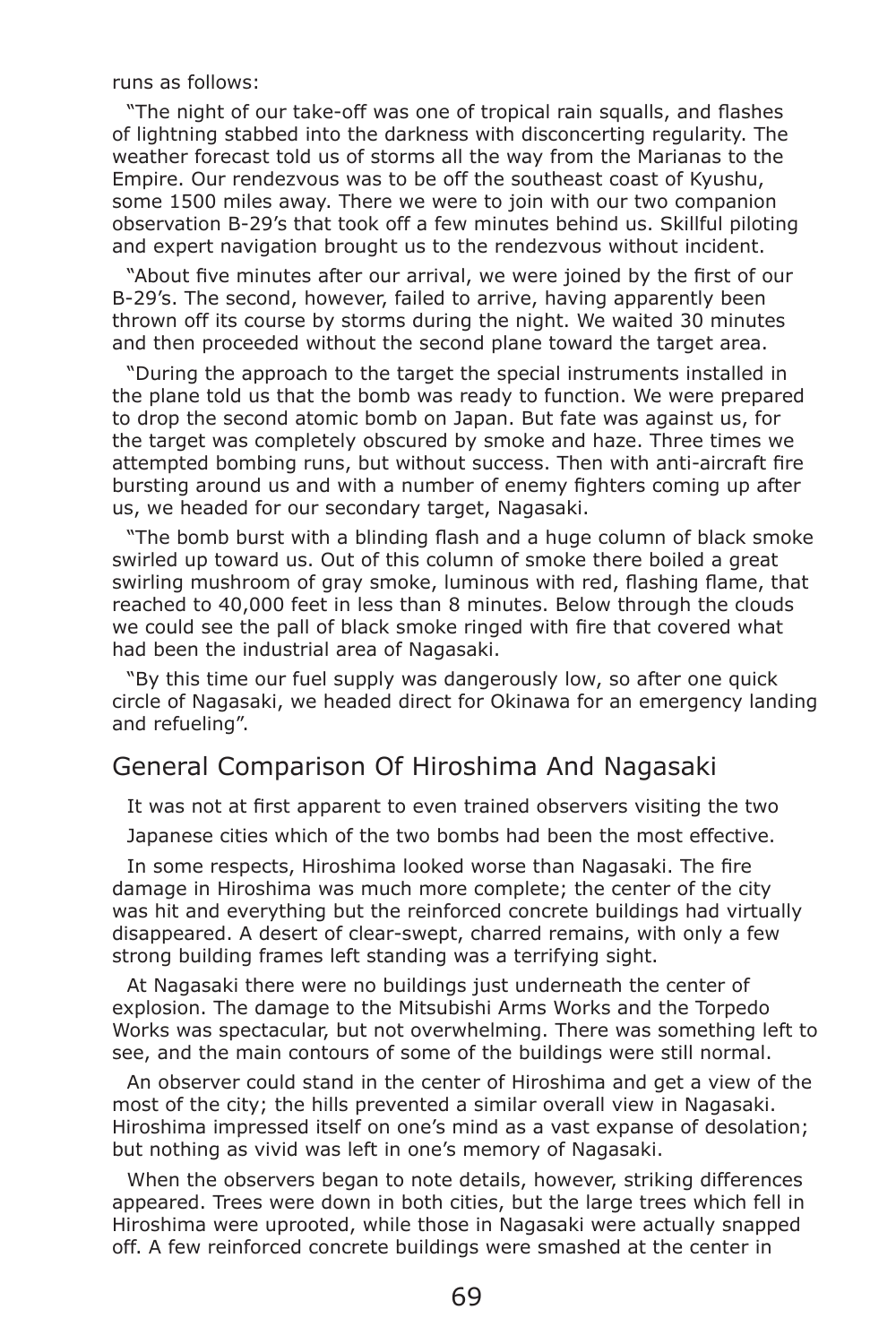runs as follows:

"The night of our take-off was one of tropical rain squalls, and flashes of lightning stabbed into the darkness with disconcerting regularity. The weather forecast told us of storms all the way from the Marianas to the Empire. Our rendezvous was to be off the southeast coast of Kyushu, some 1500 miles away. There we were to join with our two companion observation B-29's that took off a few minutes behind us. Skillful piloting and expert navigation brought us to the rendezvous without incident.

"About five minutes after our arrival, we were joined by the first of our B-29's. The second, however, failed to arrive, having apparently been thrown off its course by storms during the night. We waited 30 minutes and then proceeded without the second plane toward the target area.

"During the approach to the target the special instruments installed in the plane told us that the bomb was ready to function. We were prepared to drop the second atomic bomb on Japan. But fate was against us, for the target was completely obscured by smoke and haze. Three times we attempted bombing runs, but without success. Then with anti-aircraft fire bursting around us and with a number of enemy fighters coming up after us, we headed for our secondary target, Nagasaki.

"The bomb burst with a blinding flash and a huge column of black smoke swirled up toward us. Out of this column of smoke there boiled a great swirling mushroom of gray smoke, luminous with red, flashing flame, that reached to 40,000 feet in less than 8 minutes. Below through the clouds we could see the pall of black smoke ringed with fire that covered what had been the industrial area of Nagasaki.

"By this time our fuel supply was dangerously low, so after one quick circle of Nagasaki, we headed direct for Okinawa for an emergency landing and refueling".

## General Comparison Of Hiroshima And Nagasaki

It was not at first apparent to even trained observers visiting the two Japanese cities which of the two bombs had been the most effective.

In some respects, Hiroshima looked worse than Nagasaki. The fire damage in Hiroshima was much more complete; the center of the city was hit and everything but the reinforced concrete buildings had virtually disappeared. A desert of clear-swept, charred remains, with only a few strong building frames left standing was a terrifying sight.

At Nagasaki there were no buildings just underneath the center of explosion. The damage to the Mitsubishi Arms Works and the Torpedo Works was spectacular, but not overwhelming. There was something left to see, and the main contours of some of the buildings were still normal.

An observer could stand in the center of Hiroshima and get a view of the most of the city; the hills prevented a similar overall view in Nagasaki. Hiroshima impressed itself on one's mind as a vast expanse of desolation; but nothing as vivid was left in one's memory of Nagasaki.

When the observers began to note details, however, striking differences appeared. Trees were down in both cities, but the large trees which fell in Hiroshima were uprooted, while those in Nagasaki were actually snapped off. A few reinforced concrete buildings were smashed at the center in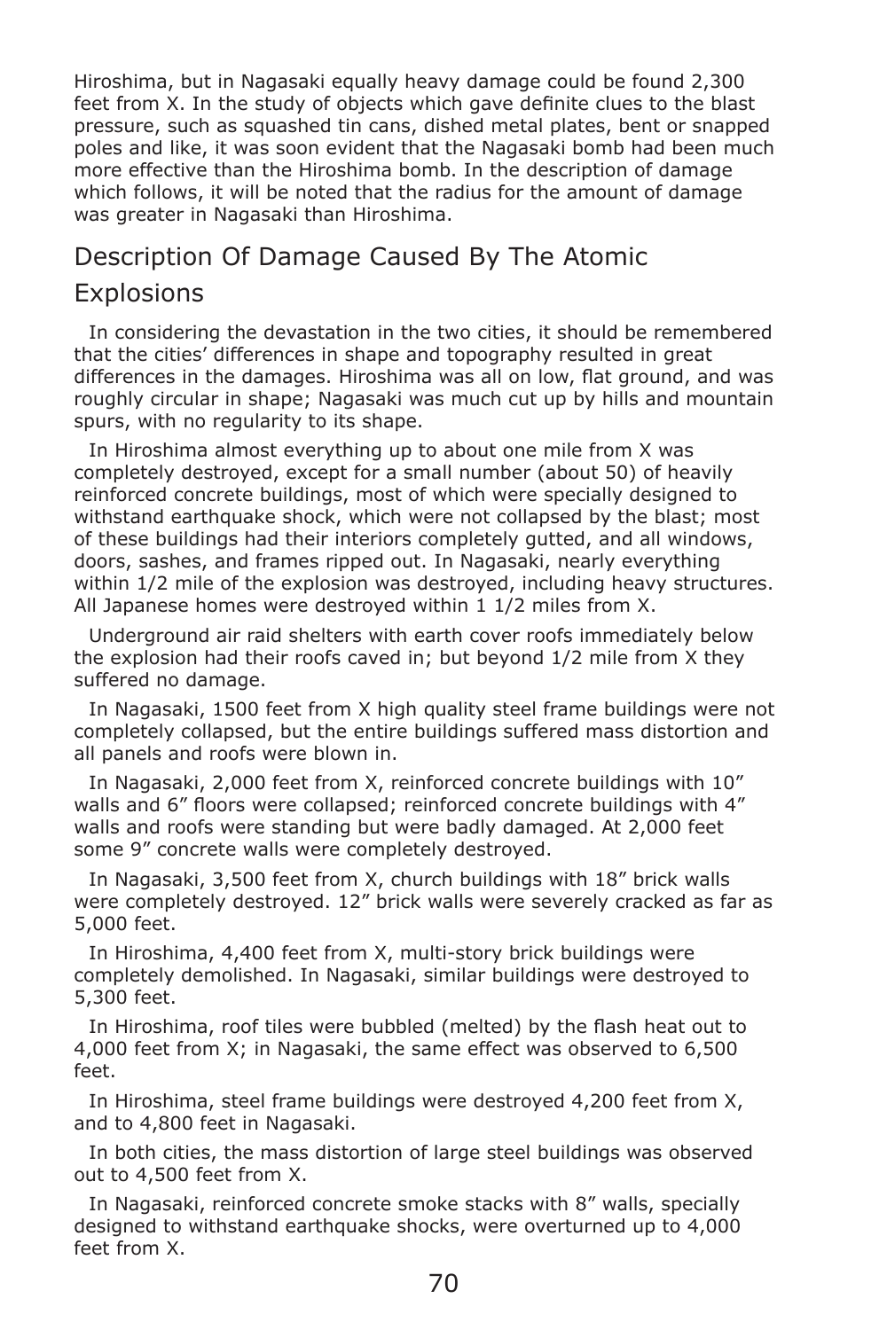Hiroshima, but in Nagasaki equally heavy damage could be found 2,300 feet from X. In the study of objects which gave definite clues to the blast pressure, such as squashed tin cans, dished metal plates, bent or snapped poles and like, it was soon evident that the Nagasaki bomb had been much more effective than the Hiroshima bomb. In the description of damage which follows, it will be noted that the radius for the amount of damage was greater in Nagasaki than Hiroshima.

## Description Of Damage Caused By The Atomic Explosions

In considering the devastation in the two cities, it should be remembered that the cities' differences in shape and topography resulted in great differences in the damages. Hiroshima was all on low, flat ground, and was roughly circular in shape; Nagasaki was much cut up by hills and mountain spurs, with no regularity to its shape.

In Hiroshima almost everything up to about one mile from X was completely destroyed, except for a small number (about 50) of heavily reinforced concrete buildings, most of which were specially designed to withstand earthquake shock, which were not collapsed by the blast; most of these buildings had their interiors completely gutted, and all windows, doors, sashes, and frames ripped out. In Nagasaki, nearly everything within 1/2 mile of the explosion was destroyed, including heavy structures. All Japanese homes were destroyed within 1 1/2 miles from X.

Underground air raid shelters with earth cover roofs immediately below the explosion had their roofs caved in; but beyond 1/2 mile from X they suffered no damage.

In Nagasaki, 1500 feet from X high quality steel frame buildings were not completely collapsed, but the entire buildings suffered mass distortion and all panels and roofs were blown in.

In Nagasaki, 2,000 feet from X, reinforced concrete buildings with 10" walls and 6" floors were collapsed; reinforced concrete buildings with 4" walls and roofs were standing but were badly damaged. At 2,000 feet some 9" concrete walls were completely destroyed.

In Nagasaki, 3,500 feet from X, church buildings with 18" brick walls were completely destroyed. 12" brick walls were severely cracked as far as 5,000 feet.

In Hiroshima, 4,400 feet from X, multi-story brick buildings were completely demolished. In Nagasaki, similar buildings were destroyed to 5,300 feet.

In Hiroshima, roof tiles were bubbled (melted) by the flash heat out to 4,000 feet from X; in Nagasaki, the same effect was observed to 6,500 feet.

In Hiroshima, steel frame buildings were destroyed 4,200 feet from X, and to 4,800 feet in Nagasaki.

In both cities, the mass distortion of large steel buildings was observed out to 4,500 feet from X.

In Nagasaki, reinforced concrete smoke stacks with 8" walls, specially designed to withstand earthquake shocks, were overturned up to 4,000 feet from X.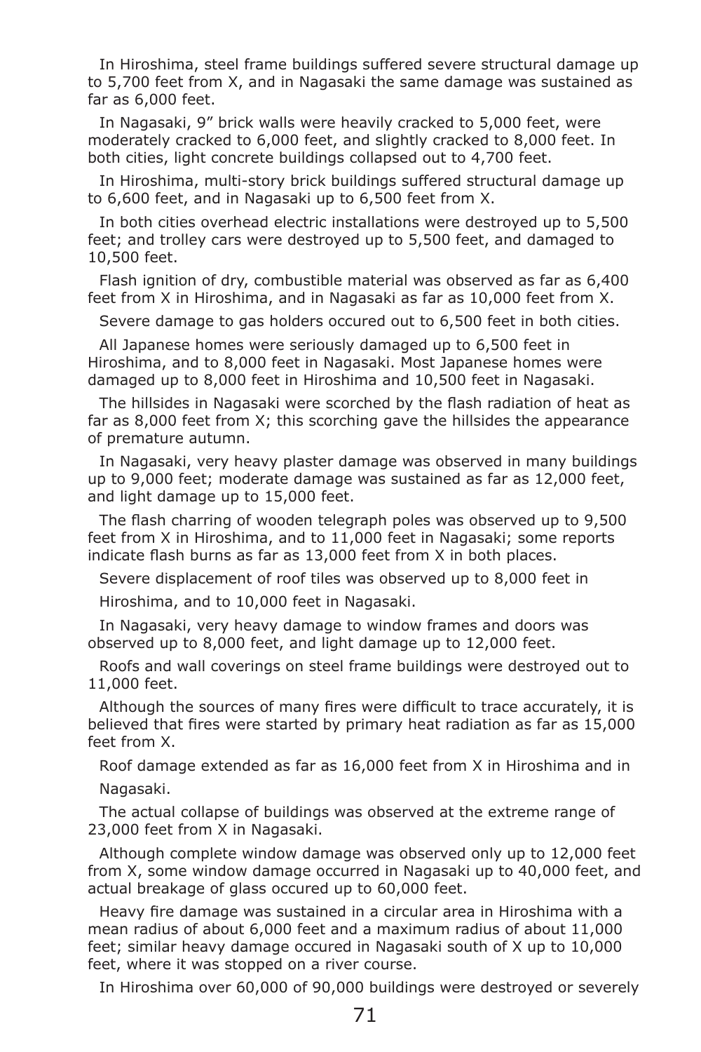In Hiroshima, steel frame buildings suffered severe structural damage up to 5,700 feet from X, and in Nagasaki the same damage was sustained as far as 6,000 feet.

In Nagasaki, 9" brick walls were heavily cracked to 5,000 feet, were moderately cracked to 6,000 feet, and slightly cracked to 8,000 feet. In both cities, light concrete buildings collapsed out to 4,700 feet.

In Hiroshima, multi-story brick buildings suffered structural damage up to 6,600 feet, and in Nagasaki up to 6,500 feet from X.

In both cities overhead electric installations were destroyed up to 5,500 feet; and trolley cars were destroyed up to 5,500 feet, and damaged to 10,500 feet.

Flash ignition of dry, combustible material was observed as far as 6,400 feet from X in Hiroshima, and in Nagasaki as far as 10,000 feet from X.

Severe damage to gas holders occured out to 6,500 feet in both cities.

All Japanese homes were seriously damaged up to 6,500 feet in Hiroshima, and to 8,000 feet in Nagasaki. Most Japanese homes were damaged up to 8,000 feet in Hiroshima and 10,500 feet in Nagasaki.

The hillsides in Nagasaki were scorched by the flash radiation of heat as far as 8,000 feet from X; this scorching gave the hillsides the appearance of premature autumn.

In Nagasaki, very heavy plaster damage was observed in many buildings up to 9,000 feet; moderate damage was sustained as far as 12,000 feet, and light damage up to 15,000 feet.

The flash charring of wooden telegraph poles was observed up to 9,500 feet from X in Hiroshima, and to 11,000 feet in Nagasaki; some reports indicate flash burns as far as 13,000 feet from X in both places.

Severe displacement of roof tiles was observed up to 8,000 feet in Hiroshima, and to 10,000 feet in Nagasaki.

In Nagasaki, very heavy damage to window frames and doors was observed up to 8,000 feet, and light damage up to 12,000 feet.

Roofs and wall coverings on steel frame buildings were destroyed out to 11,000 feet.

Although the sources of many fires were difficult to trace accurately, it is believed that fires were started by primary heat radiation as far as 15,000 feet from X.

Roof damage extended as far as 16,000 feet from X in Hiroshima and in Nagasaki.

The actual collapse of buildings was observed at the extreme range of 23,000 feet from X in Nagasaki.

Although complete window damage was observed only up to 12,000 feet from X, some window damage occurred in Nagasaki up to 40,000 feet, and actual breakage of glass occured up to 60,000 feet.

Heavy fire damage was sustained in a circular area in Hiroshima with a mean radius of about 6,000 feet and a maximum radius of about 11,000 feet; similar heavy damage occured in Nagasaki south of X up to 10,000 feet, where it was stopped on a river course.

In Hiroshima over 60,000 of 90,000 buildings were destroyed or severely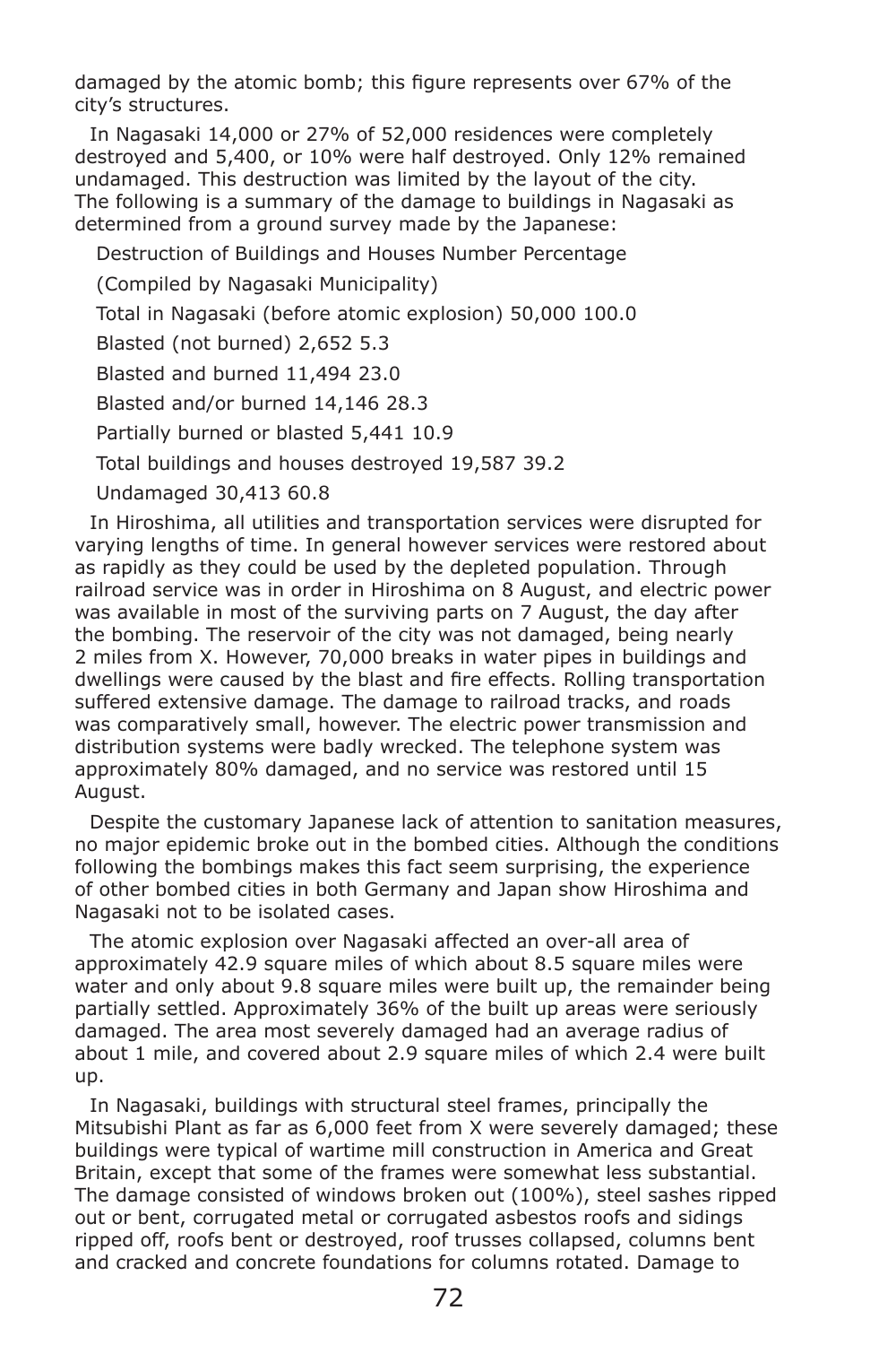damaged by the atomic bomb; this figure represents over 67% of the city's structures.

In Nagasaki 14,000 or 27% of 52,000 residences were completely destroyed and 5,400, or 10% were half destroyed. Only 12% remained undamaged. This destruction was limited by the layout of the city. The following is a summary of the damage to buildings in Nagasaki as determined from a ground survey made by the Japanese:

| Destruction of Buildings and Houses | Number | Percentage |
|---|---|---|
| (Compiled by Nagasaki Municipality) | | |
| Total in Nagasaki (before atomic explosion) | 50,000 | 100.0 |
| Blasted (not burned) | 2,652 | 5.3 |
| Blasted and burned | 11,494 | 23.0 |
| Blasted and/or burned | 14,146 | 28.3 |
| Partially burned or blasted | 5,441 | 10.9 |
| Total buildings and houses destroyed | 19,587 | 39.2 |
| Undamaged | 30,413 | 60.8 |

In Hiroshima, all utilities and transportation services were disrupted for varying lengths of time. In general however services were restored about as rapidly as they could be used by the depleted population. Through railroad service was in order in Hiroshima on 8 August, and electric power was available in most of the surviving parts on 7 August, the day after the bombing. The reservoir of the city was not damaged, being nearly 2 miles from X. However, 70,000 breaks in water pipes in buildings and dwellings were caused by the blast and fire effects. Rolling transportation suffered extensive damage. The damage to railroad tracks, and roads was comparatively small, however. The electric power transmission and distribution systems were badly wrecked. The telephone system was approximately 80% damaged, and no service was restored until 15 August.

Despite the customary Japanese lack of attention to sanitation measures, no major epidemic broke out in the bombed cities. Although the conditions following the bombings makes this fact seem surprising, the experience of other bombed cities in both Germany and Japan show Hiroshima and Nagasaki not to be isolated cases.

The atomic explosion over Nagasaki affected an over-all area of approximately 42.9 square miles of which about 8.5 square miles were water and only about 9.8 square miles were built up, the remainder being partially settled. Approximately 36% of the built up areas were seriously damaged. The area most severely damaged had an average radius of about 1 mile, and covered about 2.9 square miles of which 2.4 were built up.

In Nagasaki, buildings with structural steel frames, principally the Mitsubishi Plant as far as 6,000 feet from X were severely damaged; these buildings were typical of wartime mill construction in America and Great Britain, except that some of the frames were somewhat less substantial. The damage consisted of windows broken out (100%), steel sashes ripped out or bent, corrugated metal or corrugated asbestos roofs and sidings ripped off, roofs bent or destroyed, roof trusses collapsed, columns bent and cracked and concrete foundations for columns rotated. Damage to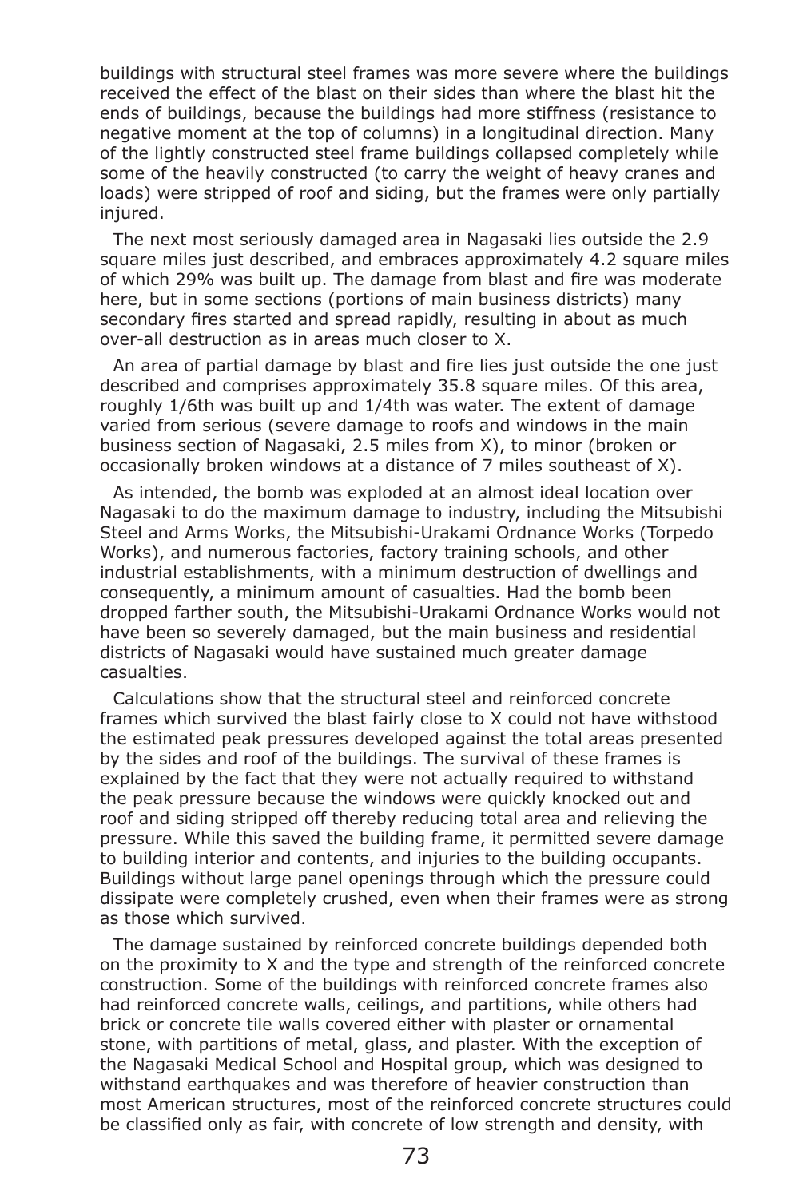buildings with structural steel frames was more severe where the buildings received the effect of the blast on their sides than where the blast hit the ends of buildings, because the buildings had more stiffness (resistance to negative moment at the top of columns) in a longitudinal direction. Many of the lightly constructed steel frame buildings collapsed completely while some of the heavily constructed (to carry the weight of heavy cranes and loads) were stripped of roof and siding, but the frames were only partially injured.

The next most seriously damaged area in Nagasaki lies outside the 2.9 square miles just described, and embraces approximately 4.2 square miles of which 29% was built up. The damage from blast and fire was moderate here, but in some sections (portions of main business districts) many secondary fires started and spread rapidly, resulting in about as much over-all destruction as in areas much closer to X.

An area of partial damage by blast and fire lies just outside the one just described and comprises approximately 35.8 square miles. Of this area, roughly 1/6th was built up and 1/4th was water. The extent of damage varied from serious (severe damage to roofs and windows in the main business section of Nagasaki, 2.5 miles from X), to minor (broken or occasionally broken windows at a distance of 7 miles southeast of X).

As intended, the bomb was exploded at an almost ideal location over Nagasaki to do the maximum damage to industry, including the Mitsubishi Steel and Arms Works, the Mitsubishi-Urakami Ordnance Works (Torpedo Works), and numerous factories, factory training schools, and other industrial establishments, with a minimum destruction of dwellings and consequently, a minimum amount of casualties. Had the bomb been dropped farther south, the Mitsubishi-Urakami Ordnance Works would not have been so severely damaged, but the main business and residential districts of Nagasaki would have sustained much greater damage casualties.

Calculations show that the structural steel and reinforced concrete frames which survived the blast fairly close to X could not have withstood the estimated peak pressures developed against the total areas presented by the sides and roof of the buildings. The survival of these frames is explained by the fact that they were not actually required to withstand the peak pressure because the windows were quickly knocked out and roof and siding stripped off thereby reducing total area and relieving the pressure. While this saved the building frame, it permitted severe damage to building interior and contents, and injuries to the building occupants. Buildings without large panel openings through which the pressure could dissipate were completely crushed, even when their frames were as strong as those which survived.

The damage sustained by reinforced concrete buildings depended both on the proximity to X and the type and strength of the reinforced concrete construction. Some of the buildings with reinforced concrete frames also had reinforced concrete walls, ceilings, and partitions, while others had brick or concrete tile walls covered either with plaster or ornamental stone, with partitions of metal, glass, and plaster. With the exception of the Nagasaki Medical School and Hospital group, which was designed to withstand earthquakes and was therefore of heavier construction than most American structures, most of the reinforced concrete structures could be classified only as fair, with concrete of low strength and density, with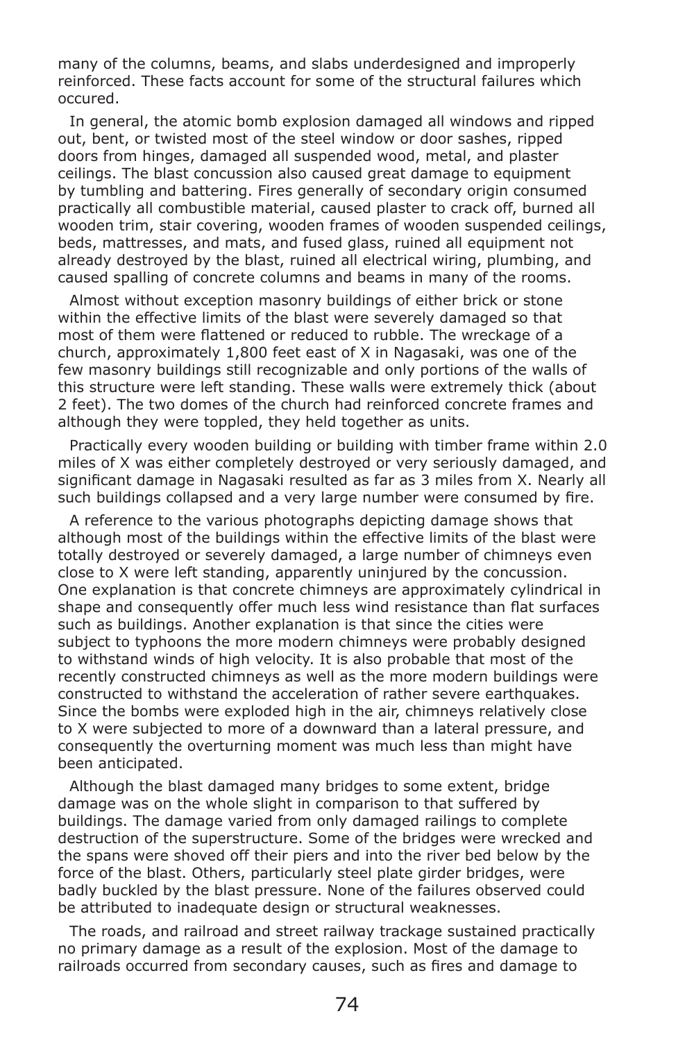many of the columns, beams, and slabs underdesigned and improperly reinforced. These facts account for some of the structural failures which occured.

In general, the atomic bomb explosion damaged all windows and ripped out, bent, or twisted most of the steel window or door sashes, ripped doors from hinges, damaged all suspended wood, metal, and plaster ceilings. The blast concussion also caused great damage to equipment by tumbling and battering. Fires generally of secondary origin consumed practically all combustible material, caused plaster to crack off, burned all wooden trim, stair covering, wooden frames of wooden suspended ceilings, beds, mattresses, and mats, and fused glass, ruined all equipment not already destroyed by the blast, ruined all electrical wiring, plumbing, and caused spalling of concrete columns and beams in many of the rooms.

Almost without exception masonry buildings of either brick or stone within the effective limits of the blast were severely damaged so that most of them were flattened or reduced to rubble. The wreckage of a church, approximately 1,800 feet east of X in Nagasaki, was one of the few masonry buildings still recognizable and only portions of the walls of this structure were left standing. These walls were extremely thick (about 2 feet). The two domes of the church had reinforced concrete frames and although they were toppled, they held together as units.

Practically every wooden building or building with timber frame within 2.0 miles of X was either completely destroyed or very seriously damaged, and significant damage in Nagasaki resulted as far as 3 miles from X. Nearly all such buildings collapsed and a very large number were consumed by fire.

A reference to the various photographs depicting damage shows that although most of the buildings within the effective limits of the blast were totally destroyed or severely damaged, a large number of chimneys even close to X were left standing, apparently uninjured by the concussion. One explanation is that concrete chimneys are approximately cylindrical in shape and consequently offer much less wind resistance than flat surfaces such as buildings. Another explanation is that since the cities were subject to typhoons the more modern chimneys were probably designed to withstand winds of high velocity. It is also probable that most of the recently constructed chimneys as well as the more modern buildings were constructed to withstand the acceleration of rather severe earthquakes. Since the bombs were exploded high in the air, chimneys relatively close to X were subjected to more of a downward than a lateral pressure, and consequently the overturning moment was much less than might have been anticipated.

Although the blast damaged many bridges to some extent, bridge damage was on the whole slight in comparison to that suffered by buildings. The damage varied from only damaged railings to complete destruction of the superstructure. Some of the bridges were wrecked and the spans were shoved off their piers and into the river bed below by the force of the blast. Others, particularly steel plate girder bridges, were badly buckled by the blast pressure. None of the failures observed could be attributed to inadequate design or structural weaknesses.

The roads, and railroad and street railway trackage sustained practically no primary damage as a result of the explosion. Most of the damage to railroads occurred from secondary causes, such as fires and damage to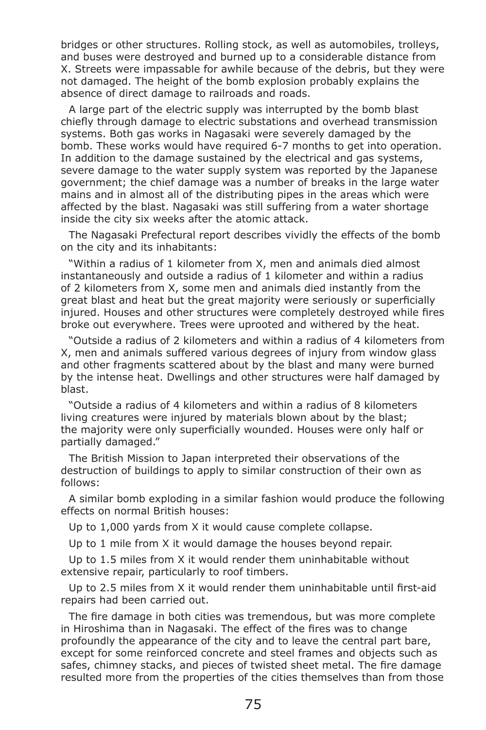bridges or other structures. Rolling stock, as well as automobiles, trolleys, and buses were destroyed and burned up to a considerable distance from X. Streets were impassable for awhile because of the debris, but they were not damaged. The height of the bomb explosion probably explains the absence of direct damage to railroads and roads.

A large part of the electric supply was interrupted by the bomb blast chiefly through damage to electric substations and overhead transmission systems. Both gas works in Nagasaki were severely damaged by the bomb. These works would have required 6-7 months to get into operation. In addition to the damage sustained by the electrical and gas systems, severe damage to the water supply system was reported by the Japanese government; the chief damage was a number of breaks in the large water mains and in almost all of the distributing pipes in the areas which were affected by the blast. Nagasaki was still suffering from a water shortage inside the city six weeks after the atomic attack.

The Nagasaki Prefectural report describes vividly the effects of the bomb on the city and its inhabitants:

"Within a radius of 1 kilometer from X, men and animals died almost instantaneously and outside a radius of 1 kilometer and within a radius of 2 kilometers from X, some men and animals died instantly from the great blast and heat but the great majority were seriously or superficially injured. Houses and other structures were completely destroyed while fires broke out everywhere. Trees were uprooted and withered by the heat.

"Outside a radius of 2 kilometers and within a radius of 4 kilometers from X, men and animals suffered various degrees of injury from window glass and other fragments scattered about by the blast and many were burned by the intense heat. Dwellings and other structures were half damaged by blast.

"Outside a radius of 4 kilometers and within a radius of 8 kilometers living creatures were injured by materials blown about by the blast; the majority were only superficially wounded. Houses were only half or partially damaged."

The British Mission to Japan interpreted their observations of the destruction of buildings to apply to similar construction of their own as follows:

A similar bomb exploding in a similar fashion would produce the following effects on normal British houses:

Up to 1,000 yards from X it would cause complete collapse.

Up to 1 mile from X it would damage the houses beyond repair.

Up to 1.5 miles from X it would render them uninhabitable without extensive repair, particularly to roof timbers.

Up to 2.5 miles from X it would render them uninhabitable until first-aid repairs had been carried out.

The fire damage in both cities was tremendous, but was more complete in Hiroshima than in Nagasaki. The effect of the fires was to change profoundly the appearance of the city and to leave the central part bare, except for some reinforced concrete and steel frames and objects such as safes, chimney stacks, and pieces of twisted sheet metal. The fire damage resulted more from the properties of the cities themselves than from those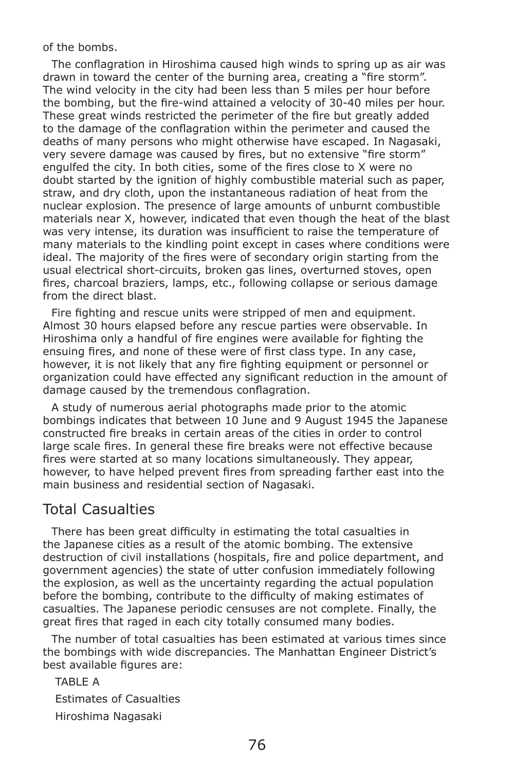of the bombs.

The conflagration in Hiroshima caused high winds to spring up as air was drawn in toward the center of the burning area, creating a "fire storm". The wind velocity in the city had been less than 5 miles per hour before the bombing, but the fire-wind attained a velocity of 30-40 miles per hour. These great winds restricted the perimeter of the fire but greatly added to the damage of the conflagration within the perimeter and caused the deaths of many persons who might otherwise have escaped. In Nagasaki, very severe damage was caused by fires, but no extensive "fire storm" engulfed the city. In both cities, some of the fires close to X were no doubt started by the ignition of highly combustible material such as paper, straw, and dry cloth, upon the instantaneous radiation of heat from the nuclear explosion. The presence of large amounts of unburnt combustible materials near X, however, indicated that even though the heat of the blast was very intense, its duration was insufficient to raise the temperature of many materials to the kindling point except in cases where conditions were ideal. The majority of the fires were of secondary origin starting from the usual electrical short-circuits, broken gas lines, overturned stoves, open fires, charcoal braziers, lamps, etc., following collapse or serious damage from the direct blast.

Fire fighting and rescue units were stripped of men and equipment. Almost 30 hours elapsed before any rescue parties were observable. In Hiroshima only a handful of fire engines were available for fighting the ensuing fires, and none of these were of first class type. In any case, however, it is not likely that any fire fighting equipment or personnel or organization could have effected any significant reduction in the amount of damage caused by the tremendous conflagration.

A study of numerous aerial photographs made prior to the atomic bombings indicates that between 10 June and 9 August 1945 the Japanese constructed fire breaks in certain areas of the cities in order to control large scale fires. In general these fire breaks were not effective because fires were started at so many locations simultaneously. They appear, however, to have helped prevent fires from spreading farther east into the main business and residential section of Nagasaki.

## Total Casualties

There has been great difficulty in estimating the total casualties in the Japanese cities as a result of the atomic bombing. The extensive destruction of civil installations (hospitals, fire and police department, and government agencies) the state of utter confusion immediately following the explosion, as well as the uncertainty regarding the actual population before the bombing, contribute to the difficulty of making estimates of casualties. The Japanese periodic censuses are not complete. Finally, the great fires that raged in each city totally consumed many bodies.

The number of total casualties has been estimated at various times since the bombings with wide discrepancies. The Manhattan Engineer District's best available figures are:

TABLE A

Estimates of Casualties

Hiroshima Nagasaki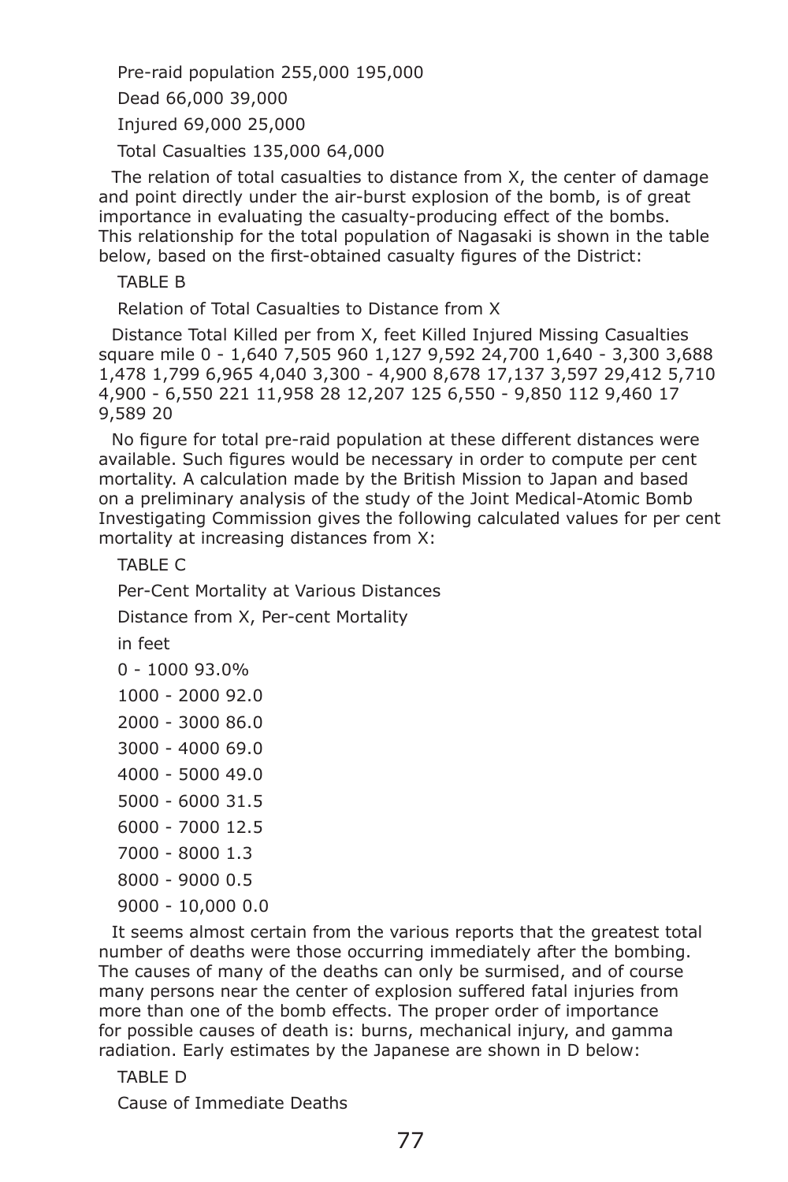Pre-raid population 255,000 195,000

Dead 66,000 39,000

Injured 69,000 25,000

Total Casualties 135,000 64,000

The relation of total casualties to distance from X, the center of damage and point directly under the air-burst explosion of the bomb, is of great importance in evaluating the casualty-producing effect of the bombs. This relationship for the total population of Nagasaki is shown in the table below, based on the first-obtained casualty figures of the District:

TABLE B

Relation of Total Casualties to Distance from X

| Distance from X, feet | Killed | Injured | Missing | Total Casualties | Killed per square mile |
|---|---|---|---|---|---|
| 0 - 1,640 | 7,505 | 960 | 1,127 | 9,592 | 24,700 |
| 1,640 - 3,300 | 3,688 | 1,478 | 1,799 | 6,965 | 4,040 |
| 3,300 - 4,900 | 8,678 | 17,137 | 3,597 | 29,412 | 5,710 |
| 4,900 - 6,550 | 221 | 11,958 | 28 | 12,207 | 125 |
| 6,550 - 9,850 | 112 | 9,460 | 17 | 9,589 | 20 |

No figure for total pre-raid population at these different distances were available. Such figures would be necessary in order to compute per cent mortality. A calculation made by the British Mission to Japan and based on a preliminary analysis of the study of the Joint Medical-Atomic Bomb Investigating Commission gives the following calculated values for per cent mortality at increasing distances from X:

TABLE C

Per-Cent Mortality at Various Distances

| Distance from X, in feet | Per-cent Mortality |
|---|---|
| 0 - 1000 | 93.0% |
| 1000 - 2000 | 92.0 |
| 2000 - 3000 | 86.0 |
| 3000 - 4000 | 69.0 |
| 4000 - 5000 | 49.0 |
| 5000 - 6000 | 31.5 |
| 6000 - 7000 | 12.5 |
| 7000 - 8000 | 1.3 |
| 8000 - 9000 | 0.5 |
| 9000 - 10,000 | 0.0 |

It seems almost certain from the various reports that the greatest total number of deaths were those occurring immediately after the bombing. The causes of many of the deaths can only be surmised, and of course many persons near the center of explosion suffered fatal injuries from more than one of the bomb effects. The proper order of importance for possible causes of death is: burns, mechanical injury, and gamma radiation. Early estimates by the Japanese are shown in D below:

TABLE D

Cause of Immediate Deaths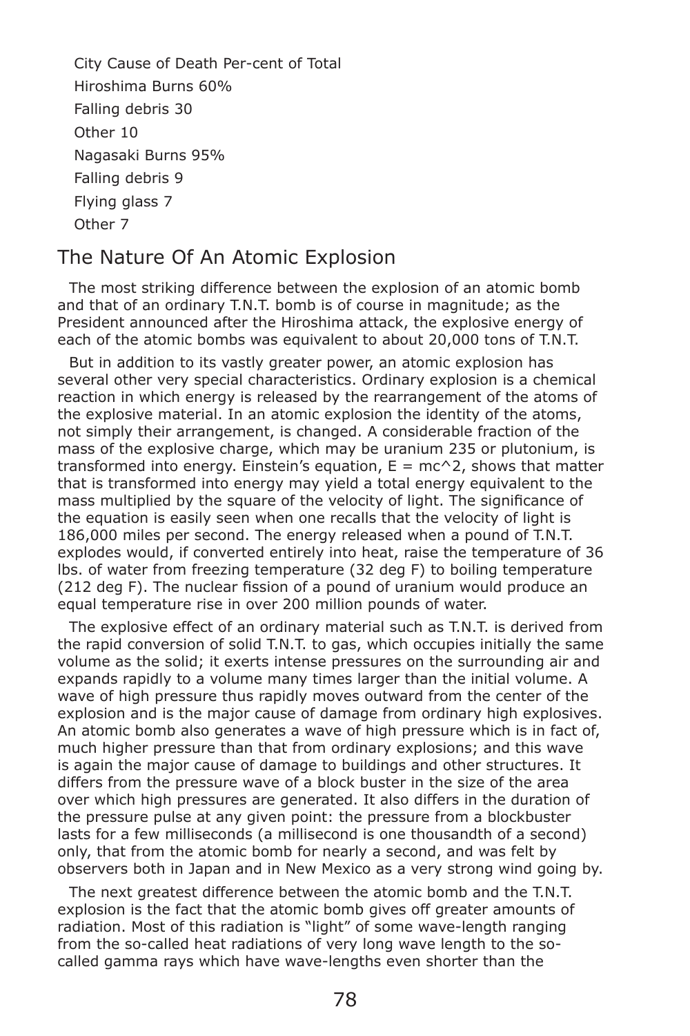| City | Cause of Death | Per-cent of Total |
|---|---|---|
| Hiroshima | Burns | 60% |
| | Falling debris | 30 |
| | Other | 10 |
| Nagasaki | Burns | 95% |
| | Falling debris | 9 |
| | Flying glass | 7 |
| | Other | 7 |

## The Nature Of An Atomic Explosion

The most striking difference between the explosion of an atomic bomb and that of an ordinary T.N.T. bomb is of course in magnitude; as the President announced after the Hiroshima attack, the explosive energy of each of the atomic bombs was equivalent to about 20,000 tons of T.N.T.

But in addition to its vastly greater power, an atomic explosion has several other very special characteristics. Ordinary explosion is a chemical reaction in which energy is released by the rearrangement of the atoms of the explosive material. In an atomic explosion the identity of the atoms, not simply their arrangement, is changed. A considerable fraction of the mass of the explosive charge, which may be uranium 235 or plutonium, is transformed into energy. Einstein's equation, $E = mc^2$, shows that matter that is transformed into energy may yield a total energy equivalent to the mass multiplied by the square of the velocity of light. The significance of the equation is easily seen when one recalls that the velocity of light is 186,000 miles per second. The energy released when a pound of T.N.T. explodes would, if converted entirely into heat, raise the temperature of 36 lbs. of water from freezing temperature (32 deg F) to boiling temperature (212 deg F). The nuclear fission of a pound of uranium would produce an equal temperature rise in over 200 million pounds of water.

The explosive effect of an ordinary material such as T.N.T. is derived from the rapid conversion of solid T.N.T. to gas, which occupies initially the same volume as the solid; it exerts intense pressures on the surrounding air and expands rapidly to a volume many times larger than the initial volume. A wave of high pressure thus rapidly moves outward from the center of the explosion and is the major cause of damage from ordinary high explosives. An atomic bomb also generates a wave of high pressure which is in fact of, much higher pressure than that from ordinary explosions; and this wave is again the major cause of damage to buildings and other structures. It differs from the pressure wave of a block buster in the size of the area over which high pressures are generated. It also differs in the duration of the pressure pulse at any given point: the pressure from a blockbuster lasts for a few milliseconds (a millisecond is one thousandth of a second) only, that from the atomic bomb for nearly a second, and was felt by observers both in Japan and in New Mexico as a very strong wind going by.

The next greatest difference between the atomic bomb and the T.N.T. explosion is the fact that the atomic bomb gives off greater amounts of radiation. Most of this radiation is "light" of some wave-length ranging from the so-called heat radiations of very long wave length to the so-called gamma rays which have wave-lengths even shorter than the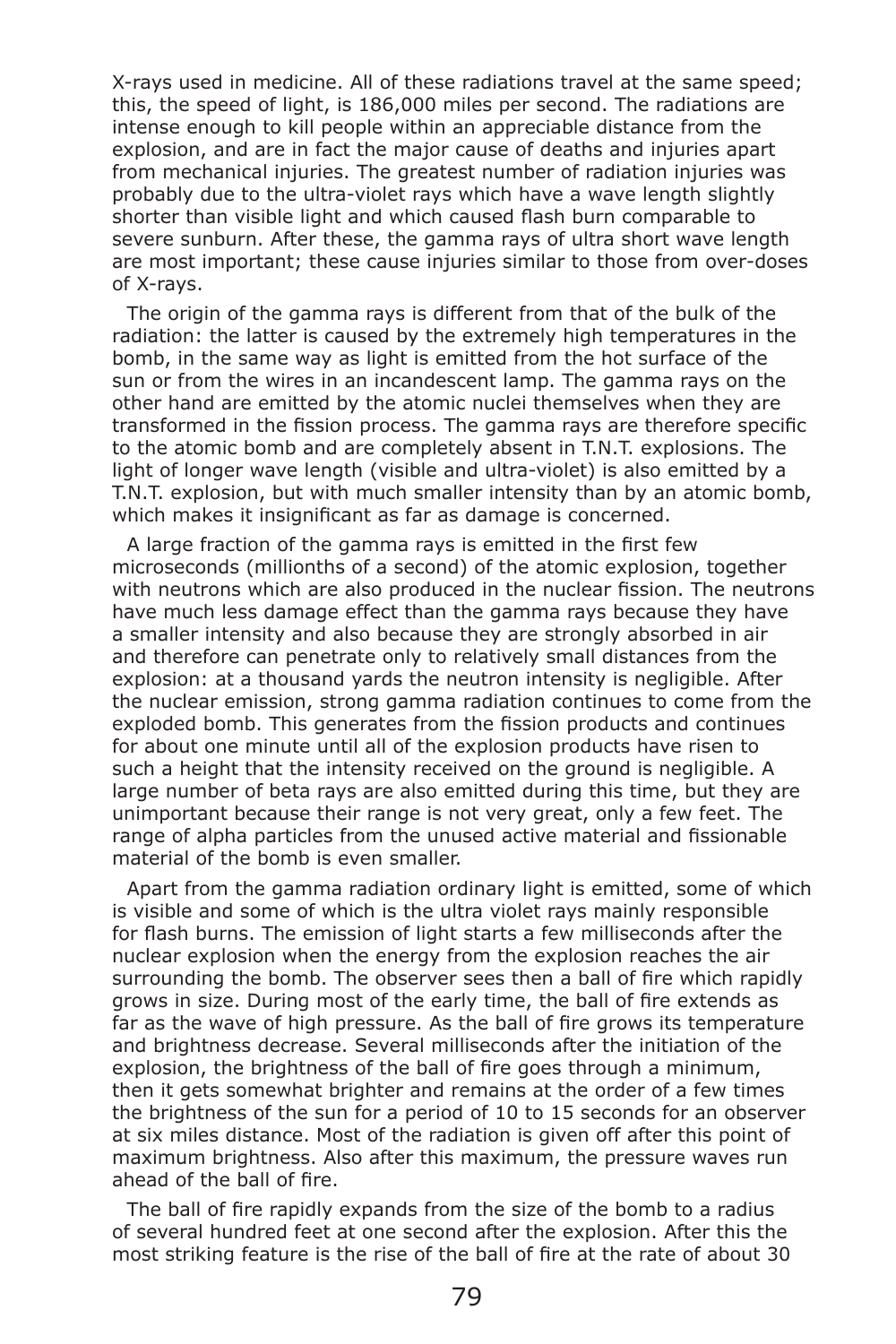X-rays used in medicine. All of these radiations travel at the same speed; this, the speed of light, is 186,000 miles per second. The radiations are intense enough to kill people within an appreciable distance from the explosion, and are in fact the major cause of deaths and injuries apart from mechanical injuries. The greatest number of radiation injuries was probably due to the ultra-violet rays which have a wave length slightly shorter than visible light and which caused flash burn comparable to severe sunburn. After these, the gamma rays of ultra short wave length are most important; these cause injuries similar to those from over-doses of X-rays.

The origin of the gamma rays is different from that of the bulk of the radiation: the latter is caused by the extremely high temperatures in the bomb, in the same way as light is emitted from the hot surface of the sun or from the wires in an incandescent lamp. The gamma rays on the other hand are emitted by the atomic nuclei themselves when they are transformed in the fission process. The gamma rays are therefore specific to the atomic bomb and are completely absent in T.N.T. explosions. The light of longer wave length (visible and ultra-violet) is also emitted by a T.N.T. explosion, but with much smaller intensity than by an atomic bomb, which makes it insignificant as far as damage is concerned.

A large fraction of the gamma rays is emitted in the first few microseconds (millionths of a second) of the atomic explosion, together with neutrons which are also produced in the nuclear fission. The neutrons have much less damage effect than the gamma rays because they have a smaller intensity and also because they are strongly absorbed in air and therefore can penetrate only to relatively small distances from the explosion: at a thousand yards the neutron intensity is negligible. After the nuclear emission, strong gamma radiation continues to come from the exploded bomb. This generates from the fission products and continues for about one minute until all of the explosion products have risen to such a height that the intensity received on the ground is negligible. A large number of beta rays are also emitted during this time, but they are unimportant because their range is not very great, only a few feet. The range of alpha particles from the unused active material and fissionable material of the bomb is even smaller.

Apart from the gamma radiation ordinary light is emitted, some of which is visible and some of which is the ultra violet rays mainly responsible for flash burns. The emission of light starts a few milliseconds after the nuclear explosion when the energy from the explosion reaches the air surrounding the bomb. The observer sees then a ball of fire which rapidly grows in size. During most of the early time, the ball of fire extends as far as the wave of high pressure. As the ball of fire grows its temperature and brightness decrease. Several milliseconds after the initiation of the explosion, the brightness of the ball of fire goes through a minimum, then it gets somewhat brighter and remains at the order of a few times the brightness of the sun for a period of 10 to 15 seconds for an observer at six miles distance. Most of the radiation is given off after this point of maximum brightness. Also after this maximum, the pressure waves run ahead of the ball of fire.

The ball of fire rapidly expands from the size of the bomb to a radius of several hundred feet at one second after the explosion. After this the most striking feature is the rise of the ball of fire at the rate of about 30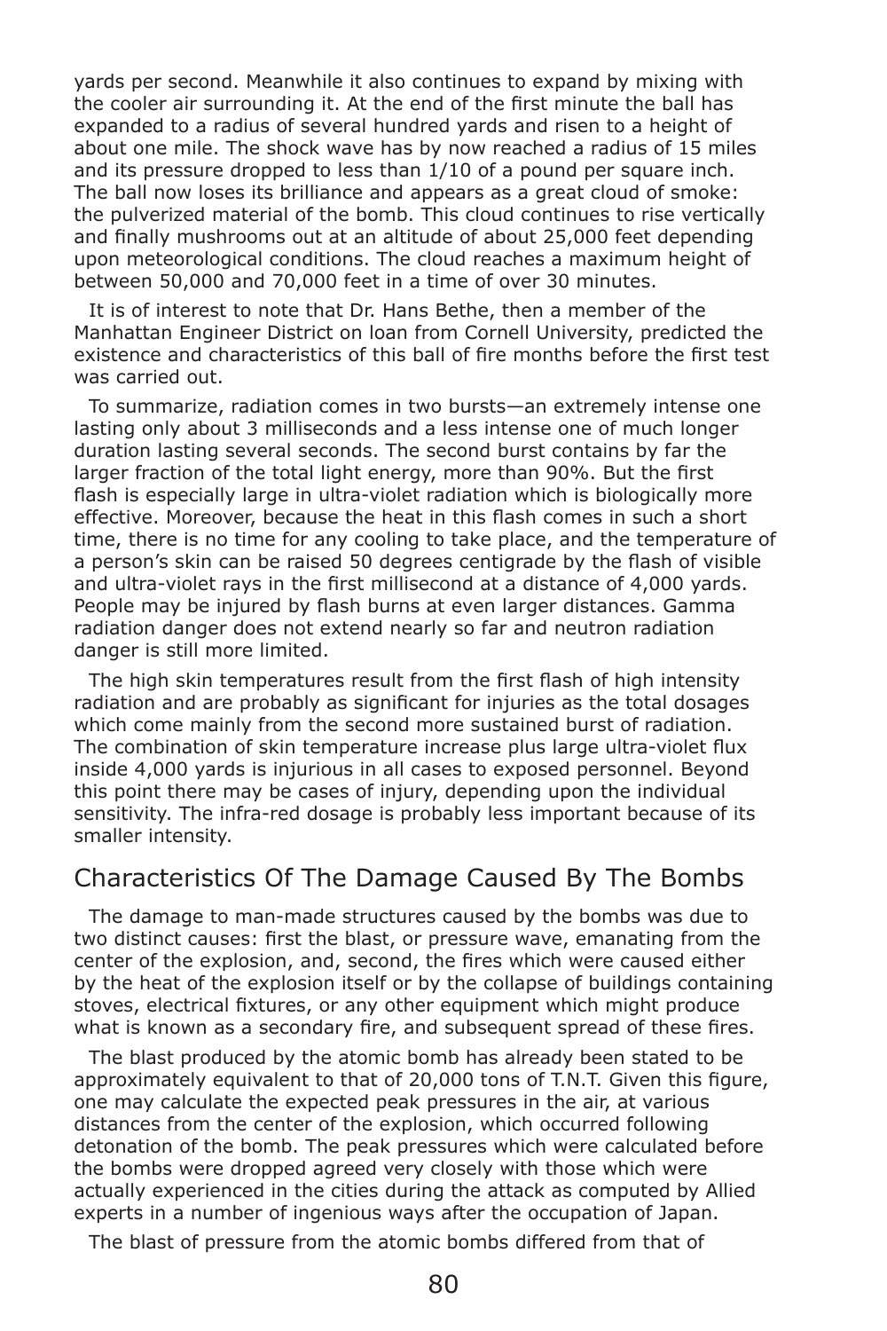yards per second. Meanwhile it also continues to expand by mixing with the cooler air surrounding it. At the end of the first minute the ball has expanded to a radius of several hundred yards and risen to a height of about one mile. The shock wave has by now reached a radius of 15 miles and its pressure dropped to less than 1/10 of a pound per square inch. The ball now loses its brilliance and appears as a great cloud of smoke: the pulverized material of the bomb. This cloud continues to rise vertically and finally mushrooms out at an altitude of about 25,000 feet depending upon meteorological conditions. The cloud reaches a maximum height of between 50,000 and 70,000 feet in a time of over 30 minutes.

It is of interest to note that Dr. Hans Bethe, then a member of the Manhattan Engineer District on loan from Cornell University, predicted the existence and characteristics of this ball of fire months before the first test was carried out.

To summarize, radiation comes in two bursts—an extremely intense one lasting only about 3 milliseconds and a less intense one of much longer duration lasting several seconds. The second burst contains by far the larger fraction of the total light energy, more than 90%. But the first flash is especially large in ultra-violet radiation which is biologically more effective. Moreover, because the heat in this flash comes in such a short time, there is no time for any cooling to take place, and the temperature of a person's skin can be raised 50 degrees centigrade by the flash of visible and ultra-violet rays in the first millisecond at a distance of 4,000 yards. People may be injured by flash burns at even larger distances. Gamma radiation danger does not extend nearly so far and neutron radiation danger is still more limited.

The high skin temperatures result from the first flash of high intensity radiation and are probably as significant for injuries as the total dosages which come mainly from the second more sustained burst of radiation. The combination of skin temperature increase plus large ultra-violet flux inside 4,000 yards is injurious in all cases to exposed personnel. Beyond this point there may be cases of injury, depending upon the individual sensitivity. The infra-red dosage is probably less important because of its smaller intensity.

## Characteristics Of The Damage Caused By The Bombs

The damage to man-made structures caused by the bombs was due to two distinct causes: first the blast, or pressure wave, emanating from the center of the explosion, and, second, the fires which were caused either by the heat of the explosion itself or by the collapse of buildings containing stoves, electrical fixtures, or any other equipment which might produce what is known as a secondary fire, and subsequent spread of these fires.

The blast produced by the atomic bomb has already been stated to be approximately equivalent to that of 20,000 tons of T.N.T. Given this figure, one may calculate the expected peak pressures in the air, at various distances from the center of the explosion, which occurred following detonation of the bomb. The peak pressures which were calculated before the bombs were dropped agreed very closely with those which were actually experienced in the cities during the attack as computed by Allied experts in a number of ingenious ways after the occupation of Japan.

The blast of pressure from the atomic bombs differed from that of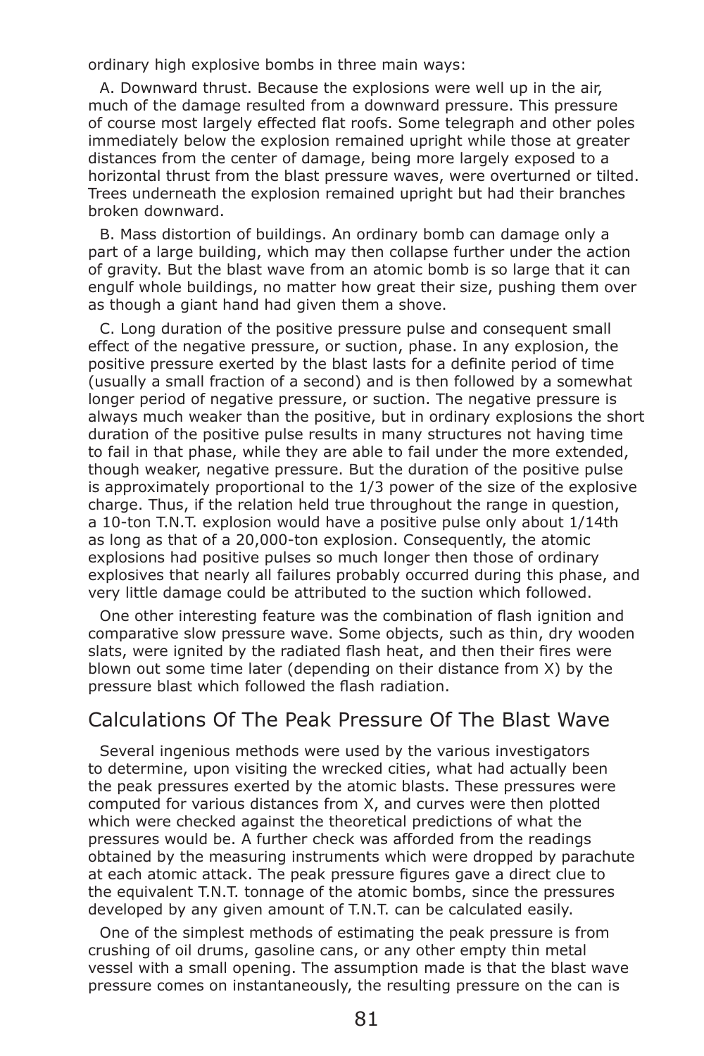ordinary high explosive bombs in three main ways:

A. Downward thrust. Because the explosions were well up in the air, much of the damage resulted from a downward pressure. This pressure of course most largely effected flat roofs. Some telegraph and other poles immediately below the explosion remained upright while those at greater distances from the center of damage, being more largely exposed to a horizontal thrust from the blast pressure waves, were overturned or tilted. Trees underneath the explosion remained upright but had their branches broken downward.

B. Mass distortion of buildings. An ordinary bomb can damage only a part of a large building, which may then collapse further under the action of gravity. But the blast wave from an atomic bomb is so large that it can engulf whole buildings, no matter how great their size, pushing them over as though a giant hand had given them a shove.

C. Long duration of the positive pressure pulse and consequent small effect of the negative pressure, or suction, phase. In any explosion, the positive pressure exerted by the blast lasts for a definite period of time (usually a small fraction of a second) and is then followed by a somewhat longer period of negative pressure, or suction. The negative pressure is always much weaker than the positive, but in ordinary explosions the short duration of the positive pulse results in many structures not having time to fail in that phase, while they are able to fail under the more extended, though weaker, negative pressure. But the duration of the positive pulse is approximately proportional to the 1/3 power of the size of the explosive charge. Thus, if the relation held true throughout the range in question, a 10-ton T.N.T. explosion would have a positive pulse only about 1/14th as long as that of a 20,000-ton explosion. Consequently, the atomic explosions had positive pulses so much longer then those of ordinary explosives that nearly all failures probably occurred during this phase, and very little damage could be attributed to the suction which followed.

One other interesting feature was the combination of flash ignition and comparative slow pressure wave. Some objects, such as thin, dry wooden slats, were ignited by the radiated flash heat, and then their fires were blown out some time later (depending on their distance from X) by the pressure blast which followed the flash radiation.

## Calculations Of The Peak Pressure Of The Blast Wave

Several ingenious methods were used by the various investigators to determine, upon visiting the wrecked cities, what had actually been the peak pressures exerted by the atomic blasts. These pressures were computed for various distances from X, and curves were then plotted which were checked against the theoretical predictions of what the pressures would be. A further check was afforded from the readings obtained by the measuring instruments which were dropped by parachute at each atomic attack. The peak pressure figures gave a direct clue to the equivalent T.N.T. tonnage of the atomic bombs, since the pressures developed by any given amount of T.N.T. can be calculated easily.

One of the simplest methods of estimating the peak pressure is from crushing of oil drums, gasoline cans, or any other empty thin metal vessel with a small opening. The assumption made is that the blast wave pressure comes on instantaneously, the resulting pressure on the can is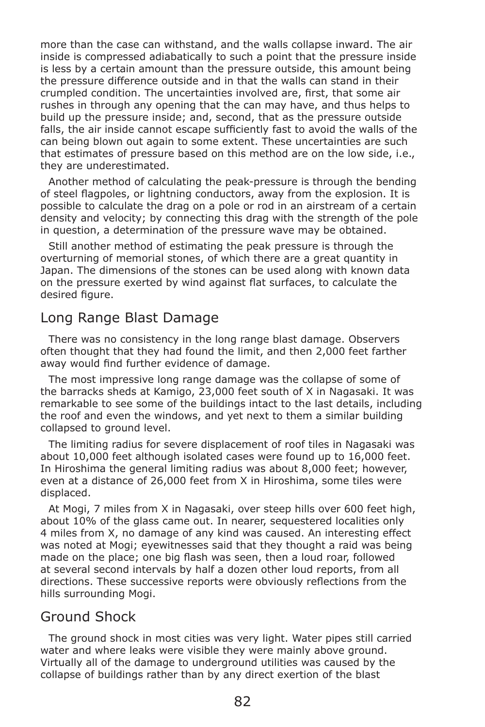more than the case can withstand, and the walls collapse inward. The air inside is compressed adiabatically to such a point that the pressure inside is less by a certain amount than the pressure outside, this amount being the pressure difference outside and in that the walls can stand in their crumpled condition. The uncertainties involved are, first, that some air rushes in through any opening that the can may have, and thus helps to build up the pressure inside; and, second, that as the pressure outside falls, the air inside cannot escape sufficiently fast to avoid the walls of the can being blown out again to some extent. These uncertainties are such that estimates of pressure based on this method are on the low side, i.e., they are underestimated.

Another method of calculating the peak-pressure is through the bending of steel flagpoles, or lightning conductors, away from the explosion. It is possible to calculate the drag on a pole or rod in an airstream of a certain density and velocity; by connecting this drag with the strength of the pole in question, a determination of the pressure wave may be obtained.

Still another method of estimating the peak pressure is through the overturning of memorial stones, of which there are a great quantity in Japan. The dimensions of the stones can be used along with known data on the pressure exerted by wind against flat surfaces, to calculate the desired figure.

## Long Range Blast Damage

There was no consistency in the long range blast damage. Observers often thought that they had found the limit, and then 2,000 feet farther away would find further evidence of damage.

The most impressive long range damage was the collapse of some of the barracks sheds at Kamigo, 23,000 feet south of X in Nagasaki. It was remarkable to see some of the buildings intact to the last details, including the roof and even the windows, and yet next to them a similar building collapsed to ground level.

The limiting radius for severe displacement of roof tiles in Nagasaki was about 10,000 feet although isolated cases were found up to 16,000 feet. In Hiroshima the general limiting radius was about 8,000 feet; however, even at a distance of 26,000 feet from X in Hiroshima, some tiles were displaced.

At Mogi, 7 miles from X in Nagasaki, over steep hills over 600 feet high, about 10% of the glass came out. In nearer, sequestered localities only 4 miles from X, no damage of any kind was caused. An interesting effect was noted at Mogi; eyewitnesses said that they thought a raid was being made on the place; one big flash was seen, then a loud roar, followed at several second intervals by half a dozen other loud reports, from all directions. These successive reports were obviously reflections from the hills surrounding Mogi.

## Ground Shock

The ground shock in most cities was very light. Water pipes still carried water and where leaks were visible they were mainly above ground. Virtually all of the damage to underground utilities was caused by the collapse of buildings rather than by any direct exertion of the blast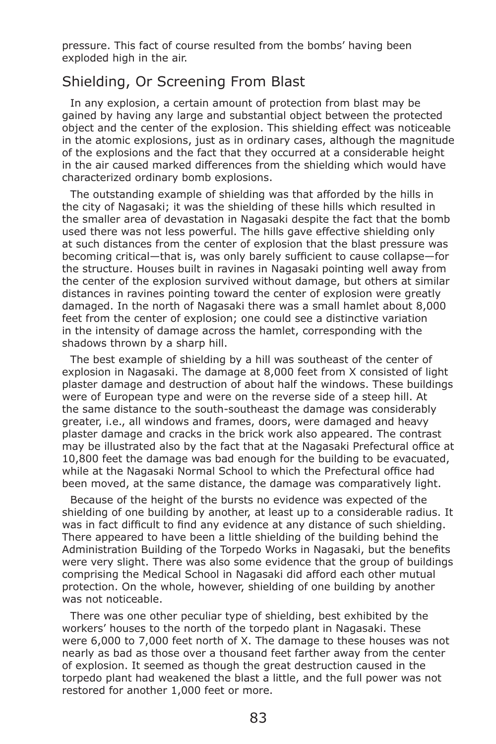pressure. This fact of course resulted from the bombs' having been exploded high in the air.

## Shielding, Or Screening From Blast

In any explosion, a certain amount of protection from blast may be gained by having any large and substantial object between the protected object and the center of the explosion. This shielding effect was noticeable in the atomic explosions, just as in ordinary cases, although the magnitude of the explosions and the fact that they occurred at a considerable height in the air caused marked differences from the shielding which would have characterized ordinary bomb explosions.

The outstanding example of shielding was that afforded by the hills in the city of Nagasaki; it was the shielding of these hills which resulted in the smaller area of devastation in Nagasaki despite the fact that the bomb used there was not less powerful. The hills gave effective shielding only at such distances from the center of explosion that the blast pressure was becoming critical—that is, was only barely sufficient to cause collapse—for the structure. Houses built in ravines in Nagasaki pointing well away from the center of the explosion survived without damage, but others at similar distances in ravines pointing toward the center of explosion were greatly damaged. In the north of Nagasaki there was a small hamlet about 8,000 feet from the center of explosion; one could see a distinctive variation in the intensity of damage across the hamlet, corresponding with the shadows thrown by a sharp hill.

The best example of shielding by a hill was southeast of the center of explosion in Nagasaki. The damage at 8,000 feet from X consisted of light plaster damage and destruction of about half the windows. These buildings were of European type and were on the reverse side of a steep hill. At the same distance to the south-southeast the damage was considerably greater, i.e., all windows and frames, doors, were damaged and heavy plaster damage and cracks in the brick work also appeared. The contrast may be illustrated also by the fact that at the Nagasaki Prefectural office at 10,800 feet the damage was bad enough for the building to be evacuated, while at the Nagasaki Normal School to which the Prefectural office had been moved, at the same distance, the damage was comparatively light.

Because of the height of the bursts no evidence was expected of the shielding of one building by another, at least up to a considerable radius. It was in fact difficult to find any evidence at any distance of such shielding. There appeared to have been a little shielding of the building behind the Administration Building of the Torpedo Works in Nagasaki, but the benefits were very slight. There was also some evidence that the group of buildings comprising the Medical School in Nagasaki did afford each other mutual protection. On the whole, however, shielding of one building by another was not noticeable.

There was one other peculiar type of shielding, best exhibited by the workers' houses to the north of the torpedo plant in Nagasaki. These were 6,000 to 7,000 feet north of X. The damage to these houses was not nearly as bad as those over a thousand feet farther away from the center of explosion. It seemed as though the great destruction caused in the torpedo plant had weakened the blast a little, and the full power was not restored for another 1,000 feet or more.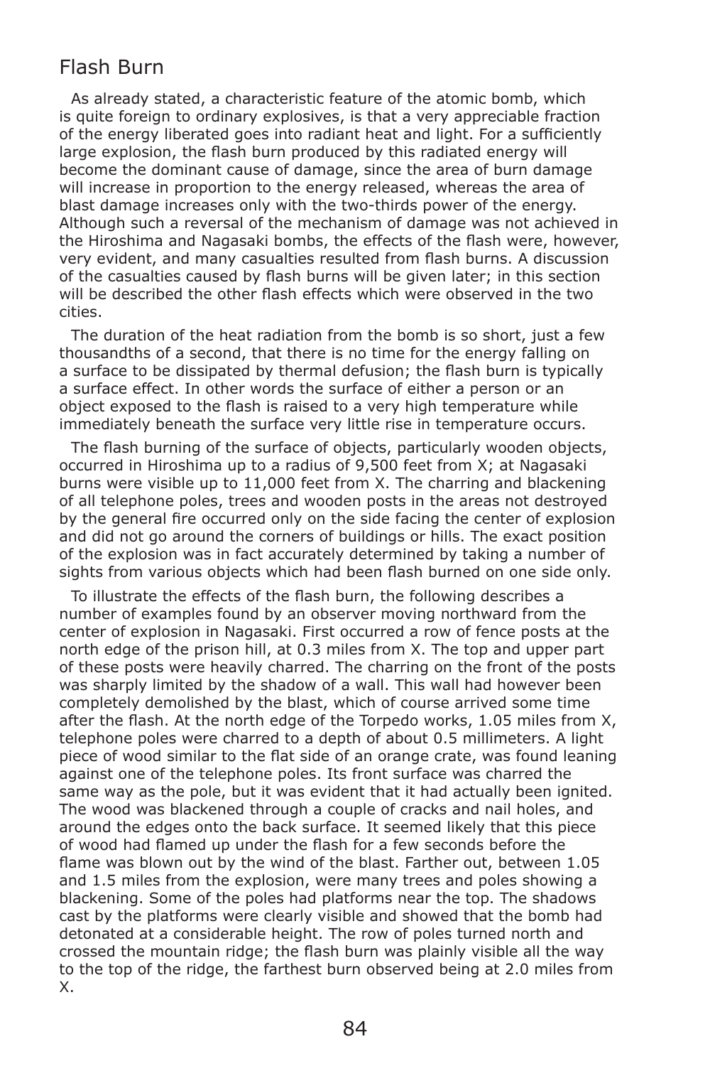## Flash Burn

As already stated, a characteristic feature of the atomic bomb, which is quite foreign to ordinary explosives, is that a very appreciable fraction of the energy liberated goes into radiant heat and light. For a sufficiently large explosion, the flash burn produced by this radiated energy will become the dominant cause of damage, since the area of burn damage will increase in proportion to the energy released, whereas the area of blast damage increases only with the two-thirds power of the energy. Although such a reversal of the mechanism of damage was not achieved in the Hiroshima and Nagasaki bombs, the effects of the flash were, however, very evident, and many casualties resulted from flash burns. A discussion of the casualties caused by flash burns will be given later; in this section will be described the other flash effects which were observed in the two cities.

The duration of the heat radiation from the bomb is so short, just a few thousandths of a second, that there is no time for the energy falling on a surface to be dissipated by thermal defusion; the flash burn is typically a surface effect. In other words the surface of either a person or an object exposed to the flash is raised to a very high temperature while immediately beneath the surface very little rise in temperature occurs.

The flash burning of the surface of objects, particularly wooden objects, occurred in Hiroshima up to a radius of 9,500 feet from X; at Nagasaki burns were visible up to 11,000 feet from X. The charring and blackening of all telephone poles, trees and wooden posts in the areas not destroyed by the general fire occurred only on the side facing the center of explosion and did not go around the corners of buildings or hills. The exact position of the explosion was in fact accurately determined by taking a number of sights from various objects which had been flash burned on one side only.

To illustrate the effects of the flash burn, the following describes a number of examples found by an observer moving northward from the center of explosion in Nagasaki. First occurred a row of fence posts at the north edge of the prison hill, at 0.3 miles from X. The top and upper part of these posts were heavily charred. The charring on the front of the posts was sharply limited by the shadow of a wall. This wall had however been completely demolished by the blast, which of course arrived some time after the flash. At the north edge of the Torpedo works, 1.05 miles from X, telephone poles were charred to a depth of about 0.5 millimeters. A light piece of wood similar to the flat side of an orange crate, was found leaning against one of the telephone poles. Its front surface was charred the same way as the pole, but it was evident that it had actually been ignited. The wood was blackened through a couple of cracks and nail holes, and around the edges onto the back surface. It seemed likely that this piece of wood had flamed up under the flash for a few seconds before the flame was blown out by the wind of the blast. Farther out, between 1.05 and 1.5 miles from the explosion, were many trees and poles showing a blackening. Some of the poles had platforms near the top. The shadows cast by the platforms were clearly visible and showed that the bomb had detonated at a considerable height. The row of poles turned north and crossed the mountain ridge; the flash burn was plainly visible all the way to the top of the ridge, the farthest burn observed being at 2.0 miles from X.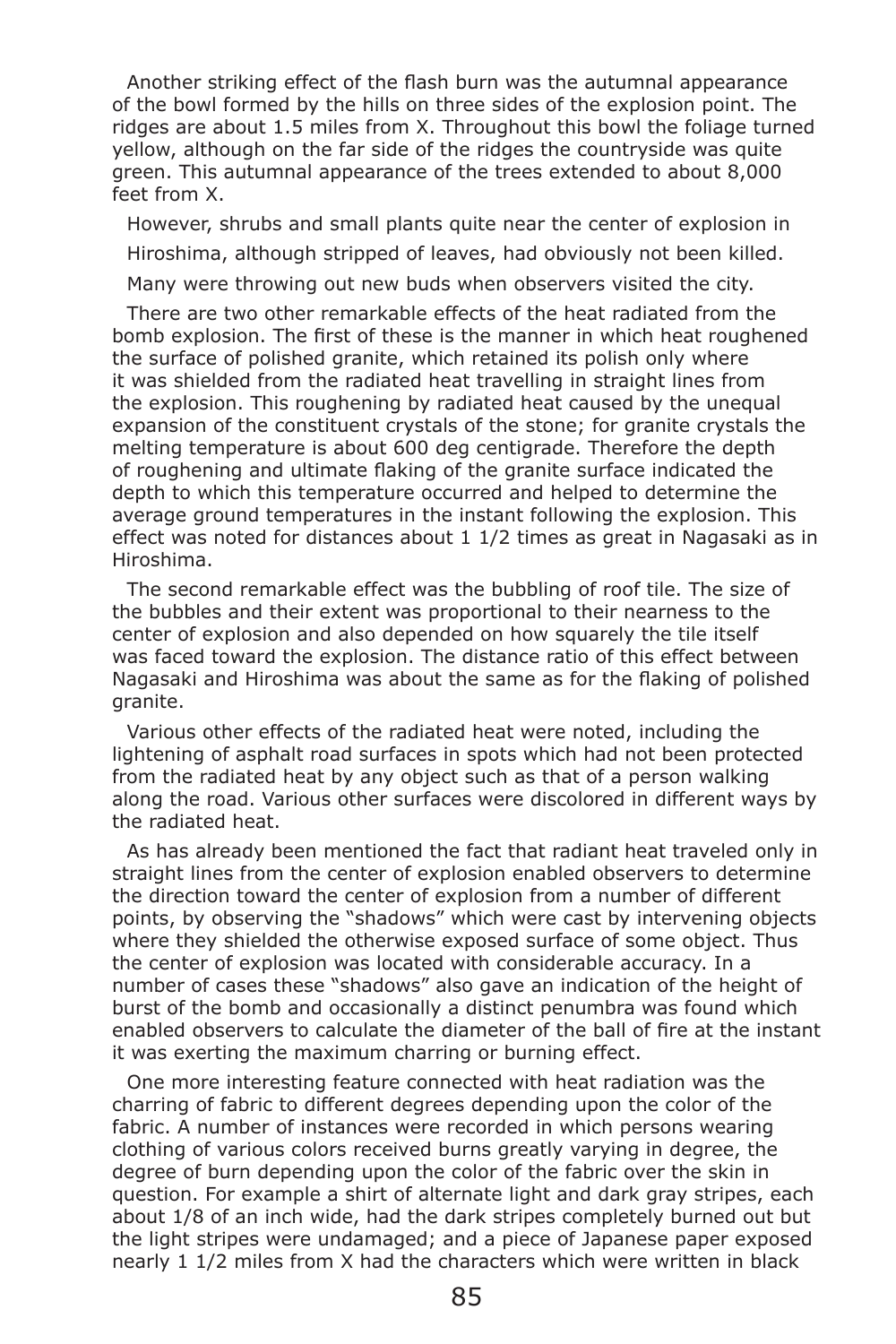Another striking effect of the flash burn was the autumnal appearance of the bowl formed by the hills on three sides of the explosion point. The ridges are about 1.5 miles from X. Throughout this bowl the foliage turned yellow, although on the far side of the ridges the countryside was quite green. This autumnal appearance of the trees extended to about 8,000 feet from X.

However, shrubs and small plants quite near the center of explosion in

Hiroshima, although stripped of leaves, had obviously not been killed.

Many were throwing out new buds when observers visited the city.

There are two other remarkable effects of the heat radiated from the bomb explosion. The first of these is the manner in which heat roughened the surface of polished granite, which retained its polish only where it was shielded from the radiated heat travelling in straight lines from the explosion. This roughening by radiated heat caused by the unequal expansion of the constituent crystals of the stone; for granite crystals the melting temperature is about 600 deg centigrade. Therefore the depth of roughening and ultimate flaking of the granite surface indicated the depth to which this temperature occurred and helped to determine the average ground temperatures in the instant following the explosion. This effect was noted for distances about 1 1/2 times as great in Nagasaki as in Hiroshima.

The second remarkable effect was the bubbling of roof tile. The size of the bubbles and their extent was proportional to their nearness to the center of explosion and also depended on how squarely the tile itself was faced toward the explosion. The distance ratio of this effect between Nagasaki and Hiroshima was about the same as for the flaking of polished granite.

Various other effects of the radiated heat were noted, including the lightening of asphalt road surfaces in spots which had not been protected from the radiated heat by any object such as that of a person walking along the road. Various other surfaces were discolored in different ways by the radiated heat.

As has already been mentioned the fact that radiant heat traveled only in straight lines from the center of explosion enabled observers to determine the direction toward the center of explosion from a number of different points, by observing the "shadows" which were cast by intervening objects where they shielded the otherwise exposed surface of some object. Thus the center of explosion was located with considerable accuracy. In a number of cases these "shadows" also gave an indication of the height of burst of the bomb and occasionally a distinct penumbra was found which enabled observers to calculate the diameter of the ball of fire at the instant it was exerting the maximum charring or burning effect.

One more interesting feature connected with heat radiation was the charring of fabric to different degrees depending upon the color of the fabric. A number of instances were recorded in which persons wearing clothing of various colors received burns greatly varying in degree, the degree of burn depending upon the color of the fabric over the skin in question. For example a shirt of alternate light and dark gray stripes, each about 1/8 of an inch wide, had the dark stripes completely burned out but the light stripes were undamaged; and a piece of Japanese paper exposed nearly 1 1/2 miles from X had the characters which were written in black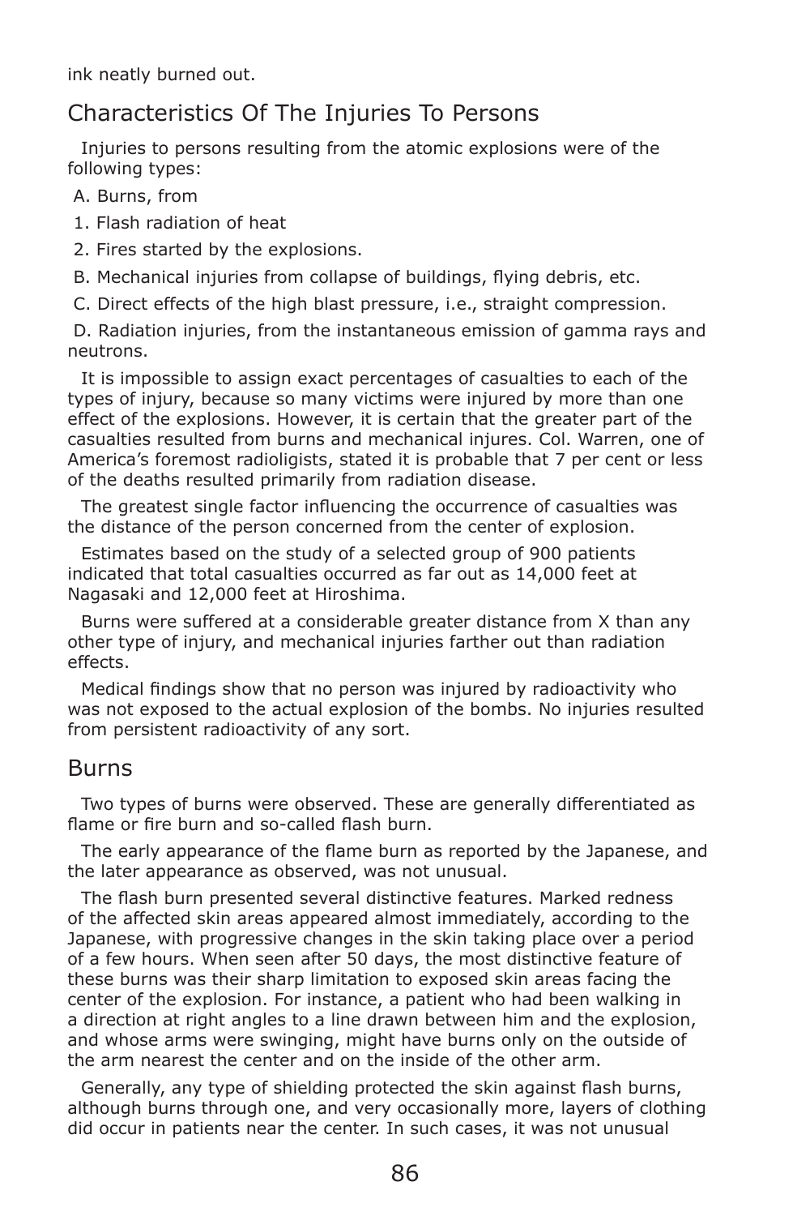ink neatly burned out.

## Characteristics Of The Injuries To Persons

Injuries to persons resulting from the atomic explosions were of the following types:

A. Burns, from

1. Flash radiation of heat

2. Fires started by the explosions.

B. Mechanical injuries from collapse of buildings, flying debris, etc.

C. Direct effects of the high blast pressure, i.e., straight compression.

D. Radiation injuries, from the instantaneous emission of gamma rays and neutrons.

It is impossible to assign exact percentages of casualties to each of the types of injury, because so many victims were injured by more than one effect of the explosions. However, it is certain that the greater part of the casualties resulted from burns and mechanical injures. Col. Warren, one of America's foremost radioligists, stated it is probable that 7 per cent or less of the deaths resulted primarily from radiation disease.

The greatest single factor influencing the occurrence of casualties was the distance of the person concerned from the center of explosion.

Estimates based on the study of a selected group of 900 patients indicated that total casualties occurred as far out as 14,000 feet at Nagasaki and 12,000 feet at Hiroshima.

Burns were suffered at a considerable greater distance from X than any other type of injury, and mechanical injuries farther out than radiation effects.

Medical findings show that no person was injured by radioactivity who was not exposed to the actual explosion of the bombs. No injuries resulted from persistent radioactivity of any sort.

## Burns

Two types of burns were observed. These are generally differentiated as flame or fire burn and so-called flash burn.

The early appearance of the flame burn as reported by the Japanese, and the later appearance as observed, was not unusual.

The flash burn presented several distinctive features. Marked redness of the affected skin areas appeared almost immediately, according to the Japanese, with progressive changes in the skin taking place over a period of a few hours. When seen after 50 days, the most distinctive feature of these burns was their sharp limitation to exposed skin areas facing the center of the explosion. For instance, a patient who had been walking in a direction at right angles to a line drawn between him and the explosion, and whose arms were swinging, might have burns only on the outside of the arm nearest the center and on the inside of the other arm.

Generally, any type of shielding protected the skin against flash burns, although burns through one, and very occasionally more, layers of clothing did occur in patients near the center. In such cases, it was not unusual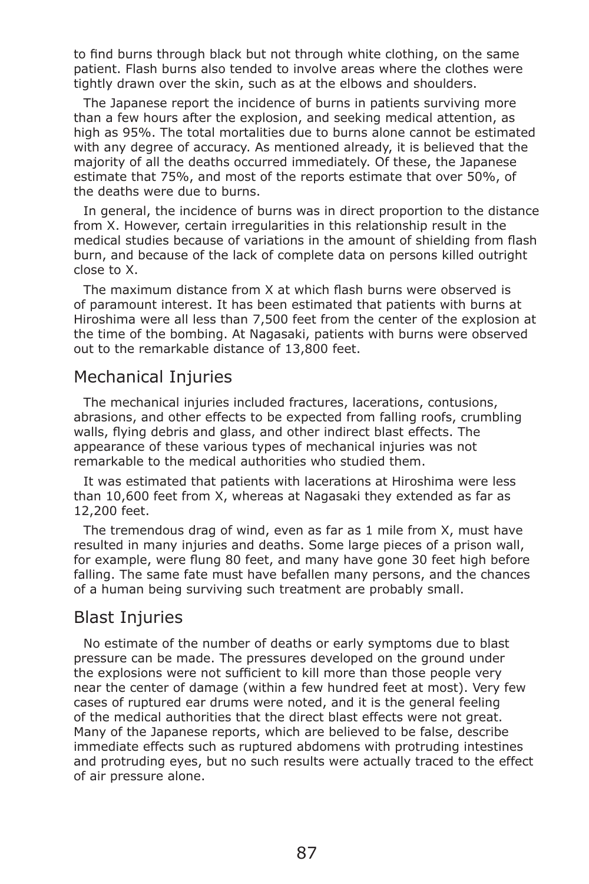to find burns through black but not through white clothing, on the same patient. Flash burns also tended to involve areas where the clothes were tightly drawn over the skin, such as at the elbows and shoulders.

The Japanese report the incidence of burns in patients surviving more than a few hours after the explosion, and seeking medical attention, as high as 95%. The total mortalities due to burns alone cannot be estimated with any degree of accuracy. As mentioned already, it is believed that the majority of all the deaths occurred immediately. Of these, the Japanese estimate that 75%, and most of the reports estimate that over 50%, of the deaths were due to burns.

In general, the incidence of burns was in direct proportion to the distance from X. However, certain irregularities in this relationship result in the medical studies because of variations in the amount of shielding from flash burn, and because of the lack of complete data on persons killed outright close to X.

The maximum distance from X at which flash burns were observed is of paramount interest. It has been estimated that patients with burns at Hiroshima were all less than 7,500 feet from the center of the explosion at the time of the bombing. At Nagasaki, patients with burns were observed out to the remarkable distance of 13,800 feet.

## Mechanical Injuries

The mechanical injuries included fractures, lacerations, contusions, abrasions, and other effects to be expected from falling roofs, crumbling walls, flying debris and glass, and other indirect blast effects. The appearance of these various types of mechanical injuries was not remarkable to the medical authorities who studied them.

It was estimated that patients with lacerations at Hiroshima were less than 10,600 feet from X, whereas at Nagasaki they extended as far as 12,200 feet.

The tremendous drag of wind, even as far as 1 mile from X, must have resulted in many injuries and deaths. Some large pieces of a prison wall, for example, were flung 80 feet, and many have gone 30 feet high before falling. The same fate must have befallen many persons, and the chances of a human being surviving such treatment are probably small.

## Blast Injuries

No estimate of the number of deaths or early symptoms due to blast pressure can be made. The pressures developed on the ground under the explosions were not sufficient to kill more than those people very near the center of damage (within a few hundred feet at most). Very few cases of ruptured ear drums were noted, and it is the general feeling of the medical authorities that the direct blast effects were not great. Many of the Japanese reports, which are believed to be false, describe immediate effects such as ruptured abdomens with protruding intestines and protruding eyes, but no such results were actually traced to the effect of air pressure alone.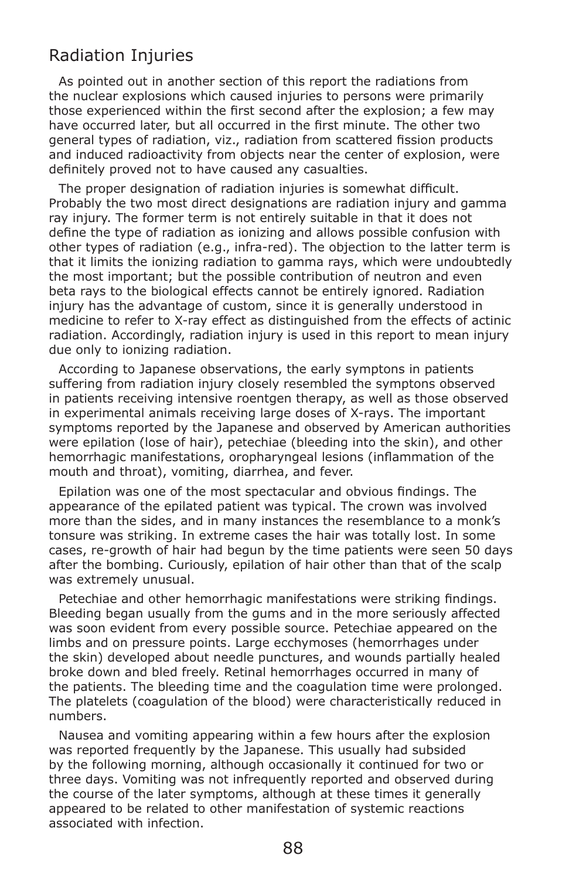## Radiation Injuries

As pointed out in another section of this report the radiations from the nuclear explosions which caused injuries to persons were primarily those experienced within the first second after the explosion; a few may have occurred later, but all occurred in the first minute. The other two general types of radiation, viz., radiation from scattered fission products and induced radioactivity from objects near the center of explosion, were definitely proved not to have caused any casualties.

The proper designation of radiation injuries is somewhat difficult. Probably the two most direct designations are radiation injury and gamma ray injury. The former term is not entirely suitable in that it does not define the type of radiation as ionizing and allows possible confusion with other types of radiation (e.g., infra-red). The objection to the latter term is that it limits the ionizing radiation to gamma rays, which were undoubtedly the most important; but the possible contribution of neutron and even beta rays to the biological effects cannot be entirely ignored. Radiation injury has the advantage of custom, since it is generally understood in medicine to refer to X-ray effect as distinguished from the effects of actinic radiation. Accordingly, radiation injury is used in this report to mean injury due only to ionizing radiation.

According to Japanese observations, the early symptons in patients suffering from radiation injury closely resembled the symptons observed in patients receiving intensive roentgen therapy, as well as those observed in experimental animals receiving large doses of X-rays. The important symptoms reported by the Japanese and observed by American authorities were epilation (lose of hair), petechiae (bleeding into the skin), and other hemorrhagic manifestations, oropharyngeal lesions (inflammation of the mouth and throat), vomiting, diarrhea, and fever.

Epilation was one of the most spectacular and obvious findings. The appearance of the epilated patient was typical. The crown was involved more than the sides, and in many instances the resemblance to a monk's tonsure was striking. In extreme cases the hair was totally lost. In some cases, re-growth of hair had begun by the time patients were seen 50 days after the bombing. Curiously, epilation of hair other than that of the scalp was extremely unusual.

Petechiae and other hemorrhagic manifestations were striking findings. Bleeding began usually from the gums and in the more seriously affected was soon evident from every possible source. Petechiae appeared on the limbs and on pressure points. Large ecchymoses (hemorrhages under the skin) developed about needle punctures, and wounds partially healed broke down and bled freely. Retinal hemorrhages occurred in many of the patients. The bleeding time and the coagulation time were prolonged. The platelets (coagulation of the blood) were characteristically reduced in numbers.

Nausea and vomiting appearing within a few hours after the explosion was reported frequently by the Japanese. This usually had subsided by the following morning, although occasionally it continued for two or three days. Vomiting was not infrequently reported and observed during the course of the later symptoms, although at these times it generally appeared to be related to other manifestation of systemic reactions associated with infection.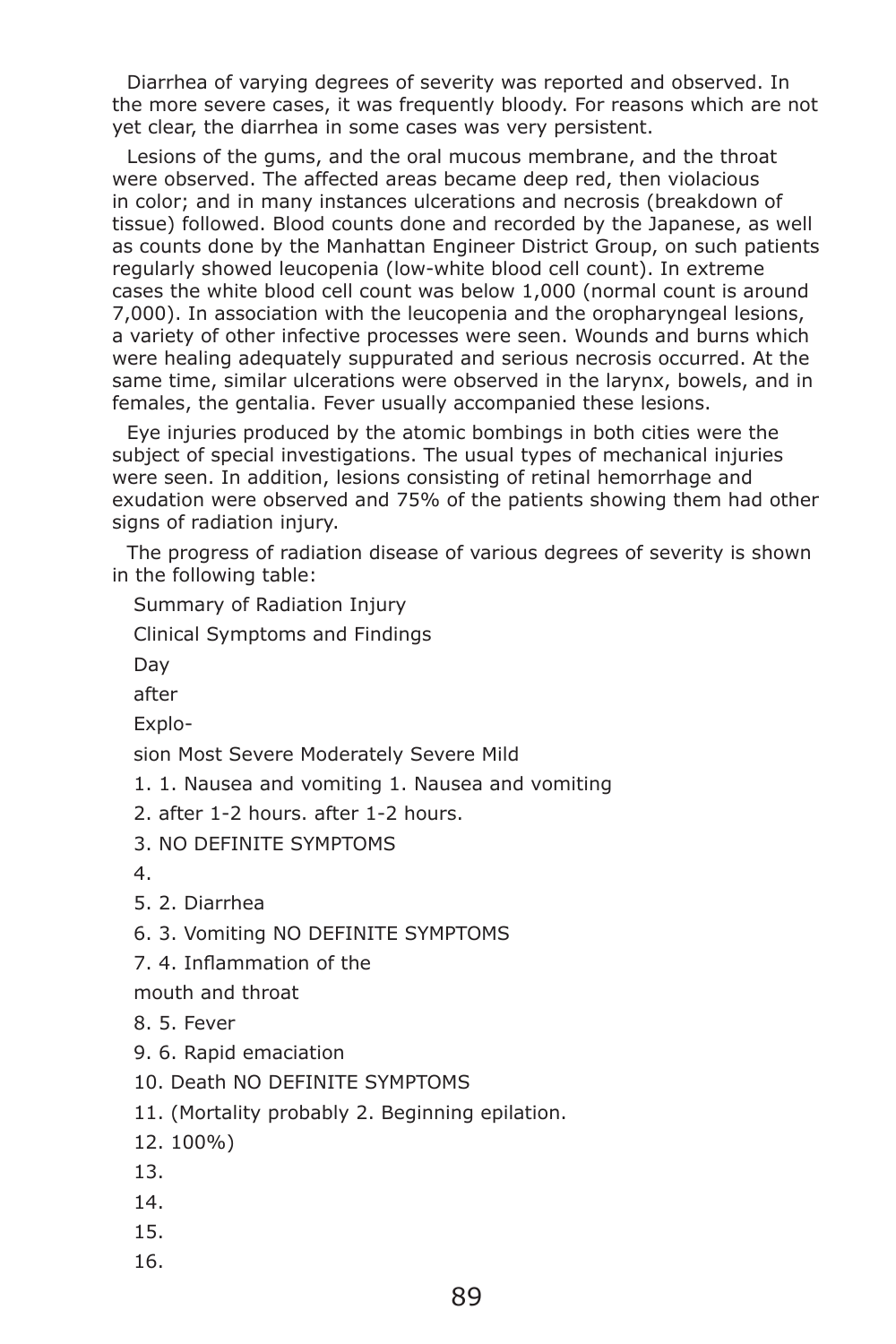Diarrhea of varying degrees of severity was reported and observed. In the more severe cases, it was frequently bloody. For reasons which are not yet clear, the diarrhea in some cases was very persistent.

Lesions of the gums, and the oral mucous membrane, and the throat were observed. The affected areas became deep red, then violacious in color; and in many instances ulcerations and necrosis (breakdown of tissue) followed. Blood counts done and recorded by the Japanese, as well as counts done by the Manhattan Engineer District Group, on such patients regularly showed leucopenia (low-white blood cell count). In extreme cases the white blood cell count was below 1,000 (normal count is around 7,000). In association with the leucopenia and the oropharyngeal lesions, a variety of other infective processes were seen. Wounds and burns which were healing adequately suppurated and serious necrosis occurred. At the same time, similar ulcerations were observed in the larynx, bowels, and in females, the gentalia. Fever usually accompanied these lesions.

Eye injuries produced by the atomic bombings in both cities were the subject of special investigations. The usual types of mechanical injuries were seen. In addition, lesions consisting of retinal hemorrhage and exudation were observed and 75% of the patients showing them had other signs of radiation injury.

The progress of radiation disease of various degrees of severity is shown in the following table:

Summary of Radiation Injury

Clinical Symptoms and Findings

Day

after

Explo-

sion Most Severe Moderately Severe Mild

1. 1. Nausea and vomiting 1. Nausea and vomiting

2. after 1-2 hours. after 1-2 hours.

3. NO DEFINITE SYMPTOMS

4.

5. 2. Diarrhea

6. 3. Vomiting NO DEFINITE SYMPTOMS

7. 4. Inflammation of the

mouth and throat

8. 5. Fever

9. 6. Rapid emaciation

10. Death NO DEFINITE SYMPTOMS

11. (Mortality probably 2. Beginning epilation.

12. 100%)

13.

14.

15.

16.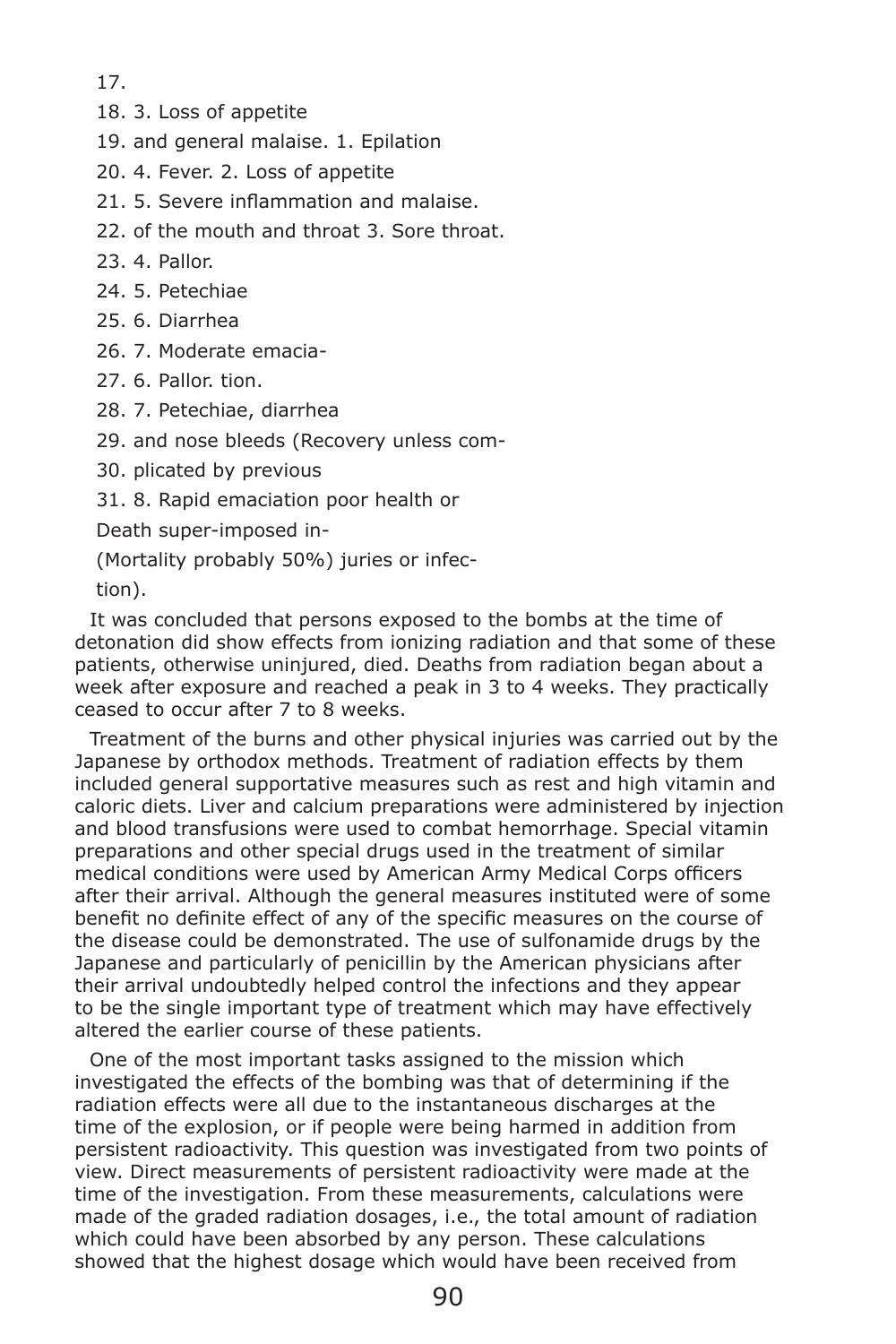17.

18. 3. Loss of appetite

19. and general malaise. 1. Epilation

20. 4. Fever. 2. Loss of appetite

21. 5. Severe inflammation and malaise.

22. of the mouth and throat 3. Sore throat.

23. 4. Pallor.

24. 5. Petechiae

25. 6. Diarrhea

26. 7. Moderate emacia-

27. 6. Pallor. tion.

28. 7. Petechiae, diarrhea

29. and nose bleeds (Recovery unless com-

30. plicated by previous

31. 8. Rapid emaciation poor health or

Death super-imposed in-

(Mortality probably 50%) juries or infec-

tion).

It was concluded that persons exposed to the bombs at the time of detonation did show effects from ionizing radiation and that some of these patients, otherwise uninjured, died. Deaths from radiation began about a week after exposure and reached a peak in 3 to 4 weeks. They practically ceased to occur after 7 to 8 weeks.

Treatment of the burns and other physical injuries was carried out by the Japanese by orthodox methods. Treatment of radiation effects by them included general supportative measures such as rest and high vitamin and caloric diets. Liver and calcium preparations were administered by injection and blood transfusions were used to combat hemorrhage. Special vitamin preparations and other special drugs used in the treatment of similar medical conditions were used by American Army Medical Corps officers after their arrival. Although the general measures instituted were of some benefit no definite effect of any of the specific measures on the course of the disease could be demonstrated. The use of sulfonamide drugs by the Japanese and particularly of penicillin by the American physicians after their arrival undoubtedly helped control the infections and they appear to be the single important type of treatment which may have effectively altered the earlier course of these patients.

One of the most important tasks assigned to the mission which investigated the effects of the bombing was that of determining if the radiation effects were all due to the instantaneous discharges at the time of the explosion, or if people were being harmed in addition from persistent radioactivity. This question was investigated from two points of view. Direct measurements of persistent radioactivity were made at the time of the investigation. From these measurements, calculations were made of the graded radiation dosages, i.e., the total amount of radiation which could have been absorbed by any person. These calculations showed that the highest dosage which would have been received from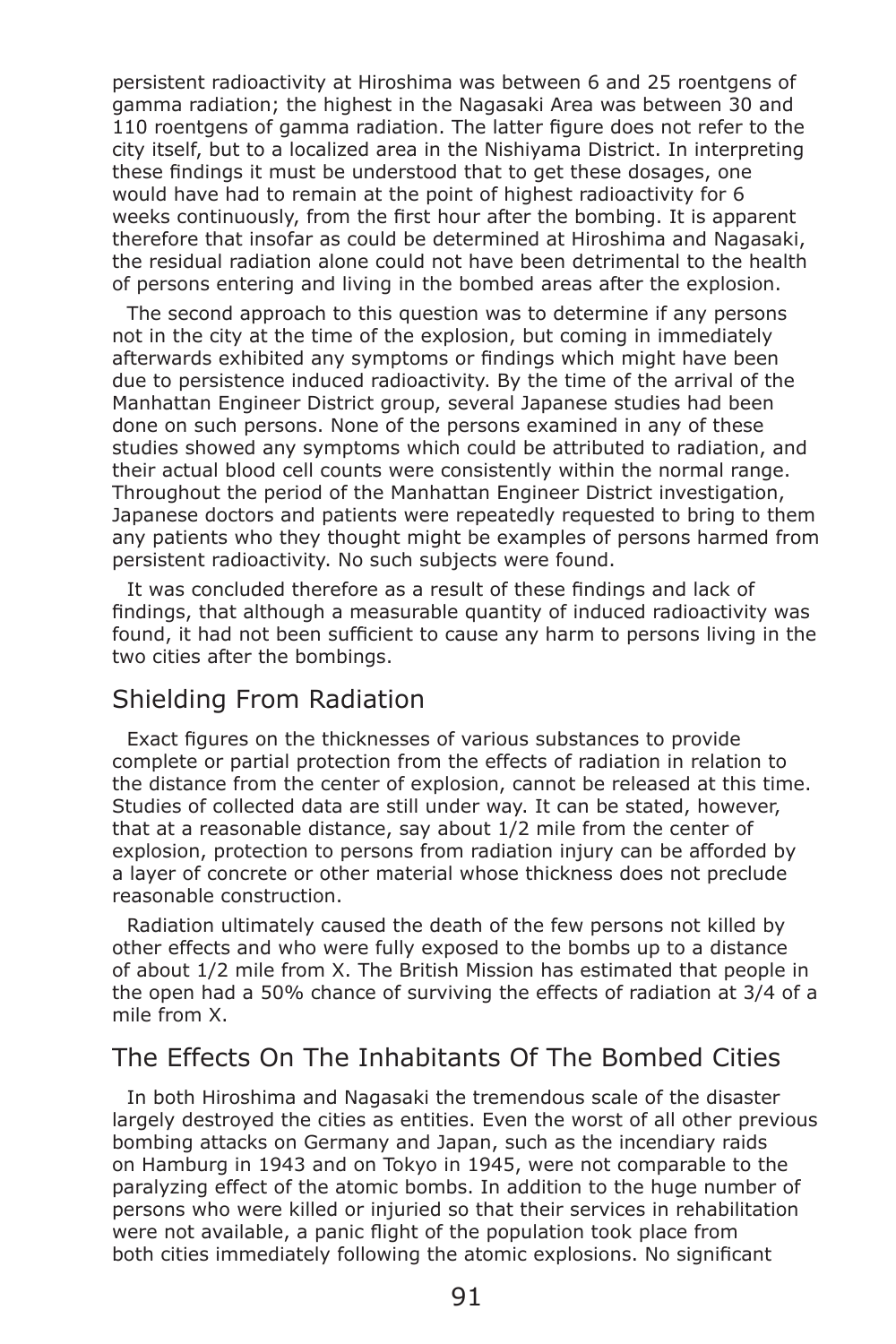persistent radioactivity at Hiroshima was between 6 and 25 roentgens of gamma radiation; the highest in the Nagasaki Area was between 30 and 110 roentgens of gamma radiation. The latter figure does not refer to the city itself, but to a localized area in the Nishiyama District. In interpreting these findings it must be understood that to get these dosages, one would have had to remain at the point of highest radioactivity for 6 weeks continuously, from the first hour after the bombing. It is apparent therefore that insofar as could be determined at Hiroshima and Nagasaki, the residual radiation alone could not have been detrimental to the health of persons entering and living in the bombed areas after the explosion.

The second approach to this question was to determine if any persons not in the city at the time of the explosion, but coming in immediately afterwards exhibited any symptoms or findings which might have been due to persistence induced radioactivity. By the time of the arrival of the Manhattan Engineer District group, several Japanese studies had been done on such persons. None of the persons examined in any of these studies showed any symptoms which could be attributed to radiation, and their actual blood cell counts were consistently within the normal range. Throughout the period of the Manhattan Engineer District investigation, Japanese doctors and patients were repeatedly requested to bring to them any patients who they thought might be examples of persons harmed from persistent radioactivity. No such subjects were found.

It was concluded therefore as a result of these findings and lack of findings, that although a measurable quantity of induced radioactivity was found, it had not been sufficient to cause any harm to persons living in the two cities after the bombings.

## Shielding From Radiation

Exact figures on the thicknesses of various substances to provide complete or partial protection from the effects of radiation in relation to the distance from the center of explosion, cannot be released at this time. Studies of collected data are still under way. It can be stated, however, that at a reasonable distance, say about 1/2 mile from the center of explosion, protection to persons from radiation injury can be afforded by a layer of concrete or other material whose thickness does not preclude reasonable construction.

Radiation ultimately caused the death of the few persons not killed by other effects and who were fully exposed to the bombs up to a distance of about 1/2 mile from X. The British Mission has estimated that people in the open had a 50% chance of surviving the effects of radiation at 3/4 of a mile from X.

## The Effects On The Inhabitants Of The Bombed Cities

In both Hiroshima and Nagasaki the tremendous scale of the disaster largely destroyed the cities as entities. Even the worst of all other previous bombing attacks on Germany and Japan, such as the incendiary raids on Hamburg in 1943 and on Tokyo in 1945, were not comparable to the paralyzing effect of the atomic bombs. In addition to the huge number of persons who were killed or injured so that their services in rehabilitation were not available, a panic flight of the population took place from both cities immediately following the atomic explosions. No significant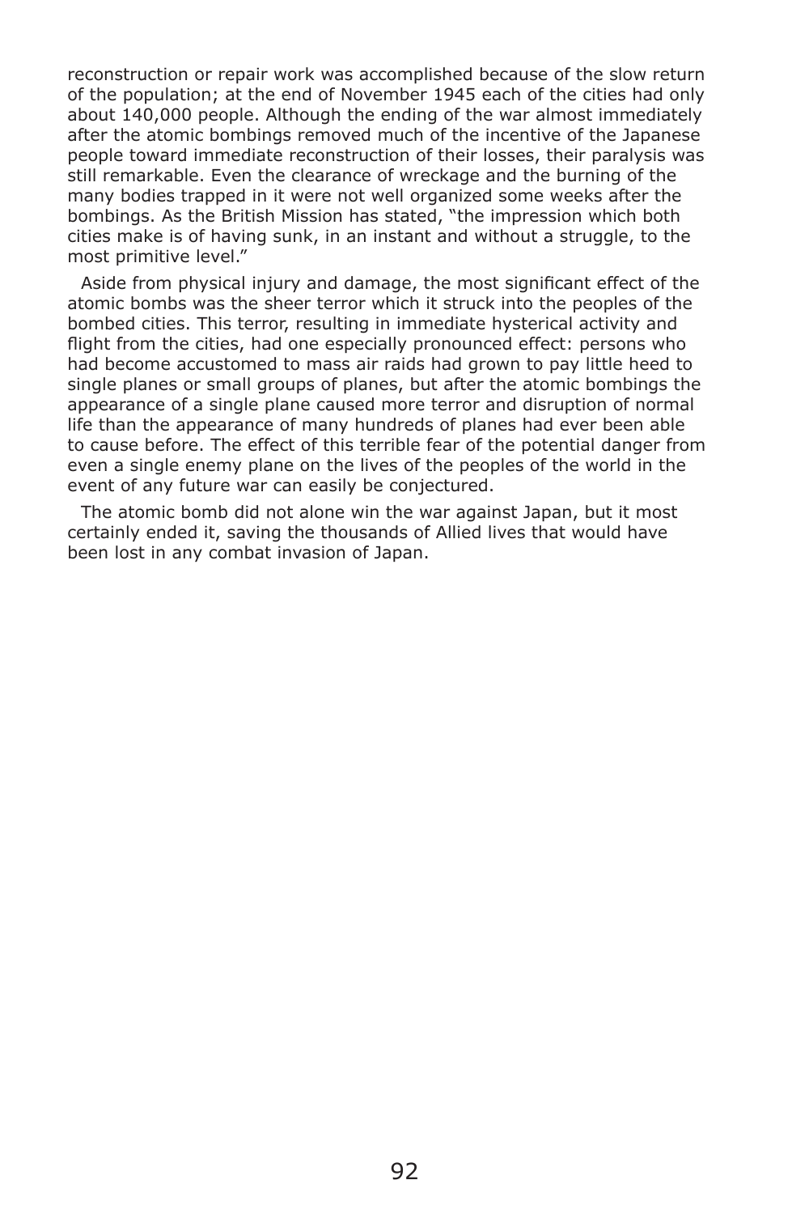reconstruction or repair work was accomplished because of the slow return of the population; at the end of November 1945 each of the cities had only about 140,000 people. Although the ending of the war almost immediately after the atomic bombings removed much of the incentive of the Japanese people toward immediate reconstruction of their losses, their paralysis was still remarkable. Even the clearance of wreckage and the burning of the many bodies trapped in it were not well organized some weeks after the bombings. As the British Mission has stated, "the impression which both cities make is of having sunk, in an instant and without a struggle, to the most primitive level."

Aside from physical injury and damage, the most significant effect of the atomic bombs was the sheer terror which it struck into the peoples of the bombed cities. This terror, resulting in immediate hysterical activity and flight from the cities, had one especially pronounced effect: persons who had become accustomed to mass air raids had grown to pay little heed to single planes or small groups of planes, but after the atomic bombings the appearance of a single plane caused more terror and disruption of normal life than the appearance of many hundreds of planes had ever been able to cause before. The effect of this terrible fear of the potential danger from even a single enemy plane on the lives of the peoples of the world in the event of any future war can easily be conjectured.

The atomic bomb did not alone win the war against Japan, but it most certainly ended it, saving the thousands of Allied lives that would have been lost in any combat invasion of Japan.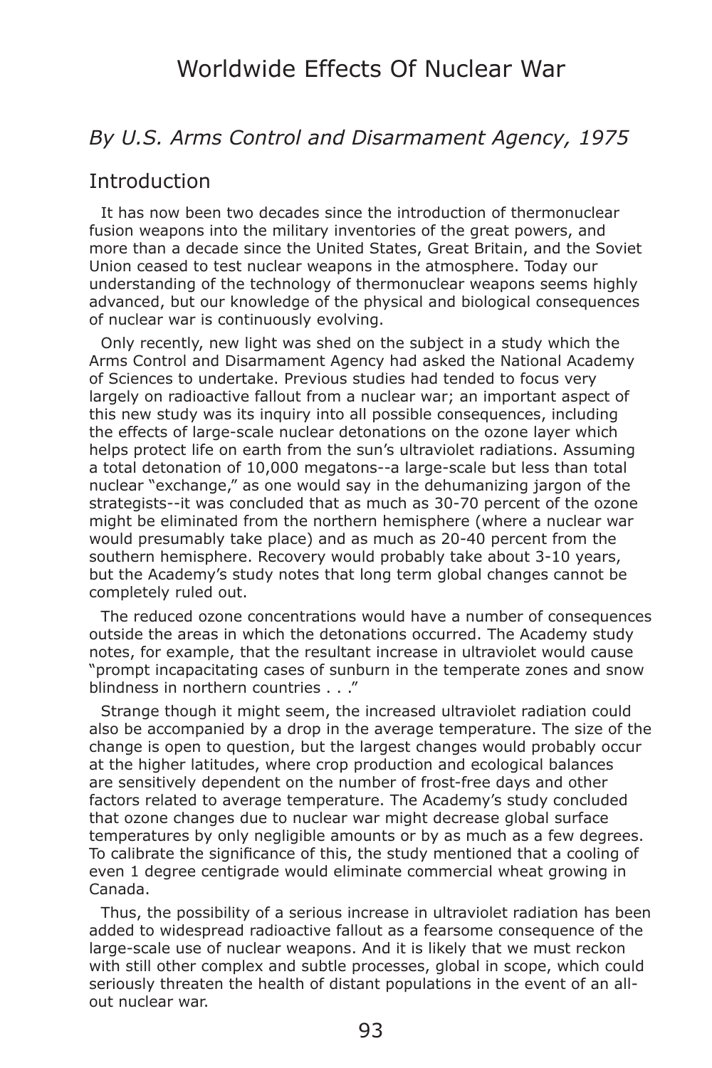# Worldwide Effects Of Nuclear War

## *By U.S. Arms Control and Disarmament Agency, 1975*

## Introduction

It has now been two decades since the introduction of thermonuclear fusion weapons into the military inventories of the great powers, and more than a decade since the United States, Great Britain, and the Soviet Union ceased to test nuclear weapons in the atmosphere. Today our understanding of the technology of thermonuclear weapons seems highly advanced, but our knowledge of the physical and biological consequences of nuclear war is continuously evolving.

Only recently, new light was shed on the subject in a study which the Arms Control and Disarmament Agency had asked the National Academy of Sciences to undertake. Previous studies had tended to focus very largely on radioactive fallout from a nuclear war; an important aspect of this new study was its inquiry into all possible consequences, including the effects of large-scale nuclear detonations on the ozone layer which helps protect life on earth from the sun's ultraviolet radiations. Assuming a total detonation of 10,000 megatons--a large-scale but less than total nuclear "exchange," as one would say in the dehumanizing jargon of the strategists--it was concluded that as much as 30-70 percent of the ozone might be eliminated from the northern hemisphere (where a nuclear war would presumably take place) and as much as 20-40 percent from the southern hemisphere. Recovery would probably take about 3-10 years, but the Academy's study notes that long term global changes cannot be completely ruled out.

The reduced ozone concentrations would have a number of consequences outside the areas in which the detonations occurred. The Academy study notes, for example, that the resultant increase in ultraviolet would cause "prompt incapacitating cases of sunburn in the temperate zones and snow blindness in northern countries . . ."

Strange though it might seem, the increased ultraviolet radiation could also be accompanied by a drop in the average temperature. The size of the change is open to question, but the largest changes would probably occur at the higher latitudes, where crop production and ecological balances are sensitively dependent on the number of frost-free days and other factors related to average temperature. The Academy's study concluded that ozone changes due to nuclear war might decrease global surface temperatures by only negligible amounts or by as much as a few degrees. To calibrate the significance of this, the study mentioned that a cooling of even 1 degree centigrade would eliminate commercial wheat growing in Canada.

Thus, the possibility of a serious increase in ultraviolet radiation has been added to widespread radioactive fallout as a fearsome consequence of the large-scale use of nuclear weapons. And it is likely that we must reckon with still other complex and subtle processes, global in scope, which could seriously threaten the health of distant populations in the event of an all-out nuclear war.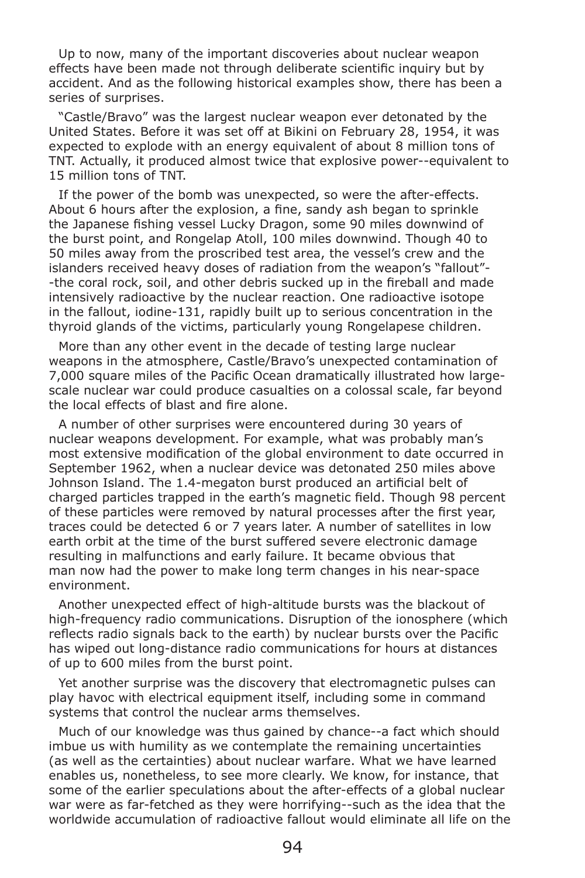Up to now, many of the important discoveries about nuclear weapon effects have been made not through deliberate scientific inquiry but by accident. And as the following historical examples show, there has been a series of surprises.

"Castle/Bravo" was the largest nuclear weapon ever detonated by the United States. Before it was set off at Bikini on February 28, 1954, it was expected to explode with an energy equivalent of about 8 million tons of TNT. Actually, it produced almost twice that explosive power--equivalent to 15 million tons of TNT.

If the power of the bomb was unexpected, so were the after-effects. About 6 hours after the explosion, a fine, sandy ash began to sprinkle the Japanese fishing vessel Lucky Dragon, some 90 miles downwind of the burst point, and Rongelap Atoll, 100 miles downwind. Though 40 to 50 miles away from the proscribed test area, the vessel's crew and the islanders received heavy doses of radiation from the weapon's "fallout"--the coral rock, soil, and other debris sucked up in the fireball and made intensively radioactive by the nuclear reaction. One radioactive isotope in the fallout, iodine-131, rapidly built up to serious concentration in the thyroid glands of the victims, particularly young Rongelapese children.

More than any other event in the decade of testing large nuclear weapons in the atmosphere, Castle/Bravo's unexpected contamination of 7,000 square miles of the Pacific Ocean dramatically illustrated how large-scale nuclear war could produce casualties on a colossal scale, far beyond the local effects of blast and fire alone.

A number of other surprises were encountered during 30 years of nuclear weapons development. For example, what was probably man's most extensive modification of the global environment to date occurred in September 1962, when a nuclear device was detonated 250 miles above Johnson Island. The 1.4-megaton burst produced an artificial belt of charged particles trapped in the earth's magnetic field. Though 98 percent of these particles were removed by natural processes after the first year, traces could be detected 6 or 7 years later. A number of satellites in low earth orbit at the time of the burst suffered severe electronic damage resulting in malfunctions and early failure. It became obvious that man now had the power to make long term changes in his near-space environment.

Another unexpected effect of high-altitude bursts was the blackout of high-frequency radio communications. Disruption of the ionosphere (which reflects radio signals back to the earth) by nuclear bursts over the Pacific has wiped out long-distance radio communications for hours at distances of up to 600 miles from the burst point.

Yet another surprise was the discovery that electromagnetic pulses can play havoc with electrical equipment itself, including some in command systems that control the nuclear arms themselves.

Much of our knowledge was thus gained by chance--a fact which should imbue us with humility as we contemplate the remaining uncertainties (as well as the certainties) about nuclear warfare. What we have learned enables us, nonetheless, to see more clearly. We know, for instance, that some of the earlier speculations about the after-effects of a global nuclear war were as far-fetched as they were horrifying--such as the idea that the worldwide accumulation of radioactive fallout would eliminate all life on the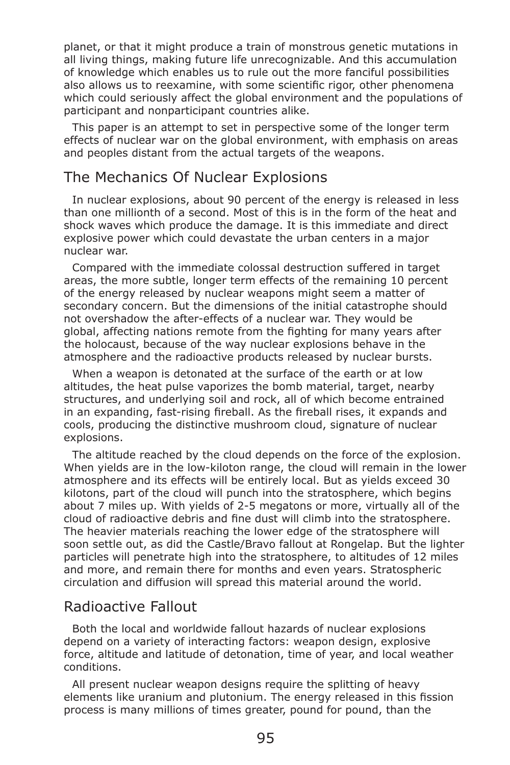planet, or that it might produce a train of monstrous genetic mutations in all living things, making future life unrecognizable. And this accumulation of knowledge which enables us to rule out the more fanciful possibilities also allows us to reexamine, with some scientific rigor, other phenomena which could seriously affect the global environment and the populations of participant and nonparticipant countries alike.

This paper is an attempt to set in perspective some of the longer term effects of nuclear war on the global environment, with emphasis on areas and peoples distant from the actual targets of the weapons.

## The Mechanics Of Nuclear Explosions

In nuclear explosions, about 90 percent of the energy is released in less than one millionth of a second. Most of this is in the form of the heat and shock waves which produce the damage. It is this immediate and direct explosive power which could devastate the urban centers in a major nuclear war.

Compared with the immediate colossal destruction suffered in target areas, the more subtle, longer term effects of the remaining 10 percent of the energy released by nuclear weapons might seem a matter of secondary concern. But the dimensions of the initial catastrophe should not overshadow the after-effects of a nuclear war. They would be global, affecting nations remote from the fighting for many years after the holocaust, because of the way nuclear explosions behave in the atmosphere and the radioactive products released by nuclear bursts.

When a weapon is detonated at the surface of the earth or at low altitudes, the heat pulse vaporizes the bomb material, target, nearby structures, and underlying soil and rock, all of which become entrained in an expanding, fast-rising fireball. As the fireball rises, it expands and cools, producing the distinctive mushroom cloud, signature of nuclear explosions.

The altitude reached by the cloud depends on the force of the explosion. When yields are in the low-kiloton range, the cloud will remain in the lower atmosphere and its effects will be entirely local. But as yields exceed 30 kilotons, part of the cloud will punch into the stratosphere, which begins about 7 miles up. With yields of 2-5 megatons or more, virtually all of the cloud of radioactive debris and fine dust will climb into the stratosphere. The heavier materials reaching the lower edge of the stratosphere will soon settle out, as did the Castle/Bravo fallout at Rongelap. But the lighter particles will penetrate high into the stratosphere, to altitudes of 12 miles and more, and remain there for months and even years. Stratospheric circulation and diffusion will spread this material around the world.

## Radioactive Fallout

Both the local and worldwide fallout hazards of nuclear explosions depend on a variety of interacting factors: weapon design, explosive force, altitude and latitude of detonation, time of year, and local weather conditions.

All present nuclear weapon designs require the splitting of heavy elements like uranium and plutonium. The energy released in this fission process is many millions of times greater, pound for pound, than the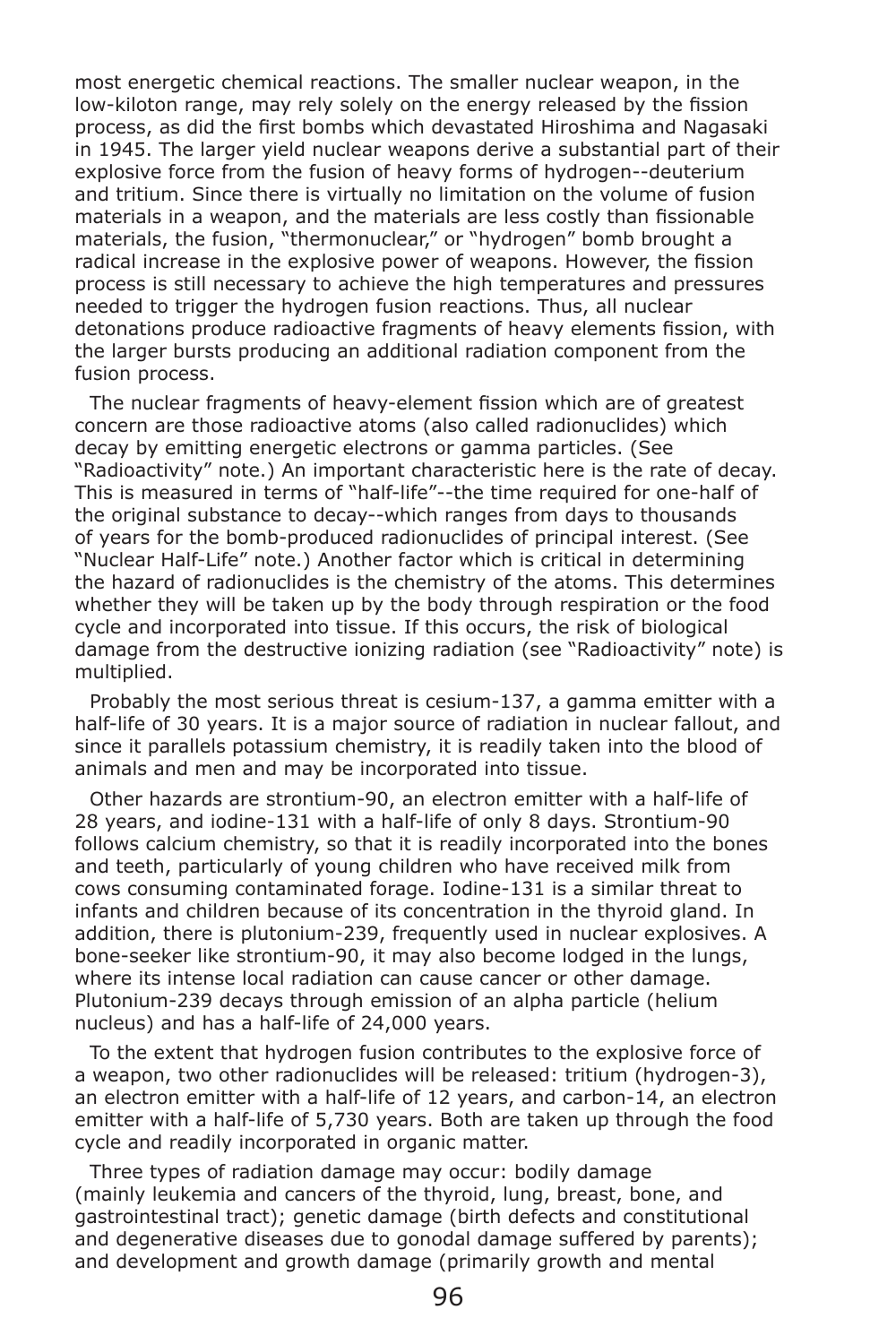most energetic chemical reactions. The smaller nuclear weapon, in the low-kiloton range, may rely solely on the energy released by the fission process, as did the first bombs which devastated Hiroshima and Nagasaki in 1945. The larger yield nuclear weapons derive a substantial part of their explosive force from the fusion of heavy forms of hydrogen--deuterium and tritium. Since there is virtually no limitation on the volume of fusion materials in a weapon, and the materials are less costly than fissionable materials, the fusion, "thermonuclear," or "hydrogen" bomb brought a radical increase in the explosive power of weapons. However, the fission process is still necessary to achieve the high temperatures and pressures needed to trigger the hydrogen fusion reactions. Thus, all nuclear detonations produce radioactive fragments of heavy elements fission, with the larger bursts producing an additional radiation component from the fusion process.

The nuclear fragments of heavy-element fission which are of greatest concern are those radioactive atoms (also called radionuclides) which decay by emitting energetic electrons or gamma particles. (See "Radioactivity" note.) An important characteristic here is the rate of decay. This is measured in terms of "half-life"--the time required for one-half of the original substance to decay--which ranges from days to thousands of years for the bomb-produced radionuclides of principal interest. (See "Nuclear Half-Life" note.) Another factor which is critical in determining the hazard of radionuclides is the chemistry of the atoms. This determines whether they will be taken up by the body through respiration or the food cycle and incorporated into tissue. If this occurs, the risk of biological damage from the destructive ionizing radiation (see "Radioactivity" note) is multiplied.

Probably the most serious threat is cesium-137, a gamma emitter with a half-life of 30 years. It is a major source of radiation in nuclear fallout, and since it parallels potassium chemistry, it is readily taken into the blood of animals and men and may be incorporated into tissue.

Other hazards are strontium-90, an electron emitter with a half-life of 28 years, and iodine-131 with a half-life of only 8 days. Strontium-90 follows calcium chemistry, so that it is readily incorporated into the bones and teeth, particularly of young children who have received milk from cows consuming contaminated forage. Iodine-131 is a similar threat to infants and children because of its concentration in the thyroid gland. In addition, there is plutonium-239, frequently used in nuclear explosives. A bone-seeker like strontium-90, it may also become lodged in the lungs, where its intense local radiation can cause cancer or other damage. Plutonium-239 decays through emission of an alpha particle (helium nucleus) and has a half-life of 24,000 years.

To the extent that hydrogen fusion contributes to the explosive force of a weapon, two other radionuclides will be released: tritium (hydrogen-3), an electron emitter with a half-life of 12 years, and carbon-14, an electron emitter with a half-life of 5,730 years. Both are taken up through the food cycle and readily incorporated in organic matter.

Three types of radiation damage may occur: bodily damage (mainly leukemia and cancers of the thyroid, lung, breast, bone, and gastrointestinal tract); genetic damage (birth defects and constitutional and degenerative diseases due to gonodal damage suffered by parents); and development and growth damage (primarily growth and mental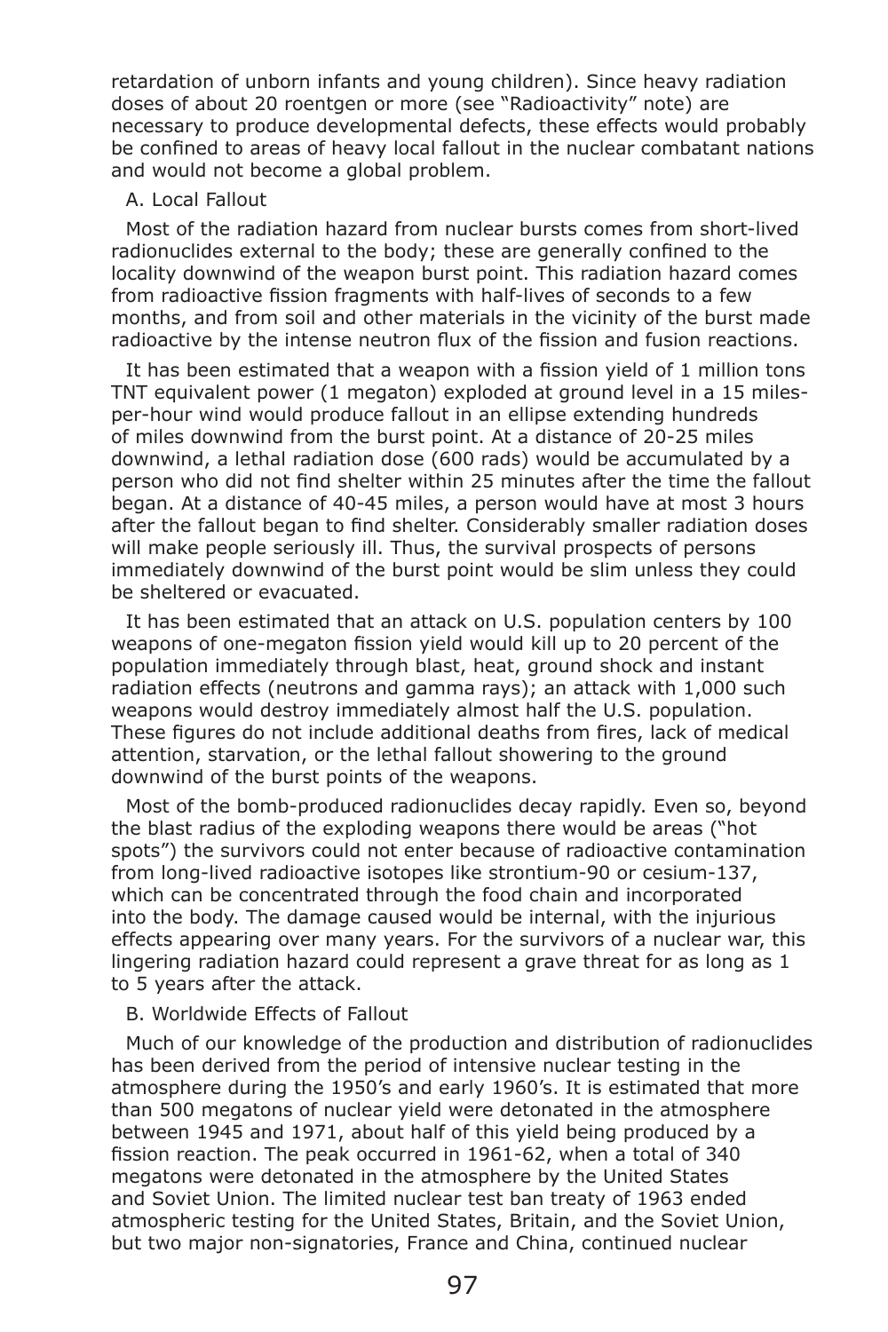retardation of unborn infants and young children). Since heavy radiation doses of about 20 roentgen or more (see "Radioactivity" note) are necessary to produce developmental defects, these effects would probably be confined to areas of heavy local fallout in the nuclear combatant nations and would not become a global problem.

A. Local Fallout

Most of the radiation hazard from nuclear bursts comes from short-lived radionuclides external to the body; these are generally confined to the locality downwind of the weapon burst point. This radiation hazard comes from radioactive fission fragments with half-lives of seconds to a few months, and from soil and other materials in the vicinity of the burst made radioactive by the intense neutron flux of the fission and fusion reactions.

It has been estimated that a weapon with a fission yield of 1 million tons TNT equivalent power (1 megaton) exploded at ground level in a 15 miles-per-hour wind would produce fallout in an ellipse extending hundreds of miles downwind from the burst point. At a distance of 20-25 miles downwind, a lethal radiation dose (600 rads) would be accumulated by a person who did not find shelter within 25 minutes after the time the fallout began. At a distance of 40-45 miles, a person would have at most 3 hours after the fallout began to find shelter. Considerably smaller radiation doses will make people seriously ill. Thus, the survival prospects of persons immediately downwind of the burst point would be slim unless they could be sheltered or evacuated.

It has been estimated that an attack on U.S. population centers by 100 weapons of one-megaton fission yield would kill up to 20 percent of the population immediately through blast, heat, ground shock and instant radiation effects (neutrons and gamma rays); an attack with 1,000 such weapons would destroy immediately almost half the U.S. population. These figures do not include additional deaths from fires, lack of medical attention, starvation, or the lethal fallout showering to the ground downwind of the burst points of the weapons.

Most of the bomb-produced radionuclides decay rapidly. Even so, beyond the blast radius of the exploding weapons there would be areas ("hot spots") the survivors could not enter because of radioactive contamination from long-lived radioactive isotopes like strontium-90 or cesium-137, which can be concentrated through the food chain and incorporated into the body. The damage caused would be internal, with the injurious effects appearing over many years. For the survivors of a nuclear war, this lingering radiation hazard could represent a grave threat for as long as 1 to 5 years after the attack.

B. Worldwide Effects of Fallout

Much of our knowledge of the production and distribution of radionuclides has been derived from the period of intensive nuclear testing in the atmosphere during the 1950's and early 1960's. It is estimated that more than 500 megatons of nuclear yield were detonated in the atmosphere between 1945 and 1971, about half of this yield being produced by a fission reaction. The peak occurred in 1961-62, when a total of 340 megatons were detonated in the atmosphere by the United States and Soviet Union. The limited nuclear test ban treaty of 1963 ended atmospheric testing for the United States, Britain, and the Soviet Union, but two major non-signatories, France and China, continued nuclear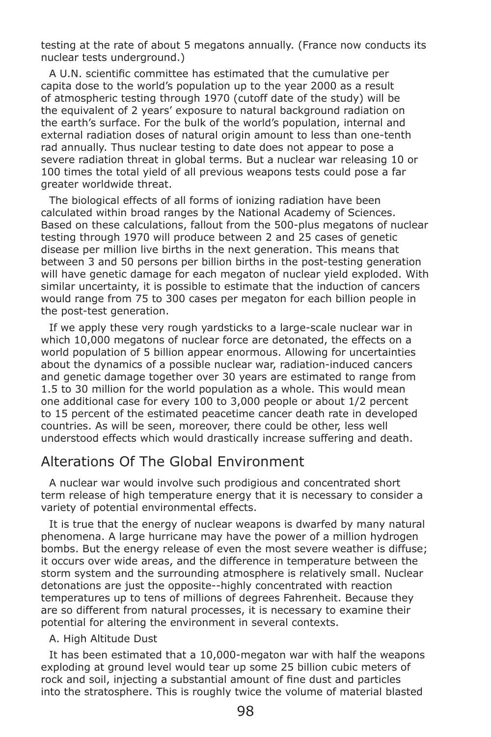testing at the rate of about 5 megatons annually. (France now conducts its nuclear tests underground.)

A U.N. scientific committee has estimated that the cumulative per capita dose to the world's population up to the year 2000 as a result of atmospheric testing through 1970 (cutoff date of the study) will be the equivalent of 2 years' exposure to natural background radiation on the earth's surface. For the bulk of the world's population, internal and external radiation doses of natural origin amount to less than one-tenth rad annually. Thus nuclear testing to date does not appear to pose a severe radiation threat in global terms. But a nuclear war releasing 10 or 100 times the total yield of all previous weapons tests could pose a far greater worldwide threat.

The biological effects of all forms of ionizing radiation have been calculated within broad ranges by the National Academy of Sciences. Based on these calculations, fallout from the 500-plus megatons of nuclear testing through 1970 will produce between 2 and 25 cases of genetic disease per million live births in the next generation. This means that between 3 and 50 persons per billion births in the post-testing generation will have genetic damage for each megaton of nuclear yield exploded. With similar uncertainty, it is possible to estimate that the induction of cancers would range from 75 to 300 cases per megaton for each billion people in the post-test generation.

If we apply these very rough yardsticks to a large-scale nuclear war in which 10,000 megatons of nuclear force are detonated, the effects on a world population of 5 billion appear enormous. Allowing for uncertainties about the dynamics of a possible nuclear war, radiation-induced cancers and genetic damage together over 30 years are estimated to range from 1.5 to 30 million for the world population as a whole. This would mean one additional case for every 100 to 3,000 people or about 1/2 percent to 15 percent of the estimated peacetime cancer death rate in developed countries. As will be seen, moreover, there could be other, less well understood effects which would drastically increase suffering and death.

## Alterations Of The Global Environment

A nuclear war would involve such prodigious and concentrated short term release of high temperature energy that it is necessary to consider a variety of potential environmental effects.

It is true that the energy of nuclear weapons is dwarfed by many natural phenomena. A large hurricane may have the power of a million hydrogen bombs. But the energy release of even the most severe weather is diffuse; it occurs over wide areas, and the difference in temperature between the storm system and the surrounding atmosphere is relatively small. Nuclear detonations are just the opposite--highly concentrated with reaction temperatures up to tens of millions of degrees Fahrenheit. Because they are so different from natural processes, it is necessary to examine their potential for altering the environment in several contexts.

A. High Altitude Dust

It has been estimated that a 10,000-megaton war with half the weapons exploding at ground level would tear up some 25 billion cubic meters of rock and soil, injecting a substantial amount of fine dust and particles into the stratosphere. This is roughly twice the volume of material blasted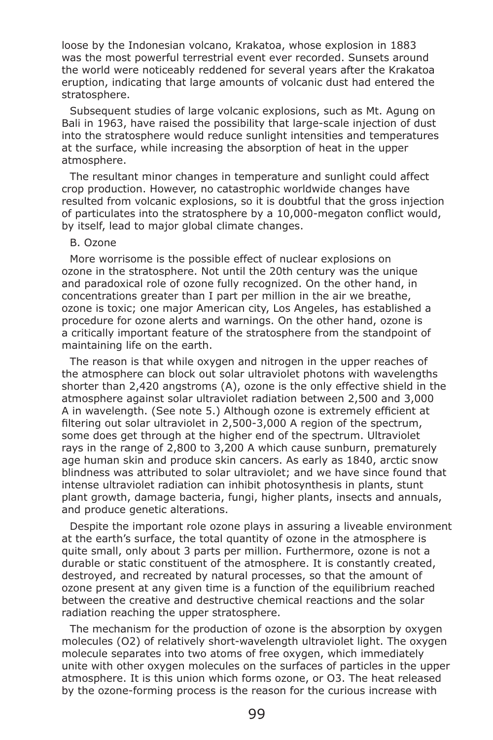loose by the Indonesian volcano, Krakatoa, whose explosion in 1883 was the most powerful terrestrial event ever recorded. Sunsets around the world were noticeably reddened for several years after the Krakatoa eruption, indicating that large amounts of volcanic dust had entered the stratosphere.

Subsequent studies of large volcanic explosions, such as Mt. Agung on Bali in 1963, have raised the possibility that large-scale injection of dust into the stratosphere would reduce sunlight intensities and temperatures at the surface, while increasing the absorption of heat in the upper atmosphere.

The resultant minor changes in temperature and sunlight could affect crop production. However, no catastrophic worldwide changes have resulted from volcanic explosions, so it is doubtful that the gross injection of particulates into the stratosphere by a 10,000-megaton conflict would, by itself, lead to major global climate changes.

B. Ozone

More worrisome is the possible effect of nuclear explosions on ozone in the stratosphere. Not until the 20th century was the unique and paradoxical role of ozone fully recognized. On the other hand, in concentrations greater than I part per million in the air we breathe, ozone is toxic; one major American city, Los Angeles, has established a procedure for ozone alerts and warnings. On the other hand, ozone is a critically important feature of the stratosphere from the standpoint of maintaining life on the earth.

The reason is that while oxygen and nitrogen in the upper reaches of the atmosphere can block out solar ultraviolet photons with wavelengths shorter than 2,420 angstroms (A), ozone is the only effective shield in the atmosphere against solar ultraviolet radiation between 2,500 and 3,000 A in wavelength. (See note 5.) Although ozone is extremely efficient at filtering out solar ultraviolet in 2,500-3,000 A region of the spectrum, some does get through at the higher end of the spectrum. Ultraviolet rays in the range of 2,800 to 3,200 A which cause sunburn, prematurely age human skin and produce skin cancers. As early as 1840, arctic snow blindness was attributed to solar ultraviolet; and we have since found that intense ultraviolet radiation can inhibit photosynthesis in plants, stunt plant growth, damage bacteria, fungi, higher plants, insects and annuals, and produce genetic alterations.

Despite the important role ozone plays in assuring a liveable environment at the earth's surface, the total quantity of ozone in the atmosphere is quite small, only about 3 parts per million. Furthermore, ozone is not a durable or static constituent of the atmosphere. It is constantly created, destroyed, and recreated by natural processes, so that the amount of ozone present at any given time is a function of the equilibrium reached between the creative and destructive chemical reactions and the solar radiation reaching the upper stratosphere.

The mechanism for the production of ozone is the absorption by oxygen molecules ($O_2$) of relatively short-wavelength ultraviolet light. The oxygen molecule separates into two atoms of free oxygen, which immediately unite with other oxygen molecules on the surfaces of particles in the upper atmosphere. It is this union which forms ozone, or $O_3$. The heat released by the ozone-forming process is the reason for the curious increase with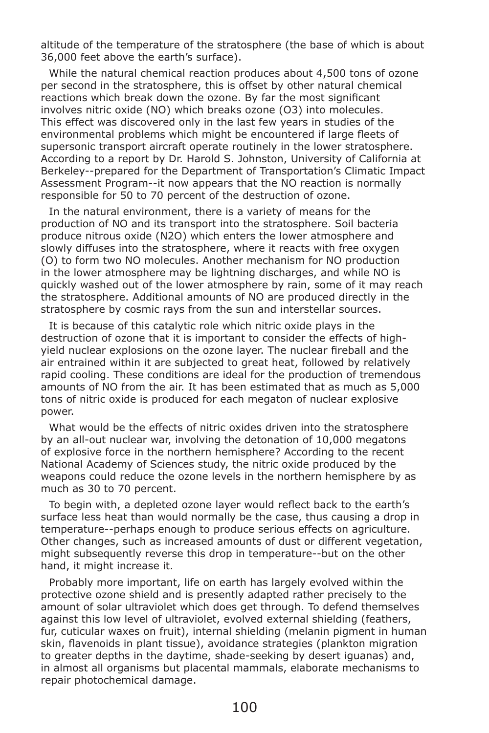altitude of the temperature of the stratosphere (the base of which is about 36,000 feet above the earth's surface).

While the natural chemical reaction produces about 4,500 tons of ozone per second in the stratosphere, this is offset by other natural chemical reactions which break down the ozone. By far the most significant involves nitric oxide (NO) which breaks ozone ($O3$) into molecules. This effect was discovered only in the last few years in studies of the environmental problems which might be encountered if large fleets of supersonic transport aircraft operate routinely in the lower stratosphere. According to a report by Dr. Harold S. Johnston, University of California at Berkeley--prepared for the Department of Transportation's Climatic Impact Assessment Program--it now appears that the NO reaction is normally responsible for 50 to 70 percent of the destruction of ozone.

In the natural environment, there is a variety of means for the production of NO and its transport into the stratosphere. Soil bacteria produce nitrous oxide ($N2O$) which enters the lower atmosphere and slowly diffuses into the stratosphere, where it reacts with free oxygen (O) to form two NO molecules. Another mechanism for NO production in the lower atmosphere may be lightning discharges, and while NO is quickly washed out of the lower atmosphere by rain, some of it may reach the stratosphere. Additional amounts of NO are produced directly in the stratosphere by cosmic rays from the sun and interstellar sources.

It is because of this catalytic role which nitric oxide plays in the destruction of ozone that it is important to consider the effects of high-yield nuclear explosions on the ozone layer. The nuclear fireball and the air entrained within it are subjected to great heat, followed by relatively rapid cooling. These conditions are ideal for the production of tremendous amounts of NO from the air. It has been estimated that as much as 5,000 tons of nitric oxide is produced for each megaton of nuclear explosive power.

What would be the effects of nitric oxides driven into the stratosphere by an all-out nuclear war, involving the detonation of 10,000 megatons of explosive force in the northern hemisphere? According to the recent National Academy of Sciences study, the nitric oxide produced by the weapons could reduce the ozone levels in the northern hemisphere by as much as 30 to 70 percent.

To begin with, a depleted ozone layer would reflect back to the earth's surface less heat than would normally be the case, thus causing a drop in temperature--perhaps enough to produce serious effects on agriculture. Other changes, such as increased amounts of dust or different vegetation, might subsequently reverse this drop in temperature--but on the other hand, it might increase it.

Probably more important, life on earth has largely evolved within the protective ozone shield and is presently adapted rather precisely to the amount of solar ultraviolet which does get through. To defend themselves against this low level of ultraviolet, evolved external shielding (feathers, fur, cuticular waxes on fruit), internal shielding (melanin pigment in human skin, flavenoids in plant tissue), avoidance strategies (plankton migration to greater depths in the daytime, shade-seeking by desert iguanas) and, in almost all organisms but placental mammals, elaborate mechanisms to repair photochemical damage.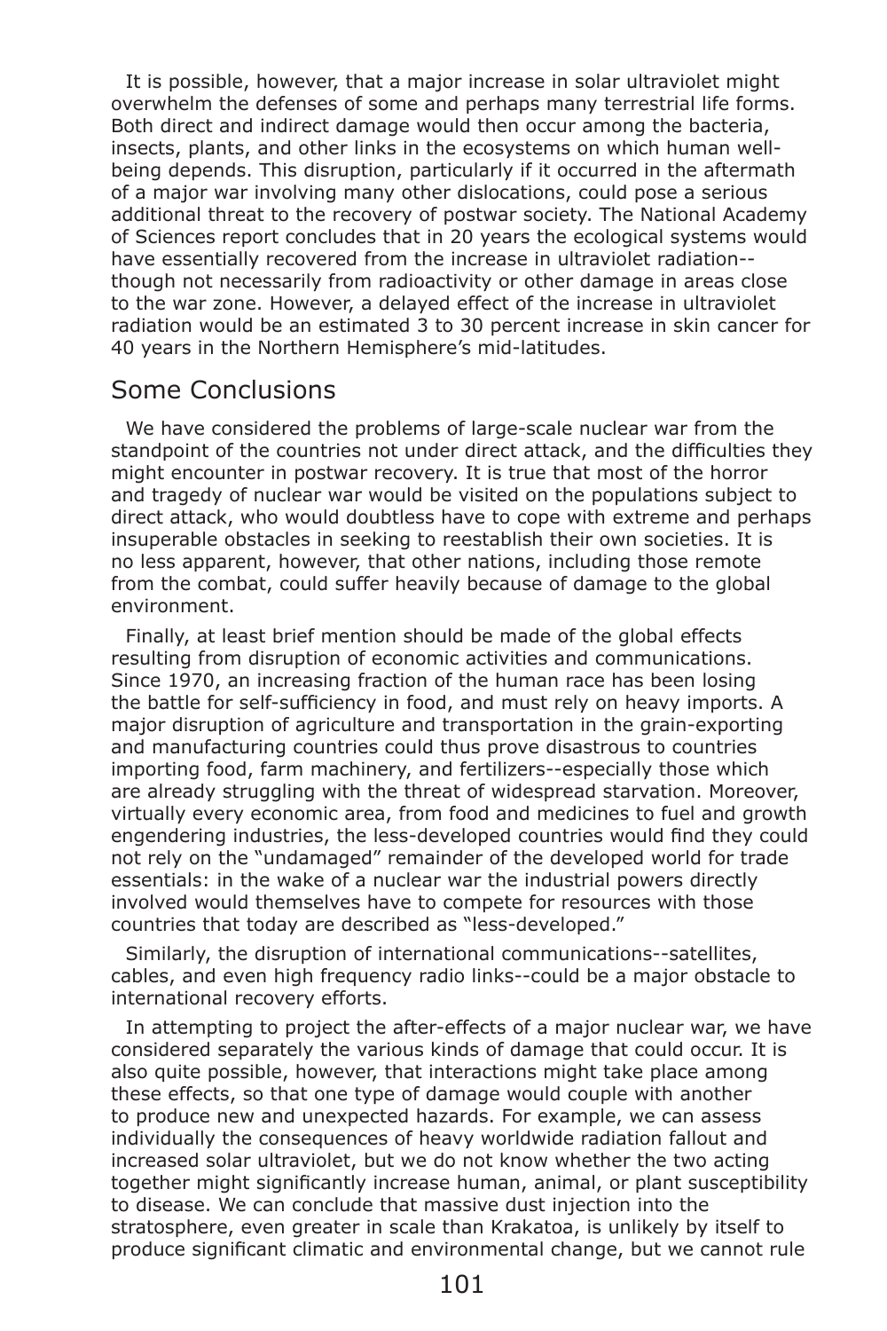It is possible, however, that a major increase in solar ultraviolet might overwhelm the defenses of some and perhaps many terrestrial life forms. Both direct and indirect damage would then occur among the bacteria, insects, plants, and other links in the ecosystems on which human well-being depends. This disruption, particularly if it occurred in the aftermath of a major war involving many other dislocations, could pose a serious additional threat to the recovery of postwar society. The National Academy of Sciences report concludes that in 20 years the ecological systems would have essentially recovered from the increase in ultraviolet radiation--though not necessarily from radioactivity or other damage in areas close to the war zone. However, a delayed effect of the increase in ultraviolet radiation would be an estimated 3 to 30 percent increase in skin cancer for 40 years in the Northern Hemisphere's mid-latitudes.

## Some Conclusions

We have considered the problems of large-scale nuclear war from the standpoint of the countries not under direct attack, and the difficulties they might encounter in postwar recovery. It is true that most of the horror and tragedy of nuclear war would be visited on the populations subject to direct attack, who would doubtless have to cope with extreme and perhaps insuperable obstacles in seeking to reestablish their own societies. It is no less apparent, however, that other nations, including those remote from the combat, could suffer heavily because of damage to the global environment.

Finally, at least brief mention should be made of the global effects resulting from disruption of economic activities and communications. Since 1970, an increasing fraction of the human race has been losing the battle for self-sufficiency in food, and must rely on heavy imports. A major disruption of agriculture and transportation in the grain-exporting and manufacturing countries could thus prove disastrous to countries importing food, farm machinery, and fertilizers--especially those which are already struggling with the threat of widespread starvation. Moreover, virtually every economic area, from food and medicines to fuel and growth engendering industries, the less-developed countries would find they could not rely on the "undamaged" remainder of the developed world for trade essentials: in the wake of a nuclear war the industrial powers directly involved would themselves have to compete for resources with those countries that today are described as "less-developed."

Similarly, the disruption of international communications--satellites, cables, and even high frequency radio links--could be a major obstacle to international recovery efforts.

In attempting to project the after-effects of a major nuclear war, we have considered separately the various kinds of damage that could occur. It is also quite possible, however, that interactions might take place among these effects, so that one type of damage would couple with another to produce new and unexpected hazards. For example, we can assess individually the consequences of heavy worldwide radiation fallout and increased solar ultraviolet, but we do not know whether the two acting together might significantly increase human, animal, or plant susceptibility to disease. We can conclude that massive dust injection into the stratosphere, even greater in scale than Krakatoa, is unlikely by itself to produce significant climatic and environmental change, but we cannot rule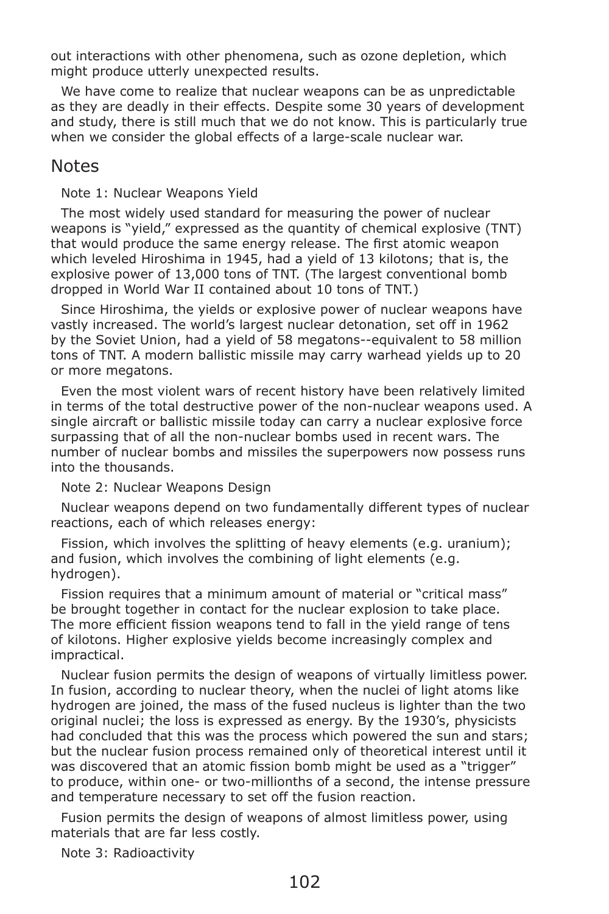out interactions with other phenomena, such as ozone depletion, which might produce utterly unexpected results.

We have come to realize that nuclear weapons can be as unpredictable as they are deadly in their effects. Despite some 30 years of development and study, there is still much that we do not know. This is particularly true when we consider the global effects of a large-scale nuclear war.

## Notes

Note 1: Nuclear Weapons Yield

The most widely used standard for measuring the power of nuclear weapons is "yield," expressed as the quantity of chemical explosive (TNT) that would produce the same energy release. The first atomic weapon which leveled Hiroshima in 1945, had a yield of 13 kilotons; that is, the explosive power of 13,000 tons of TNT. (The largest conventional bomb dropped in World War II contained about 10 tons of TNT.)

Since Hiroshima, the yields or explosive power of nuclear weapons have vastly increased. The world's largest nuclear detonation, set off in 1962 by the Soviet Union, had a yield of 58 megatons--equivalent to 58 million tons of TNT. A modern ballistic missile may carry warhead yields up to 20 or more megatons.

Even the most violent wars of recent history have been relatively limited in terms of the total destructive power of the non-nuclear weapons used. A single aircraft or ballistic missile today can carry a nuclear explosive force surpassing that of all the non-nuclear bombs used in recent wars. The number of nuclear bombs and missiles the superpowers now possess runs into the thousands.

Note 2: Nuclear Weapons Design

Nuclear weapons depend on two fundamentally different types of nuclear reactions, each of which releases energy:

Fission, which involves the splitting of heavy elements (e.g. uranium); and fusion, which involves the combining of light elements (e.g. hydrogen).

Fission requires that a minimum amount of material or "critical mass" be brought together in contact for the nuclear explosion to take place. The more efficient fission weapons tend to fall in the yield range of tens of kilotons. Higher explosive yields become increasingly complex and impractical.

Nuclear fusion permits the design of weapons of virtually limitless power. In fusion, according to nuclear theory, when the nuclei of light atoms like hydrogen are joined, the mass of the fused nucleus is lighter than the two original nuclei; the loss is expressed as energy. By the 1930's, physicists had concluded that this was the process which powered the sun and stars; but the nuclear fusion process remained only of theoretical interest until it was discovered that an atomic fission bomb might be used as a "trigger" to produce, within one- or two-millionths of a second, the intense pressure and temperature necessary to set off the fusion reaction.

Fusion permits the design of weapons of almost limitless power, using materials that are far less costly.

Note 3: Radioactivity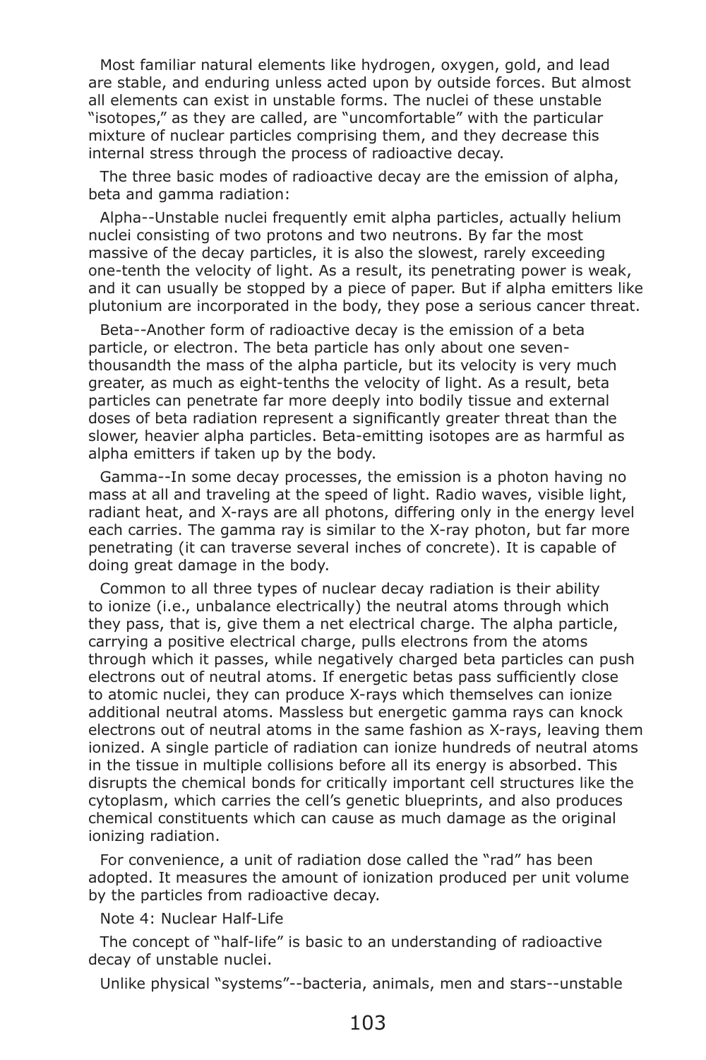Most familiar natural elements like hydrogen, oxygen, gold, and lead are stable, and enduring unless acted upon by outside forces. But almost all elements can exist in unstable forms. The nuclei of these unstable "isotopes," as they are called, are "uncomfortable" with the particular mixture of nuclear particles comprising them, and they decrease this internal stress through the process of radioactive decay.

The three basic modes of radioactive decay are the emission of alpha, beta and gamma radiation:

Alpha--Unstable nuclei frequently emit alpha particles, actually helium nuclei consisting of two protons and two neutrons. By far the most massive of the decay particles, it is also the slowest, rarely exceeding one-tenth the velocity of light. As a result, its penetrating power is weak, and it can usually be stopped by a piece of paper. But if alpha emitters like plutonium are incorporated in the body, they pose a serious cancer threat.

Beta--Another form of radioactive decay is the emission of a beta particle, or electron. The beta particle has only about one seven-thousandth the mass of the alpha particle, but its velocity is very much greater, as much as eight-tenths the velocity of light. As a result, beta particles can penetrate far more deeply into bodily tissue and external doses of beta radiation represent a significantly greater threat than the slower, heavier alpha particles. Beta-emitting isotopes are as harmful as alpha emitters if taken up by the body.

Gamma--In some decay processes, the emission is a photon having no mass at all and traveling at the speed of light. Radio waves, visible light, radiant heat, and X-rays are all photons, differing only in the energy level each carries. The gamma ray is similar to the X-ray photon, but far more penetrating (it can traverse several inches of concrete). It is capable of doing great damage in the body.

Common to all three types of nuclear decay radiation is their ability to ionize (i.e., unbalance electrically) the neutral atoms through which they pass, that is, give them a net electrical charge. The alpha particle, carrying a positive electrical charge, pulls electrons from the atoms through which it passes, while negatively charged beta particles can push electrons out of neutral atoms. If energetic betas pass sufficiently close to atomic nuclei, they can produce X-rays which themselves can ionize additional neutral atoms. Massless but energetic gamma rays can knock electrons out of neutral atoms in the same fashion as X-rays, leaving them ionized. A single particle of radiation can ionize hundreds of neutral atoms in the tissue in multiple collisions before all its energy is absorbed. This disrupts the chemical bonds for critically important cell structures like the cytoplasm, which carries the cell's genetic blueprints, and also produces chemical constituents which can cause as much damage as the original ionizing radiation.

For convenience, a unit of radiation dose called the "rad" has been adopted. It measures the amount of ionization produced per unit volume by the particles from radioactive decay.

Note 4: Nuclear Half-Life

The concept of "half-life" is basic to an understanding of radioactive decay of unstable nuclei.

Unlike physical "systems"--bacteria, animals, men and stars--unstable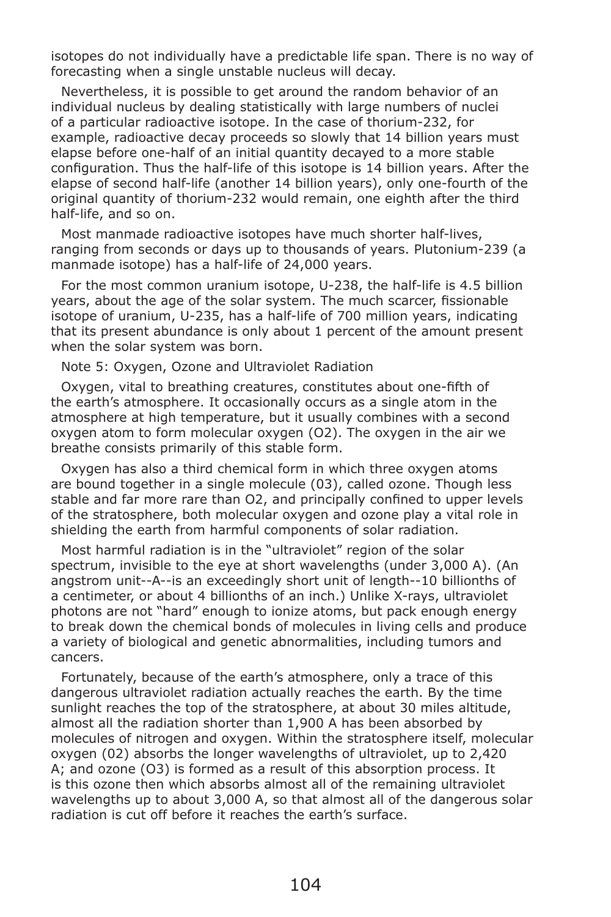isotopes do not individually have a predictable life span. There is no way of forecasting when a single unstable nucleus will decay.

Nevertheless, it is possible to get around the random behavior of an individual nucleus by dealing statistically with large numbers of nuclei of a particular radioactive isotope. In the case of thorium-232, for example, radioactive decay proceeds so slowly that 14 billion years must elapse before one-half of an initial quantity decayed to a more stable configuration. Thus the half-life of this isotope is 14 billion years. After the elapse of second half-life (another 14 billion years), only one-fourth of the original quantity of thorium-232 would remain, one eighth after the third half-life, and so on.

Most manmade radioactive isotopes have much shorter half-lives, ranging from seconds or days up to thousands of years. Plutonium-239 (a manmade isotope) has a half-life of 24,000 years.

For the most common uranium isotope, U-238, the half-life is 4.5 billion years, about the age of the solar system. The much scarcer, fissionable isotope of uranium, U-235, has a half-life of 700 million years, indicating that its present abundance is only about 1 percent of the amount present when the solar system was born.

## Note 5: Oxygen, Ozone and Ultraviolet Radiation

Oxygen, vital to breathing creatures, constitutes about one-fifth of the earth's atmosphere. It occasionally occurs as a single atom in the atmosphere at high temperature, but it usually combines with a second oxygen atom to form molecular oxygen ($O_2$). The oxygen in the air we breathe consists primarily of this stable form.

Oxygen has also a third chemical form in which three oxygen atoms are bound together in a single molecule ($O_3$), called ozone. Though less stable and far more rare than $O_2$, and principally confined to upper levels of the stratosphere, both molecular oxygen and ozone play a vital role in shielding the earth from harmful components of solar radiation.

Most harmful radiation is in the "ultraviolet" region of the solar spectrum, invisible to the eye at short wavelengths (under 3,000 A). (An angstrom unit--A--is an exceedingly short unit of length--10 billionths of a centimeter, or about 4 billionths of an inch.) Unlike X-rays, ultraviolet photons are not "hard" enough to ionize atoms, but pack enough energy to break down the chemical bonds of molecules in living cells and produce a variety of biological and genetic abnormalities, including tumors and cancers.

Fortunately, because of the earth's atmosphere, only a trace of this dangerous ultraviolet radiation actually reaches the earth. By the time sunlight reaches the top of the stratosphere, at about 30 miles altitude, almost all the radiation shorter than 1,900 A has been absorbed by molecules of nitrogen and oxygen. Within the stratosphere itself, molecular oxygen ($O_2$) absorbs the longer wavelengths of ultraviolet, up to 2,420 A; and ozone ($O_3$) is formed as a result of this absorption process. It is this ozone then which absorbs almost all of the remaining ultraviolet wavelengths up to about 3,000 A, so that almost all of the dangerous solar radiation is cut off before it reaches the earth's surface.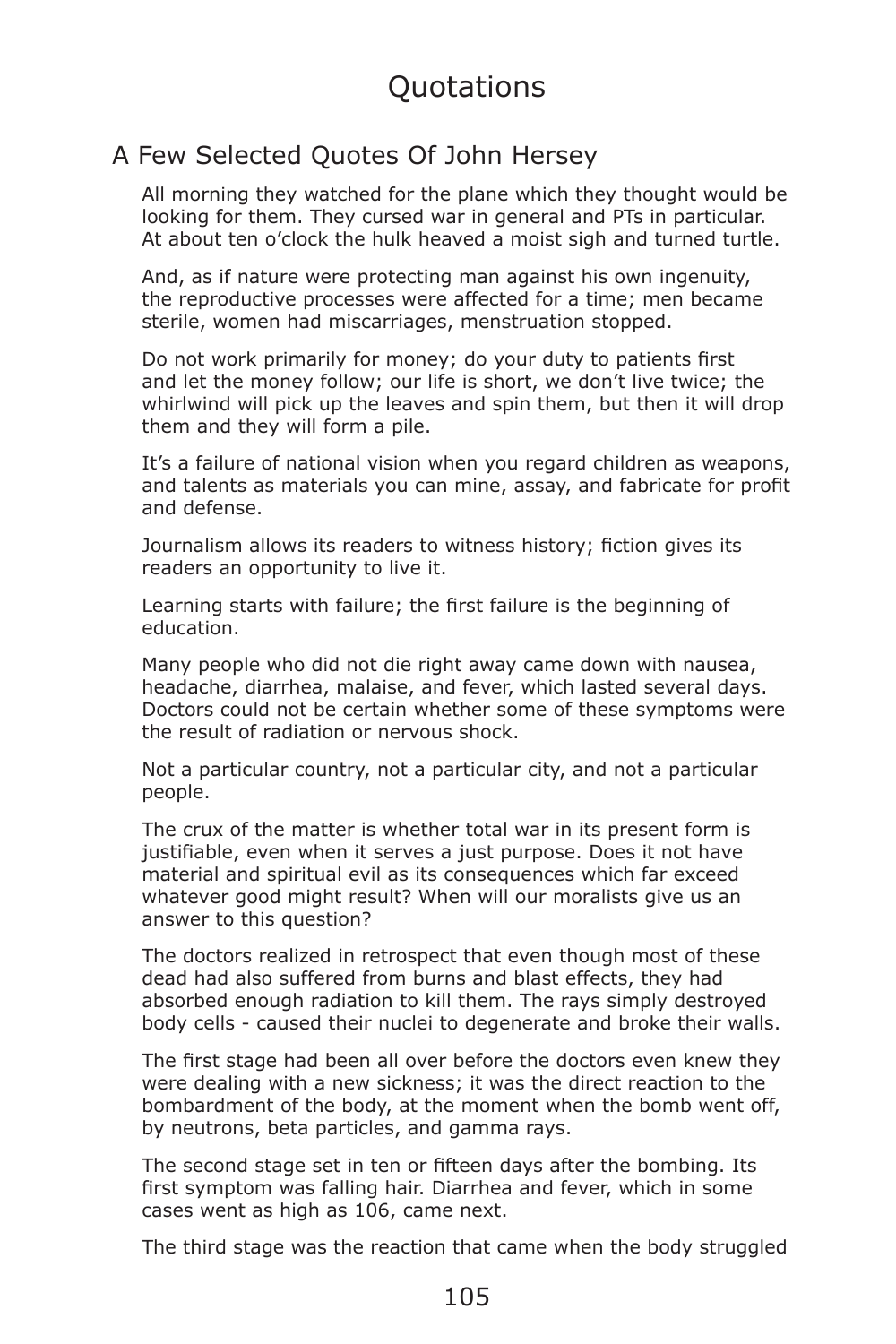# Quotations

## A Few Selected Quotes Of John Hersey

All morning they watched for the plane which they thought would be looking for them. They cursed war in general and PTs in particular. At about ten o'clock the hulk heaved a moist sigh and turned turtle.

And, as if nature were protecting man against his own ingenuity, the reproductive processes were affected for a time; men became sterile, women had miscarriages, menstruation stopped.

Do not work primarily for money; do your duty to patients first and let the money follow; our life is short, we don't live twice; the whirlwind will pick up the leaves and spin them, but then it will drop them and they will form a pile.

It's a failure of national vision when you regard children as weapons, and talents as materials you can mine, assay, and fabricate for profit and defense.

Journalism allows its readers to witness history; fiction gives its readers an opportunity to live it.

Learning starts with failure; the first failure is the beginning of education.

Many people who did not die right away came down with nausea, headache, diarrhea, malaise, and fever, which lasted several days. Doctors could not be certain whether some of these symptoms were the result of radiation or nervous shock.

Not a particular country, not a particular city, and not a particular people.

The crux of the matter is whether total war in its present form is justifiable, even when it serves a just purpose. Does it not have material and spiritual evil as its consequences which far exceed whatever good might result? When will our moralists give us an answer to this question?

The doctors realized in retrospect that even though most of these dead had also suffered from burns and blast effects, they had absorbed enough radiation to kill them. The rays simply destroyed body cells - caused their nuclei to degenerate and broke their walls.

The first stage had been all over before the doctors even knew they were dealing with a new sickness; it was the direct reaction to the bombardment of the body, at the moment when the bomb went off, by neutrons, beta particles, and gamma rays.

The second stage set in ten or fifteen days after the bombing. Its first symptom was falling hair. Diarrhea and fever, which in some cases went as high as 106, came next.

The third stage was the reaction that came when the body struggled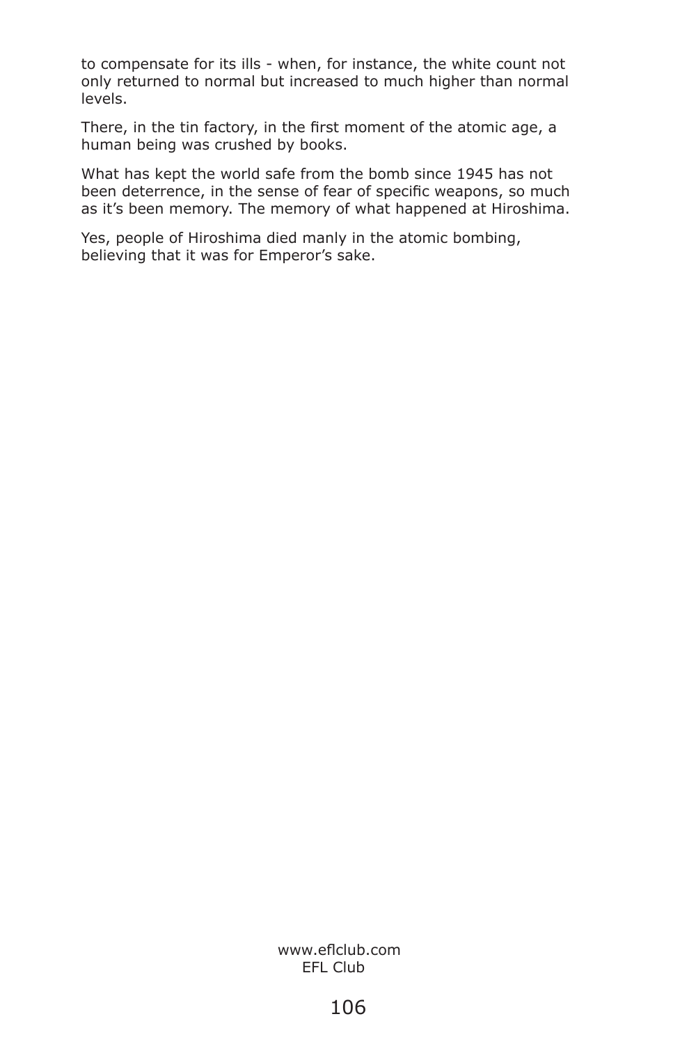to compensate for its ills - when, for instance, the white count not only returned to normal but increased to much higher than normal levels.

There, in the tin factory, in the first moment of the atomic age, a human being was crushed by books.

What has kept the world safe from the bomb since 1945 has not been deterrence, in the sense of fear of specific weapons, so much as it's been memory. The memory of what happened at Hiroshima.

Yes, people of Hiroshima died manly in the atomic bombing, believing that it was for Emperor's sake.

www.eflclub.com
EFL Club